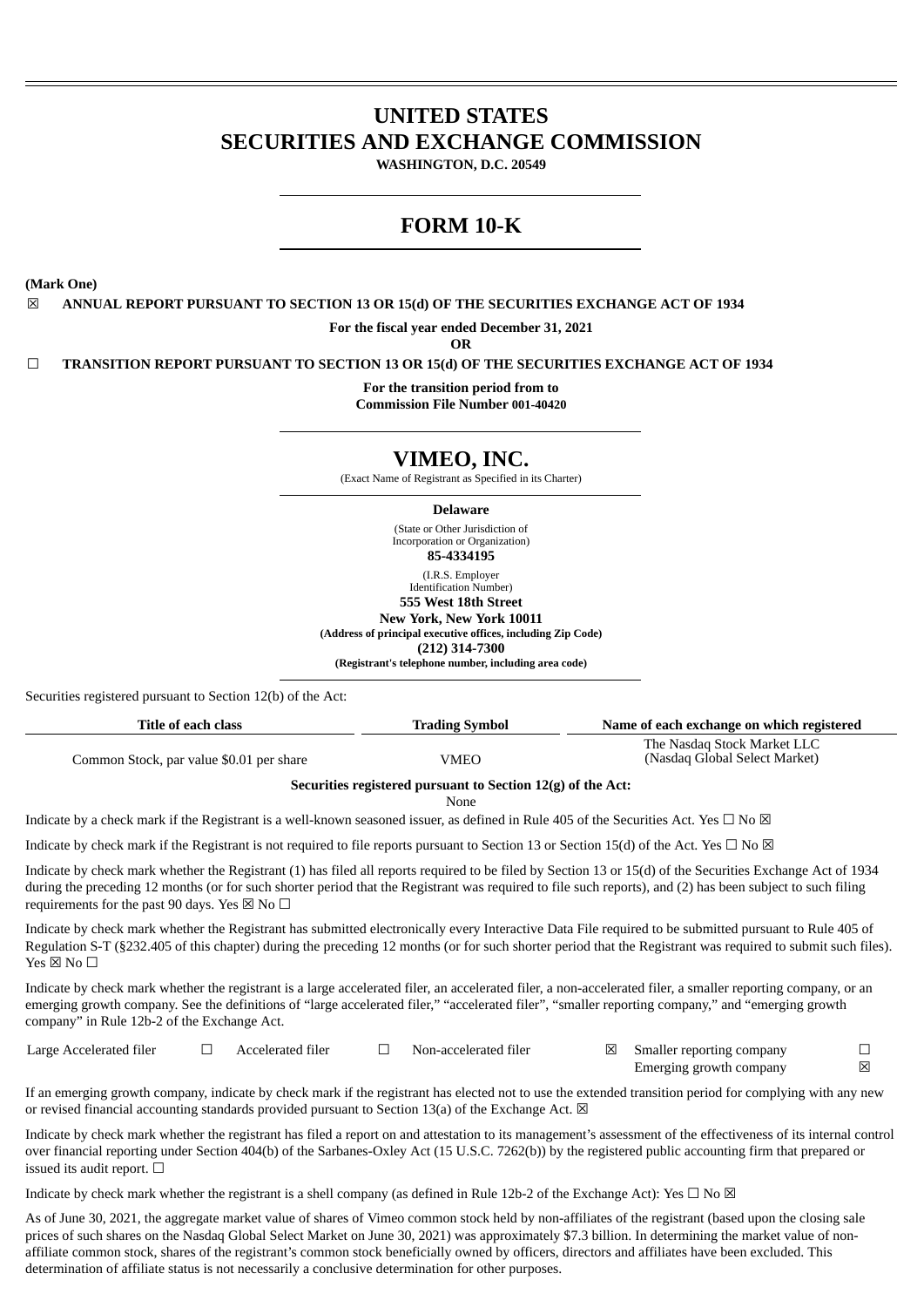# UNITED STATES
# SECURITIES AND EXCHANGE COMMISSION

**WASHINGTON, D.C. 20549**

# FORM 10-K

**(Mark One)**

☒ **ANNUAL REPORT PURSUANT TO SECTION 13 OR 15(d) OF THE SECURITIES EXCHANGE ACT OF 1934**

**For the fiscal year ended December 31, 2021**

**OR**

☐ **TRANSITION REPORT PURSUANT TO SECTION 13 OR 15(d) OF THE SECURITIES EXCHANGE ACT OF 1934**

**For the transition period from to**
**Commission File Number 001-40420**

# VIMEO, INC.

(Exact Name of Registrant as Specified in its Charter)

**Delaware**

(State or Other Jurisdiction of Incorporation or Organization)

**85-4334195**

(I.R.S. Employer Identification Number)

**555 West 18th Street**
**New York, New York 10011**
**(Address of principal executive offices, including Zip Code)**
**(212) 314-7300**
**(Registrant's telephone number, including area code)**

Securities registered pursuant to Section 12(b) of the Act:

| Title of each class | Trading Symbol | Name of each exchange on which registered |
|---|---|---|
| Common Stock, par value $0.01 per share | VMEO | The Nasdaq Stock Market LLC (Nasdaq Global Select Market) |

**Securities registered pursuant to Section 12(g) of the Act:**
None

Indicate by a check mark if the Registrant is a well-known seasoned issuer, as defined in Rule 405 of the Securities Act. Yes ☐ No ☒

Indicate by check mark if the Registrant is not required to file reports pursuant to Section 13 or Section 15(d) of the Act. Yes ☐ No ☒

Indicate by check mark whether the Registrant (1) has filed all reports required to be filed by Section 13 or 15(d) of the Securities Exchange Act of 1934 during the preceding 12 months (or for such shorter period that the Registrant was required to file such reports), and (2) has been subject to such filing requirements for the past 90 days. Yes ☒ No ☐

Indicate by check mark whether the Registrant has submitted electronically every Interactive Data File required to be submitted pursuant to Rule 405 of Regulation S-T (§232.405 of this chapter) during the preceding 12 months (or for such shorter period that the Registrant was required to submit such files). Yes ☒ No ☐

Indicate by check mark whether the registrant is a large accelerated filer, an accelerated filer, a non-accelerated filer, a smaller reporting company, or an emerging growth company. See the definitions of "large accelerated filer," "accelerated filer", "smaller reporting company," and "emerging growth company" in Rule 12b-2 of the Exchange Act.

| | | | | | | | |
|---|---|---|---|---|---|---|---|
| Large Accelerated filer | ☐ | Accelerated filer | ☐ | Non-accelerated filer | ☒ | Smaller reporting company | ☐ |
| | | | | | | Emerging growth company | ☒ |

If an emerging growth company, indicate by check mark if the registrant has elected not to use the extended transition period for complying with any new or revised financial accounting standards provided pursuant to Section 13(a) of the Exchange Act. ☒

Indicate by check mark whether the registrant has filed a report on and attestation to its management's assessment of the effectiveness of its internal control over financial reporting under Section 404(b) of the Sarbanes-Oxley Act (15 U.S.C. 7262(b)) by the registered public accounting firm that prepared or issued its audit report. ☐

Indicate by check mark whether the registrant is a shell company (as defined in Rule 12b-2 of the Exchange Act): Yes ☐ No ☒

As of June 30, 2021, the aggregate market value of shares of Vimeo common stock held by non-affiliates of the registrant (based upon the closing sale prices of such shares on the Nasdaq Global Select Market on June 30, 2021) was approximately $7.3 billion. In determining the market value of non-affiliate common stock, shares of the registrant's common stock beneficially owned by officers, directors and affiliates have been excluded. This determination of affiliate status is not necessarily a conclusive determination for other purposes.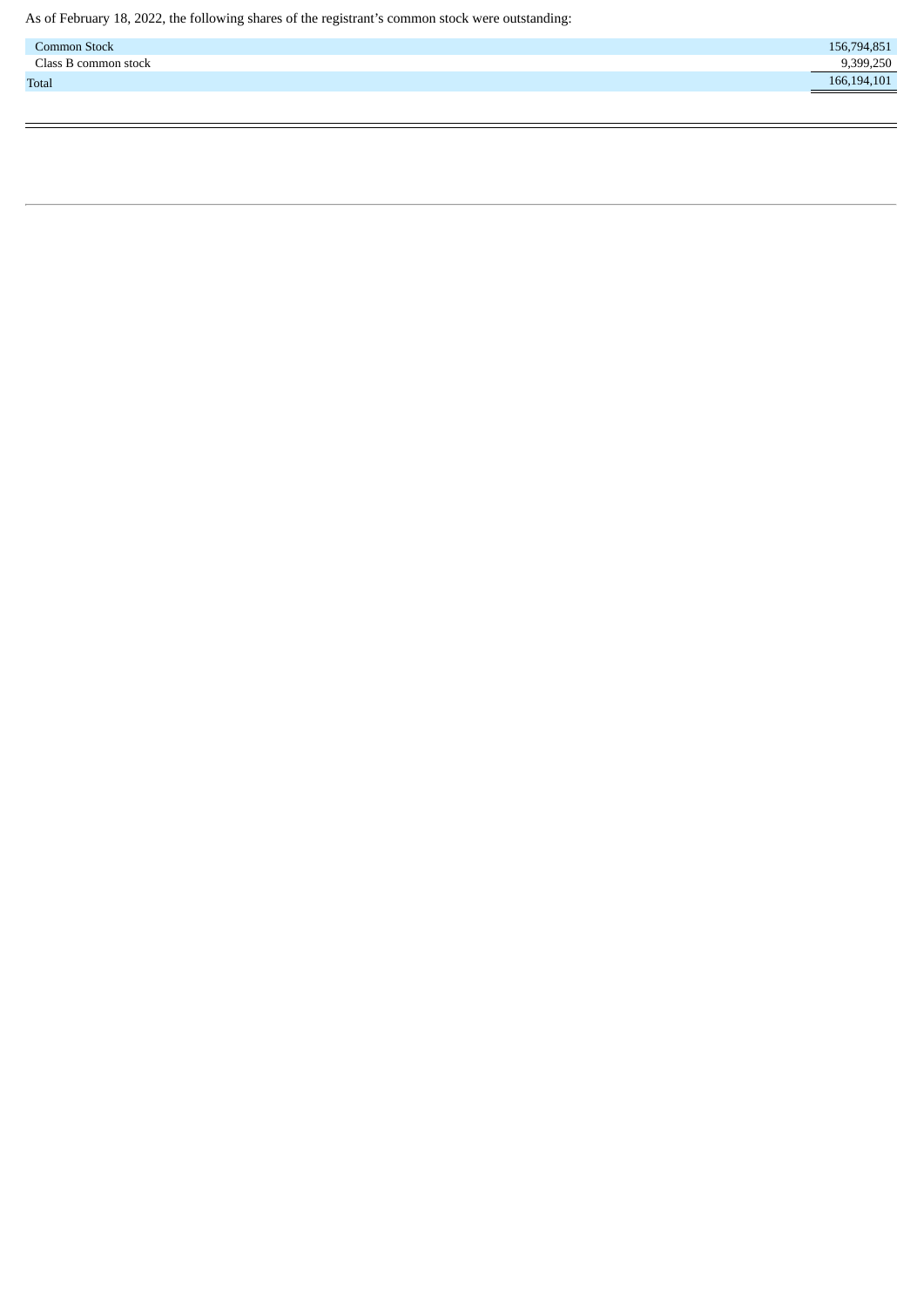As of February 18, 2022, the following shares of the registrant's common stock were outstanding:

| | |
|---|---|
| Common Stock | 156,794,851 |
| Class B common stock | 9,399,250 |
| Total | 166,194,101 |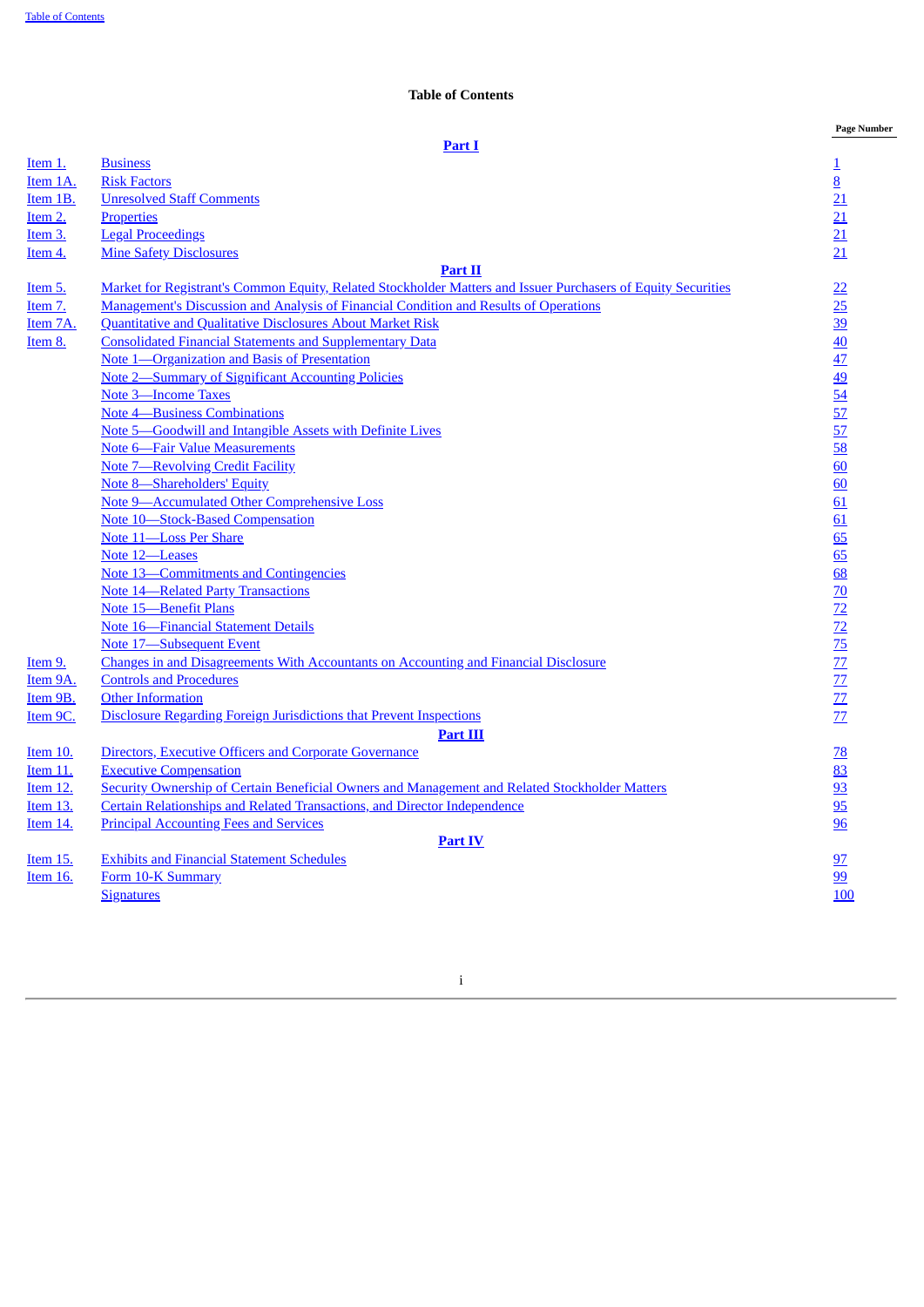# Table of Contents

| | | Page Number |
|---|---|---|
| | **Part I** | |
| Item 1. | Business | 1 |
| Item 1A. | Risk Factors | 8 |
| Item 1B. | Unresolved Staff Comments | 21 |
| Item 2. | Properties | 21 |
| Item 3. | Legal Proceedings | 21 |
| Item 4. | Mine Safety Disclosures | 21 |
| | **Part II** | |
| Item 5. | Market for Registrant's Common Equity, Related Stockholder Matters and Issuer Purchasers of Equity Securities | 22 |
| Item 7. | Management's Discussion and Analysis of Financial Condition and Results of Operations | 25 |
| Item 7A. | Quantitative and Qualitative Disclosures About Market Risk | 39 |
| Item 8. | Consolidated Financial Statements and Supplementary Data | 40 |
| | Note 1—Organization and Basis of Presentation | 47 |
| | Note 2—Summary of Significant Accounting Policies | 49 |
| | Note 3—Income Taxes | 54 |
| | Note 4—Business Combinations | 57 |
| | Note 5—Goodwill and Intangible Assets with Definite Lives | 57 |
| | Note 6—Fair Value Measurements | 58 |
| | Note 7—Revolving Credit Facility | 60 |
| | Note 8—Shareholders' Equity | 60 |
| | Note 9—Accumulated Other Comprehensive Loss | 61 |
| | Note 10—Stock-Based Compensation | 61 |
| | Note 11—Loss Per Share | 65 |
| | Note 12—Leases | 65 |
| | Note 13—Commitments and Contingencies | 68 |
| | Note 14—Related Party Transactions | 70 |
| | Note 15—Benefit Plans | 72 |
| | Note 16—Financial Statement Details | 72 |
| | Note 17—Subsequent Event | 75 |
| Item 9. | Changes in and Disagreements With Accountants on Accounting and Financial Disclosure | 77 |
| Item 9A. | Controls and Procedures | 77 |
| Item 9B. | Other Information | 77 |
| Item 9C. | Disclosure Regarding Foreign Jurisdictions that Prevent Inspections | 77 |
| | **Part III** | |
| Item 10. | Directors, Executive Officers and Corporate Governance | 78 |
| Item 11. | Executive Compensation | 83 |
| Item 12. | Security Ownership of Certain Beneficial Owners and Management and Related Stockholder Matters | 93 |
| Item 13. | Certain Relationships and Related Transactions, and Director Independence | 95 |
| Item 14. | Principal Accounting Fees and Services | 96 |
| | **Part IV** | |
| Item 15. | Exhibits and Financial Statement Schedules | 97 |
| Item 16. | Form 10-K Summary | 99 |
| | Signatures | 100 |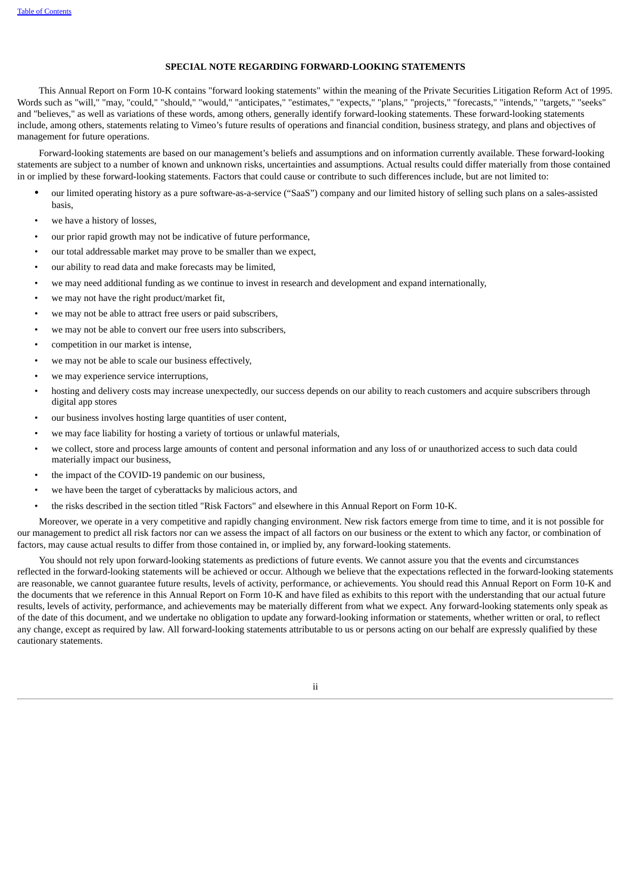## SPECIAL NOTE REGARDING FORWARD-LOOKING STATEMENTS

This Annual Report on Form 10-K contains "forward looking statements" within the meaning of the Private Securities Litigation Reform Act of 1995. Words such as "will," "may, "could," "should," "would," "anticipates," "estimates," "expects," "plans," "projects," "forecasts," "intends," "targets," "seeks" and "believes," as well as variations of these words, among others, generally identify forward-looking statements. These forward-looking statements include, among others, statements relating to Vimeo's future results of operations and financial condition, business strategy, and plans and objectives of management for future operations.

Forward-looking statements are based on our management's beliefs and assumptions and on information currently available. These forward-looking statements are subject to a number of known and unknown risks, uncertainties and assumptions. Actual results could differ materially from those contained in or implied by these forward-looking statements. Factors that could cause or contribute to such differences include, but are not limited to:

- our limited operating history as a pure software-as-a-service ("SaaS") company and our limited history of selling such plans on a sales-assisted basis,
- we have a history of losses,
- our prior rapid growth may not be indicative of future performance,
- our total addressable market may prove to be smaller than we expect,
- our ability to read data and make forecasts may be limited,
- we may need additional funding as we continue to invest in research and development and expand internationally,
- we may not have the right product/market fit,
- we may not be able to attract free users or paid subscribers,
- we may not be able to convert our free users into subscribers,
- competition in our market is intense,
- we may not be able to scale our business effectively,
- we may experience service interruptions,
- hosting and delivery costs may increase unexpectedly, our success depends on our ability to reach customers and acquire subscribers through digital app stores
- our business involves hosting large quantities of user content,
- we may face liability for hosting a variety of tortious or unlawful materials,
- we collect, store and process large amounts of content and personal information and any loss of or unauthorized access to such data could materially impact our business,
- the impact of the COVID-19 pandemic on our business,
- we have been the target of cyberattacks by malicious actors, and
- the risks described in the section titled "Risk Factors" and elsewhere in this Annual Report on Form 10-K.

Moreover, we operate in a very competitive and rapidly changing environment. New risk factors emerge from time to time, and it is not possible for our management to predict all risk factors nor can we assess the impact of all factors on our business or the extent to which any factor, or combination of factors, may cause actual results to differ from those contained in, or implied by, any forward-looking statements.

You should not rely upon forward-looking statements as predictions of future events. We cannot assure you that the events and circumstances reflected in the forward-looking statements will be achieved or occur. Although we believe that the expectations reflected in the forward-looking statements are reasonable, we cannot guarantee future results, levels of activity, performance, or achievements. You should read this Annual Report on Form 10-K and the documents that we reference in this Annual Report on Form 10-K and have filed as exhibits to this report with the understanding that our actual future results, levels of activity, performance, and achievements may be materially different from what we expect. Any forward-looking statements only speak as of the date of this document, and we undertake no obligation to update any forward-looking information or statements, whether written or oral, to reflect any change, except as required by law. All forward-looking statements attributable to us or persons acting on our behalf are expressly qualified by these cautionary statements.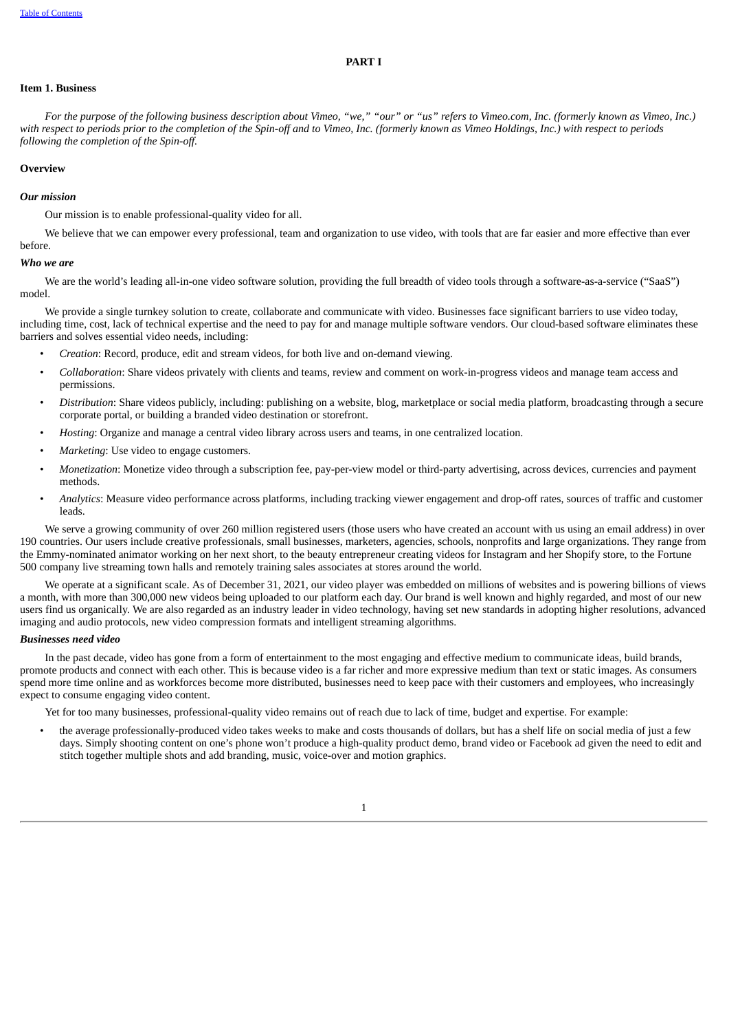# PART I

## Item 1. Business

*For the purpose of the following business description about Vimeo, "we," "our" or "us" refers to Vimeo.com, Inc. (formerly known as Vimeo, Inc.) with respect to periods prior to the completion of the Spin-off and to Vimeo, Inc. (formerly known as Vimeo Holdings, Inc.) with respect to periods following the completion of the Spin-off.*

### Overview

#### *Our mission*

Our mission is to enable professional-quality video for all.

We believe that we can empower every professional, team and organization to use video, with tools that are far easier and more effective than ever before.

#### *Who we are*

We are the world's leading all-in-one video software solution, providing the full breadth of video tools through a software-as-a-service ("SaaS") model.

We provide a single turnkey solution to create, collaborate and communicate with video. Businesses face significant barriers to use video today, including time, cost, lack of technical expertise and the need to pay for and manage multiple software vendors. Our cloud-based software eliminates these barriers and solves essential video needs, including:

- *Creation*: Record, produce, edit and stream videos, for both live and on-demand viewing.
- *Collaboration*: Share videos privately with clients and teams, review and comment on work-in-progress videos and manage team access and permissions.
- *Distribution*: Share videos publicly, including: publishing on a website, blog, marketplace or social media platform, broadcasting through a secure corporate portal, or building a branded video destination or storefront.
- *Hosting*: Organize and manage a central video library across users and teams, in one centralized location.
- *Marketing*: Use video to engage customers.
- *Monetization*: Monetize video through a subscription fee, pay-per-view model or third-party advertising, across devices, currencies and payment methods.
- *Analytics*: Measure video performance across platforms, including tracking viewer engagement and drop-off rates, sources of traffic and customer leads.

We serve a growing community of over 260 million registered users (those users who have created an account with us using an email address) in over 190 countries. Our users include creative professionals, small businesses, marketers, agencies, schools, nonprofits and large organizations. They range from the Emmy-nominated animator working on her next short, to the beauty entrepreneur creating videos for Instagram and her Shopify store, to the Fortune 500 company live streaming town halls and remotely training sales associates at stores around the world.

We operate at a significant scale. As of December 31, 2021, our video player was embedded on millions of websites and is powering billions of views a month, with more than 300,000 new videos being uploaded to our platform each day. Our brand is well known and highly regarded, and most of our new users find us organically. We are also regarded as an industry leader in video technology, having set new standards in adopting higher resolutions, advanced imaging and audio protocols, new video compression formats and intelligent streaming algorithms.

#### *Businesses need video*

In the past decade, video has gone from a form of entertainment to the most engaging and effective medium to communicate ideas, build brands, promote products and connect with each other. This is because video is a far richer and more expressive medium than text or static images. As consumers spend more time online and as workforces become more distributed, businesses need to keep pace with their customers and employees, who increasingly expect to consume engaging video content.

Yet for too many businesses, professional-quality video remains out of reach due to lack of time, budget and expertise. For example:

- the average professionally-produced video takes weeks to make and costs thousands of dollars, but has a shelf life on social media of just a few days. Simply shooting content on one's phone won't produce a high-quality product demo, brand video or Facebook ad given the need to edit and stitch together multiple shots and add branding, music, voice-over and motion graphics.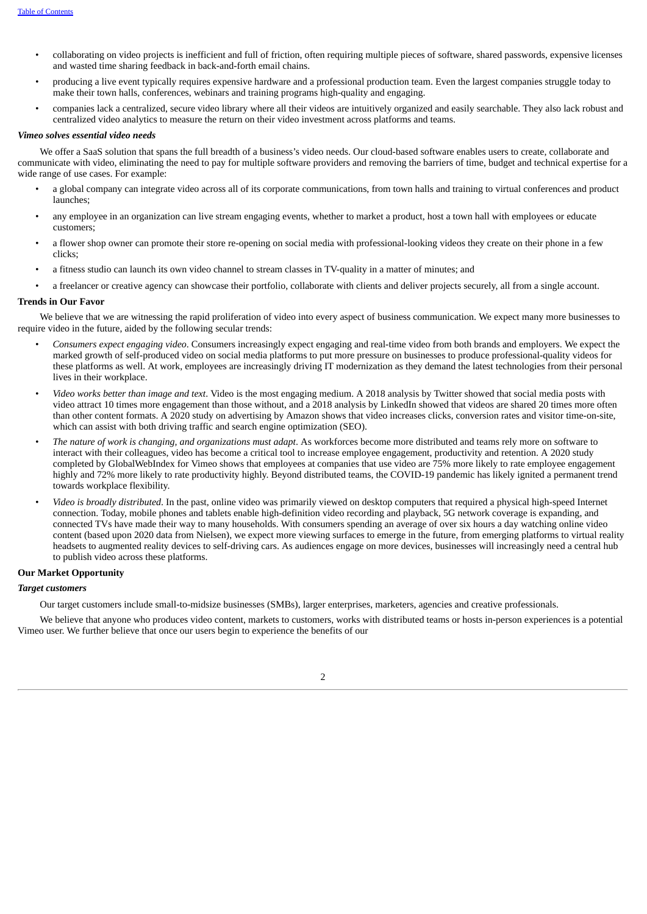- collaborating on video projects is inefficient and full of friction, often requiring multiple pieces of software, shared passwords, expensive licenses and wasted time sharing feedback in back-and-forth email chains.
- producing a live event typically requires expensive hardware and a professional production team. Even the largest companies struggle today to make their town halls, conferences, webinars and training programs high-quality and engaging.
- companies lack a centralized, secure video library where all their videos are intuitively organized and easily searchable. They also lack robust and centralized video analytics to measure the return on their video investment across platforms and teams.

***Vimeo solves essential video needs***

We offer a SaaS solution that spans the full breadth of a business's video needs. Our cloud-based software enables users to create, collaborate and communicate with video, eliminating the need to pay for multiple software providers and removing the barriers of time, budget and technical expertise for a wide range of use cases. For example:

- a global company can integrate video across all of its corporate communications, from town halls and training to virtual conferences and product launches;
- any employee in an organization can live stream engaging events, whether to market a product, host a town hall with employees or educate customers;
- a flower shop owner can promote their store re-opening on social media with professional-looking videos they create on their phone in a few clicks;
- a fitness studio can launch its own video channel to stream classes in TV-quality in a matter of minutes; and
- a freelancer or creative agency can showcase their portfolio, collaborate with clients and deliver projects securely, all from a single account.

**Trends in Our Favor**

We believe that we are witnessing the rapid proliferation of video into every aspect of business communication. We expect many more businesses to require video in the future, aided by the following secular trends:

- *Consumers expect engaging video*. Consumers increasingly expect engaging and real-time video from both brands and employers. We expect the marked growth of self-produced video on social media platforms to put more pressure on businesses to produce professional-quality videos for these platforms as well. At work, employees are increasingly driving IT modernization as they demand the latest technologies from their personal lives in their workplace.
- *Video works better than image and text*. Video is the most engaging medium. A 2018 analysis by Twitter showed that social media posts with video attract 10 times more engagement than those without, and a 2018 analysis by LinkedIn showed that videos are shared 20 times more often than other content formats. A 2020 study on advertising by Amazon shows that video increases clicks, conversion rates and visitor time-on-site, which can assist with both driving traffic and search engine optimization (SEO).
- *The nature of work is changing, and organizations must adapt*. As workforces become more distributed and teams rely more on software to interact with their colleagues, video has become a critical tool to increase employee engagement, productivity and retention. A 2020 study completed by GlobalWebIndex for Vimeo shows that employees at companies that use video are 75% more likely to rate employee engagement highly and 72% more likely to rate productivity highly. Beyond distributed teams, the COVID-19 pandemic has likely ignited a permanent trend towards workplace flexibility.
- *Video is broadly distributed*. In the past, online video was primarily viewed on desktop computers that required a physical high-speed Internet connection. Today, mobile phones and tablets enable high-definition video recording and playback, 5G network coverage is expanding, and connected TVs have made their way to many households. With consumers spending an average of over six hours a day watching online video content (based upon 2020 data from Nielsen), we expect more viewing surfaces to emerge in the future, from emerging platforms to virtual reality headsets to augmented reality devices to self-driving cars. As audiences engage on more devices, businesses will increasingly need a central hub to publish video across these platforms.

**Our Market Opportunity**

***Target customers***

Our target customers include small-to-midsize businesses (SMBs), larger enterprises, marketers, agencies and creative professionals.

We believe that anyone who produces video content, markets to customers, works with distributed teams or hosts in-person experiences is a potential Vimeo user. We further believe that once our users begin to experience the benefits of our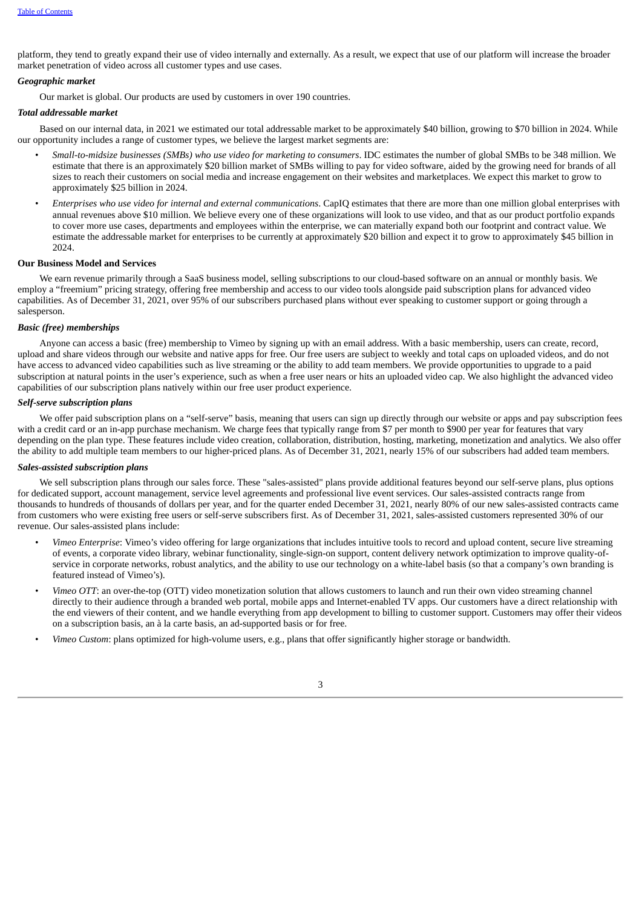platform, they tend to greatly expand their use of video internally and externally. As a result, we expect that use of our platform will increase the broader market penetration of video across all customer types and use cases.

***Geographic market***

Our market is global. Our products are used by customers in over 190 countries.

***Total addressable market***

Based on our internal data, in 2021 we estimated our total addressable market to be approximately $40 billion, growing to $70 billion in 2024. While our opportunity includes a range of customer types, we believe the largest market segments are:

- *Small-to-midsize businesses (SMBs) who use video for marketing to consumers*. IDC estimates the number of global SMBs to be 348 million. We estimate that there is an approximately $20 billion market of SMBs willing to pay for video software, aided by the growing need for brands of all sizes to reach their customers on social media and increase engagement on their websites and marketplaces. We expect this market to grow to approximately $25 billion in 2024.
- *Enterprises who use video for internal and external communications*. CapIQ estimates that there are more than one million global enterprises with annual revenues above $10 million. We believe every one of these organizations will look to use video, and that as our product portfolio expands to cover more use cases, departments and employees within the enterprise, we can materially expand both our footprint and contract value. We estimate the addressable market for enterprises to be currently at approximately $20 billion and expect it to grow to approximately $45 billion in 2024.

**Our Business Model and Services**

We earn revenue primarily through a SaaS business model, selling subscriptions to our cloud-based software on an annual or monthly basis. We employ a "freemium" pricing strategy, offering free membership and access to our video tools alongside paid subscription plans for advanced video capabilities. As of December 31, 2021, over 95% of our subscribers purchased plans without ever speaking to customer support or going through a salesperson.

***Basic (free) memberships***

Anyone can access a basic (free) membership to Vimeo by signing up with an email address. With a basic membership, users can create, record, upload and share videos through our website and native apps for free. Our free users are subject to weekly and total caps on uploaded videos, and do not have access to advanced video capabilities such as live streaming or the ability to add team members. We provide opportunities to upgrade to a paid subscription at natural points in the user's experience, such as when a free user nears or hits an uploaded video cap. We also highlight the advanced video capabilities of our subscription plans natively within our free user product experience.

***Self-serve subscription plans***

We offer paid subscription plans on a "self-serve" basis, meaning that users can sign up directly through our website or apps and pay subscription fees with a credit card or an in-app purchase mechanism. We charge fees that typically range from $7 per month to $900 per year for features that vary depending on the plan type. These features include video creation, collaboration, distribution, hosting, marketing, monetization and analytics. We also offer the ability to add multiple team members to our higher-priced plans. As of December 31, 2021, nearly 15% of our subscribers had added team members.

***Sales-assisted subscription plans***

We sell subscription plans through our sales force. These "sales-assisted" plans provide additional features beyond our self-serve plans, plus options for dedicated support, account management, service level agreements and professional live event services. Our sales-assisted contracts range from thousands to hundreds of thousands of dollars per year, and for the quarter ended December 31, 2021, nearly 80% of our new sales-assisted contracts came from customers who were existing free users or self-serve subscribers first. As of December 31, 2021, sales-assisted customers represented 30% of our revenue. Our sales-assisted plans include:

- *Vimeo Enterprise*: Vimeo's video offering for large organizations that includes intuitive tools to record and upload content, secure live streaming of events, a corporate video library, webinar functionality, single-sign-on support, content delivery network optimization to improve quality-of-service in corporate networks, robust analytics, and the ability to use our technology on a white-label basis (so that a company's own branding is featured instead of Vimeo's).
- *Vimeo OTT*: an over-the-top (OTT) video monetization solution that allows customers to launch and run their own video streaming channel directly to their audience through a branded web portal, mobile apps and Internet-enabled TV apps. Our customers have a direct relationship with the end viewers of their content, and we handle everything from app development to billing to customer support. Customers may offer their videos on a subscription basis, an à la carte basis, an ad-supported basis or for free.
- *Vimeo Custom*: plans optimized for high-volume users, e.g., plans that offer significantly higher storage or bandwidth.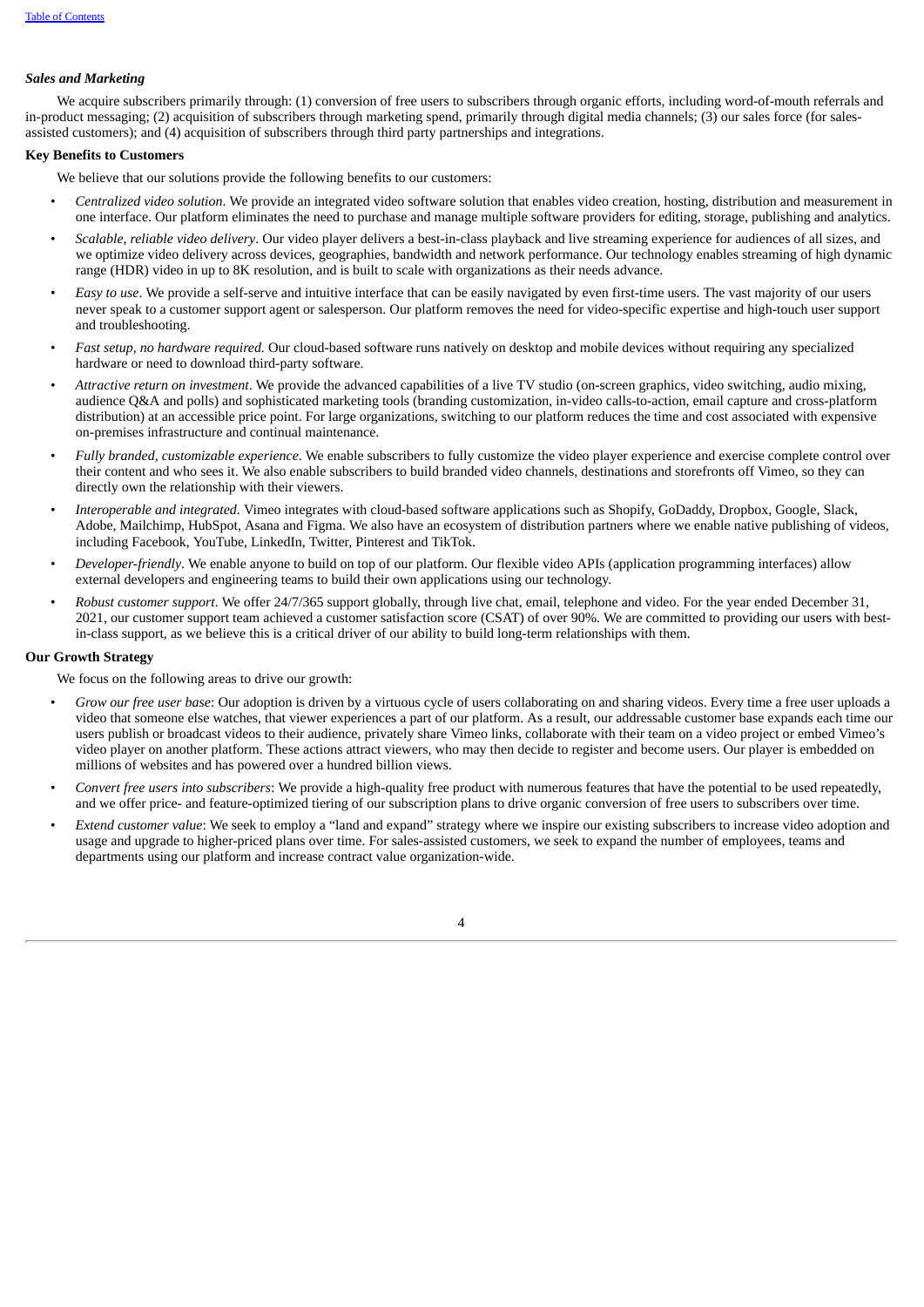### *Sales and Marketing*

We acquire subscribers primarily through: (1) conversion of free users to subscribers through organic efforts, including word-of-mouth referrals and in-product messaging; (2) acquisition of subscribers through marketing spend, primarily through digital media channels; (3) our sales force (for sales-assisted customers); and (4) acquisition of subscribers through third party partnerships and integrations.

**Key Benefits to Customers**

We believe that our solutions provide the following benefits to our customers:

- *Centralized video solution*. We provide an integrated video software solution that enables video creation, hosting, distribution and measurement in one interface. Our platform eliminates the need to purchase and manage multiple software providers for editing, storage, publishing and analytics.
- *Scalable, reliable video delivery*. Our video player delivers a best-in-class playback and live streaming experience for audiences of all sizes, and we optimize video delivery across devices, geographies, bandwidth and network performance. Our technology enables streaming of high dynamic range (HDR) video in up to 8K resolution, and is built to scale with organizations as their needs advance.
- *Easy to use*. We provide a self-serve and intuitive interface that can be easily navigated by even first-time users. The vast majority of our users never speak to a customer support agent or salesperson. Our platform removes the need for video-specific expertise and high-touch user support and troubleshooting.
- *Fast setup, no hardware required.* Our cloud-based software runs natively on desktop and mobile devices without requiring any specialized hardware or need to download third-party software.
- *Attractive return on investment*. We provide the advanced capabilities of a live TV studio (on-screen graphics, video switching, audio mixing, audience Q&A and polls) and sophisticated marketing tools (branding customization, in-video calls-to-action, email capture and cross-platform distribution) at an accessible price point. For large organizations, switching to our platform reduces the time and cost associated with expensive on-premises infrastructure and continual maintenance.
- *Fully branded, customizable experience*. We enable subscribers to fully customize the video player experience and exercise complete control over their content and who sees it. We also enable subscribers to build branded video channels, destinations and storefronts off Vimeo, so they can directly own the relationship with their viewers.
- *Interoperable and integrated*. Vimeo integrates with cloud-based software applications such as Shopify, GoDaddy, Dropbox, Google, Slack, Adobe, Mailchimp, HubSpot, Asana and Figma. We also have an ecosystem of distribution partners where we enable native publishing of videos, including Facebook, YouTube, LinkedIn, Twitter, Pinterest and TikTok.
- *Developer-friendly*. We enable anyone to build on top of our platform. Our flexible video APIs (application programming interfaces) allow external developers and engineering teams to build their own applications using our technology.
- *Robust customer support*. We offer 24/7/365 support globally, through live chat, email, telephone and video. For the year ended December 31, 2021, our customer support team achieved a customer satisfaction score (CSAT) of over 90%. We are committed to providing our users with best-in-class support, as we believe this is a critical driver of our ability to build long-term relationships with them.

**Our Growth Strategy**

We focus on the following areas to drive our growth:

- *Grow our free user base*: Our adoption is driven by a virtuous cycle of users collaborating on and sharing videos. Every time a free user uploads a video that someone else watches, that viewer experiences a part of our platform. As a result, our addressable customer base expands each time our users publish or broadcast videos to their audience, privately share Vimeo links, collaborate with their team on a video project or embed Vimeo's video player on another platform. These actions attract viewers, who may then decide to register and become users. Our player is embedded on millions of websites and has powered over a hundred billion views.
- *Convert free users into subscribers*: We provide a high-quality free product with numerous features that have the potential to be used repeatedly, and we offer price- and feature-optimized tiering of our subscription plans to drive organic conversion of free users to subscribers over time.
- *Extend customer value*: We seek to employ a "land and expand" strategy where we inspire our existing subscribers to increase video adoption and usage and upgrade to higher-priced plans over time. For sales-assisted customers, we seek to expand the number of employees, teams and departments using our platform and increase contract value organization-wide.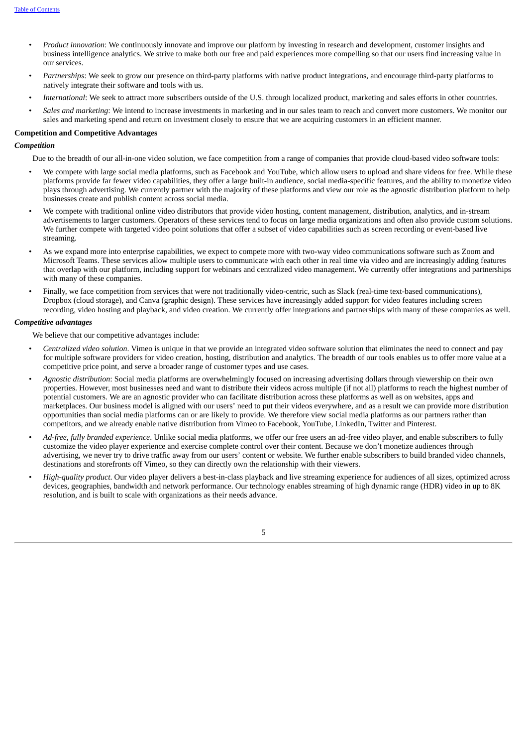- *Product innovation*: We continuously innovate and improve our platform by investing in research and development, customer insights and business intelligence analytics. We strive to make both our free and paid experiences more compelling so that our users find increasing value in our services.
- *Partnerships*: We seek to grow our presence on third-party platforms with native product integrations, and encourage third-party platforms to natively integrate their software and tools with us.
- *International*: We seek to attract more subscribers outside of the U.S. through localized product, marketing and sales efforts in other countries.
- *Sales and marketing*: We intend to increase investments in marketing and in our sales team to reach and convert more customers. We monitor our sales and marketing spend and return on investment closely to ensure that we are acquiring customers in an efficient manner.

**Competition and Competitive Advantages**

***Competition***

Due to the breadth of our all-in-one video solution, we face competition from a range of companies that provide cloud-based video software tools:

- We compete with large social media platforms, such as Facebook and YouTube, which allow users to upload and share videos for free. While these platforms provide far fewer video capabilities, they offer a large built-in audience, social media-specific features, and the ability to monetize video plays through advertising. We currently partner with the majority of these platforms and view our role as the agnostic distribution platform to help businesses create and publish content across social media.
- We compete with traditional online video distributors that provide video hosting, content management, distribution, analytics, and in-stream advertisements to larger customers. Operators of these services tend to focus on large media organizations and often also provide custom solutions. We further compete with targeted video point solutions that offer a subset of video capabilities such as screen recording or event-based live streaming.
- As we expand more into enterprise capabilities, we expect to compete more with two-way video communications software such as Zoom and Microsoft Teams. These services allow multiple users to communicate with each other in real time via video and are increasingly adding features that overlap with our platform, including support for webinars and centralized video management. We currently offer integrations and partnerships with many of these companies.
- Finally, we face competition from services that were not traditionally video-centric, such as Slack (real-time text-based communications), Dropbox (cloud storage), and Canva (graphic design). These services have increasingly added support for video features including screen recording, video hosting and playback, and video creation. We currently offer integrations and partnerships with many of these companies as well.

***Competitive advantages***

We believe that our competitive advantages include:

- *Centralized video solution*. Vimeo is unique in that we provide an integrated video software solution that eliminates the need to connect and pay for multiple software providers for video creation, hosting, distribution and analytics. The breadth of our tools enables us to offer more value at a competitive price point, and serve a broader range of customer types and use cases.
- *Agnostic distribution*: Social media platforms are overwhelmingly focused on increasing advertising dollars through viewership on their own properties. However, most businesses need and want to distribute their videos across multiple (if not all) platforms to reach the highest number of potential customers. We are an agnostic provider who can facilitate distribution across these platforms as well as on websites, apps and marketplaces. Our business model is aligned with our users' need to put their videos everywhere, and as a result we can provide more distribution opportunities than social media platforms can or are likely to provide. We therefore view social media platforms as our partners rather than competitors, and we already enable native distribution from Vimeo to Facebook, YouTube, LinkedIn, Twitter and Pinterest.
- *Ad-free, fully branded experience*. Unlike social media platforms, we offer our free users an ad-free video player, and enable subscribers to fully customize the video player experience and exercise complete control over their content. Because we don't monetize audiences through advertising, we never try to drive traffic away from our users' content or website. We further enable subscribers to build branded video channels, destinations and storefronts off Vimeo, so they can directly own the relationship with their viewers.
- *High-quality product*. Our video player delivers a best-in-class playback and live streaming experience for audiences of all sizes, optimized across devices, geographies, bandwidth and network performance. Our technology enables streaming of high dynamic range (HDR) video in up to 8K resolution, and is built to scale with organizations as their needs advance.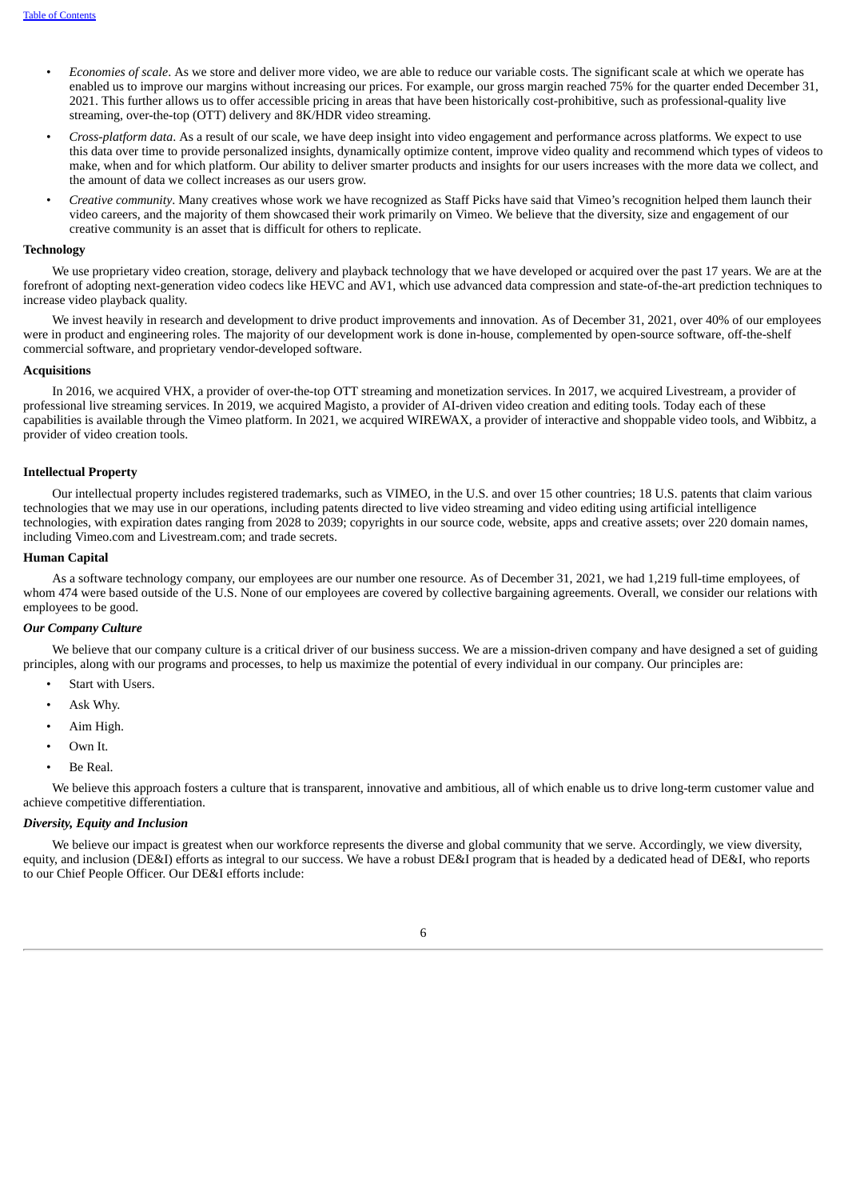- *Economies of scale*. As we store and deliver more video, we are able to reduce our variable costs. The significant scale at which we operate has enabled us to improve our margins without increasing our prices. For example, our gross margin reached 75% for the quarter ended December 31, 2021. This further allows us to offer accessible pricing in areas that have been historically cost-prohibitive, such as professional-quality live streaming, over-the-top (OTT) delivery and 8K/HDR video streaming.
- *Cross-platform data*. As a result of our scale, we have deep insight into video engagement and performance across platforms. We expect to use this data over time to provide personalized insights, dynamically optimize content, improve video quality and recommend which types of videos to make, when and for which platform. Our ability to deliver smarter products and insights for our users increases with the more data we collect, and the amount of data we collect increases as our users grow.
- *Creative community*. Many creatives whose work we have recognized as Staff Picks have said that Vimeo's recognition helped them launch their video careers, and the majority of them showcased their work primarily on Vimeo. We believe that the diversity, size and engagement of our creative community is an asset that is difficult for others to replicate.

**Technology**

We use proprietary video creation, storage, delivery and playback technology that we have developed or acquired over the past 17 years. We are at the forefront of adopting next-generation video codecs like HEVC and AV1, which use advanced data compression and state-of-the-art prediction techniques to increase video playback quality.

We invest heavily in research and development to drive product improvements and innovation. As of December 31, 2021, over 40% of our employees were in product and engineering roles. The majority of our development work is done in-house, complemented by open-source software, off-the-shelf commercial software, and proprietary vendor-developed software.

**Acquisitions**

In 2016, we acquired VHX, a provider of over-the-top OTT streaming and monetization services. In 2017, we acquired Livestream, a provider of professional live streaming services. In 2019, we acquired Magisto, a provider of AI-driven video creation and editing tools. Today each of these capabilities is available through the Vimeo platform. In 2021, we acquired WIREWAX, a provider of interactive and shoppable video tools, and Wibbitz, a provider of video creation tools.

**Intellectual Property**

Our intellectual property includes registered trademarks, such as VIMEO, in the U.S. and over 15 other countries; 18 U.S. patents that claim various technologies that we may use in our operations, including patents directed to live video streaming and video editing using artificial intelligence technologies, with expiration dates ranging from 2028 to 2039; copyrights in our source code, website, apps and creative assets; over 220 domain names, including Vimeo.com and Livestream.com; and trade secrets.

**Human Capital**

As a software technology company, our employees are our number one resource. As of December 31, 2021, we had 1,219 full-time employees, of whom 474 were based outside of the U.S. None of our employees are covered by collective bargaining agreements. Overall, we consider our relations with employees to be good.

***Our Company Culture***

We believe that our company culture is a critical driver of our business success. We are a mission-driven company and have designed a set of guiding principles, along with our programs and processes, to help us maximize the potential of every individual in our company. Our principles are:

- Start with Users.
- Ask Why.
- Aim High.
- Own It.
- Be Real.

We believe this approach fosters a culture that is transparent, innovative and ambitious, all of which enable us to drive long-term customer value and achieve competitive differentiation.

***Diversity, Equity and Inclusion***

We believe our impact is greatest when our workforce represents the diverse and global community that we serve. Accordingly, we view diversity, equity, and inclusion (DE&I) efforts as integral to our success. We have a robust DE&I program that is headed by a dedicated head of DE&I, who reports to our Chief People Officer. Our DE&I efforts include: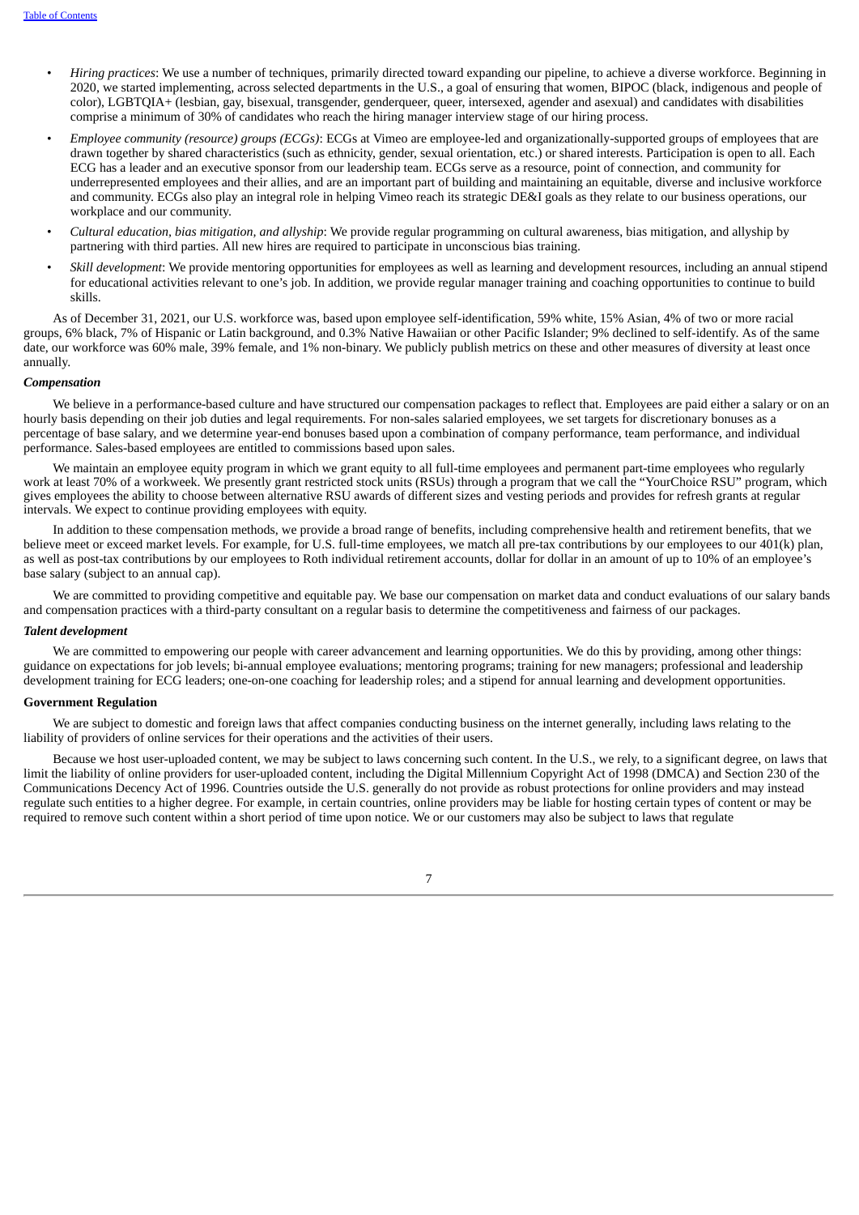- *Hiring practices*: We use a number of techniques, primarily directed toward expanding our pipeline, to achieve a diverse workforce. Beginning in 2020, we started implementing, across selected departments in the U.S., a goal of ensuring that women, BIPOC (black, indigenous and people of color), LGBTQIA+ (lesbian, gay, bisexual, transgender, genderqueer, queer, intersexed, agender and asexual) and candidates with disabilities comprise a minimum of 30% of candidates who reach the hiring manager interview stage of our hiring process.
- *Employee community (resource) groups (ECGs)*: ECGs at Vimeo are employee-led and organizationally-supported groups of employees that are drawn together by shared characteristics (such as ethnicity, gender, sexual orientation, etc.) or shared interests. Participation is open to all. Each ECG has a leader and an executive sponsor from our leadership team. ECGs serve as a resource, point of connection, and community for underrepresented employees and their allies, and are an important part of building and maintaining an equitable, diverse and inclusive workforce and community. ECGs also play an integral role in helping Vimeo reach its strategic DE&I goals as they relate to our business operations, our workplace and our community.
- *Cultural education, bias mitigation, and allyship*: We provide regular programming on cultural awareness, bias mitigation, and allyship by partnering with third parties. All new hires are required to participate in unconscious bias training.
- *Skill development*: We provide mentoring opportunities for employees as well as learning and development resources, including an annual stipend for educational activities relevant to one's job. In addition, we provide regular manager training and coaching opportunities to continue to build skills.

As of December 31, 2021, our U.S. workforce was, based upon employee self-identification, 59% white, 15% Asian, 4% of two or more racial groups, 6% black, 7% of Hispanic or Latin background, and 0.3% Native Hawaiian or other Pacific Islander; 9% declined to self-identify. As of the same date, our workforce was 60% male, 39% female, and 1% non-binary. We publicly publish metrics on these and other measures of diversity at least once annually.

***Compensation***

We believe in a performance-based culture and have structured our compensation packages to reflect that. Employees are paid either a salary or on an hourly basis depending on their job duties and legal requirements. For non-sales salaried employees, we set targets for discretionary bonuses as a percentage of base salary, and we determine year-end bonuses based upon a combination of company performance, team performance, and individual performance. Sales-based employees are entitled to commissions based upon sales.

We maintain an employee equity program in which we grant equity to all full-time employees and permanent part-time employees who regularly work at least 70% of a workweek. We presently grant restricted stock units (RSUs) through a program that we call the "YourChoice RSU" program, which gives employees the ability to choose between alternative RSU awards of different sizes and vesting periods and provides for refresh grants at regular intervals. We expect to continue providing employees with equity.

In addition to these compensation methods, we provide a broad range of benefits, including comprehensive health and retirement benefits, that we believe meet or exceed market levels. For example, for U.S. full-time employees, we match all pre-tax contributions by our employees to our 401(k) plan, as well as post-tax contributions by our employees to Roth individual retirement accounts, dollar for dollar in an amount of up to 10% of an employee's base salary (subject to an annual cap).

We are committed to providing competitive and equitable pay. We base our compensation on market data and conduct evaluations of our salary bands and compensation practices with a third-party consultant on a regular basis to determine the competitiveness and fairness of our packages.

***Talent development***

We are committed to empowering our people with career advancement and learning opportunities. We do this by providing, among other things: guidance on expectations for job levels; bi-annual employee evaluations; mentoring programs; training for new managers; professional and leadership development training for ECG leaders; one-on-one coaching for leadership roles; and a stipend for annual learning and development opportunities.

**Government Regulation**

We are subject to domestic and foreign laws that affect companies conducting business on the internet generally, including laws relating to the liability of providers of online services for their operations and the activities of their users.

Because we host user-uploaded content, we may be subject to laws concerning such content. In the U.S., we rely, to a significant degree, on laws that limit the liability of online providers for user-uploaded content, including the Digital Millennium Copyright Act of 1998 (DMCA) and Section 230 of the Communications Decency Act of 1996. Countries outside the U.S. generally do not provide as robust protections for online providers and may instead regulate such entities to a higher degree. For example, in certain countries, online providers may be liable for hosting certain types of content or may be required to remove such content within a short period of time upon notice. We or our customers may also be subject to laws that regulate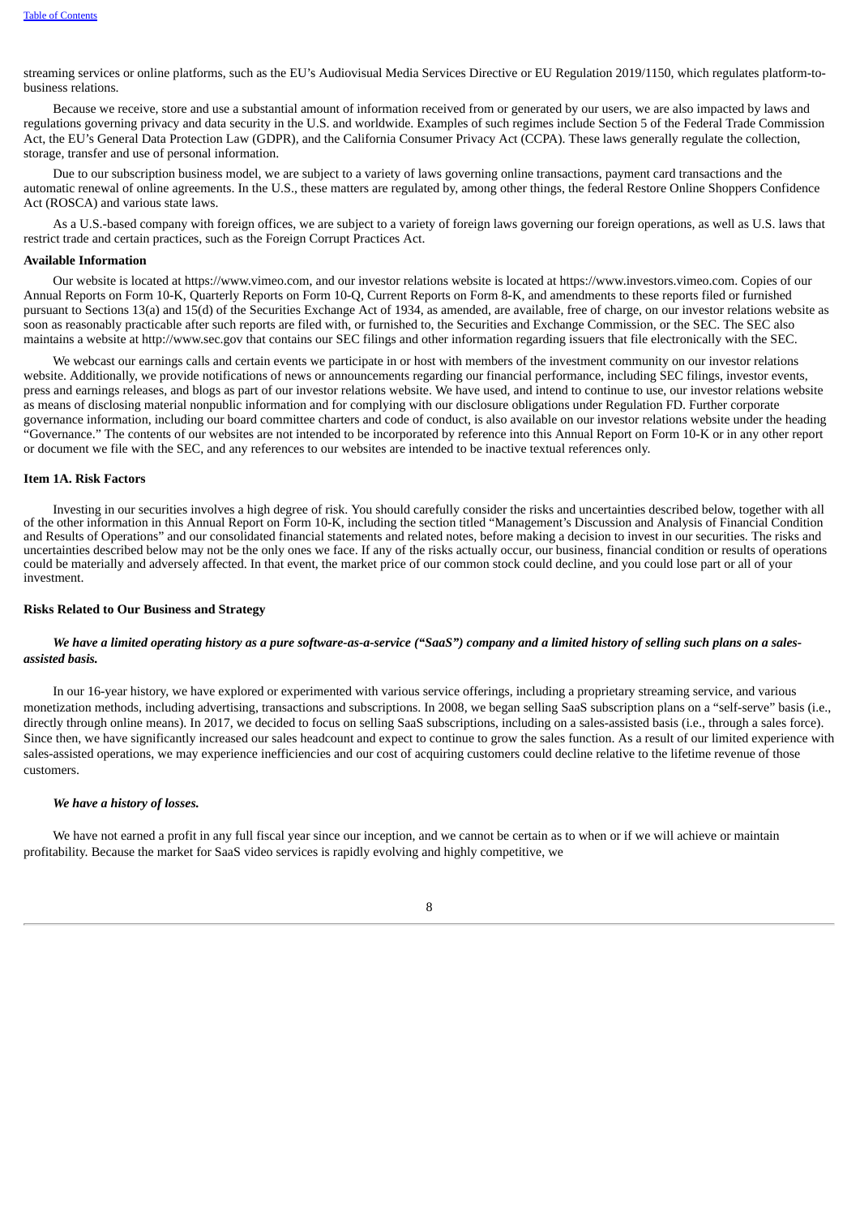streaming services or online platforms, such as the EU's Audiovisual Media Services Directive or EU Regulation 2019/1150, which regulates platform-to-business relations.

Because we receive, store and use a substantial amount of information received from or generated by our users, we are also impacted by laws and regulations governing privacy and data security in the U.S. and worldwide. Examples of such regimes include Section 5 of the Federal Trade Commission Act, the EU's General Data Protection Law (GDPR), and the California Consumer Privacy Act (CCPA). These laws generally regulate the collection, storage, transfer and use of personal information.

Due to our subscription business model, we are subject to a variety of laws governing online transactions, payment card transactions and the automatic renewal of online agreements. In the U.S., these matters are regulated by, among other things, the federal Restore Online Shoppers Confidence Act (ROSCA) and various state laws.

As a U.S.-based company with foreign offices, we are subject to a variety of foreign laws governing our foreign operations, as well as U.S. laws that restrict trade and certain practices, such as the Foreign Corrupt Practices Act.

**Available Information**

Our website is located at https://www.vimeo.com, and our investor relations website is located at https://www.investors.vimeo.com. Copies of our Annual Reports on Form 10-K, Quarterly Reports on Form 10-Q, Current Reports on Form 8-K, and amendments to these reports filed or furnished pursuant to Sections 13(a) and 15(d) of the Securities Exchange Act of 1934, as amended, are available, free of charge, on our investor relations website as soon as reasonably practicable after such reports are filed with, or furnished to, the Securities and Exchange Commission, or the SEC. The SEC also maintains a website at http://www.sec.gov that contains our SEC filings and other information regarding issuers that file electronically with the SEC.

We webcast our earnings calls and certain events we participate in or host with members of the investment community on our investor relations website. Additionally, we provide notifications of news or announcements regarding our financial performance, including SEC filings, investor events, press and earnings releases, and blogs as part of our investor relations website. We have used, and intend to continue to use, our investor relations website as means of disclosing material nonpublic information and for complying with our disclosure obligations under Regulation FD. Further corporate governance information, including our board committee charters and code of conduct, is also available on our investor relations website under the heading "Governance." The contents of our websites are not intended to be incorporated by reference into this Annual Report on Form 10-K or in any other report or document we file with the SEC, and any references to our websites are intended to be inactive textual references only.

## Item 1A. Risk Factors

Investing in our securities involves a high degree of risk. You should carefully consider the risks and uncertainties described below, together with all of the other information in this Annual Report on Form 10-K, including the section titled "Management's Discussion and Analysis of Financial Condition and Results of Operations" and our consolidated financial statements and related notes, before making a decision to invest in our securities. The risks and uncertainties described below may not be the only ones we face. If any of the risks actually occur, our business, financial condition or results of operations could be materially and adversely affected. In that event, the market price of our common stock could decline, and you could lose part or all of your investment.

### Risks Related to Our Business and Strategy

***We have a limited operating history as a pure software-as-a-service ("SaaS") company and a limited history of selling such plans on a sales-assisted basis.***

In our 16-year history, we have explored or experimented with various service offerings, including a proprietary streaming service, and various monetization methods, including advertising, transactions and subscriptions. In 2008, we began selling SaaS subscription plans on a "self-serve" basis (i.e., directly through online means). In 2017, we decided to focus on selling SaaS subscriptions, including on a sales-assisted basis (i.e., through a sales force). Since then, we have significantly increased our sales headcount and expect to continue to grow the sales function. As a result of our limited experience with sales-assisted operations, we may experience inefficiencies and our cost of acquiring customers could decline relative to the lifetime revenue of those customers.

***We have a history of losses.***

We have not earned a profit in any full fiscal year since our inception, and we cannot be certain as to when or if we will achieve or maintain profitability. Because the market for SaaS video services is rapidly evolving and highly competitive, we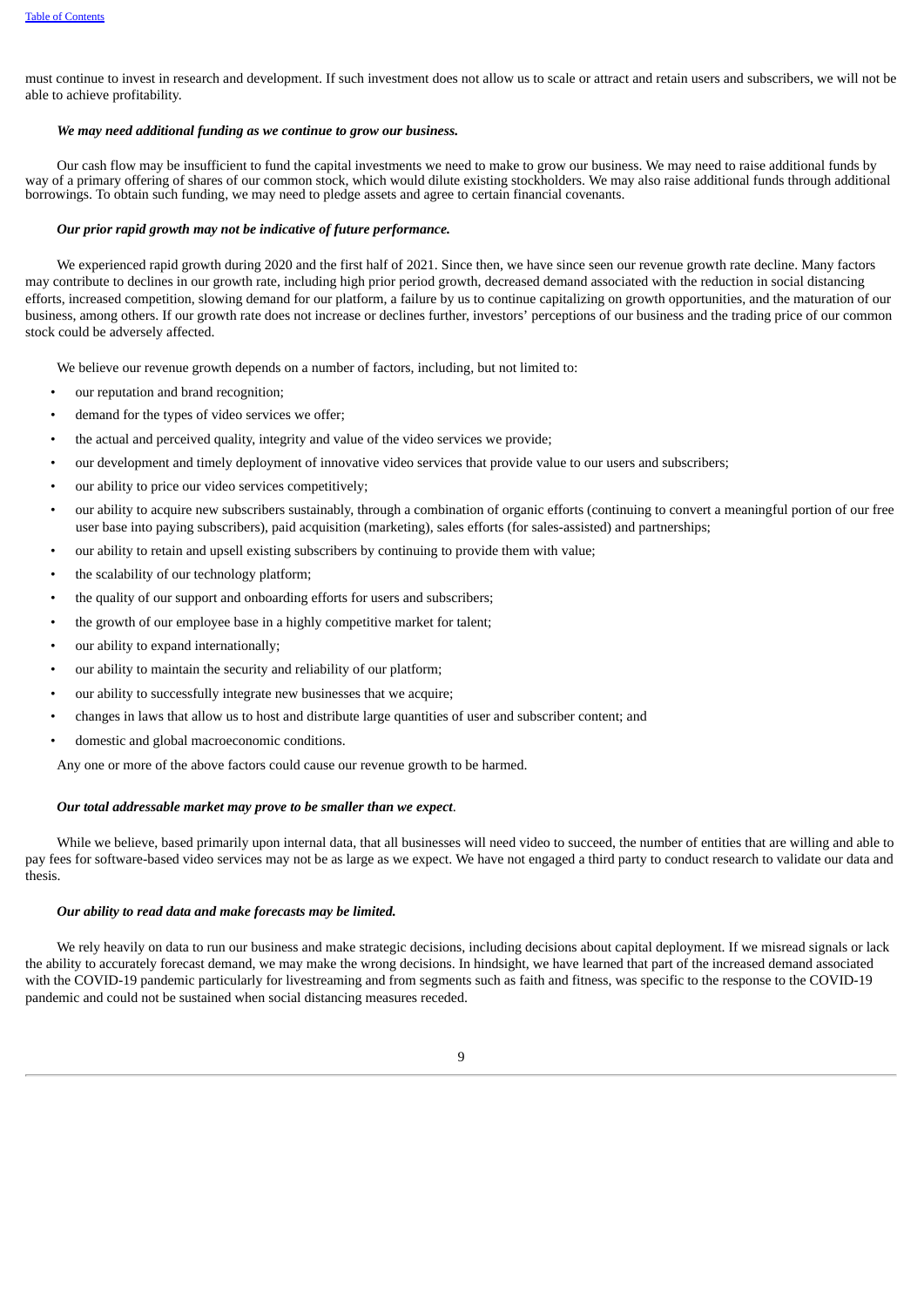must continue to invest in research and development. If such investment does not allow us to scale or attract and retain users and subscribers, we will not be able to achieve profitability.

***We may need additional funding as we continue to grow our business.***

Our cash flow may be insufficient to fund the capital investments we need to make to grow our business. We may need to raise additional funds by way of a primary offering of shares of our common stock, which would dilute existing stockholders. We may also raise additional funds through additional borrowings. To obtain such funding, we may need to pledge assets and agree to certain financial covenants.

***Our prior rapid growth may not be indicative of future performance.***

We experienced rapid growth during 2020 and the first half of 2021. Since then, we have since seen our revenue growth rate decline. Many factors may contribute to declines in our growth rate, including high prior period growth, decreased demand associated with the reduction in social distancing efforts, increased competition, slowing demand for our platform, a failure by us to continue capitalizing on growth opportunities, and the maturation of our business, among others. If our growth rate does not increase or declines further, investors' perceptions of our business and the trading price of our common stock could be adversely affected.

We believe our revenue growth depends on a number of factors, including, but not limited to:

- our reputation and brand recognition;
- demand for the types of video services we offer;
- the actual and perceived quality, integrity and value of the video services we provide;
- our development and timely deployment of innovative video services that provide value to our users and subscribers;
- our ability to price our video services competitively;
- our ability to acquire new subscribers sustainably, through a combination of organic efforts (continuing to convert a meaningful portion of our free user base into paying subscribers), paid acquisition (marketing), sales efforts (for sales-assisted) and partnerships;
- our ability to retain and upsell existing subscribers by continuing to provide them with value;
- the scalability of our technology platform;
- the quality of our support and onboarding efforts for users and subscribers;
- the growth of our employee base in a highly competitive market for talent;
- our ability to expand internationally;
- our ability to maintain the security and reliability of our platform;
- our ability to successfully integrate new businesses that we acquire;
- changes in laws that allow us to host and distribute large quantities of user and subscriber content; and
- domestic and global macroeconomic conditions.

Any one or more of the above factors could cause our revenue growth to be harmed.

***Our total addressable market may prove to be smaller than we expect*.**

While we believe, based primarily upon internal data, that all businesses will need video to succeed, the number of entities that are willing and able to pay fees for software-based video services may not be as large as we expect. We have not engaged a third party to conduct research to validate our data and thesis.

***Our ability to read data and make forecasts may be limited.***

We rely heavily on data to run our business and make strategic decisions, including decisions about capital deployment. If we misread signals or lack the ability to accurately forecast demand, we may make the wrong decisions. In hindsight, we have learned that part of the increased demand associated with the COVID-19 pandemic particularly for livestreaming and from segments such as faith and fitness, was specific to the response to the COVID-19 pandemic and could not be sustained when social distancing measures receded.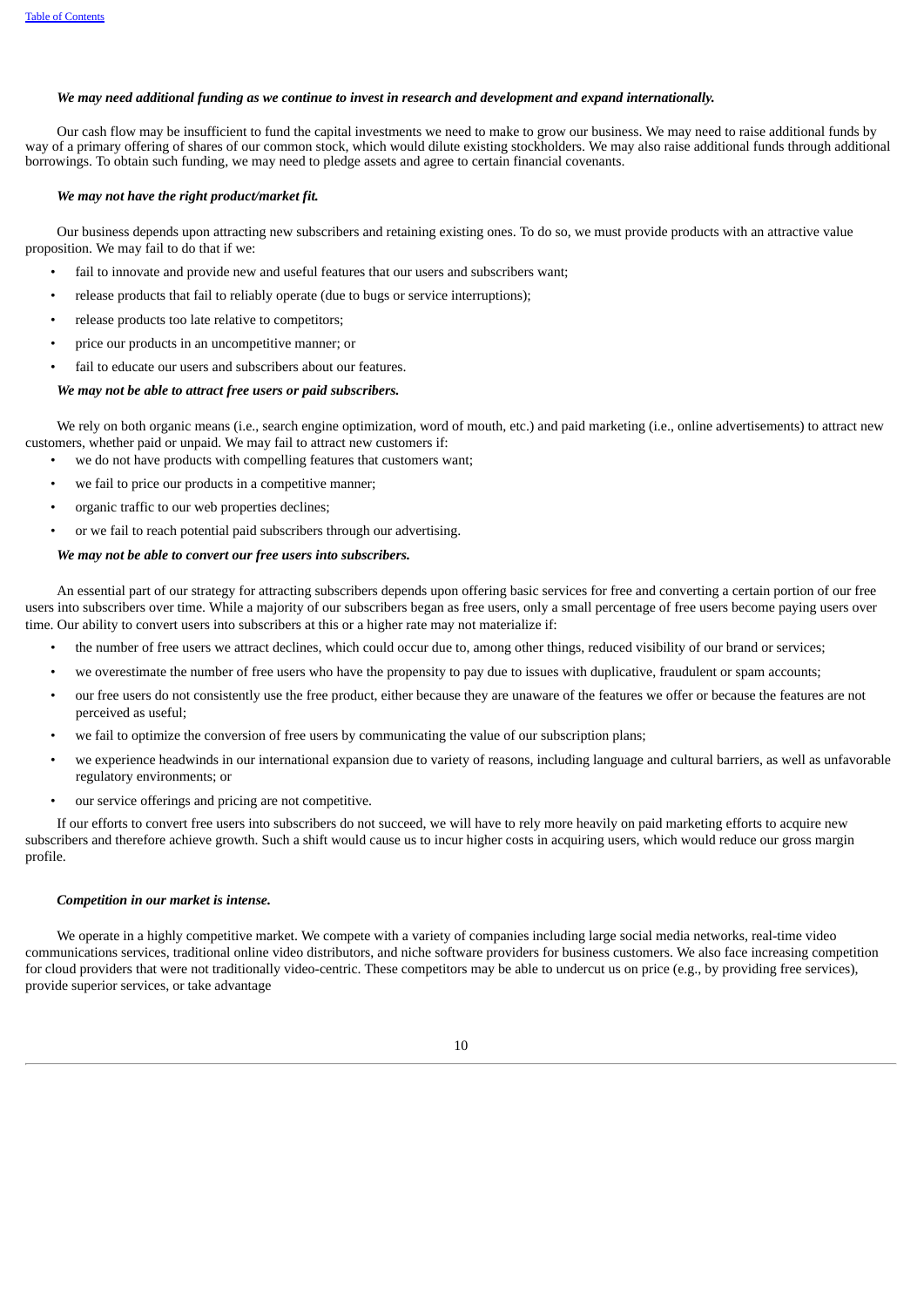***We may need additional funding as we continue to invest in research and development and expand internationally.***

Our cash flow may be insufficient to fund the capital investments we need to make to grow our business. We may need to raise additional funds by way of a primary offering of shares of our common stock, which would dilute existing stockholders. We may also raise additional funds through additional borrowings. To obtain such funding, we may need to pledge assets and agree to certain financial covenants.

***We may not have the right product/market fit.***

Our business depends upon attracting new subscribers and retaining existing ones. To do so, we must provide products with an attractive value proposition. We may fail to do that if we:

- fail to innovate and provide new and useful features that our users and subscribers want;
- release products that fail to reliably operate (due to bugs or service interruptions);
- release products too late relative to competitors;
- price our products in an uncompetitive manner; or
- fail to educate our users and subscribers about our features.

***We may not be able to attract free users or paid subscribers.***

We rely on both organic means (i.e., search engine optimization, word of mouth, etc.) and paid marketing (i.e., online advertisements) to attract new customers, whether paid or unpaid. We may fail to attract new customers if:

- we do not have products with compelling features that customers want;
- we fail to price our products in a competitive manner;
- organic traffic to our web properties declines;
- or we fail to reach potential paid subscribers through our advertising.

***We may not be able to convert our free users into subscribers.***

An essential part of our strategy for attracting subscribers depends upon offering basic services for free and converting a certain portion of our free users into subscribers over time. While a majority of our subscribers began as free users, only a small percentage of free users become paying users over time. Our ability to convert users into subscribers at this or a higher rate may not materialize if:

- the number of free users we attract declines, which could occur due to, among other things, reduced visibility of our brand or services;
- we overestimate the number of free users who have the propensity to pay due to issues with duplicative, fraudulent or spam accounts;
- our free users do not consistently use the free product, either because they are unaware of the features we offer or because the features are not perceived as useful;
- we fail to optimize the conversion of free users by communicating the value of our subscription plans;
- we experience headwinds in our international expansion due to variety of reasons, including language and cultural barriers, as well as unfavorable regulatory environments; or
- our service offerings and pricing are not competitive.

If our efforts to convert free users into subscribers do not succeed, we will have to rely more heavily on paid marketing efforts to acquire new subscribers and therefore achieve growth. Such a shift would cause us to incur higher costs in acquiring users, which would reduce our gross margin profile.

***Competition in our market is intense.***

We operate in a highly competitive market. We compete with a variety of companies including large social media networks, real-time video communications services, traditional online video distributors, and niche software providers for business customers. We also face increasing competition for cloud providers that were not traditionally video-centric. These competitors may be able to undercut us on price (e.g., by providing free services), provide superior services, or take advantage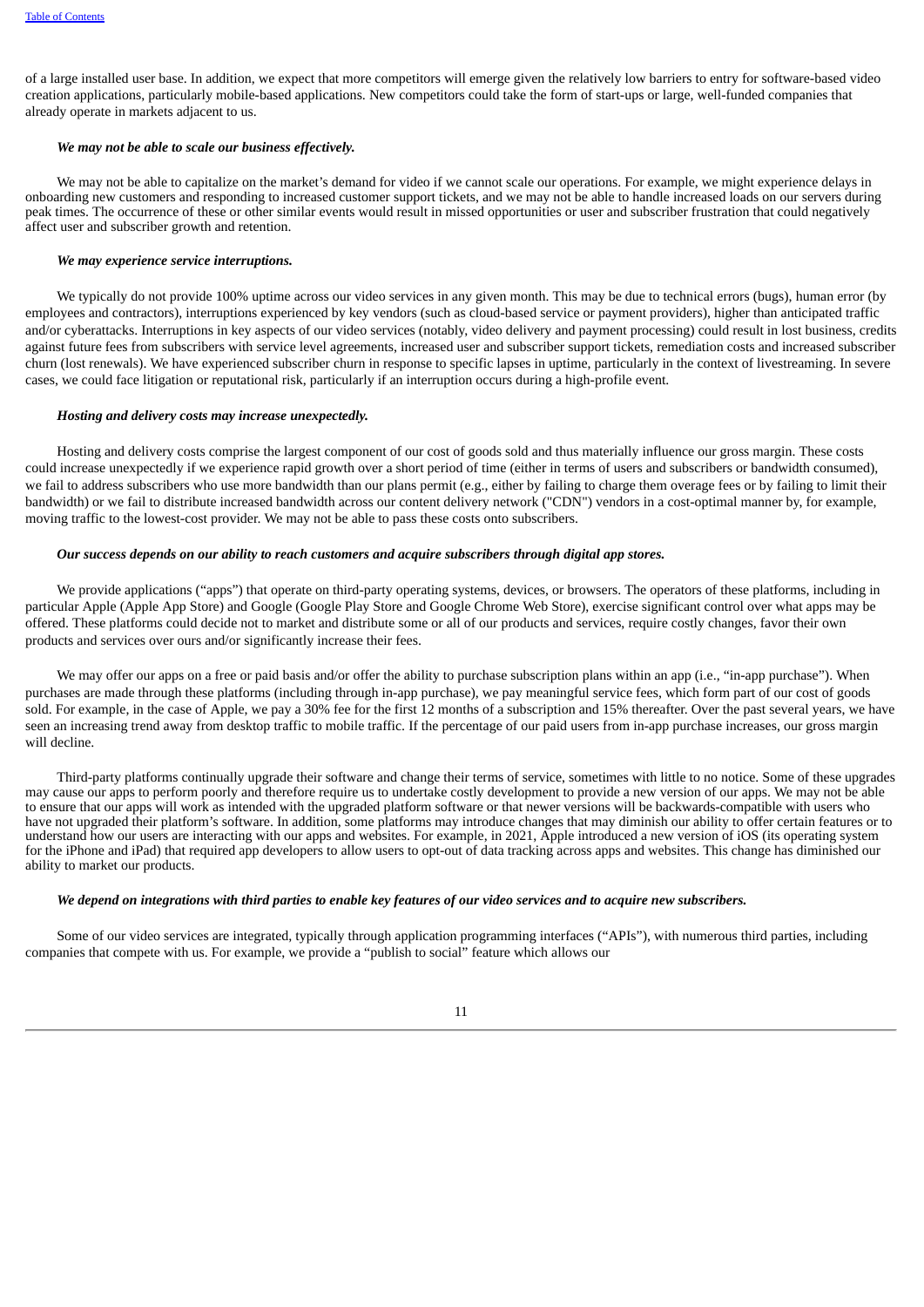of a large installed user base. In addition, we expect that more competitors will emerge given the relatively low barriers to entry for software-based video creation applications, particularly mobile-based applications. New competitors could take the form of start-ups or large, well-funded companies that already operate in markets adjacent to us.

***We may not be able to scale our business effectively.***

We may not be able to capitalize on the market's demand for video if we cannot scale our operations. For example, we might experience delays in onboarding new customers and responding to increased customer support tickets, and we may not be able to handle increased loads on our servers during peak times. The occurrence of these or other similar events would result in missed opportunities or user and subscriber frustration that could negatively affect user and subscriber growth and retention.

***We may experience service interruptions.***

We typically do not provide 100% uptime across our video services in any given month. This may be due to technical errors (bugs), human error (by employees and contractors), interruptions experienced by key vendors (such as cloud-based service or payment providers), higher than anticipated traffic and/or cyberattacks. Interruptions in key aspects of our video services (notably, video delivery and payment processing) could result in lost business, credits against future fees from subscribers with service level agreements, increased user and subscriber support tickets, remediation costs and increased subscriber churn (lost renewals). We have experienced subscriber churn in response to specific lapses in uptime, particularly in the context of livestreaming. In severe cases, we could face litigation or reputational risk, particularly if an interruption occurs during a high-profile event.

***Hosting and delivery costs may increase unexpectedly.***

Hosting and delivery costs comprise the largest component of our cost of goods sold and thus materially influence our gross margin. These costs could increase unexpectedly if we experience rapid growth over a short period of time (either in terms of users and subscribers or bandwidth consumed), we fail to address subscribers who use more bandwidth than our plans permit (e.g., either by failing to charge them overage fees or by failing to limit their bandwidth) or we fail to distribute increased bandwidth across our content delivery network ("CDN") vendors in a cost-optimal manner by, for example, moving traffic to the lowest-cost provider. We may not be able to pass these costs onto subscribers.

***Our success depends on our ability to reach customers and acquire subscribers through digital app stores.***

We provide applications ("apps") that operate on third-party operating systems, devices, or browsers. The operators of these platforms, including in particular Apple (Apple App Store) and Google (Google Play Store and Google Chrome Web Store), exercise significant control over what apps may be offered. These platforms could decide not to market and distribute some or all of our products and services, require costly changes, favor their own products and services over ours and/or significantly increase their fees.

We may offer our apps on a free or paid basis and/or offer the ability to purchase subscription plans within an app (i.e., "in-app purchase"). When purchases are made through these platforms (including through in-app purchase), we pay meaningful service fees, which form part of our cost of goods sold. For example, in the case of Apple, we pay a 30% fee for the first 12 months of a subscription and 15% thereafter. Over the past several years, we have seen an increasing trend away from desktop traffic to mobile traffic. If the percentage of our paid users from in-app purchase increases, our gross margin will decline.

Third-party platforms continually upgrade their software and change their terms of service, sometimes with little to no notice. Some of these upgrades may cause our apps to perform poorly and therefore require us to undertake costly development to provide a new version of our apps. We may not be able to ensure that our apps will work as intended with the upgraded platform software or that newer versions will be backwards-compatible with users who have not upgraded their platform's software. In addition, some platforms may introduce changes that may diminish our ability to offer certain features or to understand how our users are interacting with our apps and websites. For example, in 2021, Apple introduced a new version of iOS (its operating system for the iPhone and iPad) that required app developers to allow users to opt-out of data tracking across apps and websites. This change has diminished our ability to market our products.

***We depend on integrations with third parties to enable key features of our video services and to acquire new subscribers.***

Some of our video services are integrated, typically through application programming interfaces ("APIs"), with numerous third parties, including companies that compete with us. For example, we provide a "publish to social" feature which allows our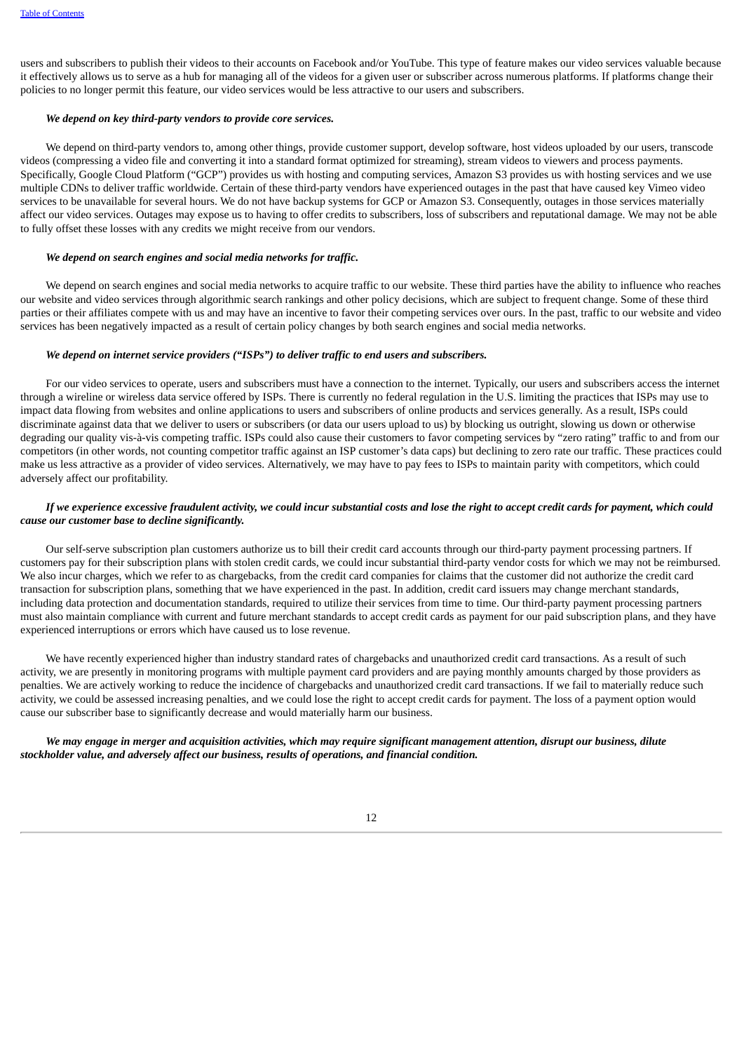users and subscribers to publish their videos to their accounts on Facebook and/or YouTube. This type of feature makes our video services valuable because it effectively allows us to serve as a hub for managing all of the videos for a given user or subscriber across numerous platforms. If platforms change their policies to no longer permit this feature, our video services would be less attractive to our users and subscribers.

***We depend on key third-party vendors to provide core services.***

We depend on third-party vendors to, among other things, provide customer support, develop software, host videos uploaded by our users, transcode videos (compressing a video file and converting it into a standard format optimized for streaming), stream videos to viewers and process payments. Specifically, Google Cloud Platform ("GCP") provides us with hosting and computing services, Amazon S3 provides us with hosting services and we use multiple CDNs to deliver traffic worldwide. Certain of these third-party vendors have experienced outages in the past that have caused key Vimeo video services to be unavailable for several hours. We do not have backup systems for GCP or Amazon S3. Consequently, outages in those services materially affect our video services. Outages may expose us to having to offer credits to subscribers, loss of subscribers and reputational damage. We may not be able to fully offset these losses with any credits we might receive from our vendors.

***We depend on search engines and social media networks for traffic.***

We depend on search engines and social media networks to acquire traffic to our website. These third parties have the ability to influence who reaches our website and video services through algorithmic search rankings and other policy decisions, which are subject to frequent change. Some of these third parties or their affiliates compete with us and may have an incentive to favor their competing services over ours. In the past, traffic to our website and video services has been negatively impacted as a result of certain policy changes by both search engines and social media networks.

***We depend on internet service providers ("ISPs") to deliver traffic to end users and subscribers.***

For our video services to operate, users and subscribers must have a connection to the internet. Typically, our users and subscribers access the internet through a wireline or wireless data service offered by ISPs. There is currently no federal regulation in the U.S. limiting the practices that ISPs may use to impact data flowing from websites and online applications to users and subscribers of online products and services generally. As a result, ISPs could discriminate against data that we deliver to users or subscribers (or data our users upload to us) by blocking us outright, slowing us down or otherwise degrading our quality vis-à-vis competing traffic. ISPs could also cause their customers to favor competing services by "zero rating" traffic to and from our competitors (in other words, not counting competitor traffic against an ISP customer's data caps) but declining to zero rate our traffic. These practices could make us less attractive as a provider of video services. Alternatively, we may have to pay fees to ISPs to maintain parity with competitors, which could adversely affect our profitability.

***If we experience excessive fraudulent activity, we could incur substantial costs and lose the right to accept credit cards for payment, which could cause our customer base to decline significantly.***

Our self-serve subscription plan customers authorize us to bill their credit card accounts through our third-party payment processing partners. If customers pay for their subscription plans with stolen credit cards, we could incur substantial third-party vendor costs for which we may not be reimbursed. We also incur charges, which we refer to as chargebacks, from the credit card companies for claims that the customer did not authorize the credit card transaction for subscription plans, something that we have experienced in the past. In addition, credit card issuers may change merchant standards, including data protection and documentation standards, required to utilize their services from time to time. Our third-party payment processing partners must also maintain compliance with current and future merchant standards to accept credit cards as payment for our paid subscription plans, and they have experienced interruptions or errors which have caused us to lose revenue.

We have recently experienced higher than industry standard rates of chargebacks and unauthorized credit card transactions. As a result of such activity, we are presently in monitoring programs with multiple payment card providers and are paying monthly amounts charged by those providers as penalties. We are actively working to reduce the incidence of chargebacks and unauthorized credit card transactions. If we fail to materially reduce such activity, we could be assessed increasing penalties, and we could lose the right to accept credit cards for payment. The loss of a payment option would cause our subscriber base to significantly decrease and would materially harm our business.

***We may engage in merger and acquisition activities, which may require significant management attention, disrupt our business, dilute stockholder value, and adversely affect our business, results of operations, and financial condition.***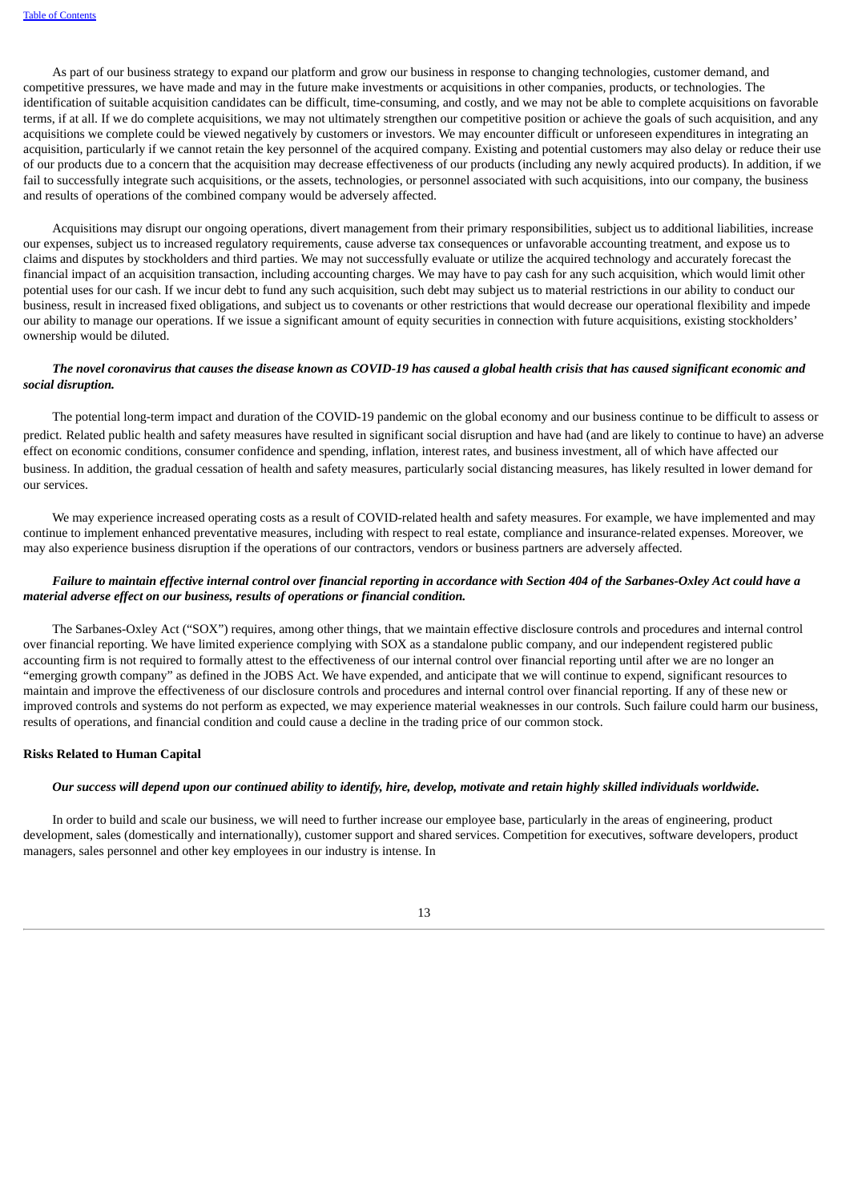As part of our business strategy to expand our platform and grow our business in response to changing technologies, customer demand, and competitive pressures, we have made and may in the future make investments or acquisitions in other companies, products, or technologies. The identification of suitable acquisition candidates can be difficult, time-consuming, and costly, and we may not be able to complete acquisitions on favorable terms, if at all. If we do complete acquisitions, we may not ultimately strengthen our competitive position or achieve the goals of such acquisition, and any acquisitions we complete could be viewed negatively by customers or investors. We may encounter difficult or unforeseen expenditures in integrating an acquisition, particularly if we cannot retain the key personnel of the acquired company. Existing and potential customers may also delay or reduce their use of our products due to a concern that the acquisition may decrease effectiveness of our products (including any newly acquired products). In addition, if we fail to successfully integrate such acquisitions, or the assets, technologies, or personnel associated with such acquisitions, into our company, the business and results of operations of the combined company would be adversely affected.

Acquisitions may disrupt our ongoing operations, divert management from their primary responsibilities, subject us to additional liabilities, increase our expenses, subject us to increased regulatory requirements, cause adverse tax consequences or unfavorable accounting treatment, and expose us to claims and disputes by stockholders and third parties. We may not successfully evaluate or utilize the acquired technology and accurately forecast the financial impact of an acquisition transaction, including accounting charges. We may have to pay cash for any such acquisition, which would limit other potential uses for our cash. If we incur debt to fund any such acquisition, such debt may subject us to material restrictions in our ability to conduct our business, result in increased fixed obligations, and subject us to covenants or other restrictions that would decrease our operational flexibility and impede our ability to manage our operations. If we issue a significant amount of equity securities in connection with future acquisitions, existing stockholders' ownership would be diluted.

***The novel coronavirus that causes the disease known as COVID-19 has caused a global health crisis that has caused significant economic and social disruption.***

The potential long-term impact and duration of the COVID-19 pandemic on the global economy and our business continue to be difficult to assess or predict. Related public health and safety measures have resulted in significant social disruption and have had (and are likely to continue to have) an adverse effect on economic conditions, consumer confidence and spending, inflation, interest rates, and business investment, all of which have affected our business. In addition, the gradual cessation of health and safety measures, particularly social distancing measures, has likely resulted in lower demand for our services.

We may experience increased operating costs as a result of COVID-related health and safety measures. For example, we have implemented and may continue to implement enhanced preventative measures, including with respect to real estate, compliance and insurance-related expenses. Moreover, we may also experience business disruption if the operations of our contractors, vendors or business partners are adversely affected.

***Failure to maintain effective internal control over financial reporting in accordance with Section 404 of the Sarbanes-Oxley Act could have a material adverse effect on our business, results of operations or financial condition.***

The Sarbanes-Oxley Act ("SOX") requires, among other things, that we maintain effective disclosure controls and procedures and internal control over financial reporting. We have limited experience complying with SOX as a standalone public company, and our independent registered public accounting firm is not required to formally attest to the effectiveness of our internal control over financial reporting until after we are no longer an "emerging growth company" as defined in the JOBS Act. We have expended, and anticipate that we will continue to expend, significant resources to maintain and improve the effectiveness of our disclosure controls and procedures and internal control over financial reporting. If any of these new or improved controls and systems do not perform as expected, we may experience material weaknesses in our controls. Such failure could harm our business, results of operations, and financial condition and could cause a decline in the trading price of our common stock.

**Risks Related to Human Capital**

***Our success will depend upon our continued ability to identify, hire, develop, motivate and retain highly skilled individuals worldwide.***

In order to build and scale our business, we will need to further increase our employee base, particularly in the areas of engineering, product development, sales (domestically and internationally), customer support and shared services. Competition for executives, software developers, product managers, sales personnel and other key employees in our industry is intense. In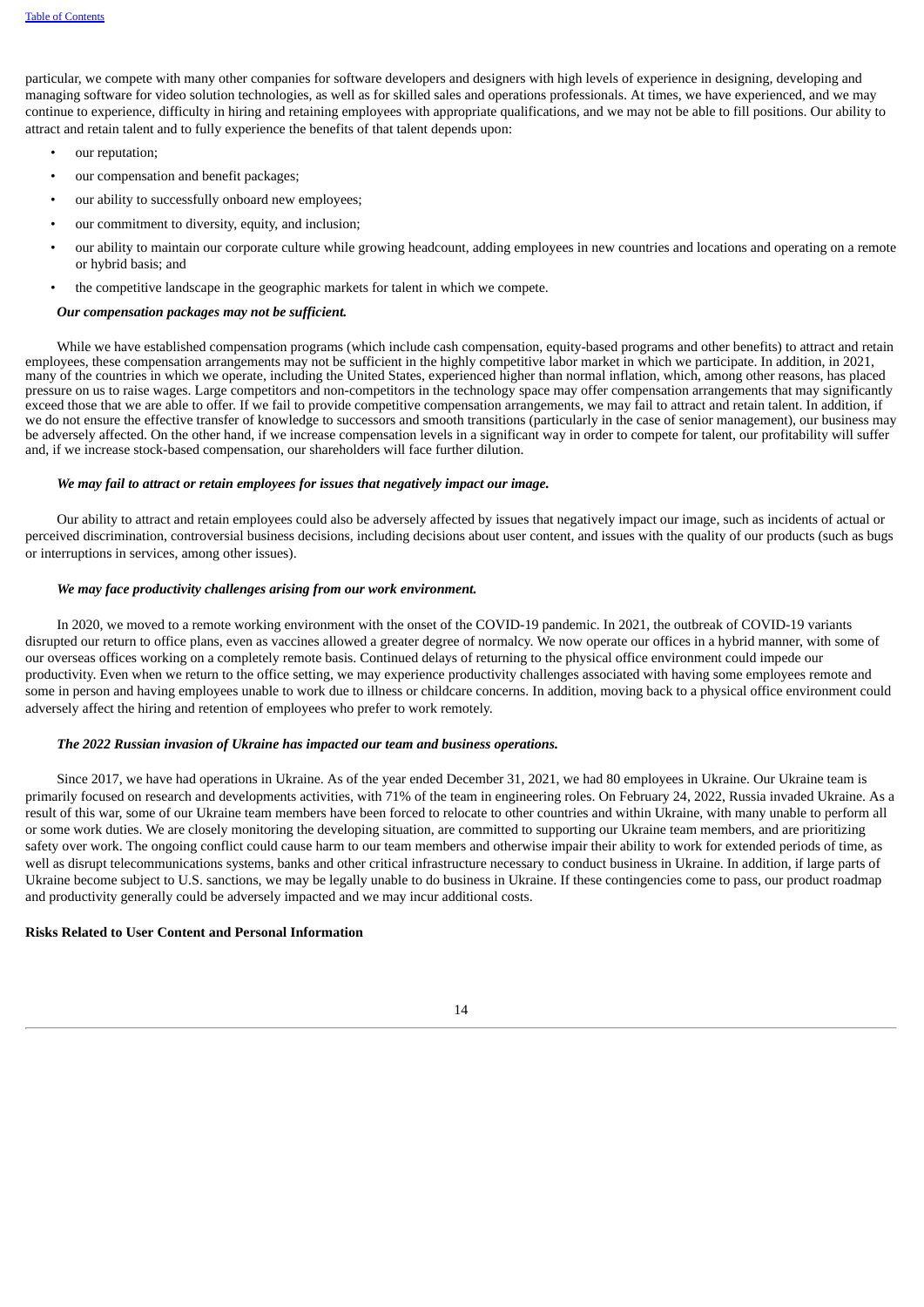particular, we compete with many other companies for software developers and designers with high levels of experience in designing, developing and managing software for video solution technologies, as well as for skilled sales and operations professionals. At times, we have experienced, and we may continue to experience, difficulty in hiring and retaining employees with appropriate qualifications, and we may not be able to fill positions. Our ability to attract and retain talent and to fully experience the benefits of that talent depends upon:

- our reputation;
- our compensation and benefit packages;
- our ability to successfully onboard new employees;
- our commitment to diversity, equity, and inclusion;
- our ability to maintain our corporate culture while growing headcount, adding employees in new countries and locations and operating on a remote or hybrid basis; and
- the competitive landscape in the geographic markets for talent in which we compete.

***Our compensation packages may not be sufficient.***

While we have established compensation programs (which include cash compensation, equity-based programs and other benefits) to attract and retain employees, these compensation arrangements may not be sufficient in the highly competitive labor market in which we participate. In addition, in 2021, many of the countries in which we operate, including the United States, experienced higher than normal inflation, which, among other reasons, has placed pressure on us to raise wages. Large competitors and non-competitors in the technology space may offer compensation arrangements that may significantly exceed those that we are able to offer. If we fail to provide competitive compensation arrangements, we may fail to attract and retain talent. In addition, if we do not ensure the effective transfer of knowledge to successors and smooth transitions (particularly in the case of senior management), our business may be adversely affected. On the other hand, if we increase compensation levels in a significant way in order to compete for talent, our profitability will suffer and, if we increase stock-based compensation, our shareholders will face further dilution.

***We may fail to attract or retain employees for issues that negatively impact our image.***

Our ability to attract and retain employees could also be adversely affected by issues that negatively impact our image, such as incidents of actual or perceived discrimination, controversial business decisions, including decisions about user content, and issues with the quality of our products (such as bugs or interruptions in services, among other issues).

***We may face productivity challenges arising from our work environment.***

In 2020, we moved to a remote working environment with the onset of the COVID-19 pandemic. In 2021, the outbreak of COVID-19 variants disrupted our return to office plans, even as vaccines allowed a greater degree of normalcy. We now operate our offices in a hybrid manner, with some of our overseas offices working on a completely remote basis. Continued delays of returning to the physical office environment could impede our productivity. Even when we return to the office setting, we may experience productivity challenges associated with having some employees remote and some in person and having employees unable to work due to illness or childcare concerns. In addition, moving back to a physical office environment could adversely affect the hiring and retention of employees who prefer to work remotely.

***The 2022 Russian invasion of Ukraine has impacted our team and business operations.***

Since 2017, we have had operations in Ukraine. As of the year ended December 31, 2021, we had 80 employees in Ukraine. Our Ukraine team is primarily focused on research and developments activities, with 71% of the team in engineering roles. On February 24, 2022, Russia invaded Ukraine. As a result of this war, some of our Ukraine team members have been forced to relocate to other countries and within Ukraine, with many unable to perform all or some work duties. We are closely monitoring the developing situation, are committed to supporting our Ukraine team members, and are prioritizing safety over work. The ongoing conflict could cause harm to our team members and otherwise impair their ability to work for extended periods of time, as well as disrupt telecommunications systems, banks and other critical infrastructure necessary to conduct business in Ukraine. In addition, if large parts of Ukraine become subject to U.S. sanctions, we may be legally unable to do business in Ukraine. If these contingencies come to pass, our product roadmap and productivity generally could be adversely impacted and we may incur additional costs.

**Risks Related to User Content and Personal Information**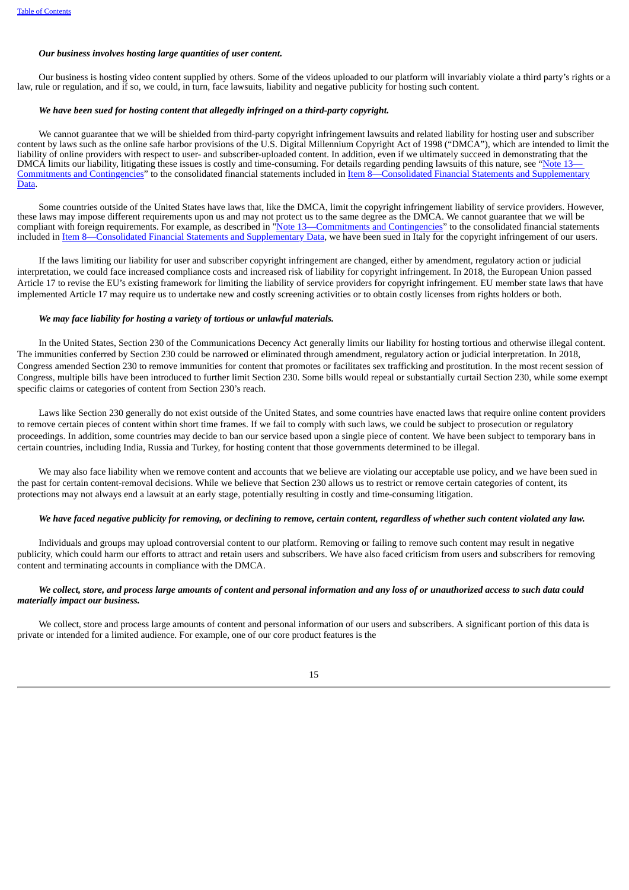***Our business involves hosting large quantities of user content.***

Our business is hosting video content supplied by others. Some of the videos uploaded to our platform will invariably violate a third party's rights or a law, rule or regulation, and if so, we could, in turn, face lawsuits, liability and negative publicity for hosting such content.

***We have been sued for hosting content that allegedly infringed on a third-party copyright.***

We cannot guarantee that we will be shielded from third-party copyright infringement lawsuits and related liability for hosting user and subscriber content by laws such as the online safe harbor provisions of the U.S. Digital Millennium Copyright Act of 1998 ("DMCA"), which are intended to limit the liability of online providers with respect to user- and subscriber-uploaded content. In addition, even if we ultimately succeed in demonstrating that the DMCA limits our liability, litigating these issues is costly and time-consuming. For details regarding pending lawsuits of this nature, see "Note 13—Commitments and Contingencies" to the consolidated financial statements included in Item 8—Consolidated Financial Statements and Supplementary Data.

Some countries outside of the United States have laws that, like the DMCA, limit the copyright infringement liability of service providers. However, these laws may impose different requirements upon us and may not protect us to the same degree as the DMCA. We cannot guarantee that we will be compliant with foreign requirements. For example, as described in "Note 13—Commitments and Contingencies" to the consolidated financial statements included in Item 8—Consolidated Financial Statements and Supplementary Data, we have been sued in Italy for the copyright infringement of our users.

If the laws limiting our liability for user and subscriber copyright infringement are changed, either by amendment, regulatory action or judicial interpretation, we could face increased compliance costs and increased risk of liability for copyright infringement. In 2018, the European Union passed Article 17 to revise the EU's existing framework for limiting the liability of service providers for copyright infringement. EU member state laws that have implemented Article 17 may require us to undertake new and costly screening activities or to obtain costly licenses from rights holders or both.

***We may face liability for hosting a variety of tortious or unlawful materials.***

In the United States, Section 230 of the Communications Decency Act generally limits our liability for hosting tortious and otherwise illegal content. The immunities conferred by Section 230 could be narrowed or eliminated through amendment, regulatory action or judicial interpretation. In 2018, Congress amended Section 230 to remove immunities for content that promotes or facilitates sex trafficking and prostitution. In the most recent session of Congress, multiple bills have been introduced to further limit Section 230. Some bills would repeal or substantially curtail Section 230, while some exempt specific claims or categories of content from Section 230's reach.

Laws like Section 230 generally do not exist outside of the United States, and some countries have enacted laws that require online content providers to remove certain pieces of content within short time frames. If we fail to comply with such laws, we could be subject to prosecution or regulatory proceedings. In addition, some countries may decide to ban our service based upon a single piece of content. We have been subject to temporary bans in certain countries, including India, Russia and Turkey, for hosting content that those governments determined to be illegal.

We may also face liability when we remove content and accounts that we believe are violating our acceptable use policy, and we have been sued in the past for certain content-removal decisions. While we believe that Section 230 allows us to restrict or remove certain categories of content, its protections may not always end a lawsuit at an early stage, potentially resulting in costly and time-consuming litigation.

***We have faced negative publicity for removing, or declining to remove, certain content, regardless of whether such content violated any law.***

Individuals and groups may upload controversial content to our platform. Removing or failing to remove such content may result in negative publicity, which could harm our efforts to attract and retain users and subscribers. We have also faced criticism from users and subscribers for removing content and terminating accounts in compliance with the DMCA.

***We collect, store, and process large amounts of content and personal information and any loss of or unauthorized access to such data could materially impact our business.***

We collect, store and process large amounts of content and personal information of our users and subscribers. A significant portion of this data is private or intended for a limited audience. For example, one of our core product features is the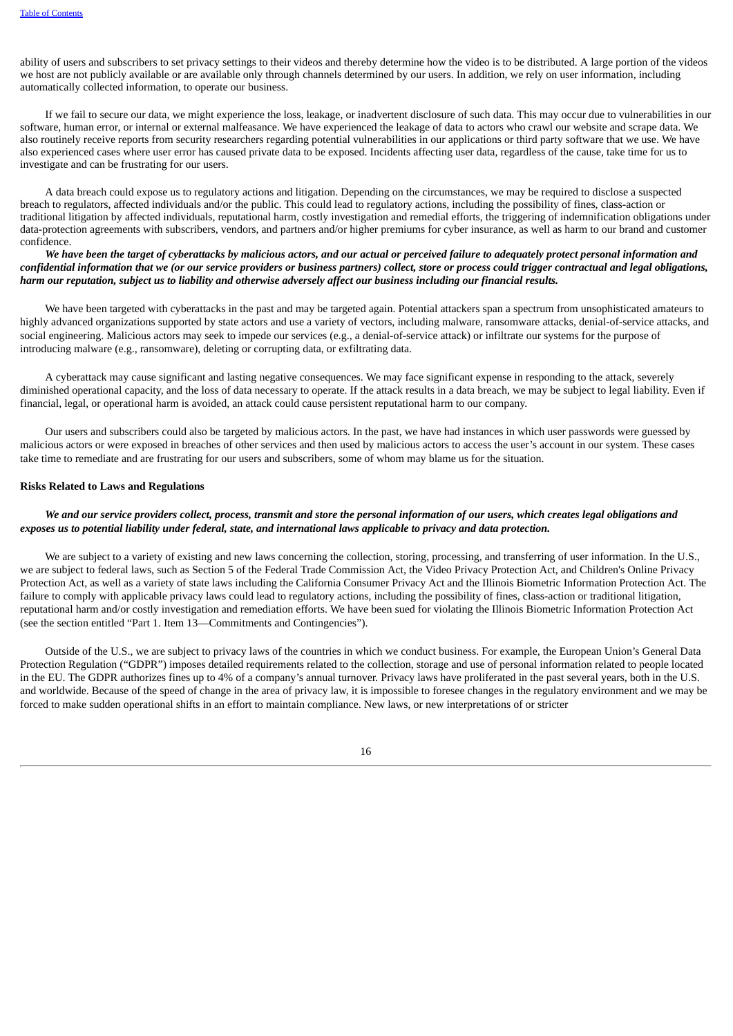ability of users and subscribers to set privacy settings to their videos and thereby determine how the video is to be distributed. A large portion of the videos we host are not publicly available or are available only through channels determined by our users. In addition, we rely on user information, including automatically collected information, to operate our business.

If we fail to secure our data, we might experience the loss, leakage, or inadvertent disclosure of such data. This may occur due to vulnerabilities in our software, human error, or internal or external malfeasance. We have experienced the leakage of data to actors who crawl our website and scrape data. We also routinely receive reports from security researchers regarding potential vulnerabilities in our applications or third party software that we use. We have also experienced cases where user error has caused private data to be exposed. Incidents affecting user data, regardless of the cause, take time for us to investigate and can be frustrating for our users.

A data breach could expose us to regulatory actions and litigation. Depending on the circumstances, we may be required to disclose a suspected breach to regulators, affected individuals and/or the public. This could lead to regulatory actions, including the possibility of fines, class-action or traditional litigation by affected individuals, reputational harm, costly investigation and remedial efforts, the triggering of indemnification obligations under data-protection agreements with subscribers, vendors, and partners and/or higher premiums for cyber insurance, as well as harm to our brand and customer confidence.

***We have been the target of cyberattacks by malicious actors, and our actual or perceived failure to adequately protect personal information and confidential information that we (or our service providers or business partners) collect, store or process could trigger contractual and legal obligations, harm our reputation, subject us to liability and otherwise adversely affect our business including our financial results.***

We have been targeted with cyberattacks in the past and may be targeted again. Potential attackers span a spectrum from unsophisticated amateurs to highly advanced organizations supported by state actors and use a variety of vectors, including malware, ransomware attacks, denial-of-service attacks, and social engineering. Malicious actors may seek to impede our services (e.g., a denial-of-service attack) or infiltrate our systems for the purpose of introducing malware (e.g., ransomware), deleting or corrupting data, or exfiltrating data.

A cyberattack may cause significant and lasting negative consequences. We may face significant expense in responding to the attack, severely diminished operational capacity, and the loss of data necessary to operate. If the attack results in a data breach, we may be subject to legal liability. Even if financial, legal, or operational harm is avoided, an attack could cause persistent reputational harm to our company.

Our users and subscribers could also be targeted by malicious actors. In the past, we have had instances in which user passwords were guessed by malicious actors or were exposed in breaches of other services and then used by malicious actors to access the user's account in our system. These cases take time to remediate and are frustrating for our users and subscribers, some of whom may blame us for the situation.

**Risks Related to Laws and Regulations**

***We and our service providers collect, process, transmit and store the personal information of our users, which creates legal obligations and exposes us to potential liability under federal, state, and international laws applicable to privacy and data protection.***

We are subject to a variety of existing and new laws concerning the collection, storing, processing, and transferring of user information. In the U.S., we are subject to federal laws, such as Section 5 of the Federal Trade Commission Act, the Video Privacy Protection Act, and Children's Online Privacy Protection Act, as well as a variety of state laws including the California Consumer Privacy Act and the Illinois Biometric Information Protection Act. The failure to comply with applicable privacy laws could lead to regulatory actions, including the possibility of fines, class-action or traditional litigation, reputational harm and/or costly investigation and remediation efforts. We have been sued for violating the Illinois Biometric Information Protection Act (see the section entitled "Part 1. Item 13—Commitments and Contingencies").

Outside of the U.S., we are subject to privacy laws of the countries in which we conduct business. For example, the European Union's General Data Protection Regulation ("GDPR") imposes detailed requirements related to the collection, storage and use of personal information related to people located in the EU. The GDPR authorizes fines up to 4% of a company's annual turnover. Privacy laws have proliferated in the past several years, both in the U.S. and worldwide. Because of the speed of change in the area of privacy law, it is impossible to foresee changes in the regulatory environment and we may be forced to make sudden operational shifts in an effort to maintain compliance. New laws, or new interpretations of or stricter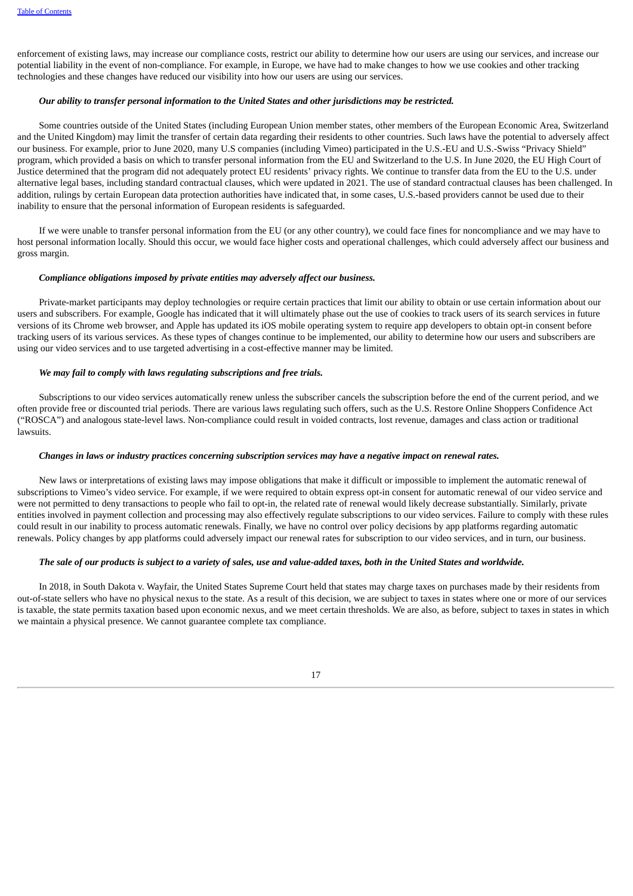enforcement of existing laws, may increase our compliance costs, restrict our ability to determine how our users are using our services, and increase our potential liability in the event of non-compliance. For example, in Europe, we have had to make changes to how we use cookies and other tracking technologies and these changes have reduced our visibility into how our users are using our services.

***Our ability to transfer personal information to the United States and other jurisdictions may be restricted.***

Some countries outside of the United States (including European Union member states, other members of the European Economic Area, Switzerland and the United Kingdom) may limit the transfer of certain data regarding their residents to other countries. Such laws have the potential to adversely affect our business. For example, prior to June 2020, many U.S companies (including Vimeo) participated in the U.S.-EU and U.S.-Swiss "Privacy Shield" program, which provided a basis on which to transfer personal information from the EU and Switzerland to the U.S. In June 2020, the EU High Court of Justice determined that the program did not adequately protect EU residents' privacy rights. We continue to transfer data from the EU to the U.S. under alternative legal bases, including standard contractual clauses, which were updated in 2021. The use of standard contractual clauses has been challenged. In addition, rulings by certain European data protection authorities have indicated that, in some cases, U.S.-based providers cannot be used due to their inability to ensure that the personal information of European residents is safeguarded.

If we were unable to transfer personal information from the EU (or any other country), we could face fines for noncompliance and we may have to host personal information locally. Should this occur, we would face higher costs and operational challenges, which could adversely affect our business and gross margin.

***Compliance obligations imposed by private entities may adversely affect our business.***

Private-market participants may deploy technologies or require certain practices that limit our ability to obtain or use certain information about our users and subscribers. For example, Google has indicated that it will ultimately phase out the use of cookies to track users of its search services in future versions of its Chrome web browser, and Apple has updated its iOS mobile operating system to require app developers to obtain opt-in consent before tracking users of its various services. As these types of changes continue to be implemented, our ability to determine how our users and subscribers are using our video services and to use targeted advertising in a cost-effective manner may be limited.

***We may fail to comply with laws regulating subscriptions and free trials.***

Subscriptions to our video services automatically renew unless the subscriber cancels the subscription before the end of the current period, and we often provide free or discounted trial periods. There are various laws regulating such offers, such as the U.S. Restore Online Shoppers Confidence Act ("ROSCA") and analogous state-level laws. Non-compliance could result in voided contracts, lost revenue, damages and class action or traditional lawsuits.

***Changes in laws or industry practices concerning subscription services may have a negative impact on renewal rates.***

New laws or interpretations of existing laws may impose obligations that make it difficult or impossible to implement the automatic renewal of subscriptions to Vimeo's video service. For example, if we were required to obtain express opt-in consent for automatic renewal of our video service and were not permitted to deny transactions to people who fail to opt-in, the related rate of renewal would likely decrease substantially. Similarly, private entities involved in payment collection and processing may also effectively regulate subscriptions to our video services. Failure to comply with these rules could result in our inability to process automatic renewals. Finally, we have no control over policy decisions by app platforms regarding automatic renewals. Policy changes by app platforms could adversely impact our renewal rates for subscription to our video services, and in turn, our business.

***The sale of our products is subject to a variety of sales, use and value-added taxes, both in the United States and worldwide.***

In 2018, in South Dakota v. Wayfair, the United States Supreme Court held that states may charge taxes on purchases made by their residents from out-of-state sellers who have no physical nexus to the state. As a result of this decision, we are subject to taxes in states where one or more of our services is taxable, the state permits taxation based upon economic nexus, and we meet certain thresholds. We are also, as before, subject to taxes in states in which we maintain a physical presence. We cannot guarantee complete tax compliance.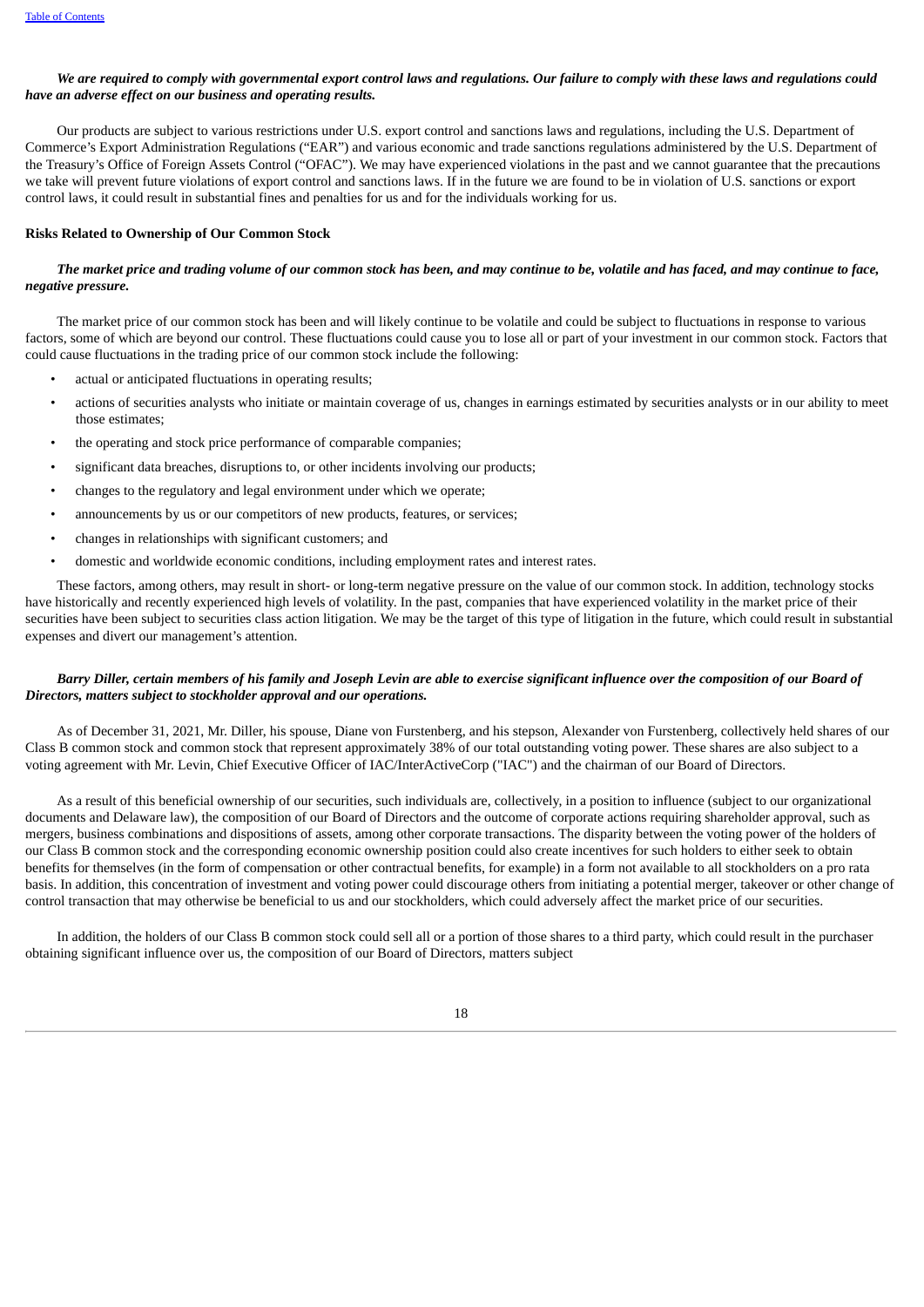***We are required to comply with governmental export control laws and regulations. Our failure to comply with these laws and regulations could have an adverse effect on our business and operating results.***

Our products are subject to various restrictions under U.S. export control and sanctions laws and regulations, including the U.S. Department of Commerce's Export Administration Regulations ("EAR") and various economic and trade sanctions regulations administered by the U.S. Department of the Treasury's Office of Foreign Assets Control ("OFAC"). We may have experienced violations in the past and we cannot guarantee that the precautions we take will prevent future violations of export control and sanctions laws. If in the future we are found to be in violation of U.S. sanctions or export control laws, it could result in substantial fines and penalties for us and for the individuals working for us.

**Risks Related to Ownership of Our Common Stock**

***The market price and trading volume of our common stock has been, and may continue to be, volatile and has faced, and may continue to face, negative pressure.***

The market price of our common stock has been and will likely continue to be volatile and could be subject to fluctuations in response to various factors, some of which are beyond our control. These fluctuations could cause you to lose all or part of your investment in our common stock. Factors that could cause fluctuations in the trading price of our common stock include the following:

- actual or anticipated fluctuations in operating results;
- actions of securities analysts who initiate or maintain coverage of us, changes in earnings estimated by securities analysts or in our ability to meet those estimates;
- the operating and stock price performance of comparable companies;
- significant data breaches, disruptions to, or other incidents involving our products;
- changes to the regulatory and legal environment under which we operate;
- announcements by us or our competitors of new products, features, or services;
- changes in relationships with significant customers; and
- domestic and worldwide economic conditions, including employment rates and interest rates.

These factors, among others, may result in short- or long-term negative pressure on the value of our common stock. In addition, technology stocks have historically and recently experienced high levels of volatility. In the past, companies that have experienced volatility in the market price of their securities have been subject to securities class action litigation. We may be the target of this type of litigation in the future, which could result in substantial expenses and divert our management's attention.

***Barry Diller, certain members of his family and Joseph Levin are able to exercise significant influence over the composition of our Board of Directors, matters subject to stockholder approval and our operations.***

As of December 31, 2021, Mr. Diller, his spouse, Diane von Furstenberg, and his stepson, Alexander von Furstenberg, collectively held shares of our Class B common stock and common stock that represent approximately 38% of our total outstanding voting power. These shares are also subject to a voting agreement with Mr. Levin, Chief Executive Officer of IAC/InterActiveCorp ("IAC") and the chairman of our Board of Directors.

As a result of this beneficial ownership of our securities, such individuals are, collectively, in a position to influence (subject to our organizational documents and Delaware law), the composition of our Board of Directors and the outcome of corporate actions requiring shareholder approval, such as mergers, business combinations and dispositions of assets, among other corporate transactions. The disparity between the voting power of the holders of our Class B common stock and the corresponding economic ownership position could also create incentives for such holders to either seek to obtain benefits for themselves (in the form of compensation or other contractual benefits, for example) in a form not available to all stockholders on a pro rata basis. In addition, this concentration of investment and voting power could discourage others from initiating a potential merger, takeover or other change of control transaction that may otherwise be beneficial to us and our stockholders, which could adversely affect the market price of our securities.

In addition, the holders of our Class B common stock could sell all or a portion of those shares to a third party, which could result in the purchaser obtaining significant influence over us, the composition of our Board of Directors, matters subject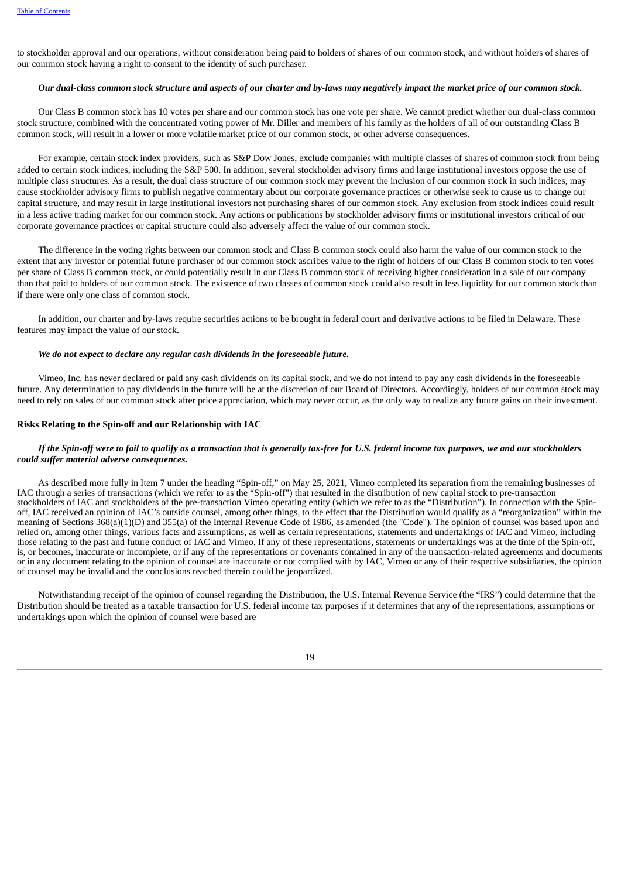to stockholder approval and our operations, without consideration being paid to holders of shares of our common stock, and without holders of shares of our common stock having a right to consent to the identity of such purchaser.

***Our dual-class common stock structure and aspects of our charter and by-laws may negatively impact the market price of our common stock.***

Our Class B common stock has 10 votes per share and our common stock has one vote per share. We cannot predict whether our dual-class common stock structure, combined with the concentrated voting power of Mr. Diller and members of his family as the holders of all of our outstanding Class B common stock, will result in a lower or more volatile market price of our common stock, or other adverse consequences.

For example, certain stock index providers, such as S&P Dow Jones, exclude companies with multiple classes of shares of common stock from being added to certain stock indices, including the S&P 500. In addition, several stockholder advisory firms and large institutional investors oppose the use of multiple class structures. As a result, the dual class structure of our common stock may prevent the inclusion of our common stock in such indices, may cause stockholder advisory firms to publish negative commentary about our corporate governance practices or otherwise seek to cause us to change our capital structure, and may result in large institutional investors not purchasing shares of our common stock. Any exclusion from stock indices could result in a less active trading market for our common stock. Any actions or publications by stockholder advisory firms or institutional investors critical of our corporate governance practices or capital structure could also adversely affect the value of our common stock.

The difference in the voting rights between our common stock and Class B common stock could also harm the value of our common stock to the extent that any investor or potential future purchaser of our common stock ascribes value to the right of holders of our Class B common stock to ten votes per share of Class B common stock, or could potentially result in our Class B common stock of receiving higher consideration in a sale of our company than that paid to holders of our common stock. The existence of two classes of common stock could also result in less liquidity for our common stock than if there were only one class of common stock.

In addition, our charter and by-laws require securities actions to be brought in federal court and derivative actions to be filed in Delaware. These features may impact the value of our stock.

***We do not expect to declare any regular cash dividends in the foreseeable future.***

Vimeo, Inc. has never declared or paid any cash dividends on its capital stock, and we do not intend to pay any cash dividends in the foreseeable future. Any determination to pay dividends in the future will be at the discretion of our Board of Directors. Accordingly, holders of our common stock may need to rely on sales of our common stock after price appreciation, which may never occur, as the only way to realize any future gains on their investment.

**Risks Relating to the Spin-off and our Relationship with IAC**

***If the Spin-off were to fail to qualify as a transaction that is generally tax-free for U.S. federal income tax purposes, we and our stockholders could suffer material adverse consequences.***

As described more fully in Item 7 under the heading "Spin-off," on May 25, 2021, Vimeo completed its separation from the remaining businesses of IAC through a series of transactions (which we refer to as the "Spin-off") that resulted in the distribution of new capital stock to pre-transaction stockholders of IAC and stockholders of the pre-transaction Vimeo operating entity (which we refer to as the "Distribution"). In connection with the Spin-off, IAC received an opinion of IAC's outside counsel, among other things, to the effect that the Distribution would qualify as a "reorganization" within the meaning of Sections 368(a)(1)(D) and 355(a) of the Internal Revenue Code of 1986, as amended (the "Code"). The opinion of counsel was based upon and relied on, among other things, various facts and assumptions, as well as certain representations, statements and undertakings of IAC and Vimeo, including those relating to the past and future conduct of IAC and Vimeo. If any of these representations, statements or undertakings was at the time of the Spin-off, is, or becomes, inaccurate or incomplete, or if any of the representations or covenants contained in any of the transaction-related agreements and documents or in any document relating to the opinion of counsel are inaccurate or not complied with by IAC, Vimeo or any of their respective subsidiaries, the opinion of counsel may be invalid and the conclusions reached therein could be jeopardized.

Notwithstanding receipt of the opinion of counsel regarding the Distribution, the U.S. Internal Revenue Service (the "IRS") could determine that the Distribution should be treated as a taxable transaction for U.S. federal income tax purposes if it determines that any of the representations, assumptions or undertakings upon which the opinion of counsel were based are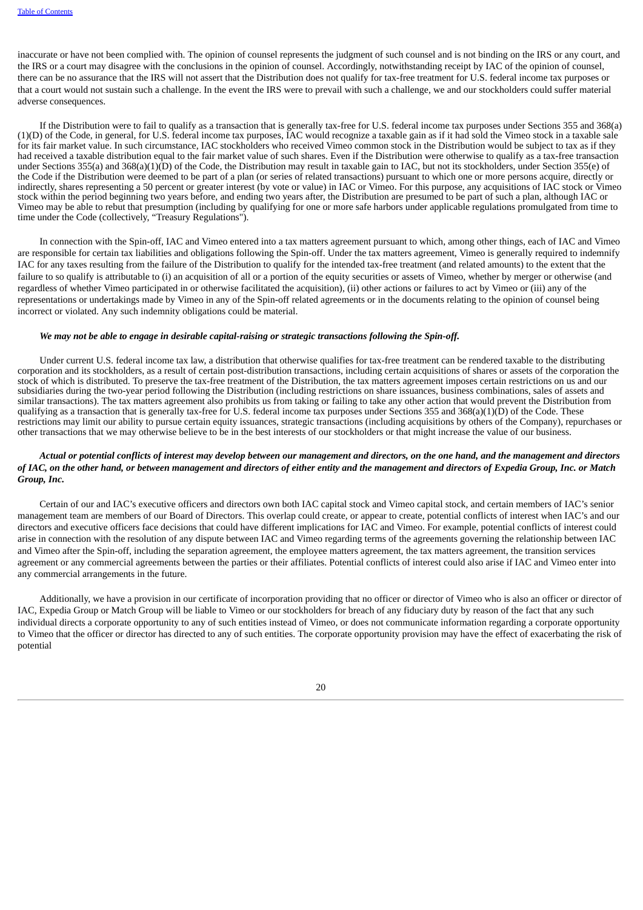inaccurate or have not been complied with. The opinion of counsel represents the judgment of such counsel and is not binding on the IRS or any court, and the IRS or a court may disagree with the conclusions in the opinion of counsel. Accordingly, notwithstanding receipt by IAC of the opinion of counsel, there can be no assurance that the IRS will not assert that the Distribution does not qualify for tax-free treatment for U.S. federal income tax purposes or that a court would not sustain such a challenge. In the event the IRS were to prevail with such a challenge, we and our stockholders could suffer material adverse consequences.

If the Distribution were to fail to qualify as a transaction that is generally tax-free for U.S. federal income tax purposes under Sections 355 and 368(a)(1)(D) of the Code, in general, for U.S. federal income tax purposes, IAC would recognize a taxable gain as if it had sold the Vimeo stock in a taxable sale for its fair market value. In such circumstance, IAC stockholders who received Vimeo common stock in the Distribution would be subject to tax as if they had received a taxable distribution equal to the fair market value of such shares. Even if the Distribution were otherwise to qualify as a tax-free transaction under Sections 355(a) and 368(a)(1)(D) of the Code, the Distribution may result in taxable gain to IAC, but not its stockholders, under Section 355(e) of the Code if the Distribution were deemed to be part of a plan (or series of related transactions) pursuant to which one or more persons acquire, directly or indirectly, shares representing a 50 percent or greater interest (by vote or value) in IAC or Vimeo. For this purpose, any acquisitions of IAC stock or Vimeo stock within the period beginning two years before, and ending two years after, the Distribution are presumed to be part of such a plan, although IAC or Vimeo may be able to rebut that presumption (including by qualifying for one or more safe harbors under applicable regulations promulgated from time to time under the Code (collectively, "Treasury Regulations").

In connection with the Spin-off, IAC and Vimeo entered into a tax matters agreement pursuant to which, among other things, each of IAC and Vimeo are responsible for certain tax liabilities and obligations following the Spin-off. Under the tax matters agreement, Vimeo is generally required to indemnify IAC for any taxes resulting from the failure of the Distribution to qualify for the intended tax-free treatment (and related amounts) to the extent that the failure to so qualify is attributable to (i) an acquisition of all or a portion of the equity securities or assets of Vimeo, whether by merger or otherwise (and regardless of whether Vimeo participated in or otherwise facilitated the acquisition), (ii) other actions or failures to act by Vimeo or (iii) any of the representations or undertakings made by Vimeo in any of the Spin-off related agreements or in the documents relating to the opinion of counsel being incorrect or violated. Any such indemnity obligations could be material.

***We may not be able to engage in desirable capital-raising or strategic transactions following the Spin-off.***

Under current U.S. federal income tax law, a distribution that otherwise qualifies for tax-free treatment can be rendered taxable to the distributing corporation and its stockholders, as a result of certain post-distribution transactions, including certain acquisitions of shares or assets of the corporation the stock of which is distributed. To preserve the tax-free treatment of the Distribution, the tax matters agreement imposes certain restrictions on us and our subsidiaries during the two-year period following the Distribution (including restrictions on share issuances, business combinations, sales of assets and similar transactions). The tax matters agreement also prohibits us from taking or failing to take any other action that would prevent the Distribution from qualifying as a transaction that is generally tax-free for U.S. federal income tax purposes under Sections 355 and 368(a)(1)(D) of the Code. These restrictions may limit our ability to pursue certain equity issuances, strategic transactions (including acquisitions by others of the Company), repurchases or other transactions that we may otherwise believe to be in the best interests of our stockholders or that might increase the value of our business.

***Actual or potential conflicts of interest may develop between our management and directors, on the one hand, and the management and directors of IAC, on the other hand, or between management and directors of either entity and the management and directors of Expedia Group, Inc. or Match Group, Inc.***

Certain of our and IAC's executive officers and directors own both IAC capital stock and Vimeo capital stock, and certain members of IAC's senior management team are members of our Board of Directors. This overlap could create, or appear to create, potential conflicts of interest when IAC's and our directors and executive officers face decisions that could have different implications for IAC and Vimeo. For example, potential conflicts of interest could arise in connection with the resolution of any dispute between IAC and Vimeo regarding terms of the agreements governing the relationship between IAC and Vimeo after the Spin-off, including the separation agreement, the employee matters agreement, the tax matters agreement, the transition services agreement or any commercial agreements between the parties or their affiliates. Potential conflicts of interest could also arise if IAC and Vimeo enter into any commercial arrangements in the future.

Additionally, we have a provision in our certificate of incorporation providing that no officer or director of Vimeo who is also an officer or director of IAC, Expedia Group or Match Group will be liable to Vimeo or our stockholders for breach of any fiduciary duty by reason of the fact that any such individual directs a corporate opportunity to any of such entities instead of Vimeo, or does not communicate information regarding a corporate opportunity to Vimeo that the officer or director has directed to any of such entities. The corporate opportunity provision may have the effect of exacerbating the risk of potential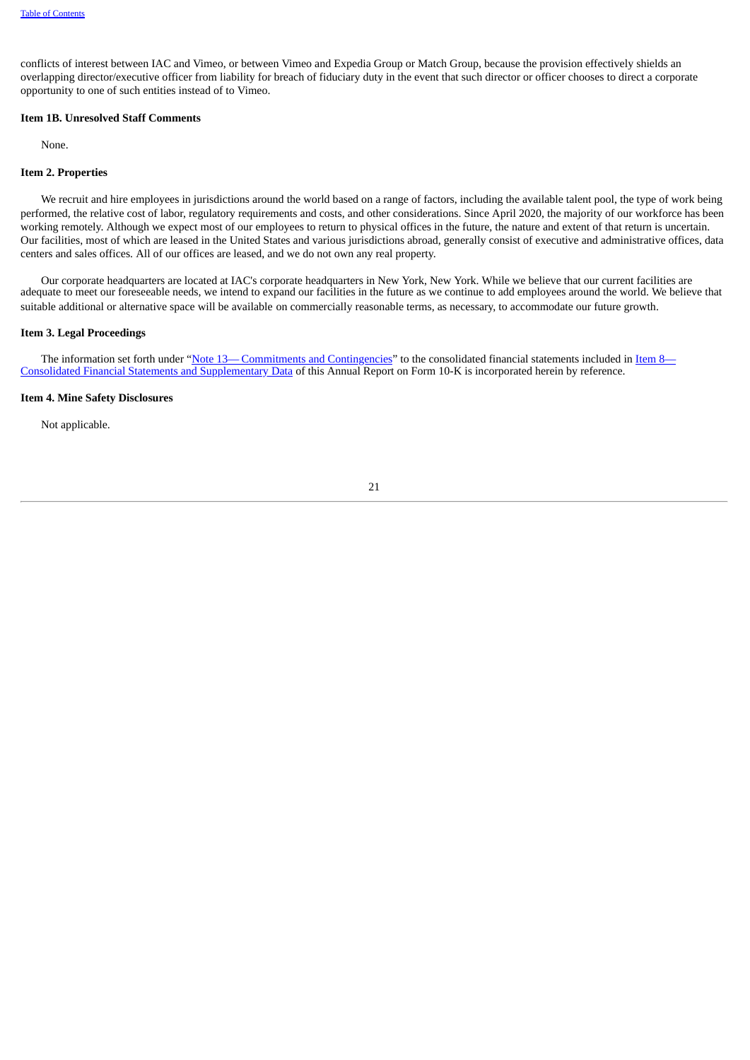conflicts of interest between IAC and Vimeo, or between Vimeo and Expedia Group or Match Group, because the provision effectively shields an overlapping director/executive officer from liability for breach of fiduciary duty in the event that such director or officer chooses to direct a corporate opportunity to one of such entities instead of to Vimeo.

**Item 1B. Unresolved Staff Comments**

None.

**Item 2. Properties**

We recruit and hire employees in jurisdictions around the world based on a range of factors, including the available talent pool, the type of work being performed, the relative cost of labor, regulatory requirements and costs, and other considerations. Since April 2020, the majority of our workforce has been working remotely. Although we expect most of our employees to return to physical offices in the future, the nature and extent of that return is uncertain. Our facilities, most of which are leased in the United States and various jurisdictions abroad, generally consist of executive and administrative offices, data centers and sales offices. All of our offices are leased, and we do not own any real property.

Our corporate headquarters are located at IAC's corporate headquarters in New York, New York. While we believe that our current facilities are adequate to meet our foreseeable needs, we intend to expand our facilities in the future as we continue to add employees around the world. We believe that suitable additional or alternative space will be available on commercially reasonable terms, as necessary, to accommodate our future growth.

**Item 3. Legal Proceedings**

The information set forth under "Note 13— Commitments and Contingencies" to the consolidated financial statements included in Item 8—Consolidated Financial Statements and Supplementary Data of this Annual Report on Form 10-K is incorporated herein by reference.

**Item 4. Mine Safety Disclosures**

Not applicable.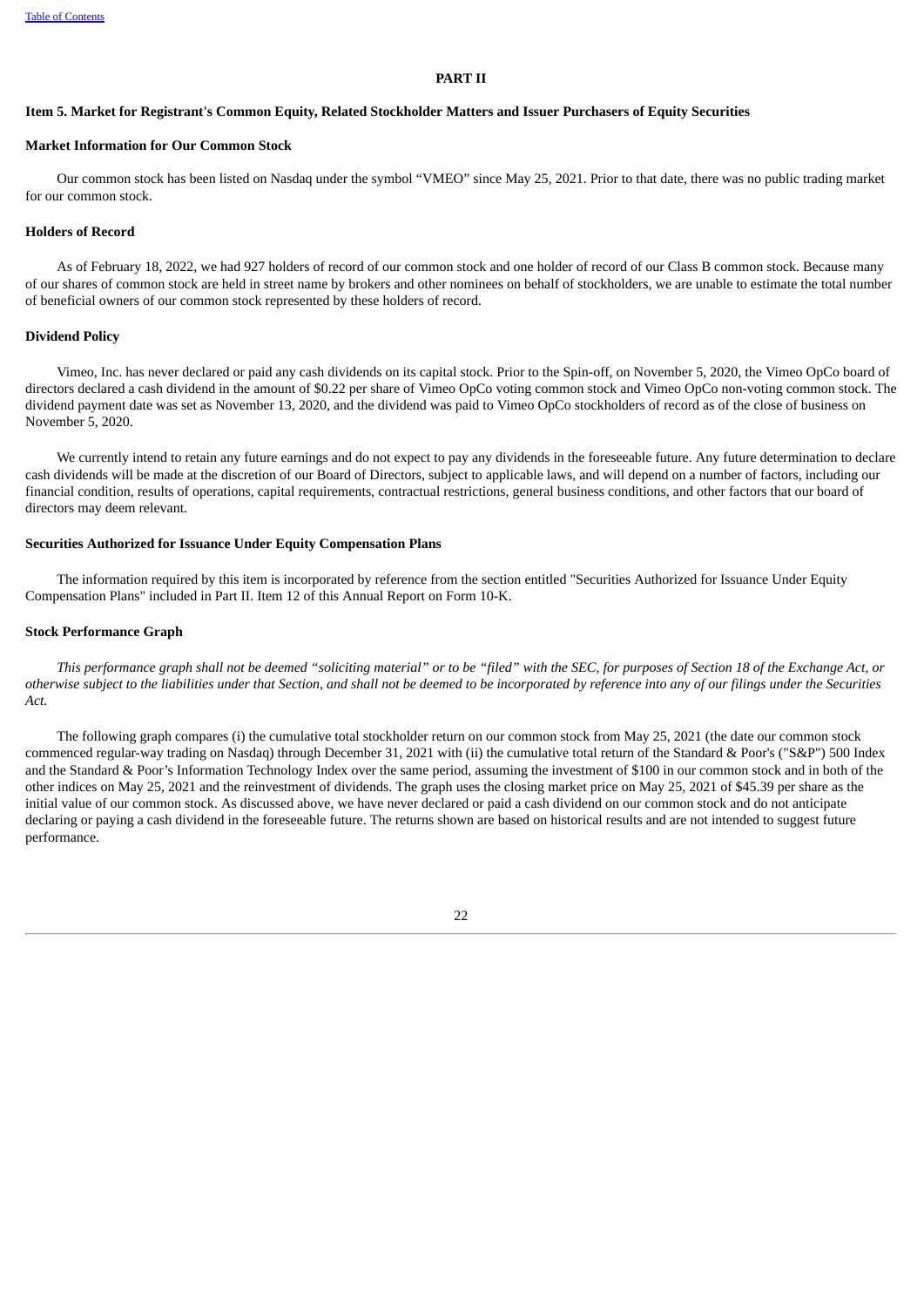## PART II

### Item 5. Market for Registrant's Common Equity, Related Stockholder Matters and Issuer Purchasers of Equity Securities

**Market Information for Our Common Stock**

Our common stock has been listed on Nasdaq under the symbol "VMEO" since May 25, 2021. Prior to that date, there was no public trading market for our common stock.

**Holders of Record**

As of February 18, 2022, we had 927 holders of record of our common stock and one holder of record of our Class B common stock. Because many of our shares of common stock are held in street name by brokers and other nominees on behalf of stockholders, we are unable to estimate the total number of beneficial owners of our common stock represented by these holders of record.

**Dividend Policy**

Vimeo, Inc. has never declared or paid any cash dividends on its capital stock. Prior to the Spin-off, on November 5, 2020, the Vimeo OpCo board of directors declared a cash dividend in the amount of $0.22 per share of Vimeo OpCo voting common stock and Vimeo OpCo non-voting common stock. The dividend payment date was set as November 13, 2020, and the dividend was paid to Vimeo OpCo stockholders of record as of the close of business on November 5, 2020.

We currently intend to retain any future earnings and do not expect to pay any dividends in the foreseeable future. Any future determination to declare cash dividends will be made at the discretion of our Board of Directors, subject to applicable laws, and will depend on a number of factors, including our financial condition, results of operations, capital requirements, contractual restrictions, general business conditions, and other factors that our board of directors may deem relevant.

**Securities Authorized for Issuance Under Equity Compensation Plans**

The information required by this item is incorporated by reference from the section entitled "Securities Authorized for Issuance Under Equity Compensation Plans" included in Part II. Item 12 of this Annual Report on Form 10-K.

**Stock Performance Graph**

*This performance graph shall not be deemed "soliciting material" or to be "filed" with the SEC, for purposes of Section 18 of the Exchange Act, or otherwise subject to the liabilities under that Section, and shall not be deemed to be incorporated by reference into any of our filings under the Securities Act.*

The following graph compares (i) the cumulative total stockholder return on our common stock from May 25, 2021 (the date our common stock commenced regular-way trading on Nasdaq) through December 31, 2021 with (ii) the cumulative total return of the Standard & Poor's ("S&P") 500 Index and the Standard & Poor's Information Technology Index over the same period, assuming the investment of $100 in our common stock and in both of the other indices on May 25, 2021 and the reinvestment of dividends. The graph uses the closing market price on May 25, 2021 of $45.39 per share as the initial value of our common stock. As discussed above, we have never declared or paid a cash dividend on our common stock and do not anticipate declaring or paying a cash dividend in the foreseeable future. The returns shown are based on historical results and are not intended to suggest future performance.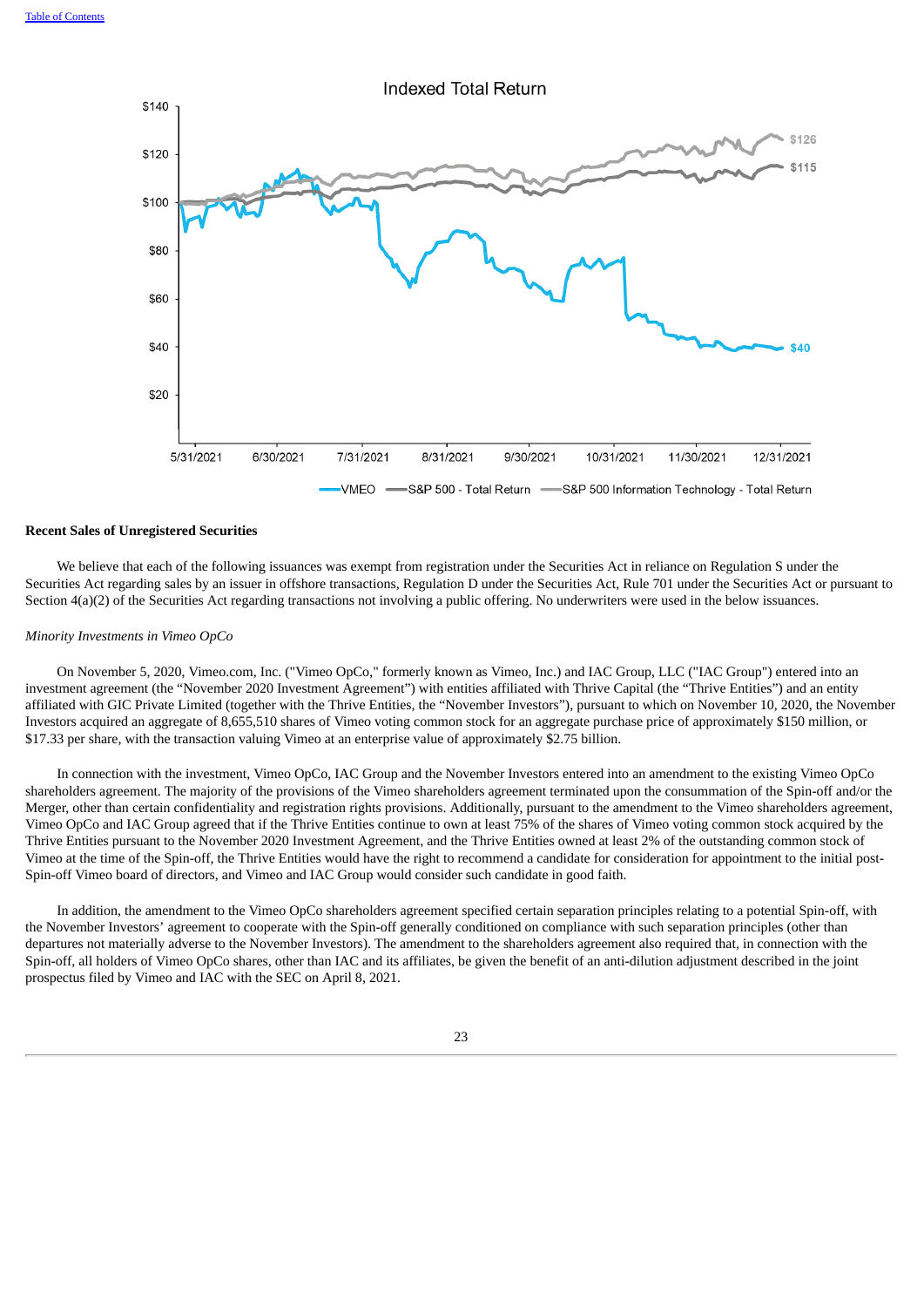Indexed Total Return

| | 5/31/2021 | 12/31/2021 |
|---|---|---|
| VMEO | $100 | $40 |
| S&P 500 - Total Return | $100 | $115 |
| S&P 500 Information Technology - Total Return | $100 | $126 |

**Recent Sales of Unregistered Securities**

We believe that each of the following issuances was exempt from registration under the Securities Act in reliance on Regulation S under the Securities Act regarding sales by an issuer in offshore transactions, Regulation D under the Securities Act, Rule 701 under the Securities Act or pursuant to Section 4(a)(2) of the Securities Act regarding transactions not involving a public offering. No underwriters were used in the below issuances.

*Minority Investments in Vimeo OpCo*

On November 5, 2020, Vimeo.com, Inc. ("Vimeo OpCo," formerly known as Vimeo, Inc.) and IAC Group, LLC ("IAC Group") entered into an investment agreement (the "November 2020 Investment Agreement") with entities affiliated with Thrive Capital (the "Thrive Entities") and an entity affiliated with GIC Private Limited (together with the Thrive Entities, the "November Investors"), pursuant to which on November 10, 2020, the November Investors acquired an aggregate of 8,655,510 shares of Vimeo voting common stock for an aggregate purchase price of approximately $150 million, or $17.33 per share, with the transaction valuing Vimeo at an enterprise value of approximately $2.75 billion.

In connection with the investment, Vimeo OpCo, IAC Group and the November Investors entered into an amendment to the existing Vimeo OpCo shareholders agreement. The majority of the provisions of the Vimeo shareholders agreement terminated upon the consummation of the Spin-off and/or the Merger, other than certain confidentiality and registration rights provisions. Additionally, pursuant to the amendment to the Vimeo shareholders agreement, Vimeo OpCo and IAC Group agreed that if the Thrive Entities continue to own at least 75% of the shares of Vimeo voting common stock acquired by the Thrive Entities pursuant to the November 2020 Investment Agreement, and the Thrive Entities owned at least 2% of the outstanding common stock of Vimeo at the time of the Spin-off, the Thrive Entities would have the right to recommend a candidate for consideration for appointment to the initial post-Spin-off Vimeo board of directors, and Vimeo and IAC Group would consider such candidate in good faith.

In addition, the amendment to the Vimeo OpCo shareholders agreement specified certain separation principles relating to a potential Spin-off, with the November Investors' agreement to cooperate with the Spin-off generally conditioned on compliance with such separation principles (other than departures not materially adverse to the November Investors). The amendment to the shareholders agreement also required that, in connection with the Spin-off, all holders of Vimeo OpCo shares, other than IAC and its affiliates, be given the benefit of an anti-dilution adjustment described in the joint prospectus filed by Vimeo and IAC with the SEC on April 8, 2021.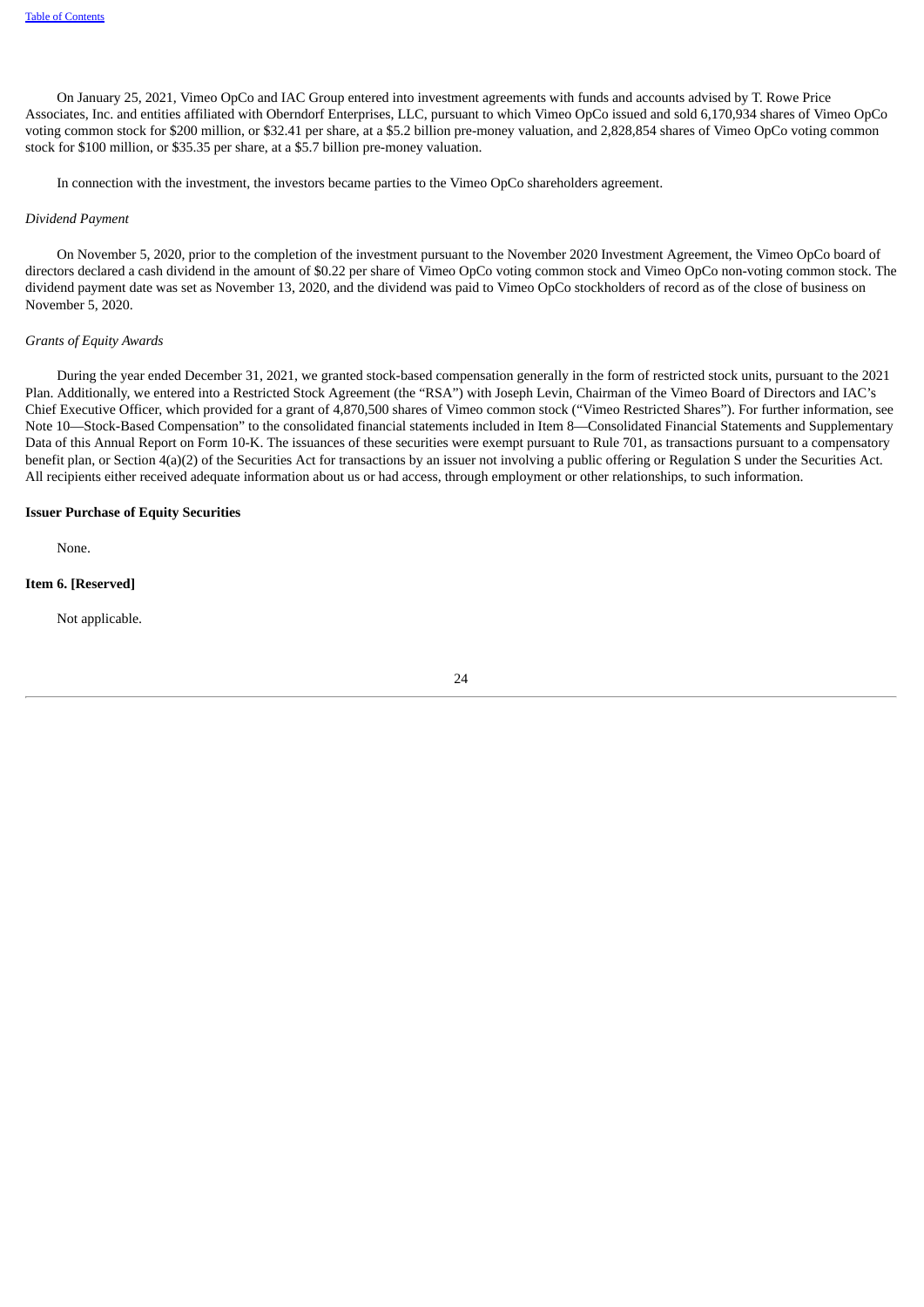On January 25, 2021, Vimeo OpCo and IAC Group entered into investment agreements with funds and accounts advised by T. Rowe Price Associates, Inc. and entities affiliated with Oberndorf Enterprises, LLC, pursuant to which Vimeo OpCo issued and sold 6,170,934 shares of Vimeo OpCo voting common stock for $200 million, or $32.41 per share, at a $5.2 billion pre-money valuation, and 2,828,854 shares of Vimeo OpCo voting common stock for $100 million, or $35.35 per share, at a $5.7 billion pre-money valuation.

In connection with the investment, the investors became parties to the Vimeo OpCo shareholders agreement.

*Dividend Payment*

On November 5, 2020, prior to the completion of the investment pursuant to the November 2020 Investment Agreement, the Vimeo OpCo board of directors declared a cash dividend in the amount of $0.22 per share of Vimeo OpCo voting common stock and Vimeo OpCo non-voting common stock. The dividend payment date was set as November 13, 2020, and the dividend was paid to Vimeo OpCo stockholders of record as of the close of business on November 5, 2020.

*Grants of Equity Awards*

During the year ended December 31, 2021, we granted stock-based compensation generally in the form of restricted stock units, pursuant to the 2021 Plan. Additionally, we entered into a Restricted Stock Agreement (the "RSA") with Joseph Levin, Chairman of the Vimeo Board of Directors and IAC's Chief Executive Officer, which provided for a grant of 4,870,500 shares of Vimeo common stock ("Vimeo Restricted Shares"). For further information, see Note 10—Stock-Based Compensation" to the consolidated financial statements included in Item 8—Consolidated Financial Statements and Supplementary Data of this Annual Report on Form 10-K. The issuances of these securities were exempt pursuant to Rule 701, as transactions pursuant to a compensatory benefit plan, or Section 4(a)(2) of the Securities Act for transactions by an issuer not involving a public offering or Regulation S under the Securities Act. All recipients either received adequate information about us or had access, through employment or other relationships, to such information.

**Issuer Purchase of Equity Securities**

None.

**Item 6. [Reserved]**

Not applicable.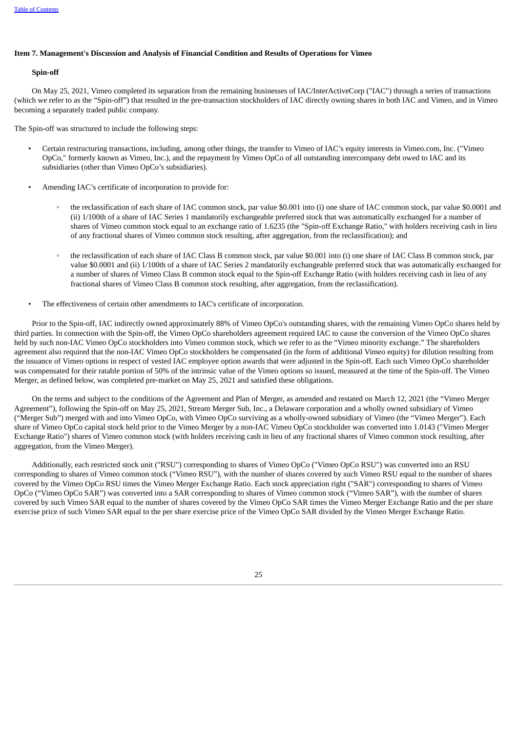## Item 7. Management's Discussion and Analysis of Financial Condition and Results of Operations for Vimeo

### Spin-off

On May 25, 2021, Vimeo completed its separation from the remaining businesses of IAC/InterActiveCorp ("IAC") through a series of transactions (which we refer to as the "Spin-off") that resulted in the pre-transaction stockholders of IAC directly owning shares in both IAC and Vimeo, and in Vimeo becoming a separately traded public company.

The Spin-off was structured to include the following steps:

- Certain restructuring transactions, including, among other things, the transfer to Vimeo of IAC's equity interests in Vimeo.com, Inc. ("Vimeo OpCo," formerly known as Vimeo, Inc.), and the repayment by Vimeo OpCo of all outstanding intercompany debt owed to IAC and its subsidiaries (other than Vimeo OpCo's subsidiaries).
- Amending IAC's certificate of incorporation to provide for:
  - the reclassification of each share of IAC common stock, par value $0.001 into (i) one share of IAC common stock, par value $0.0001 and (ii) 1/100th of a share of IAC Series 1 mandatorily exchangeable preferred stock that was automatically exchanged for a number of shares of Vimeo common stock equal to an exchange ratio of 1.6235 (the "Spin-off Exchange Ratio," with holders receiving cash in lieu of any fractional shares of Vimeo common stock resulting, after aggregation, from the reclassification); and
  - the reclassification of each share of IAC Class B common stock, par value $0.001 into (i) one share of IAC Class B common stock, par value $0.0001 and (ii) 1/100th of a share of IAC Series 2 mandatorily exchangeable preferred stock that was automatically exchanged for a number of shares of Vimeo Class B common stock equal to the Spin-off Exchange Ratio (with holders receiving cash in lieu of any fractional shares of Vimeo Class B common stock resulting, after aggregation, from the reclassification).
- The effectiveness of certain other amendments to IAC's certificate of incorporation.

Prior to the Spin-off, IAC indirectly owned approximately 88% of Vimeo OpCo's outstanding shares, with the remaining Vimeo OpCo shares held by third parties. In connection with the Spin-off, the Vimeo OpCo shareholders agreement required IAC to cause the conversion of the Vimeo OpCo shares held by such non-IAC Vimeo OpCo stockholders into Vimeo common stock, which we refer to as the "Vimeo minority exchange." The shareholders agreement also required that the non-IAC Vimeo OpCo stockholders be compensated (in the form of additional Vimeo equity) for dilution resulting from the issuance of Vimeo options in respect of vested IAC employee option awards that were adjusted in the Spin-off. Each such Vimeo OpCo shareholder was compensated for their ratable portion of 50% of the intrinsic value of the Vimeo options so issued, measured at the time of the Spin-off. The Vimeo Merger, as defined below, was completed pre-market on May 25, 2021 and satisfied these obligations.

On the terms and subject to the conditions of the Agreement and Plan of Merger, as amended and restated on March 12, 2021 (the "Vimeo Merger Agreement"), following the Spin-off on May 25, 2021, Stream Merger Sub, Inc., a Delaware corporation and a wholly owned subsidiary of Vimeo ("Merger Sub") merged with and into Vimeo OpCo, with Vimeo OpCo surviving as a wholly-owned subsidiary of Vimeo (the "Vimeo Merger"). Each share of Vimeo OpCo capital stock held prior to the Vimeo Merger by a non-IAC Vimeo OpCo stockholder was converted into 1.0143 ("Vimeo Merger Exchange Ratio") shares of Vimeo common stock (with holders receiving cash in lieu of any fractional shares of Vimeo common stock resulting, after aggregation, from the Vimeo Merger).

Additionally, each restricted stock unit ("RSU") corresponding to shares of Vimeo OpCo ("Vimeo OpCo RSU") was converted into an RSU corresponding to shares of Vimeo common stock ("Vimeo RSU"), with the number of shares covered by such Vimeo RSU equal to the number of shares covered by the Vimeo OpCo RSU times the Vimeo Merger Exchange Ratio. Each stock appreciation right ("SAR") corresponding to shares of Vimeo OpCo ("Vimeo OpCo SAR") was converted into a SAR corresponding to shares of Vimeo common stock ("Vimeo SAR"), with the number of shares covered by such Vimeo SAR equal to the number of shares covered by the Vimeo OpCo SAR times the Vimeo Merger Exchange Ratio and the per share exercise price of such Vimeo SAR equal to the per share exercise price of the Vimeo OpCo SAR divided by the Vimeo Merger Exchange Ratio.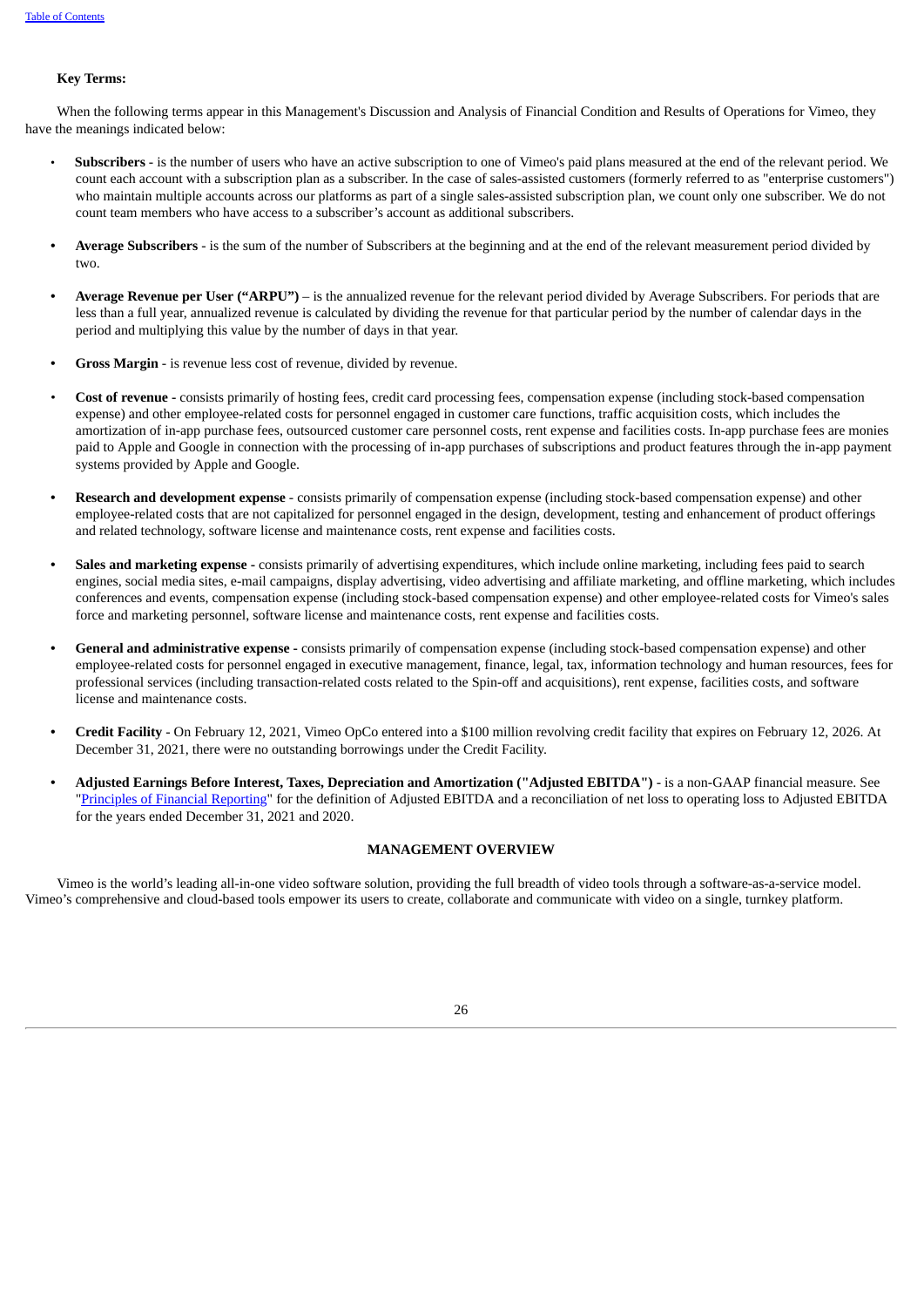**Key Terms:**

When the following terms appear in this Management's Discussion and Analysis of Financial Condition and Results of Operations for Vimeo, they have the meanings indicated below:

- **Subscribers** - is the number of users who have an active subscription to one of Vimeo's paid plans measured at the end of the relevant period. We count each account with a subscription plan as a subscriber. In the case of sales-assisted customers (formerly referred to as "enterprise customers") who maintain multiple accounts across our platforms as part of a single sales-assisted subscription plan, we count only one subscriber. We do not count team members who have access to a subscriber's account as additional subscribers.

- **Average Subscribers** - is the sum of the number of Subscribers at the beginning and at the end of the relevant measurement period divided by two.

- **Average Revenue per User ("ARPU")** – is the annualized revenue for the relevant period divided by Average Subscribers. For periods that are less than a full year, annualized revenue is calculated by dividing the revenue for that particular period by the number of calendar days in the period and multiplying this value by the number of days in that year.

- **Gross Margin** - is revenue less cost of revenue, divided by revenue.

- **Cost of revenue -** consists primarily of hosting fees, credit card processing fees, compensation expense (including stock-based compensation expense) and other employee-related costs for personnel engaged in customer care functions, traffic acquisition costs, which includes the amortization of in-app purchase fees, outsourced customer care personnel costs, rent expense and facilities costs. In-app purchase fees are monies paid to Apple and Google in connection with the processing of in-app purchases of subscriptions and product features through the in-app payment systems provided by Apple and Google.

- **Research and development expense** - consists primarily of compensation expense (including stock-based compensation expense) and other employee-related costs that are not capitalized for personnel engaged in the design, development, testing and enhancement of product offerings and related technology, software license and maintenance costs, rent expense and facilities costs.

- **Sales and marketing expense -** consists primarily of advertising expenditures, which include online marketing, including fees paid to search engines, social media sites, e-mail campaigns, display advertising, video advertising and affiliate marketing, and offline marketing, which includes conferences and events, compensation expense (including stock-based compensation expense) and other employee-related costs for Vimeo's sales force and marketing personnel, software license and maintenance costs, rent expense and facilities costs.

- **General and administrative expense -** consists primarily of compensation expense (including stock-based compensation expense) and other employee-related costs for personnel engaged in executive management, finance, legal, tax, information technology and human resources, fees for professional services (including transaction-related costs related to the Spin-off and acquisitions), rent expense, facilities costs, and software license and maintenance costs.

- **Credit Facility** - On February 12, 2021, Vimeo OpCo entered into a $100 million revolving credit facility that expires on February 12, 2026. At December 31, 2021, there were no outstanding borrowings under the Credit Facility.

- **Adjusted Earnings Before Interest, Taxes, Depreciation and Amortization ("Adjusted EBITDA")** - is a non-GAAP financial measure. See "Principles of Financial Reporting" for the definition of Adjusted EBITDA and a reconciliation of net loss to operating loss to Adjusted EBITDA for the years ended December 31, 2021 and 2020.

## MANAGEMENT OVERVIEW

Vimeo is the world's leading all-in-one video software solution, providing the full breadth of video tools through a software-as-a-service model. Vimeo's comprehensive and cloud-based tools empower its users to create, collaborate and communicate with video on a single, turnkey platform.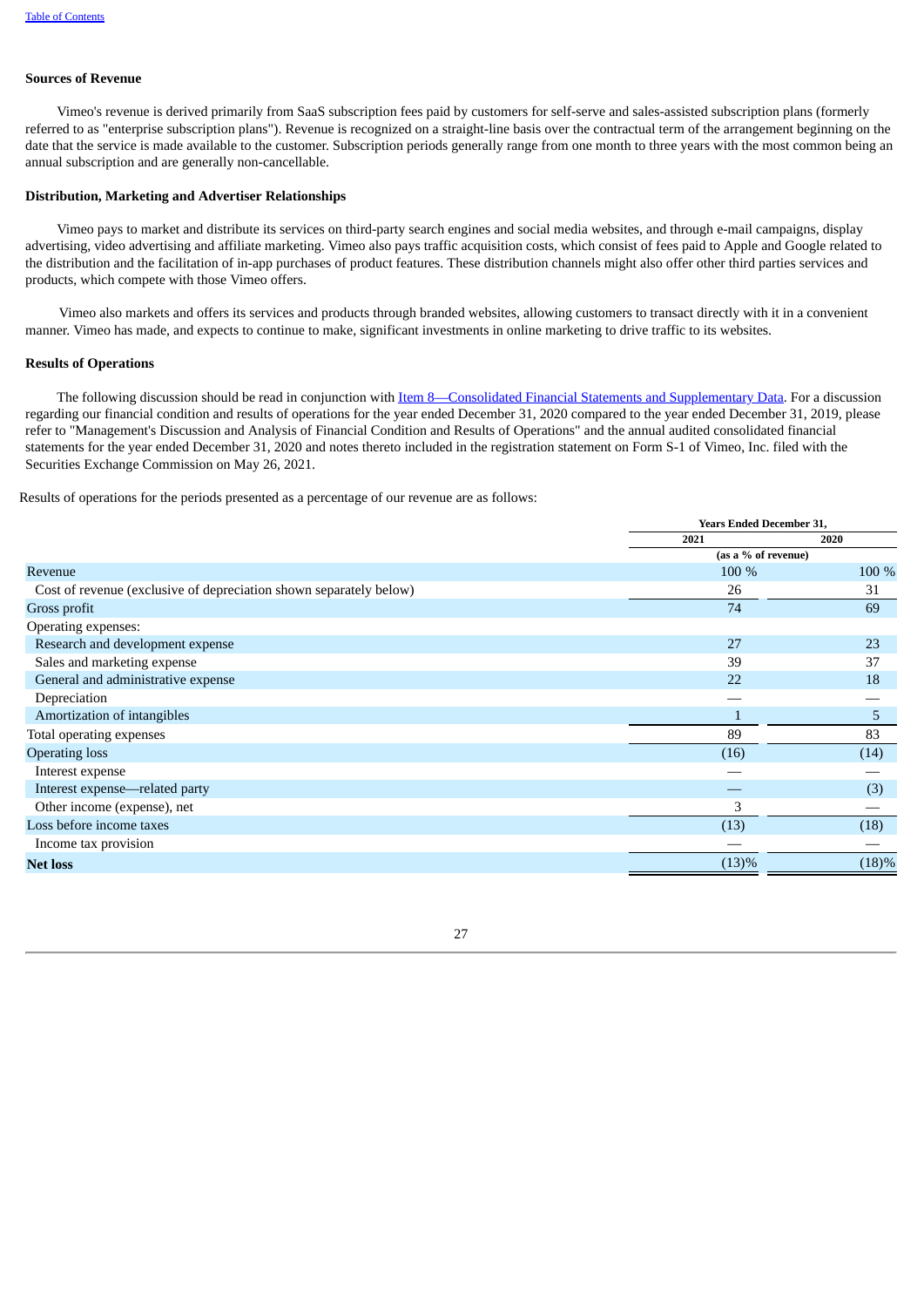**Sources of Revenue**

Vimeo's revenue is derived primarily from SaaS subscription fees paid by customers for self-serve and sales-assisted subscription plans (formerly referred to as "enterprise subscription plans"). Revenue is recognized on a straight-line basis over the contractual term of the arrangement beginning on the date that the service is made available to the customer. Subscription periods generally range from one month to three years with the most common being an annual subscription and are generally non-cancellable.

**Distribution, Marketing and Advertiser Relationships**

Vimeo pays to market and distribute its services on third-party search engines and social media websites, and through e-mail campaigns, display advertising, video advertising and affiliate marketing. Vimeo also pays traffic acquisition costs, which consist of fees paid to Apple and Google related to the distribution and the facilitation of in-app purchases of product features. These distribution channels might also offer other third parties services and products, which compete with those Vimeo offers.

Vimeo also markets and offers its services and products through branded websites, allowing customers to transact directly with it in a convenient manner. Vimeo has made, and expects to continue to make, significant investments in online marketing to drive traffic to its websites.

**Results of Operations**

The following discussion should be read in conjunction with Item 8—Consolidated Financial Statements and Supplementary Data. For a discussion regarding our financial condition and results of operations for the year ended December 31, 2020 compared to the year ended December 31, 2019, please refer to "Management's Discussion and Analysis of Financial Condition and Results of Operations" and the annual audited consolidated financial statements for the year ended December 31, 2020 and notes thereto included in the registration statement on Form S-1 of Vimeo, Inc. filed with the Securities Exchange Commission on May 26, 2021.

Results of operations for the periods presented as a percentage of our revenue are as follows:

| | Years Ended December 31, | |
|---|---|---|
| | 2021 | 2020 |
| | (as a % of revenue) | |
| Revenue | 100 % | 100 % |
| Cost of revenue (exclusive of depreciation shown separately below) | 26 | 31 |
| Gross profit | 74 | 69 |
| Operating expenses: | | |
| Research and development expense | 27 | 23 |
| Sales and marketing expense | 39 | 37 |
| General and administrative expense | 22 | 18 |
| Depreciation | — | — |
| Amortization of intangibles | 1 | 5 |
| Total operating expenses | 89 | 83 |
| Operating loss | (16) | (14) |
| Interest expense | — | — |
| Interest expense—related party | — | (3) |
| Other income (expense), net | 3 | — |
| Loss before income taxes | (13) | (18) |
| Income tax provision | — | — |
| **Net loss** | (13)% | (18)% |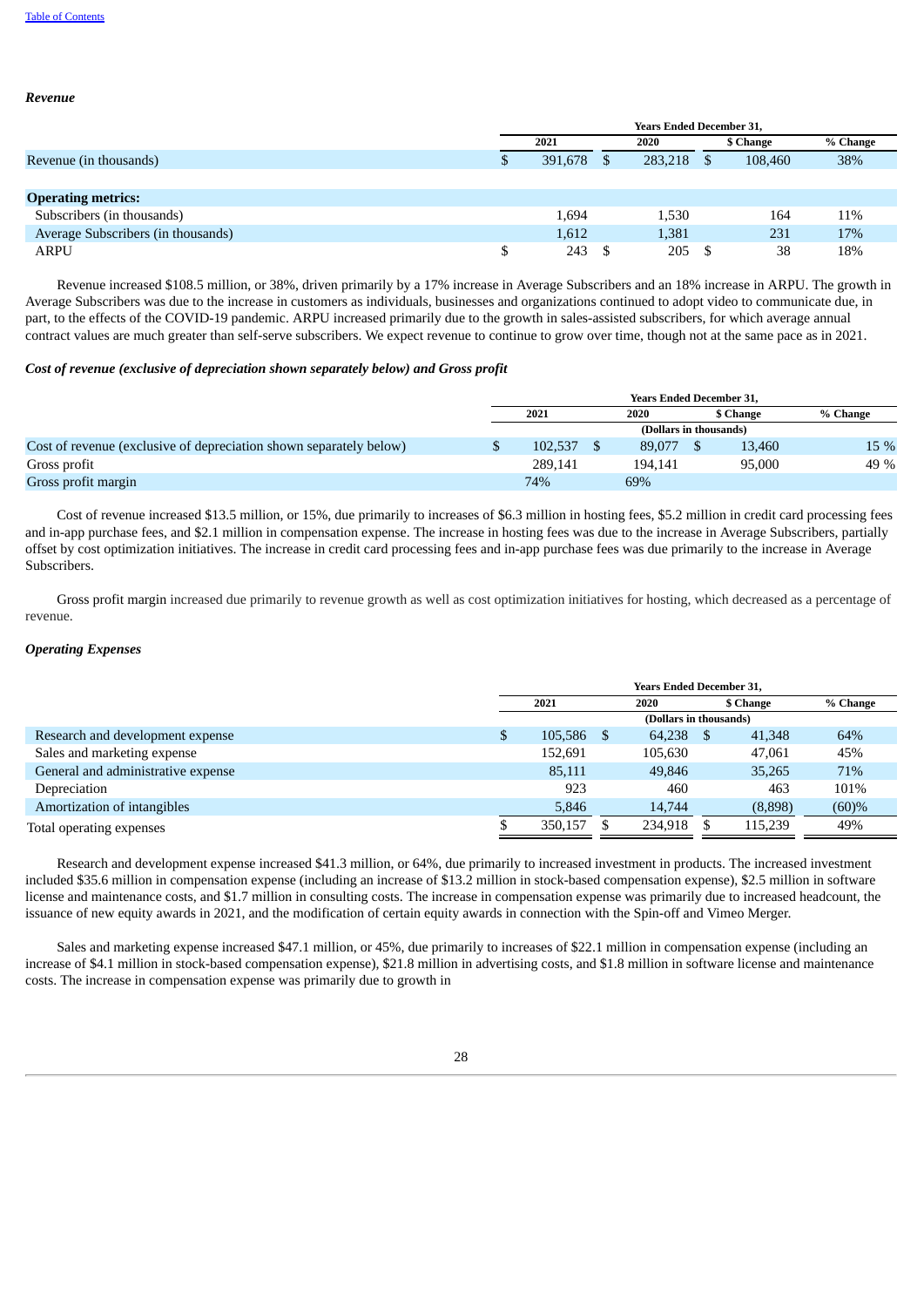### *Revenue*

| | Years Ended December 31, | | | |
|---|---|---|---|---|
| | 2021 | 2020 | $ Change | % Change |
| Revenue (in thousands) | $ 391,678 | $ 283,218 | $ 108,460 | 38% |
| | | | | |
| **Operating metrics:** | | | | |
| Subscribers (in thousands) | 1,694 | 1,530 | 164 | 11% |
| Average Subscribers (in thousands) | 1,612 | 1,381 | 231 | 17% |
| ARPU | $ 243 | $ 205 | $ 38 | 18% |

Revenue increased $108.5 million, or 38%, driven primarily by a 17% increase in Average Subscribers and an 18% increase in ARPU. The growth in Average Subscribers was due to the increase in customers as individuals, businesses and organizations continued to adopt video to communicate due, in part, to the effects of the COVID-19 pandemic. ARPU increased primarily due to the growth in sales-assisted subscribers, for which average annual contract values are much greater than self-serve subscribers. We expect revenue to continue to grow over time, though not at the same pace as in 2021.

### *Cost of revenue (exclusive of depreciation shown separately below) and Gross profit*

| | Years Ended December 31, | | | |
|---|---|---|---|---|
| | 2021 | 2020 | $ Change | % Change |
| | (Dollars in thousands) | | | |
| Cost of revenue (exclusive of depreciation shown separately below) | $ 102,537 | $ 89,077 | $ 13,460 | 15 % |
| Gross profit | 289,141 | 194,141 | 95,000 | 49 % |
| Gross profit margin | 74% | 69% | | |

Cost of revenue increased $13.5 million, or 15%, due primarily to increases of $6.3 million in hosting fees, $5.2 million in credit card processing fees and in-app purchase fees, and $2.1 million in compensation expense. The increase in hosting fees was due to the increase in Average Subscribers, partially offset by cost optimization initiatives. The increase in credit card processing fees and in-app purchase fees was due primarily to the increase in Average Subscribers.

Gross profit margin increased due primarily to revenue growth as well as cost optimization initiatives for hosting, which decreased as a percentage of revenue.

### *Operating Expenses*

| | Years Ended December 31, | | | |
|---|---|---|---|---|
| | 2021 | 2020 | $ Change | % Change |
| | (Dollars in thousands) | | | |
| Research and development expense | $ 105,586 | $ 64,238 | $ 41,348 | 64% |
| Sales and marketing expense | 152,691 | 105,630 | 47,061 | 45% |
| General and administrative expense | 85,111 | 49,846 | 35,265 | 71% |
| Depreciation | 923 | 460 | 463 | 101% |
| Amortization of intangibles | 5,846 | 14,744 | (8,898) | (60)% |
| Total operating expenses | $ 350,157 | $ 234,918 | $ 115,239 | 49% |

Research and development expense increased $41.3 million, or 64%, due primarily to increased investment in products. The increased investment included $35.6 million in compensation expense (including an increase of $13.2 million in stock-based compensation expense), $2.5 million in software license and maintenance costs, and $1.7 million in consulting costs. The increase in compensation expense was primarily due to increased headcount, the issuance of new equity awards in 2021, and the modification of certain equity awards in connection with the Spin-off and Vimeo Merger.

Sales and marketing expense increased $47.1 million, or 45%, due primarily to increases of $22.1 million in compensation expense (including an increase of $4.1 million in stock-based compensation expense), $21.8 million in advertising costs, and $1.8 million in software license and maintenance costs. The increase in compensation expense was primarily due to growth in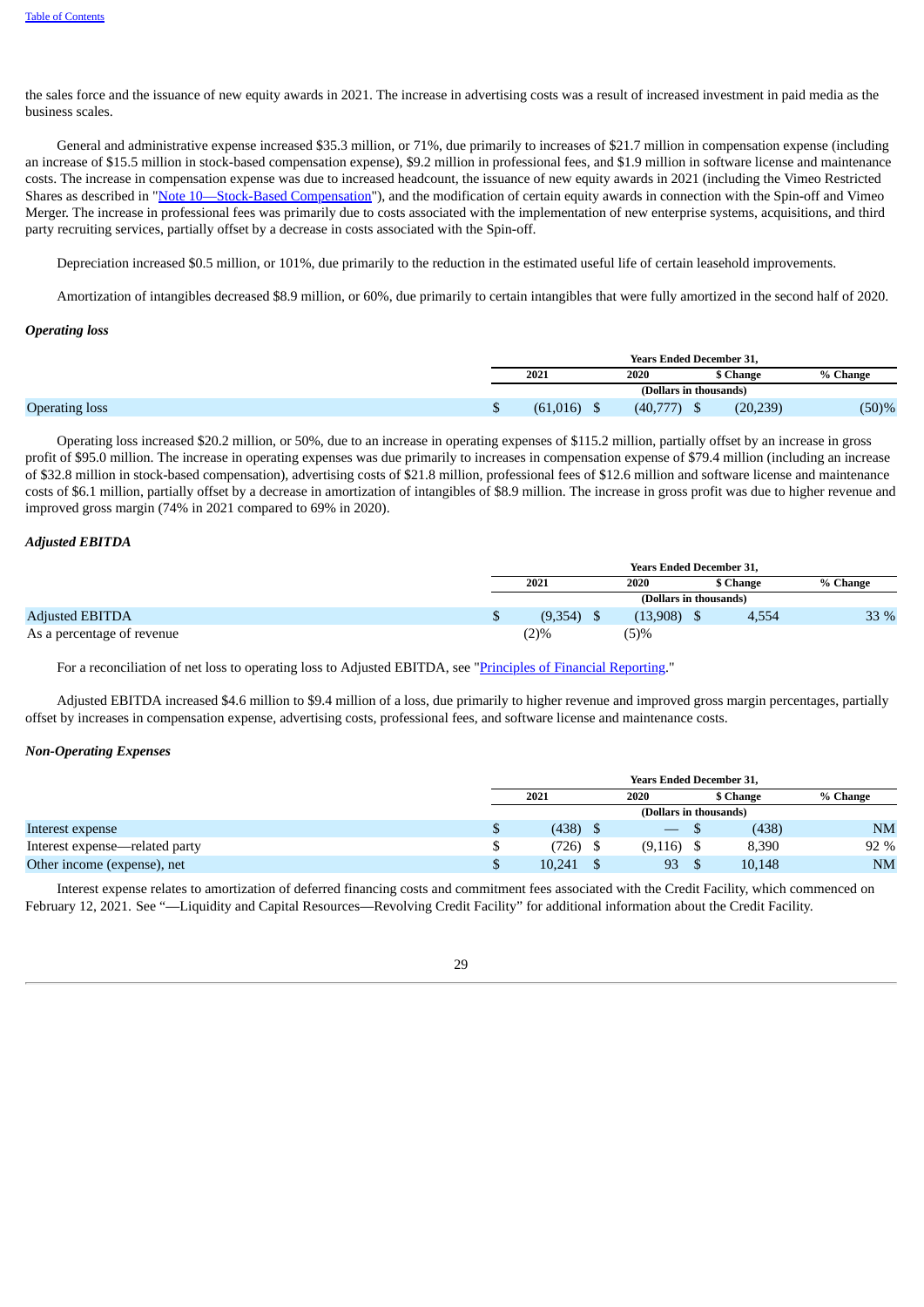the sales force and the issuance of new equity awards in 2021. The increase in advertising costs was a result of increased investment in paid media as the business scales.

General and administrative expense increased $35.3 million, or 71%, due primarily to increases of $21.7 million in compensation expense (including an increase of $15.5 million in stock-based compensation expense), $9.2 million in professional fees, and $1.9 million in software license and maintenance costs. The increase in compensation expense was due to increased headcount, the issuance of new equity awards in 2021 (including the Vimeo Restricted Shares as described in "Note 10—Stock-Based Compensation"), and the modification of certain equity awards in connection with the Spin-off and Vimeo Merger. The increase in professional fees was primarily due to costs associated with the implementation of new enterprise systems, acquisitions, and third party recruiting services, partially offset by a decrease in costs associated with the Spin-off.

Depreciation increased $0.5 million, or 101%, due primarily to the reduction in the estimated useful life of certain leasehold improvements.

Amortization of intangibles decreased $8.9 million, or 60%, due primarily to certain intangibles that were fully amortized in the second half of 2020.

***Operating loss***

| | Years Ended December 31, | | | |
|---|---|---|---|---|
| | 2021 | 2020 | $ Change | % Change |
| | (Dollars in thousands) | | | |
| Operating loss | $ (61,016) | $ (40,777) | $ (20,239) | (50)% |

Operating loss increased $20.2 million, or 50%, due to an increase in operating expenses of $115.2 million, partially offset by an increase in gross profit of $95.0 million. The increase in operating expenses was due primarily to increases in compensation expense of $79.4 million (including an increase of $32.8 million in stock-based compensation), advertising costs of $21.8 million, professional fees of $12.6 million and software license and maintenance costs of $6.1 million, partially offset by a decrease in amortization of intangibles of $8.9 million. The increase in gross profit was due to higher revenue and improved gross margin (74% in 2021 compared to 69% in 2020).

***Adjusted EBITDA***

| | Years Ended December 31, | | | |
|---|---|---|---|---|
| | 2021 | 2020 | $ Change | % Change |
| | (Dollars in thousands) | | | |
| Adjusted EBITDA | $ (9,354) | $ (13,908) | $ 4,554 | 33 % |
| As a percentage of revenue | (2)% | (5)% | | |

For a reconciliation of net loss to operating loss to Adjusted EBITDA, see "Principles of Financial Reporting."

Adjusted EBITDA increased $4.6 million to $9.4 million of a loss, due primarily to higher revenue and improved gross margin percentages, partially offset by increases in compensation expense, advertising costs, professional fees, and software license and maintenance costs.

***Non-Operating Expenses***

| | Years Ended December 31, | | | |
|---|---|---|---|---|
| | 2021 | 2020 | $ Change | % Change |
| | (Dollars in thousands) | | | |
| Interest expense | $ (438) | $ — | $ (438) | NM |
| Interest expense—related party | $ (726) | $ (9,116) | $ 8,390 | 92 % |
| Other income (expense), net | $ 10,241 | $ 93 | $ 10,148 | NM |

Interest expense relates to amortization of deferred financing costs and commitment fees associated with the Credit Facility, which commenced on February 12, 2021. See "—Liquidity and Capital Resources—Revolving Credit Facility" for additional information about the Credit Facility.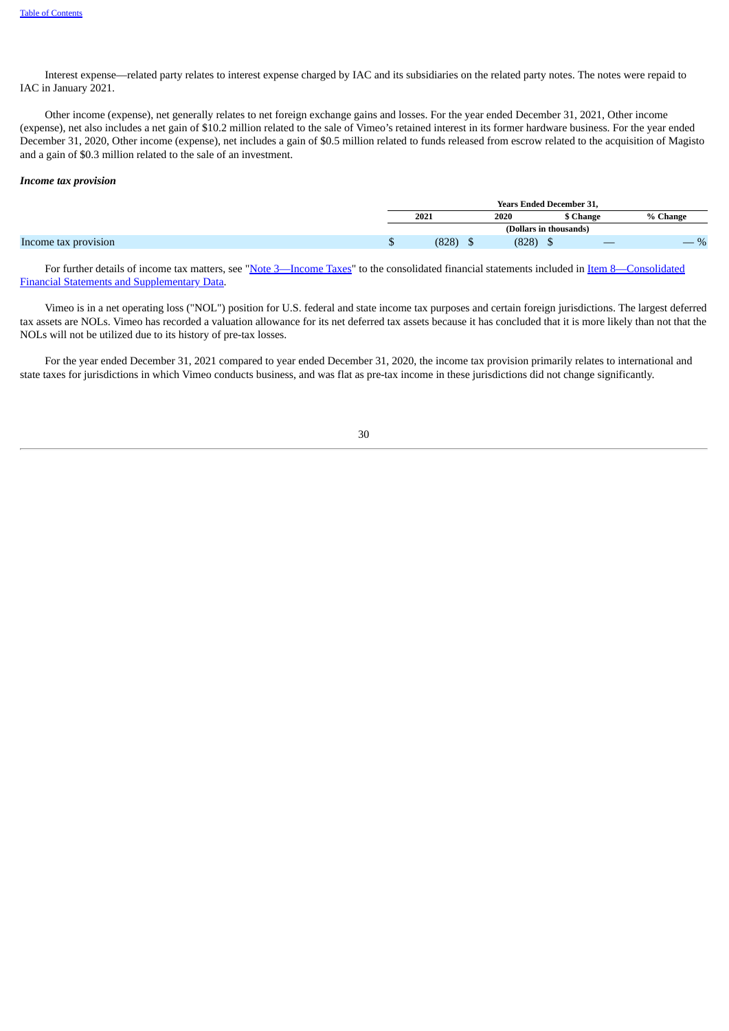Interest expense—related party relates to interest expense charged by IAC and its subsidiaries on the related party notes. The notes were repaid to IAC in January 2021.

Other income (expense), net generally relates to net foreign exchange gains and losses. For the year ended December 31, 2021, Other income (expense), net also includes a net gain of $10.2 million related to the sale of Vimeo's retained interest in its former hardware business. For the year ended December 31, 2020, Other income (expense), net includes a gain of $0.5 million related to funds released from escrow related to the acquisition of Magisto and a gain of $0.3 million related to the sale of an investment.

***Income tax provision***

| | Years Ended December 31, | | | |
|---|---|---|---|---|
| | 2021 | 2020 | $ Change | % Change |
| | (Dollars in thousands) | | | |
| Income tax provision | $ (828) | $ (828) | $ — | — % |

For further details of income tax matters, see "Note 3—Income Taxes" to the consolidated financial statements included in Item 8—Consolidated Financial Statements and Supplementary Data.

Vimeo is in a net operating loss ("NOL") position for U.S. federal and state income tax purposes and certain foreign jurisdictions. The largest deferred tax assets are NOLs. Vimeo has recorded a valuation allowance for its net deferred tax assets because it has concluded that it is more likely than not that the NOLs will not be utilized due to its history of pre-tax losses.

For the year ended December 31, 2021 compared to year ended December 31, 2020, the income tax provision primarily relates to international and state taxes for jurisdictions in which Vimeo conducts business, and was flat as pre-tax income in these jurisdictions did not change significantly.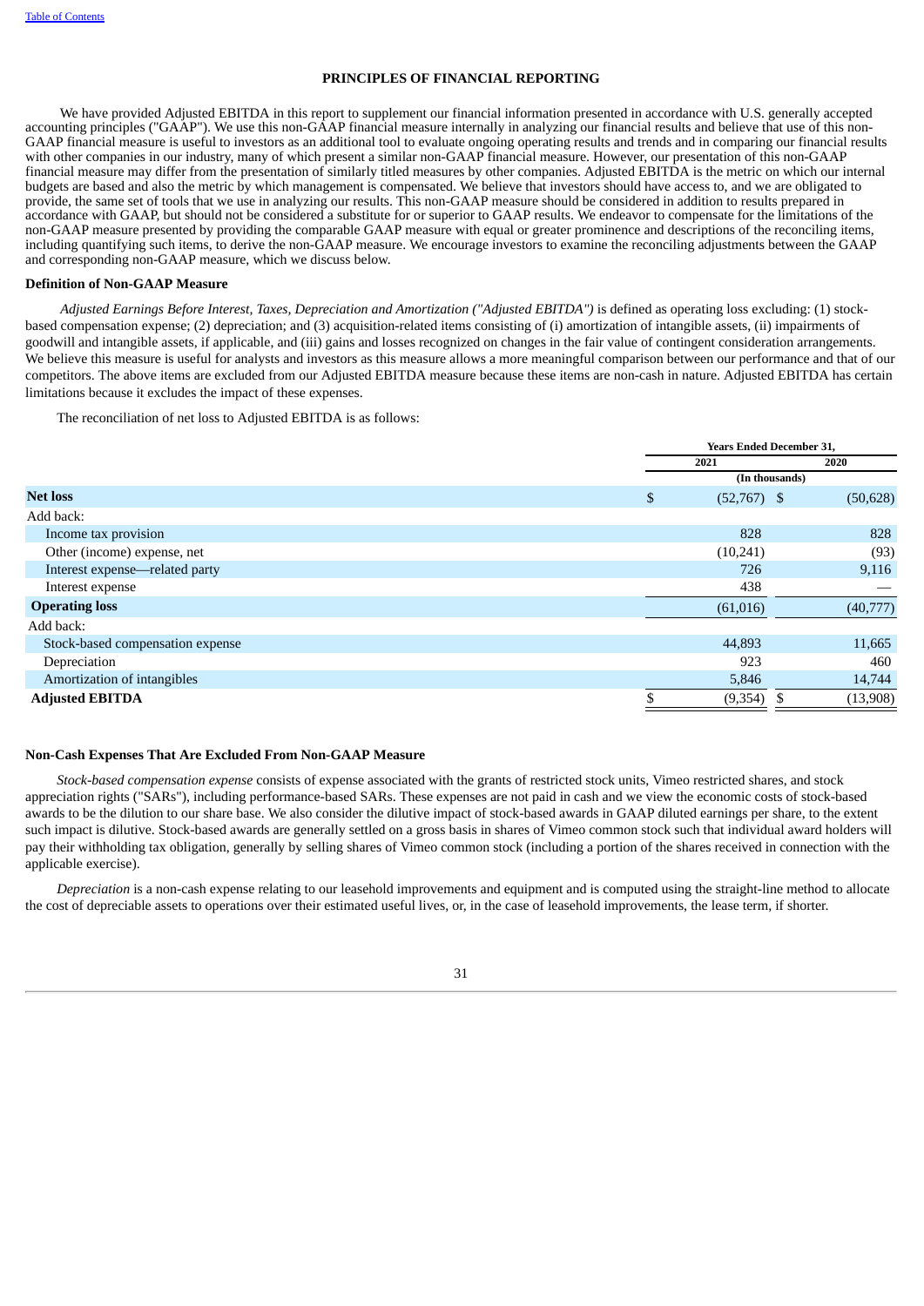## PRINCIPLES OF FINANCIAL REPORTING

We have provided Adjusted EBITDA in this report to supplement our financial information presented in accordance with U.S. generally accepted accounting principles ("GAAP"). We use this non-GAAP financial measure internally in analyzing our financial results and believe that use of this non-GAAP financial measure is useful to investors as an additional tool to evaluate ongoing operating results and trends and in comparing our financial results with other companies in our industry, many of which present a similar non-GAAP financial measure. However, our presentation of this non-GAAP financial measure may differ from the presentation of similarly titled measures by other companies. Adjusted EBITDA is the metric on which our internal budgets are based and also the metric by which management is compensated. We believe that investors should have access to, and we are obligated to provide, the same set of tools that we use in analyzing our results. This non-GAAP measure should be considered in addition to results prepared in accordance with GAAP, but should not be considered a substitute for or superior to GAAP results. We endeavor to compensate for the limitations of the non-GAAP measure presented by providing the comparable GAAP measure with equal or greater prominence and descriptions of the reconciling items, including quantifying such items, to derive the non-GAAP measure. We encourage investors to examine the reconciling adjustments between the GAAP and corresponding non-GAAP measure, which we discuss below.

### Definition of Non-GAAP Measure

*Adjusted Earnings Before Interest, Taxes, Depreciation and Amortization ("Adjusted EBITDA")* is defined as operating loss excluding: (1) stock-based compensation expense; (2) depreciation; and (3) acquisition-related items consisting of (i) amortization of intangible assets, (ii) impairments of goodwill and intangible assets, if applicable, and (iii) gains and losses recognized on changes in the fair value of contingent consideration arrangements. We believe this measure is useful for analysts and investors as this measure allows a more meaningful comparison between our performance and that of our competitors. The above items are excluded from our Adjusted EBITDA measure because these items are non-cash in nature. Adjusted EBITDA has certain limitations because it excludes the impact of these expenses.

The reconciliation of net loss to Adjusted EBITDA is as follows:

| | Years Ended December 31, | |
|---|---|---|
| | 2021 | 2020 |
| | (In thousands) | |
| **Net loss** | $ (52,767) | $ (50,628) |
| Add back: | | |
| Income tax provision | 828 | 828 |
| Other (income) expense, net | (10,241) | (93) |
| Interest expense—related party | 726 | 9,116 |
| Interest expense | 438 | — |
| **Operating loss** | (61,016) | (40,777) |
| Add back: | | |
| Stock-based compensation expense | 44,893 | 11,665 |
| Depreciation | 923 | 460 |
| Amortization of intangibles | 5,846 | 14,744 |
| **Adjusted EBITDA** | $ (9,354) | $ (13,908) |

### Non-Cash Expenses That Are Excluded From Non-GAAP Measure

*Stock-based compensation expense* consists of expense associated with the grants of restricted stock units, Vimeo restricted shares, and stock appreciation rights ("SARs"), including performance-based SARs. These expenses are not paid in cash and we view the economic costs of stock-based awards to be the dilution to our share base. We also consider the dilutive impact of stock-based awards in GAAP diluted earnings per share, to the extent such impact is dilutive. Stock-based awards are generally settled on a gross basis in shares of Vimeo common stock such that individual award holders will pay their withholding tax obligation, generally by selling shares of Vimeo common stock (including a portion of the shares received in connection with the applicable exercise).

*Depreciation* is a non-cash expense relating to our leasehold improvements and equipment and is computed using the straight-line method to allocate the cost of depreciable assets to operations over their estimated useful lives, or, in the case of leasehold improvements, the lease term, if shorter.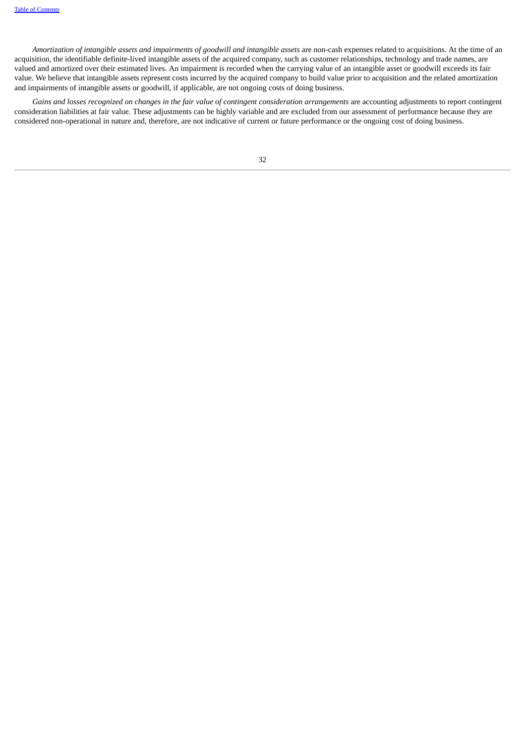*Amortization of intangible assets and impairments of goodwill and intangible assets* are non-cash expenses related to acquisitions. At the time of an acquisition, the identifiable definite-lived intangible assets of the acquired company, such as customer relationships, technology and trade names, are valued and amortized over their estimated lives. An impairment is recorded when the carrying value of an intangible asset or goodwill exceeds its fair value. We believe that intangible assets represent costs incurred by the acquired company to build value prior to acquisition and the related amortization and impairments of intangible assets or goodwill, if applicable, are not ongoing costs of doing business.

*Gains and losses recognized on changes in the fair value of contingent consideration arrangements* are accounting adjustments to report contingent consideration liabilities at fair value. These adjustments can be highly variable and are excluded from our assessment of performance because they are considered non-operational in nature and, therefore, are not indicative of current or future performance or the ongoing cost of doing business.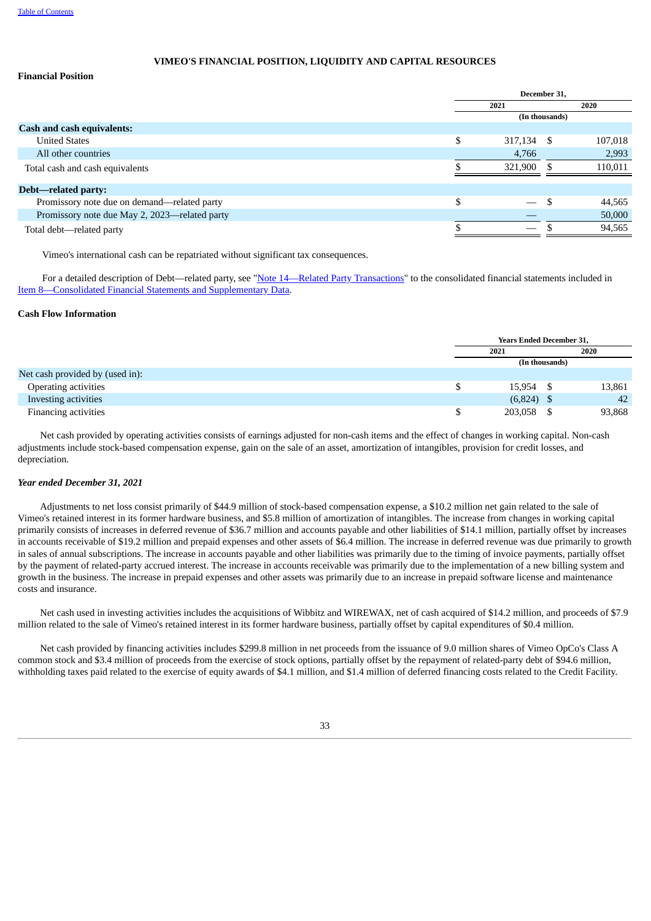## VIMEO'S FINANCIAL POSITION, LIQUIDITY AND CAPITAL RESOURCES

**Financial Position**

| | December 31, | |
|---|---|---|
| | 2021 | 2020 |
| | (In thousands) | |
| **Cash and cash equivalents:** | | |
| United States | $ 317,134 | $ 107,018 |
| All other countries | 4,766 | 2,993 |
| Total cash and cash equivalents | $ 321,900 | $ 110,011 |
| **Debt—related party:** | | |
| Promissory note due on demand—related party | $ — | $ 44,565 |
| Promissory note due May 2, 2023—related party | — | 50,000 |
| Total debt—related party | $ — | $ 94,565 |

Vimeo's international cash can be repatriated without significant tax consequences.

For a detailed description of Debt—related party, see "Note 14—Related Party Transactions" to the consolidated financial statements included in Item 8—Consolidated Financial Statements and Supplementary Data.

**Cash Flow Information**

| | Years Ended December 31, | |
|---|---|---|
| | 2021 | 2020 |
| | (In thousands) | |
| Net cash provided by (used in): | | |
| Operating activities | $ 15,954 | $ 13,861 |
| Investing activities | (6,824) | $ 42 |
| Financing activities | $ 203,058 | $ 93,868 |

Net cash provided by operating activities consists of earnings adjusted for non-cash items and the effect of changes in working capital. Non-cash adjustments include stock-based compensation expense, gain on the sale of an asset, amortization of intangibles, provision for credit losses, and depreciation.

***Year ended December 31, 2021***

Adjustments to net loss consist primarily of $44.9 million of stock-based compensation expense, a $10.2 million net gain related to the sale of Vimeo's retained interest in its former hardware business, and $5.8 million of amortization of intangibles. The increase from changes in working capital primarily consists of increases in deferred revenue of $36.7 million and accounts payable and other liabilities of $14.1 million, partially offset by increases in accounts receivable of $19.2 million and prepaid expenses and other assets of $6.4 million. The increase in deferred revenue was due primarily to growth in sales of annual subscriptions. The increase in accounts payable and other liabilities was primarily due to the timing of invoice payments, partially offset by the payment of related-party accrued interest. The increase in accounts receivable was primarily due to the implementation of a new billing system and growth in the business. The increase in prepaid expenses and other assets was primarily due to an increase in prepaid software license and maintenance costs and insurance.

Net cash used in investing activities includes the acquisitions of Wibbitz and WIREWAX, net of cash acquired of $14.2 million, and proceeds of $7.9 million related to the sale of Vimeo's retained interest in its former hardware business, partially offset by capital expenditures of $0.4 million.

Net cash provided by financing activities includes $299.8 million in net proceeds from the issuance of 9.0 million shares of Vimeo OpCo's Class A common stock and $3.4 million of proceeds from the exercise of stock options, partially offset by the repayment of related-party debt of $94.6 million, withholding taxes paid related to the exercise of equity awards of $4.1 million, and $1.4 million of deferred financing costs related to the Credit Facility.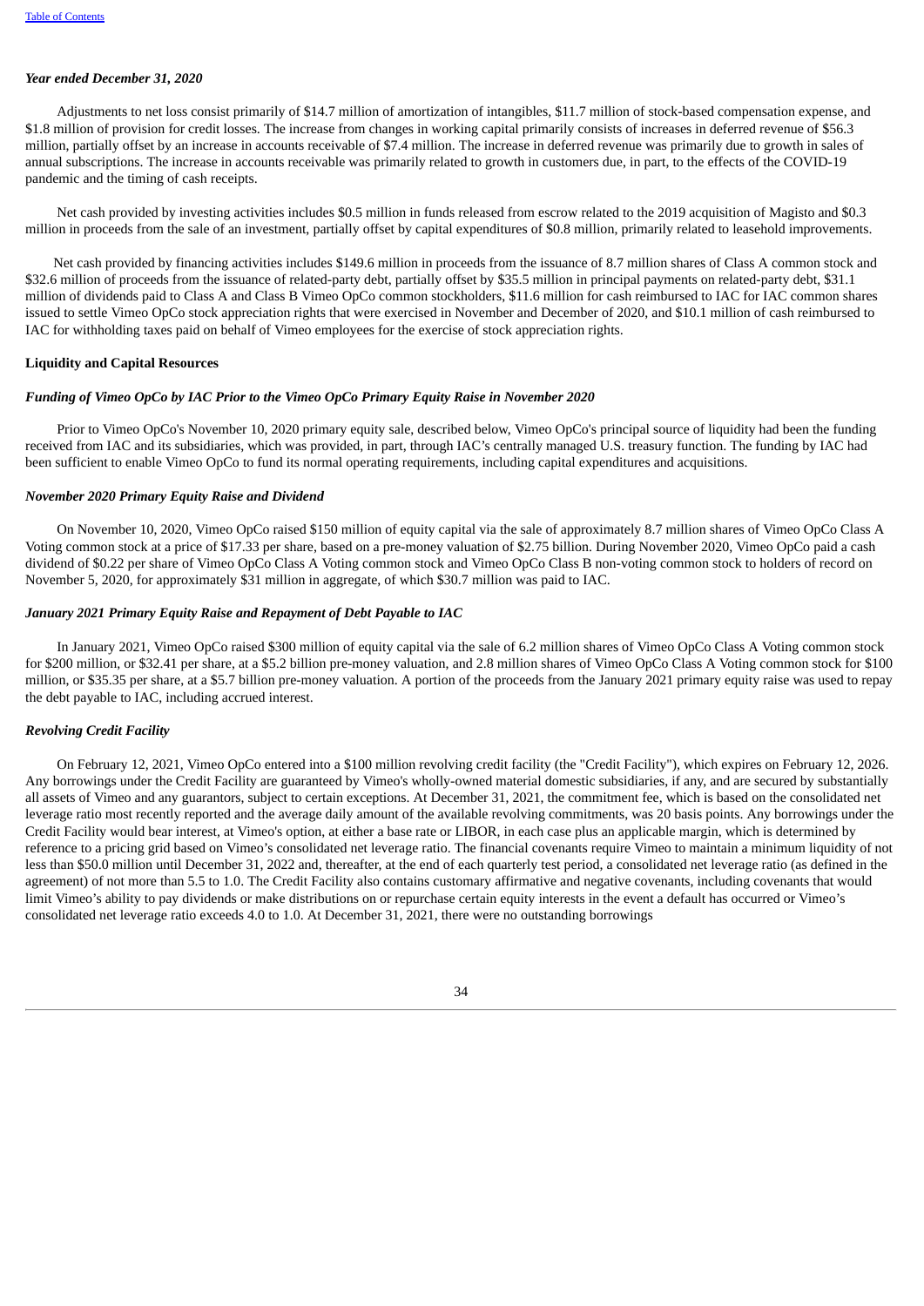*Year ended December 31, 2020*

Adjustments to net loss consist primarily of $14.7 million of amortization of intangibles, $11.7 million of stock-based compensation expense, and $1.8 million of provision for credit losses. The increase from changes in working capital primarily consists of increases in deferred revenue of $56.3 million, partially offset by an increase in accounts receivable of $7.4 million. The increase in deferred revenue was primarily due to growth in sales of annual subscriptions. The increase in accounts receivable was primarily related to growth in customers due, in part, to the effects of the COVID-19 pandemic and the timing of cash receipts.

Net cash provided by investing activities includes $0.5 million in funds released from escrow related to the 2019 acquisition of Magisto and $0.3 million in proceeds from the sale of an investment, partially offset by capital expenditures of $0.8 million, primarily related to leasehold improvements.

Net cash provided by financing activities includes $149.6 million in proceeds from the issuance of 8.7 million shares of Class A common stock and $32.6 million of proceeds from the issuance of related-party debt, partially offset by $35.5 million in principal payments on related-party debt, $31.1 million of dividends paid to Class A and Class B Vimeo OpCo common stockholders, $11.6 million for cash reimbursed to IAC for IAC common shares issued to settle Vimeo OpCo stock appreciation rights that were exercised in November and December of 2020, and $10.1 million of cash reimbursed to IAC for withholding taxes paid on behalf of Vimeo employees for the exercise of stock appreciation rights.

**Liquidity and Capital Resources**

***Funding of Vimeo OpCo by IAC Prior to the Vimeo OpCo Primary Equity Raise in November 2020***

Prior to Vimeo OpCo's November 10, 2020 primary equity sale, described below, Vimeo OpCo's principal source of liquidity had been the funding received from IAC and its subsidiaries, which was provided, in part, through IAC's centrally managed U.S. treasury function. The funding by IAC had been sufficient to enable Vimeo OpCo to fund its normal operating requirements, including capital expenditures and acquisitions.

***November 2020 Primary Equity Raise and Dividend***

On November 10, 2020, Vimeo OpCo raised $150 million of equity capital via the sale of approximately 8.7 million shares of Vimeo OpCo Class A Voting common stock at a price of $17.33 per share, based on a pre-money valuation of $2.75 billion. During November 2020, Vimeo OpCo paid a cash dividend of $0.22 per share of Vimeo OpCo Class A Voting common stock and Vimeo OpCo Class B non-voting common stock to holders of record on November 5, 2020, for approximately $31 million in aggregate, of which $30.7 million was paid to IAC.

***January 2021 Primary Equity Raise and Repayment of Debt Payable to IAC***

In January 2021, Vimeo OpCo raised $300 million of equity capital via the sale of 6.2 million shares of Vimeo OpCo Class A Voting common stock for $200 million, or $32.41 per share, at a $5.2 billion pre-money valuation, and 2.8 million shares of Vimeo OpCo Class A Voting common stock for $100 million, or $35.35 per share, at a $5.7 billion pre-money valuation. A portion of the proceeds from the January 2021 primary equity raise was used to repay the debt payable to IAC, including accrued interest.

***Revolving Credit Facility***

On February 12, 2021, Vimeo OpCo entered into a $100 million revolving credit facility (the "Credit Facility"), which expires on February 12, 2026. Any borrowings under the Credit Facility are guaranteed by Vimeo's wholly-owned material domestic subsidiaries, if any, and are secured by substantially all assets of Vimeo and any guarantors, subject to certain exceptions. At December 31, 2021, the commitment fee, which is based on the consolidated net leverage ratio most recently reported and the average daily amount of the available revolving commitments, was 20 basis points. Any borrowings under the Credit Facility would bear interest, at Vimeo's option, at either a base rate or LIBOR, in each case plus an applicable margin, which is determined by reference to a pricing grid based on Vimeo's consolidated net leverage ratio. The financial covenants require Vimeo to maintain a minimum liquidity of not less than $50.0 million until December 31, 2022 and, thereafter, at the end of each quarterly test period, a consolidated net leverage ratio (as defined in the agreement) of not more than 5.5 to 1.0. The Credit Facility also contains customary affirmative and negative covenants, including covenants that would limit Vimeo's ability to pay dividends or make distributions on or repurchase certain equity interests in the event a default has occurred or Vimeo's consolidated net leverage ratio exceeds 4.0 to 1.0. At December 31, 2021, there were no outstanding borrowings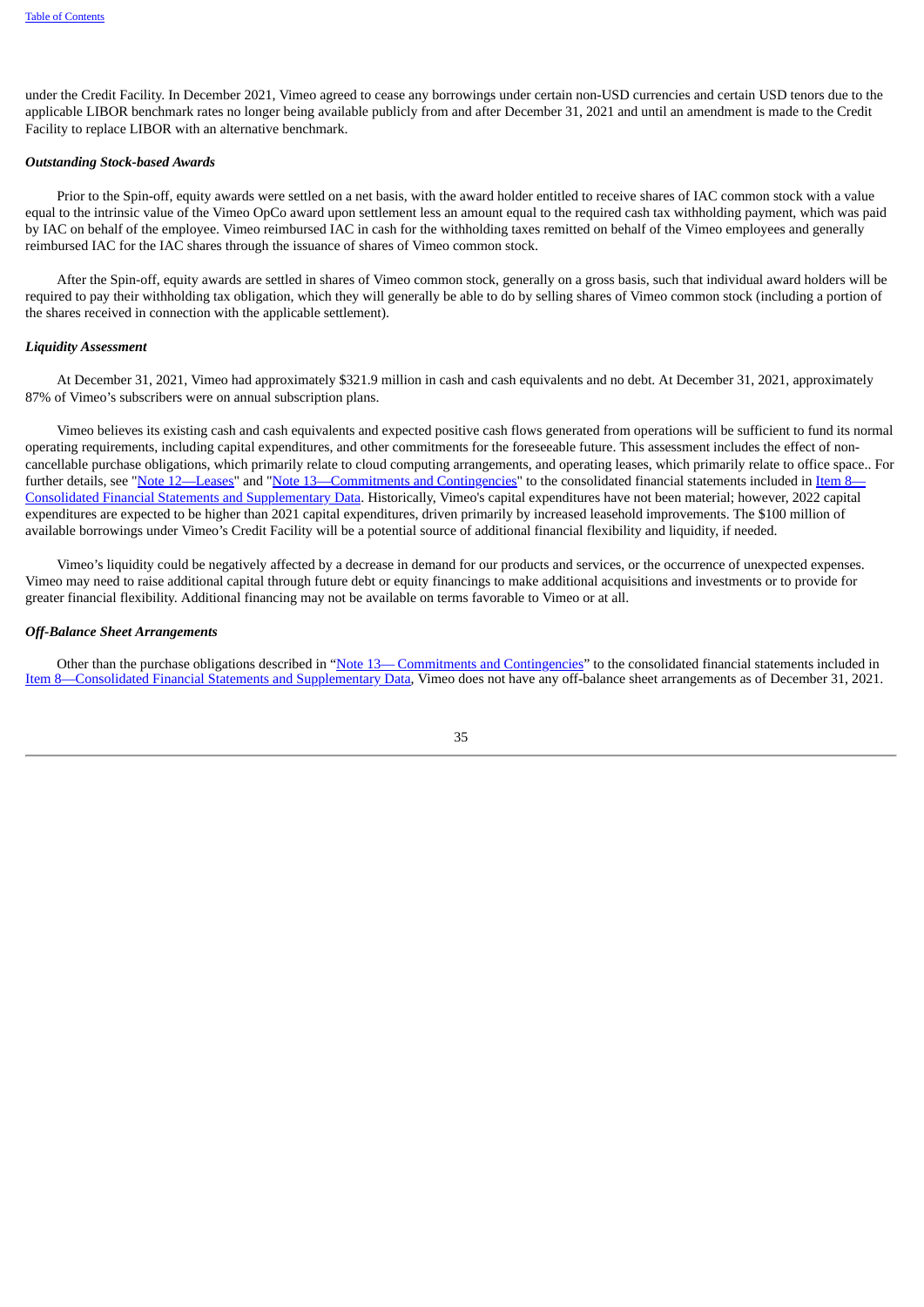under the Credit Facility. In December 2021, Vimeo agreed to cease any borrowings under certain non-USD currencies and certain USD tenors due to the applicable LIBOR benchmark rates no longer being available publicly from and after December 31, 2021 and until an amendment is made to the Credit Facility to replace LIBOR with an alternative benchmark.

***Outstanding Stock-based Awards***

Prior to the Spin-off, equity awards were settled on a net basis, with the award holder entitled to receive shares of IAC common stock with a value equal to the intrinsic value of the Vimeo OpCo award upon settlement less an amount equal to the required cash tax withholding payment, which was paid by IAC on behalf of the employee. Vimeo reimbursed IAC in cash for the withholding taxes remitted on behalf of the Vimeo employees and generally reimbursed IAC for the IAC shares through the issuance of shares of Vimeo common stock.

After the Spin-off, equity awards are settled in shares of Vimeo common stock, generally on a gross basis, such that individual award holders will be required to pay their withholding tax obligation, which they will generally be able to do by selling shares of Vimeo common stock (including a portion of the shares received in connection with the applicable settlement).

***Liquidity Assessment***

At December 31, 2021, Vimeo had approximately $321.9 million in cash and cash equivalents and no debt. At December 31, 2021, approximately 87% of Vimeo's subscribers were on annual subscription plans.

Vimeo believes its existing cash and cash equivalents and expected positive cash flows generated from operations will be sufficient to fund its normal operating requirements, including capital expenditures, and other commitments for the foreseeable future. This assessment includes the effect of non-cancellable purchase obligations, which primarily relate to cloud computing arrangements, and operating leases, which primarily relate to office space.. For further details, see "Note 12—Leases" and "Note 13—Commitments and Contingencies" to the consolidated financial statements included in Item 8—Consolidated Financial Statements and Supplementary Data. Historically, Vimeo's capital expenditures have not been material; however, 2022 capital expenditures are expected to be higher than 2021 capital expenditures, driven primarily by increased leasehold improvements. The $100 million of available borrowings under Vimeo's Credit Facility will be a potential source of additional financial flexibility and liquidity, if needed.

Vimeo's liquidity could be negatively affected by a decrease in demand for our products and services, or the occurrence of unexpected expenses. Vimeo may need to raise additional capital through future debt or equity financings to make additional acquisitions and investments or to provide for greater financial flexibility. Additional financing may not be available on terms favorable to Vimeo or at all.

***Off-Balance Sheet Arrangements***

Other than the purchase obligations described in "Note 13— Commitments and Contingencies" to the consolidated financial statements included in Item 8—Consolidated Financial Statements and Supplementary Data, Vimeo does not have any off-balance sheet arrangements as of December 31, 2021.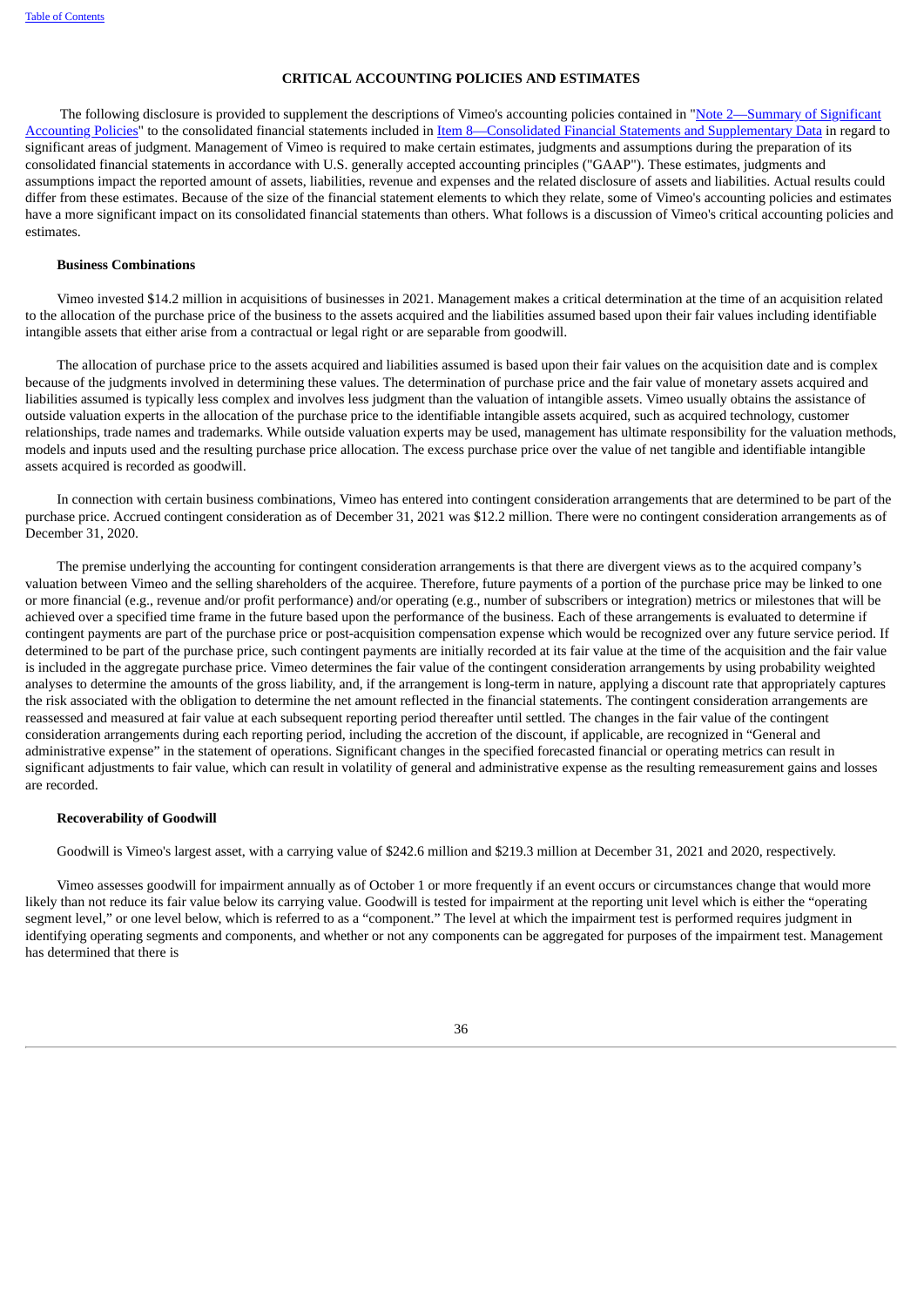## CRITICAL ACCOUNTING POLICIES AND ESTIMATES

The following disclosure is provided to supplement the descriptions of Vimeo's accounting policies contained in "Note 2—Summary of Significant Accounting Policies" to the consolidated financial statements included in Item 8—Consolidated Financial Statements and Supplementary Data in regard to significant areas of judgment. Management of Vimeo is required to make certain estimates, judgments and assumptions during the preparation of its consolidated financial statements in accordance with U.S. generally accepted accounting principles ("GAAP"). These estimates, judgments and assumptions impact the reported amount of assets, liabilities, revenue and expenses and the related disclosure of assets and liabilities. Actual results could differ from these estimates. Because of the size of the financial statement elements to which they relate, some of Vimeo's accounting policies and estimates have a more significant impact on its consolidated financial statements than others. What follows is a discussion of Vimeo's critical accounting policies and estimates.

### Business Combinations

Vimeo invested $14.2 million in acquisitions of businesses in 2021. Management makes a critical determination at the time of an acquisition related to the allocation of the purchase price of the business to the assets acquired and the liabilities assumed based upon their fair values including identifiable intangible assets that either arise from a contractual or legal right or are separable from goodwill.

The allocation of purchase price to the assets acquired and liabilities assumed is based upon their fair values on the acquisition date and is complex because of the judgments involved in determining these values. The determination of purchase price and the fair value of monetary assets acquired and liabilities assumed is typically less complex and involves less judgment than the valuation of intangible assets. Vimeo usually obtains the assistance of outside valuation experts in the allocation of the purchase price to the identifiable intangible assets acquired, such as acquired technology, customer relationships, trade names and trademarks. While outside valuation experts may be used, management has ultimate responsibility for the valuation methods, models and inputs used and the resulting purchase price allocation. The excess purchase price over the value of net tangible and identifiable intangible assets acquired is recorded as goodwill.

In connection with certain business combinations, Vimeo has entered into contingent consideration arrangements that are determined to be part of the purchase price. Accrued contingent consideration as of December 31, 2021 was $12.2 million. There were no contingent consideration arrangements as of December 31, 2020.

The premise underlying the accounting for contingent consideration arrangements is that there are divergent views as to the acquired company's valuation between Vimeo and the selling shareholders of the acquiree. Therefore, future payments of a portion of the purchase price may be linked to one or more financial (e.g., revenue and/or profit performance) and/or operating (e.g., number of subscribers or integration) metrics or milestones that will be achieved over a specified time frame in the future based upon the performance of the business. Each of these arrangements is evaluated to determine if contingent payments are part of the purchase price or post-acquisition compensation expense which would be recognized over any future service period. If determined to be part of the purchase price, such contingent payments are initially recorded at its fair value at the time of the acquisition and the fair value is included in the aggregate purchase price. Vimeo determines the fair value of the contingent consideration arrangements by using probability weighted analyses to determine the amounts of the gross liability, and, if the arrangement is long-term in nature, applying a discount rate that appropriately captures the risk associated with the obligation to determine the net amount reflected in the financial statements. The contingent consideration arrangements are reassessed and measured at fair value at each subsequent reporting period thereafter until settled. The changes in the fair value of the contingent consideration arrangements during each reporting period, including the accretion of the discount, if applicable, are recognized in "General and administrative expense" in the statement of operations. Significant changes in the specified forecasted financial or operating metrics can result in significant adjustments to fair value, which can result in volatility of general and administrative expense as the resulting remeasurement gains and losses are recorded.

### Recoverability of Goodwill

Goodwill is Vimeo's largest asset, with a carrying value of $242.6 million and $219.3 million at December 31, 2021 and 2020, respectively.

Vimeo assesses goodwill for impairment annually as of October 1 or more frequently if an event occurs or circumstances change that would more likely than not reduce its fair value below its carrying value. Goodwill is tested for impairment at the reporting unit level which is either the "operating segment level," or one level below, which is referred to as a "component." The level at which the impairment test is performed requires judgment in identifying operating segments and components, and whether or not any components can be aggregated for purposes of the impairment test. Management has determined that there is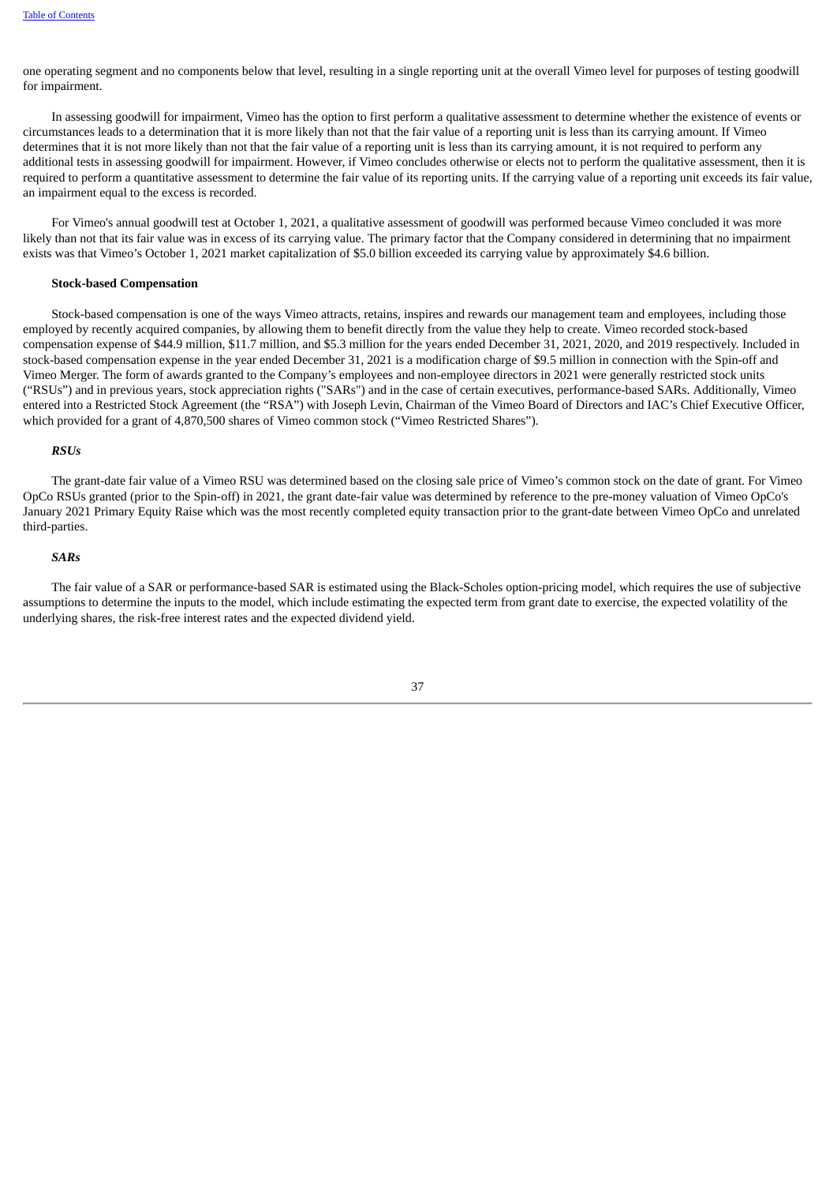one operating segment and no components below that level, resulting in a single reporting unit at the overall Vimeo level for purposes of testing goodwill for impairment.

In assessing goodwill for impairment, Vimeo has the option to first perform a qualitative assessment to determine whether the existence of events or circumstances leads to a determination that it is more likely than not that the fair value of a reporting unit is less than its carrying amount. If Vimeo determines that it is not more likely than not that the fair value of a reporting unit is less than its carrying amount, it is not required to perform any additional tests in assessing goodwill for impairment. However, if Vimeo concludes otherwise or elects not to perform the qualitative assessment, then it is required to perform a quantitative assessment to determine the fair value of its reporting units. If the carrying value of a reporting unit exceeds its fair value, an impairment equal to the excess is recorded.

For Vimeo's annual goodwill test at October 1, 2021, a qualitative assessment of goodwill was performed because Vimeo concluded it was more likely than not that its fair value was in excess of its carrying value. The primary factor that the Company considered in determining that no impairment exists was that Vimeo's October 1, 2021 market capitalization of $5.0 billion exceeded its carrying value by approximately $4.6 billion.

**Stock-based Compensation**

Stock-based compensation is one of the ways Vimeo attracts, retains, inspires and rewards our management team and employees, including those employed by recently acquired companies, by allowing them to benefit directly from the value they help to create. Vimeo recorded stock-based compensation expense of $44.9 million, $11.7 million, and $5.3 million for the years ended December 31, 2021, 2020, and 2019 respectively. Included in stock-based compensation expense in the year ended December 31, 2021 is a modification charge of $9.5 million in connection with the Spin-off and Vimeo Merger. The form of awards granted to the Company's employees and non-employee directors in 2021 were generally restricted stock units ("RSUs") and in previous years, stock appreciation rights ("SARs") and in the case of certain executives, performance-based SARs. Additionally, Vimeo entered into a Restricted Stock Agreement (the "RSA") with Joseph Levin, Chairman of the Vimeo Board of Directors and IAC's Chief Executive Officer, which provided for a grant of 4,870,500 shares of Vimeo common stock ("Vimeo Restricted Shares").

***RSUs***

The grant-date fair value of a Vimeo RSU was determined based on the closing sale price of Vimeo's common stock on the date of grant. For Vimeo OpCo RSUs granted (prior to the Spin-off) in 2021, the grant date-fair value was determined by reference to the pre-money valuation of Vimeo OpCo's January 2021 Primary Equity Raise which was the most recently completed equity transaction prior to the grant-date between Vimeo OpCo and unrelated third-parties.

***SARs***

The fair value of a SAR or performance-based SAR is estimated using the Black-Scholes option-pricing model, which requires the use of subjective assumptions to determine the inputs to the model, which include estimating the expected term from grant date to exercise, the expected volatility of the underlying shares, the risk-free interest rates and the expected dividend yield.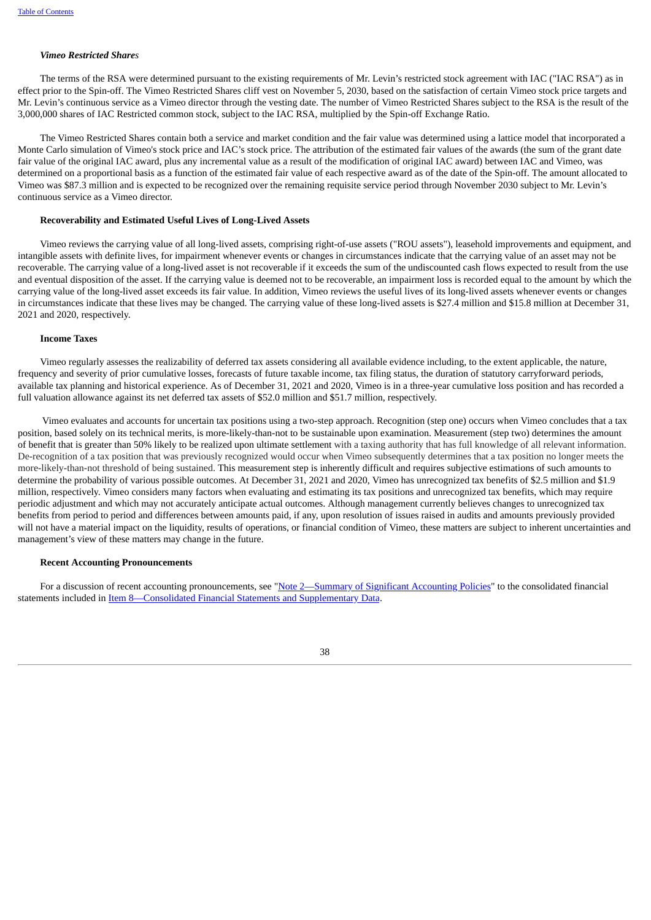***Vimeo Restricted Shares***

The terms of the RSA were determined pursuant to the existing requirements of Mr. Levin's restricted stock agreement with IAC ("IAC RSA") as in effect prior to the Spin-off. The Vimeo Restricted Shares cliff vest on November 5, 2030, based on the satisfaction of certain Vimeo stock price targets and Mr. Levin's continuous service as a Vimeo director through the vesting date. The number of Vimeo Restricted Shares subject to the RSA is the result of the 3,000,000 shares of IAC Restricted common stock, subject to the IAC RSA, multiplied by the Spin-off Exchange Ratio.

The Vimeo Restricted Shares contain both a service and market condition and the fair value was determined using a lattice model that incorporated a Monte Carlo simulation of Vimeo's stock price and IAC's stock price. The attribution of the estimated fair values of the awards (the sum of the grant date fair value of the original IAC award, plus any incremental value as a result of the modification of original IAC award) between IAC and Vimeo, was determined on a proportional basis as a function of the estimated fair value of each respective award as of the date of the Spin-off. The amount allocated to Vimeo was $87.3 million and is expected to be recognized over the remaining requisite service period through November 2030 subject to Mr. Levin's continuous service as a Vimeo director.

**Recoverability and Estimated Useful Lives of Long-Lived Assets**

Vimeo reviews the carrying value of all long-lived assets, comprising right-of-use assets ("ROU assets"), leasehold improvements and equipment, and intangible assets with definite lives, for impairment whenever events or changes in circumstances indicate that the carrying value of an asset may not be recoverable. The carrying value of a long-lived asset is not recoverable if it exceeds the sum of the undiscounted cash flows expected to result from the use and eventual disposition of the asset. If the carrying value is deemed not to be recoverable, an impairment loss is recorded equal to the amount by which the carrying value of the long-lived asset exceeds its fair value. In addition, Vimeo reviews the useful lives of its long-lived assets whenever events or changes in circumstances indicate that these lives may be changed. The carrying value of these long-lived assets is $27.4 million and $15.8 million at December 31, 2021 and 2020, respectively.

**Income Taxes**

Vimeo regularly assesses the realizability of deferred tax assets considering all available evidence including, to the extent applicable, the nature, frequency and severity of prior cumulative losses, forecasts of future taxable income, tax filing status, the duration of statutory carryforward periods, available tax planning and historical experience. As of December 31, 2021 and 2020, Vimeo is in a three-year cumulative loss position and has recorded a full valuation allowance against its net deferred tax assets of $52.0 million and $51.7 million, respectively.

Vimeo evaluates and accounts for uncertain tax positions using a two-step approach. Recognition (step one) occurs when Vimeo concludes that a tax position, based solely on its technical merits, is more-likely-than-not to be sustainable upon examination. Measurement (step two) determines the amount of benefit that is greater than 50% likely to be realized upon ultimate settlement with a taxing authority that has full knowledge of all relevant information. De-recognition of a tax position that was previously recognized would occur when Vimeo subsequently determines that a tax position no longer meets the more-likely-than-not threshold of being sustained. This measurement step is inherently difficult and requires subjective estimations of such amounts to determine the probability of various possible outcomes. At December 31, 2021 and 2020, Vimeo has unrecognized tax benefits of $2.5 million and $1.9 million, respectively. Vimeo considers many factors when evaluating and estimating its tax positions and unrecognized tax benefits, which may require periodic adjustment and which may not accurately anticipate actual outcomes. Although management currently believes changes to unrecognized tax benefits from period to period and differences between amounts paid, if any, upon resolution of issues raised in audits and amounts previously provided will not have a material impact on the liquidity, results of operations, or financial condition of Vimeo, these matters are subject to inherent uncertainties and management's view of these matters may change in the future.

**Recent Accounting Pronouncements**

For a discussion of recent accounting pronouncements, see "Note 2—Summary of Significant Accounting Policies" to the consolidated financial statements included in Item 8—Consolidated Financial Statements and Supplementary Data.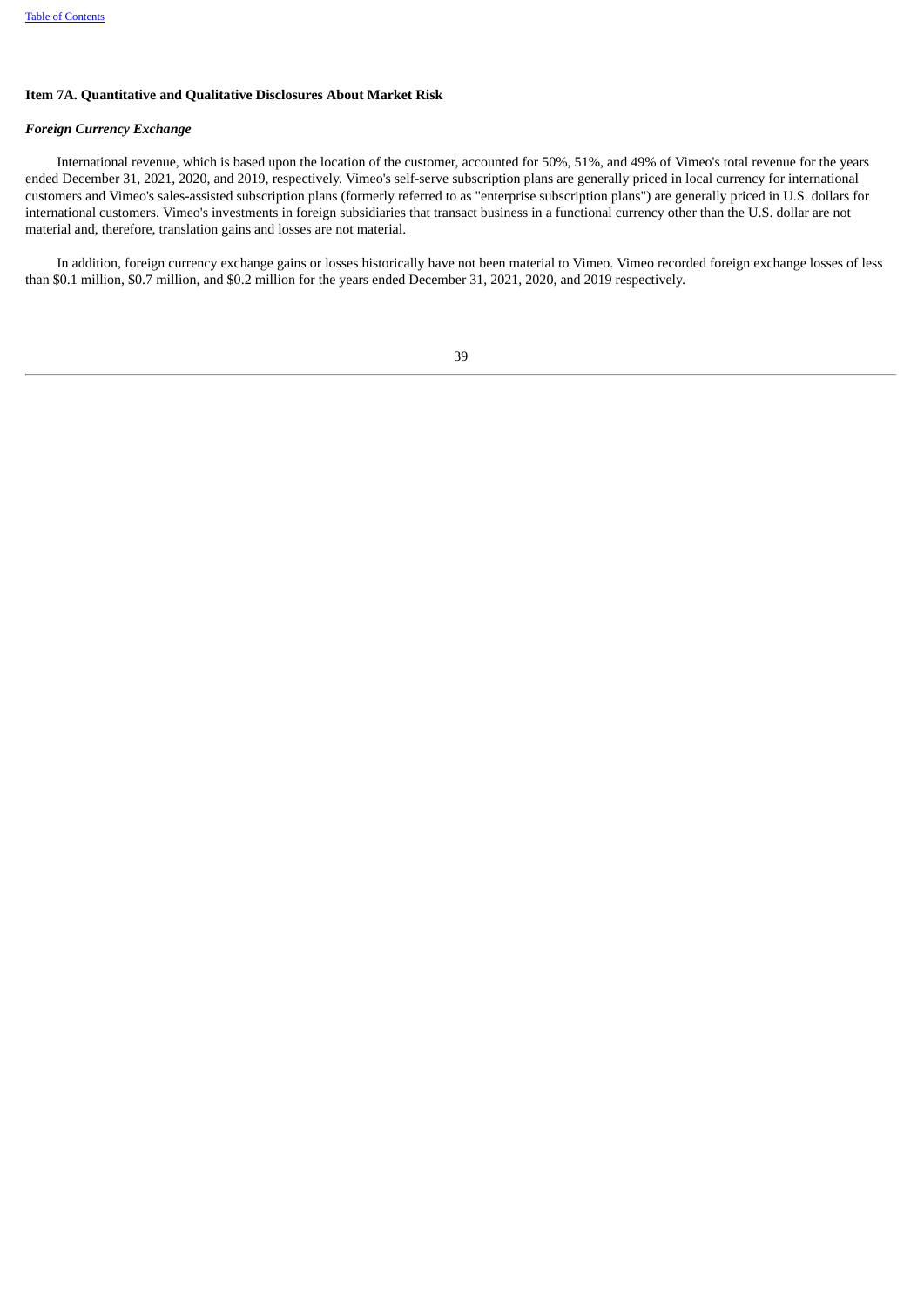### Item 7A. Quantitative and Qualitative Disclosures About Market Risk

***Foreign Currency Exchange***

International revenue, which is based upon the location of the customer, accounted for 50%, 51%, and 49% of Vimeo's total revenue for the years ended December 31, 2021, 2020, and 2019, respectively. Vimeo's self-serve subscription plans are generally priced in local currency for international customers and Vimeo's sales-assisted subscription plans (formerly referred to as "enterprise subscription plans") are generally priced in U.S. dollars for international customers. Vimeo's investments in foreign subsidiaries that transact business in a functional currency other than the U.S. dollar are not material and, therefore, translation gains and losses are not material.

In addition, foreign currency exchange gains or losses historically have not been material to Vimeo. Vimeo recorded foreign exchange losses of less than \$0.1 million, \$0.7 million, and \$0.2 million for the years ended December 31, 2021, 2020, and 2019 respectively.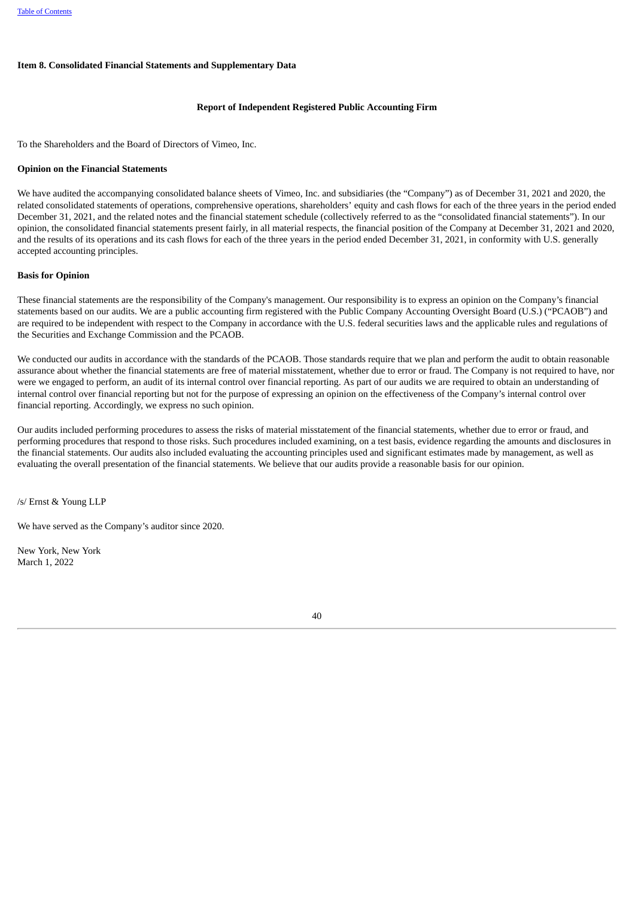## Item 8. Consolidated Financial Statements and Supplementary Data

### Report of Independent Registered Public Accounting Firm

To the Shareholders and the Board of Directors of Vimeo, Inc.

**Opinion on the Financial Statements**

We have audited the accompanying consolidated balance sheets of Vimeo, Inc. and subsidiaries (the "Company") as of December 31, 2021 and 2020, the related consolidated statements of operations, comprehensive operations, shareholders' equity and cash flows for each of the three years in the period ended December 31, 2021, and the related notes and the financial statement schedule (collectively referred to as the "consolidated financial statements"). In our opinion, the consolidated financial statements present fairly, in all material respects, the financial position of the Company at December 31, 2021 and 2020, and the results of its operations and its cash flows for each of the three years in the period ended December 31, 2021, in conformity with U.S. generally accepted accounting principles.

**Basis for Opinion**

These financial statements are the responsibility of the Company's management. Our responsibility is to express an opinion on the Company's financial statements based on our audits. We are a public accounting firm registered with the Public Company Accounting Oversight Board (U.S.) ("PCAOB") and are required to be independent with respect to the Company in accordance with the U.S. federal securities laws and the applicable rules and regulations of the Securities and Exchange Commission and the PCAOB.

We conducted our audits in accordance with the standards of the PCAOB. Those standards require that we plan and perform the audit to obtain reasonable assurance about whether the financial statements are free of material misstatement, whether due to error or fraud. The Company is not required to have, nor were we engaged to perform, an audit of its internal control over financial reporting. As part of our audits we are required to obtain an understanding of internal control over financial reporting but not for the purpose of expressing an opinion on the effectiveness of the Company's internal control over financial reporting. Accordingly, we express no such opinion.

Our audits included performing procedures to assess the risks of material misstatement of the financial statements, whether due to error or fraud, and performing procedures that respond to those risks. Such procedures included examining, on a test basis, evidence regarding the amounts and disclosures in the financial statements. Our audits also included evaluating the accounting principles used and significant estimates made by management, as well as evaluating the overall presentation of the financial statements. We believe that our audits provide a reasonable basis for our opinion.

/s/ Ernst & Young LLP

We have served as the Company's auditor since 2020.

New York, New York
March 1, 2022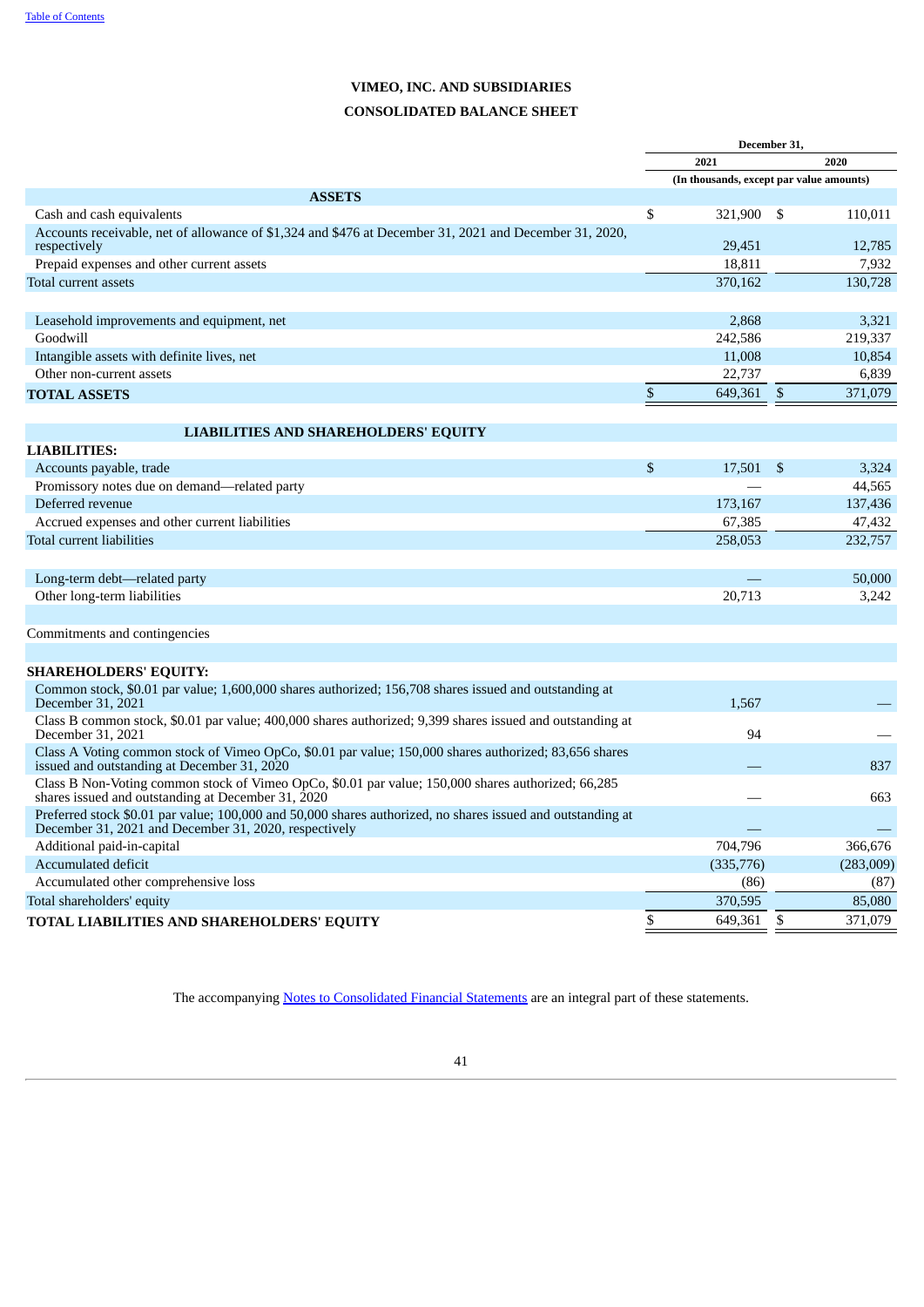# VIMEO, INC. AND SUBSIDIARIES

## CONSOLIDATED BALANCE SHEET

| | December 31, | |
|---|---|---|
| | 2021 | 2020 |
| | (In thousands, except par value amounts) | |
| **ASSETS** | | |
| Cash and cash equivalents | $ 321,900 | $ 110,011 |
| Accounts receivable, net of allowance of $1,324 and $476 at December 31, 2021 and December 31, 2020, respectively | 29,451 | 12,785 |
| Prepaid expenses and other current assets | 18,811 | 7,932 |
| Total current assets | 370,162 | 130,728 |
| | | |
| Leasehold improvements and equipment, net | 2,868 | 3,321 |
| Goodwill | 242,586 | 219,337 |
| Intangible assets with definite lives, net | 11,008 | 10,854 |
| Other non-current assets | 22,737 | 6,839 |
| **TOTAL ASSETS** | $ 649,361 | $ 371,079 |
| | | |
| **LIABILITIES AND SHAREHOLDERS' EQUITY** | | |
| **LIABILITIES:** | | |
| Accounts payable, trade | $ 17,501 | $ 3,324 |
| Promissory notes due on demand—related party | — | 44,565 |
| Deferred revenue | 173,167 | 137,436 |
| Accrued expenses and other current liabilities | 67,385 | 47,432 |
| Total current liabilities | 258,053 | 232,757 |
| | | |
| Long-term debt—related party | — | 50,000 |
| Other long-term liabilities | 20,713 | 3,242 |
| | | |
| Commitments and contingencies | | |
| | | |
| **SHAREHOLDERS' EQUITY:** | | |
| Common stock, $0.01 par value; 1,600,000 shares authorized; 156,708 shares issued and outstanding at December 31, 2021 | 1,567 | — |
| Class B common stock, $0.01 par value; 400,000 shares authorized; 9,399 shares issued and outstanding at December 31, 2021 | 94 | — |
| Class A Voting common stock of Vimeo OpCo, $0.01 par value; 150,000 shares authorized; 83,656 shares issued and outstanding at December 31, 2020 | — | 837 |
| Class B Non-Voting common stock of Vimeo OpCo, $0.01 par value; 150,000 shares authorized; 66,285 shares issued and outstanding at December 31, 2020 | — | 663 |
| Preferred stock $0.01 par value; 100,000 and 50,000 shares authorized, no shares issued and outstanding at December 31, 2021 and December 31, 2020, respectively | — | — |
| Additional paid-in-capital | 704,796 | 366,676 |
| Accumulated deficit | (335,776) | (283,009) |
| Accumulated other comprehensive loss | (86) | (87) |
| Total shareholders' equity | 370,595 | 85,080 |
| **TOTAL LIABILITIES AND SHAREHOLDERS' EQUITY** | $ 649,361 | $ 371,079 |

The accompanying Notes to Consolidated Financial Statements are an integral part of these statements.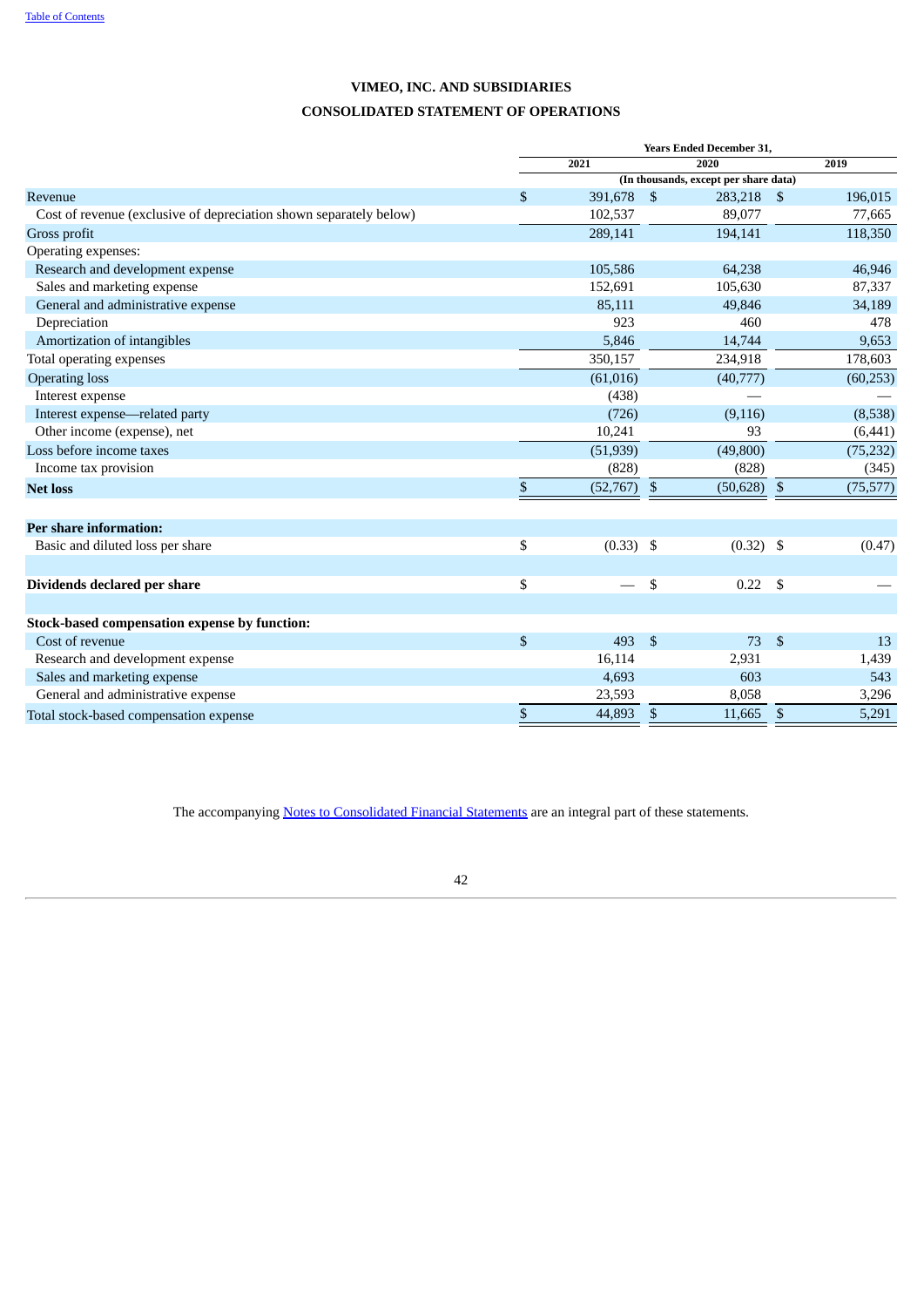# VIMEO, INC. AND SUBSIDIARIES

## CONSOLIDATED STATEMENT OF OPERATIONS

| | Years Ended December 31, | | |
|---|---|---|---|
| | 2021 | 2020 | 2019 |
| | (In thousands, except per share data) | | |
| Revenue | $ 391,678 | $ 283,218 | $ 196,015 |
| Cost of revenue (exclusive of depreciation shown separately below) | 102,537 | 89,077 | 77,665 |
| Gross profit | 289,141 | 194,141 | 118,350 |
| Operating expenses: | | | |
| Research and development expense | 105,586 | 64,238 | 46,946 |
| Sales and marketing expense | 152,691 | 105,630 | 87,337 |
| General and administrative expense | 85,111 | 49,846 | 34,189 |
| Depreciation | 923 | 460 | 478 |
| Amortization of intangibles | 5,846 | 14,744 | 9,653 |
| Total operating expenses | 350,157 | 234,918 | 178,603 |
| Operating loss | (61,016) | (40,777) | (60,253) |
| Interest expense | (438) | — | — |
| Interest expense—related party | (726) | (9,116) | (8,538) |
| Other income (expense), net | 10,241 | 93 | (6,441) |
| Loss before income taxes | (51,939) | (49,800) | (75,232) |
| Income tax provision | (828) | (828) | (345) |
| **Net loss** | $ (52,767) | $ (50,628) | $ (75,577) |
| | | | |
| **Per share information:** | | | |
| Basic and diluted loss per share | $ (0.33) | $ (0.32) | $ (0.47) |
| | | | |
| **Dividends declared per share** | $ — | $ 0.22 | $ — |
| | | | |
| **Stock-based compensation expense by function:** | | | |
| Cost of revenue | $ 493 | $ 73 | $ 13 |
| Research and development expense | 16,114 | 2,931 | 1,439 |
| Sales and marketing expense | 4,693 | 603 | 543 |
| General and administrative expense | 23,593 | 8,058 | 3,296 |
| Total stock-based compensation expense | $ 44,893 | $ 11,665 | $ 5,291 |

The accompanying Notes to Consolidated Financial Statements are an integral part of these statements.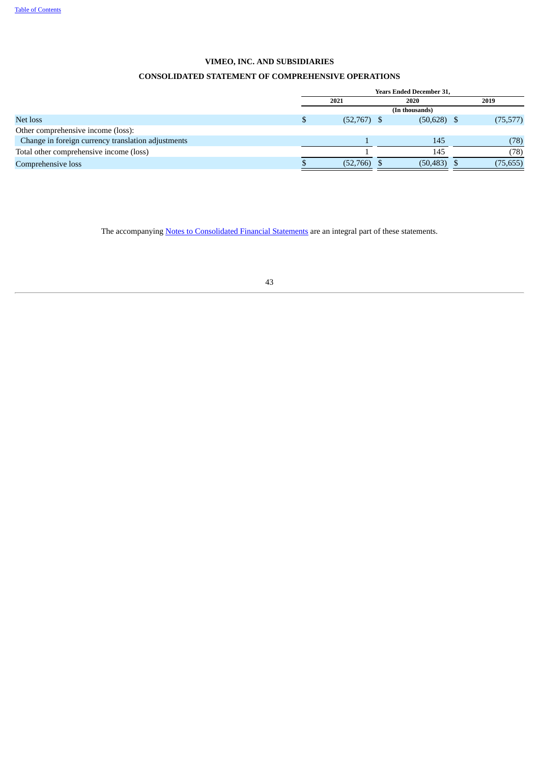# VIMEO, INC. AND SUBSIDIARIES

## CONSOLIDATED STATEMENT OF COMPREHENSIVE OPERATIONS

| | Years Ended December 31, | | |
|---|---|---|---|
| | 2021 | 2020 | 2019 |
| | (In thousands) | | |
| Net loss | $ (52,767) | $ (50,628) | $ (75,577) |
| Other comprehensive income (loss): | | | |
| Change in foreign currency translation adjustments | 1 | 145 | (78) |
| Total other comprehensive income (loss) | 1 | 145 | (78) |
| Comprehensive loss | $ (52,766) | $ (50,483) | $ (75,655) |

The accompanying Notes to Consolidated Financial Statements are an integral part of these statements.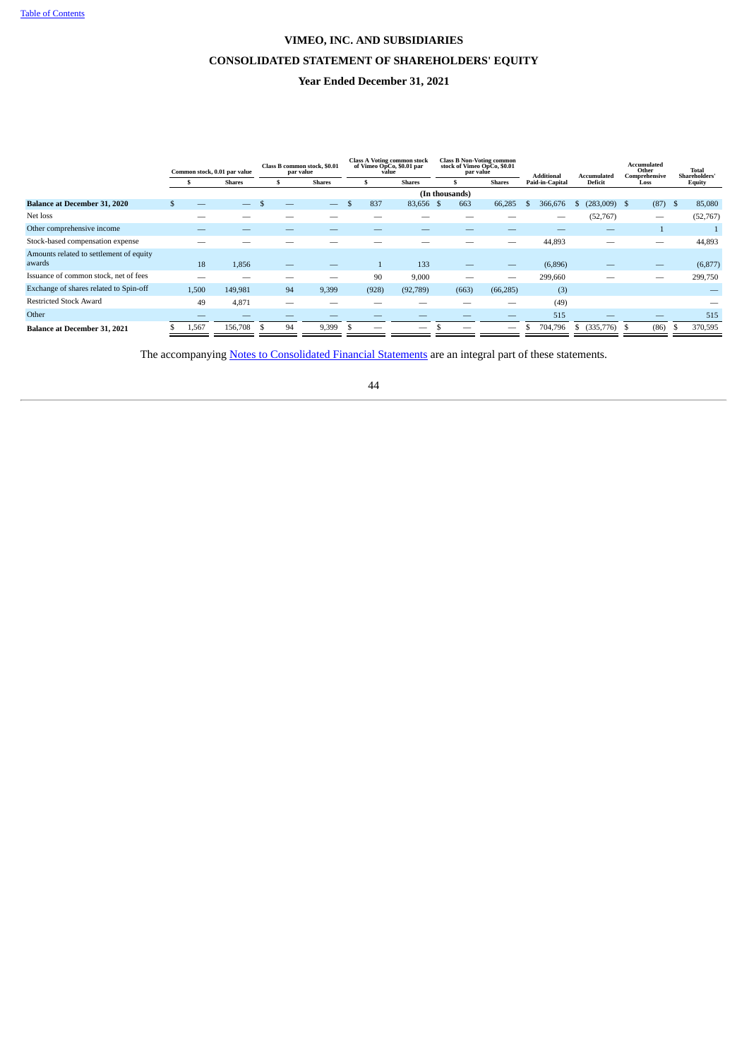# VIMEO, INC. AND SUBSIDIARIES

## CONSOLIDATED STATEMENT OF SHAREHOLDERS' EQUITY

### Year Ended December 31, 2021

| | Common stock, 0.01 par value | | Class B common stock, $0.01 par value | | Class A Voting common stock of Vimeo OpCo, $0.01 par value | | Class B Non-Voting common stock of Vimeo OpCo, $0.01 par value | | Additional Paid-in-Capital | Accumulated Deficit | Accumulated Other Comprehensive Loss | Total Shareholders' Equity |
|---|---|---|---|---|---|---|---|---|---|---|---|---|
| | $ | Shares | $ | Shares | $ | Shares | $ | Shares | | | | |
| | (In thousands) | | | | | | | | | | | |
| **Balance at December 31, 2020** | $ — | — | $ — | — | $ 837 | 83,656 | $ 663 | 66,285 | $ 366,676 | $ (283,009) | $ (87) | $ 85,080 |
| Net loss | — | — | — | — | — | — | — | — | — | (52,767) | — | (52,767) |
| Other comprehensive income | — | — | — | — | — | — | — | — | — | — | 1 | 1 |
| Stock-based compensation expense | — | — | — | — | — | — | — | — | 44,893 | — | — | 44,893 |
| Amounts related to settlement of equity awards | 18 | 1,856 | — | — | 1 | 133 | — | — | (6,896) | — | — | (6,877) |
| Issuance of common stock, net of fees | — | — | — | — | 90 | 9,000 | — | — | 299,660 | — | — | 299,750 |
| Exchange of shares related to Spin-off | 1,500 | 149,981 | 94 | 9,399 | (928) | (92,789) | (663) | (66,285) | (3) | | | — |
| Restricted Stock Award | 49 | 4,871 | — | — | — | — | — | — | (49) | | | — |
| Other | — | — | — | — | — | — | — | — | 515 | — | — | 515 |
| **Balance at December 31, 2021** | $ 1,567 | 156,708 | $ 94 | 9,399 | $ — | — | $ — | — | $ 704,796 | $ (335,776) | $ (86) | $ 370,595 |

The accompanying Notes to Consolidated Financial Statements are an integral part of these statements.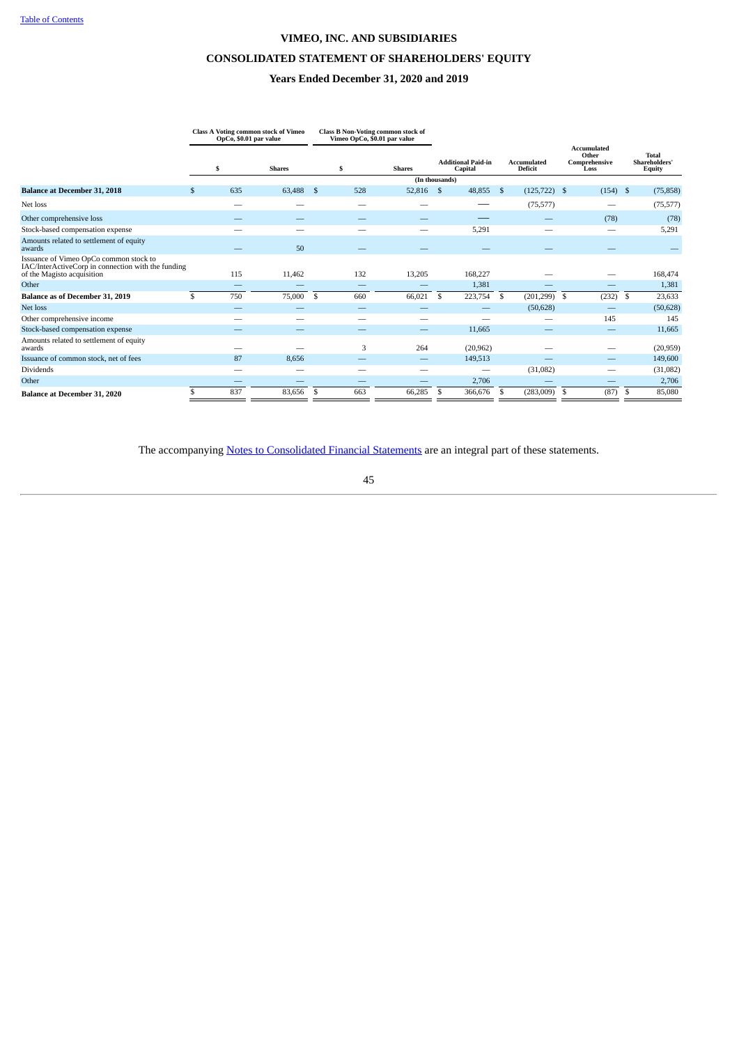# VIMEO, INC. AND SUBSIDIARIES

## CONSOLIDATED STATEMENT OF SHAREHOLDERS' EQUITY

### Years Ended December 31, 2020 and 2019

| | Class A Voting common stock of Vimeo OpCo, $0.01 par value | | Class B Non-Voting common stock of Vimeo OpCo, $0.01 par value | | | | | |
|---|---|---|---|---|---|---|---|---|
| | $ | Shares | $ | Shares | Additional Paid-in Capital | Accumulated Deficit | Accumulated Other Comprehensive Loss | Total Shareholders' Equity |
| | | | | (In thousands) | | | | |
| **Balance at December 31, 2018** | $ 635 | 63,488 | $ 528 | 52,816 | $ 48,855 | $ (125,722) | $ (154) | $ (75,858) |
| Net loss | — | — | — | — | — | (75,577) | — | (75,577) |
| Other comprehensive loss | — | — | — | — | — | — | (78) | (78) |
| Stock-based compensation expense | — | — | — | — | 5,291 | — | — | 5,291 |
| Amounts related to settlement of equity awards | — | 50 | — | — | — | — | — | — |
| Issuance of Vimeo OpCo common stock to IAC/InterActiveCorp in connection with the funding of the Magisto acquisition | 115 | 11,462 | 132 | 13,205 | 168,227 | — | — | 168,474 |
| Other | — | — | — | — | 1,381 | — | — | 1,381 |
| **Balance as of December 31, 2019** | $ 750 | 75,000 | $ 660 | 66,021 | $ 223,754 | $ (201,299) | $ (232) | $ 23,633 |
| Net loss | — | — | — | — | — | (50,628) | — | (50,628) |
| Other comprehensive income | — | — | — | — | — | — | 145 | 145 |
| Stock-based compensation expense | — | — | — | — | 11,665 | — | — | 11,665 |
| Amounts related to settlement of equity awards | — | — | 3 | 264 | (20,962) | — | — | (20,959) |
| Issuance of common stock, net of fees | 87 | 8,656 | — | — | 149,513 | — | — | 149,600 |
| Dividends | — | — | — | — | — | (31,082) | — | (31,082) |
| Other | — | — | — | — | 2,706 | — | — | 2,706 |
| **Balance at December 31, 2020** | $ 837 | 83,656 | $ 663 | 66,285 | $ 366,676 | $ (283,009) | $ (87) | $ 85,080 |

The accompanying Notes to Consolidated Financial Statements are an integral part of these statements.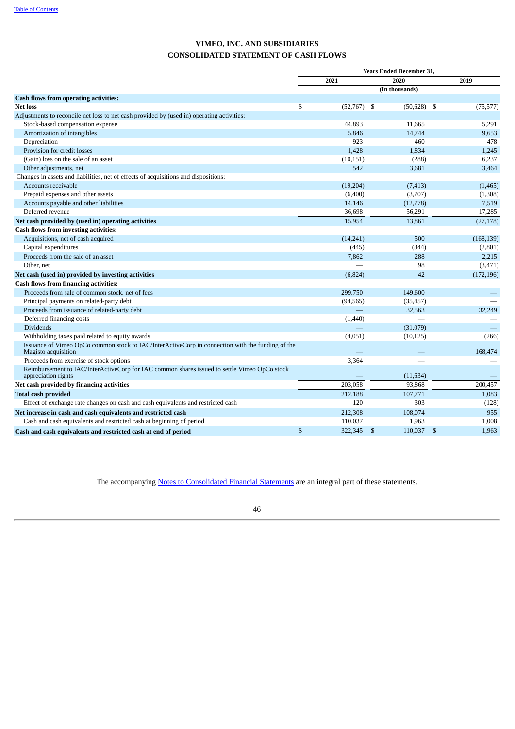# VIMEO, INC. AND SUBSIDIARIES
## CONSOLIDATED STATEMENT OF CASH FLOWS

| | Years Ended December 31, | | |
|---|---|---|---|
| | 2021 | 2020 | 2019 |
| | (In thousands) | | |
| **Cash flows from operating activities:** | | | |
| **Net loss** | $ (52,767) | $ (50,628) | $ (75,577) |
| Adjustments to reconcile net loss to net cash provided by (used in) operating activities: | | | |
| Stock-based compensation expense | 44,893 | 11,665 | 5,291 |
| Amortization of intangibles | 5,846 | 14,744 | 9,653 |
| Depreciation | 923 | 460 | 478 |
| Provision for credit losses | 1,428 | 1,834 | 1,245 |
| (Gain) loss on the sale of an asset | (10,151) | (288) | 6,237 |
| Other adjustments, net | 542 | 3,681 | 3,464 |
| Changes in assets and liabilities, net of effects of acquisitions and dispositions: | | | |
| Accounts receivable | (19,204) | (7,413) | (1,465) |
| Prepaid expenses and other assets | (6,400) | (3,707) | (1,308) |
| Accounts payable and other liabilities | 14,146 | (12,778) | 7,519 |
| Deferred revenue | 36,698 | 56,291 | 17,285 |
| **Net cash provided by (used in) operating activities** | 15,954 | 13,861 | (27,178) |
| **Cash flows from investing activities:** | | | |
| Acquisitions, net of cash acquired | (14,241) | 500 | (168,139) |
| Capital expenditures | (445) | (844) | (2,801) |
| Proceeds from the sale of an asset | 7,862 | 288 | 2,215 |
| Other, net | — | 98 | (3,471) |
| **Net cash (used in) provided by investing activities** | (6,824) | 42 | (172,196) |
| **Cash flows from financing activities:** | | | |
| Proceeds from sale of common stock, net of fees | 299,750 | 149,600 | — |
| Principal payments on related-party debt | (94,565) | (35,457) | — |
| Proceeds from issuance of related-party debt | — | 32,563 | 32,249 |
| Deferred financing costs | (1,440) | — | — |
| Dividends | — | (31,079) | — |
| Withholding taxes paid related to equity awards | (4,051) | (10,125) | (266) |
| Issuance of Vimeo OpCo common stock to IAC/InterActiveCorp in connection with the funding of the Magisto acquisition | — | — | 168,474 |
| Proceeds from exercise of stock options | 3,364 | — | — |
| Reimbursement to IAC/InterActiveCorp for IAC common shares issued to settle Vimeo OpCo stock appreciation rights | — | (11,634) | — |
| **Net cash provided by financing activities** | 203,058 | 93,868 | 200,457 |
| **Total cash provided** | 212,188 | 107,771 | 1,083 |
| Effect of exchange rate changes on cash and cash equivalents and restricted cash | 120 | 303 | (128) |
| **Net increase in cash and cash equivalents and restricted cash** | 212,308 | 108,074 | 955 |
| Cash and cash equivalents and restricted cash at beginning of period | 110,037 | 1,963 | 1,008 |
| **Cash and cash equivalents and restricted cash at end of period** | $ 322,345 | $ 110,037 | $ 1,963 |

The accompanying Notes to Consolidated Financial Statements are an integral part of these statements.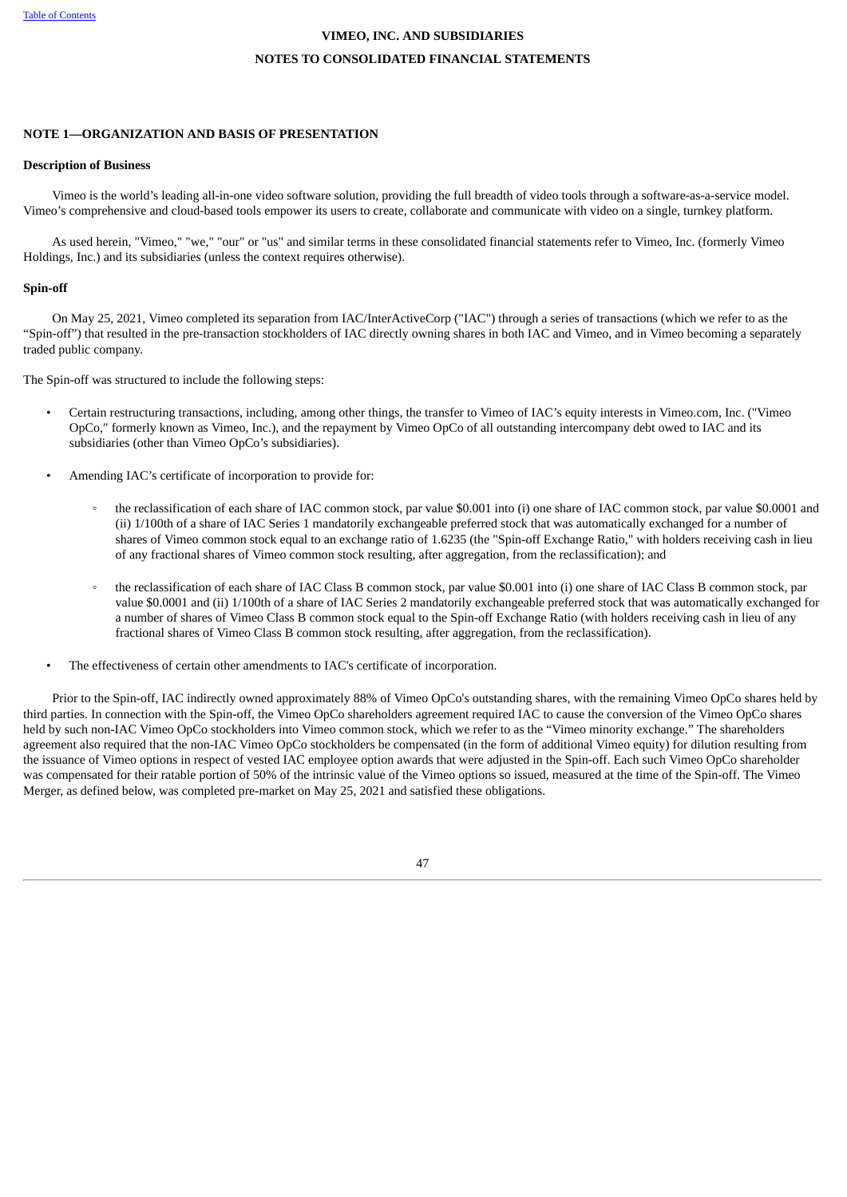# VIMEO, INC. AND SUBSIDIARIES

## NOTES TO CONSOLIDATED FINANCIAL STATEMENTS

### NOTE 1—ORGANIZATION AND BASIS OF PRESENTATION

**Description of Business**

Vimeo is the world's leading all-in-one video software solution, providing the full breadth of video tools through a software-as-a-service model. Vimeo's comprehensive and cloud-based tools empower its users to create, collaborate and communicate with video on a single, turnkey platform.

As used herein, "Vimeo," "we," "our" or "us" and similar terms in these consolidated financial statements refer to Vimeo, Inc. (formerly Vimeo Holdings, Inc.) and its subsidiaries (unless the context requires otherwise).

**Spin-off**

On May 25, 2021, Vimeo completed its separation from IAC/InterActiveCorp ("IAC") through a series of transactions (which we refer to as the "Spin-off") that resulted in the pre-transaction stockholders of IAC directly owning shares in both IAC and Vimeo, and in Vimeo becoming a separately traded public company.

The Spin-off was structured to include the following steps:

- Certain restructuring transactions, including, among other things, the transfer to Vimeo of IAC's equity interests in Vimeo.com, Inc. ("Vimeo OpCo," formerly known as Vimeo, Inc.), and the repayment by Vimeo OpCo of all outstanding intercompany debt owed to IAC and its subsidiaries (other than Vimeo OpCo's subsidiaries).
- Amending IAC's certificate of incorporation to provide for:
  - the reclassification of each share of IAC common stock, par value $0.001 into (i) one share of IAC common stock, par value $0.0001 and (ii) 1/100th of a share of IAC Series 1 mandatorily exchangeable preferred stock that was automatically exchanged for a number of shares of Vimeo common stock equal to an exchange ratio of 1.6235 (the "Spin-off Exchange Ratio," with holders receiving cash in lieu of any fractional shares of Vimeo common stock resulting, after aggregation, from the reclassification); and
  - the reclassification of each share of IAC Class B common stock, par value $0.001 into (i) one share of IAC Class B common stock, par value $0.0001 and (ii) 1/100th of a share of IAC Series 2 mandatorily exchangeable preferred stock that was automatically exchanged for a number of shares of Vimeo Class B common stock equal to the Spin-off Exchange Ratio (with holders receiving cash in lieu of any fractional shares of Vimeo Class B common stock resulting, after aggregation, from the reclassification).
- The effectiveness of certain other amendments to IAC's certificate of incorporation.

Prior to the Spin-off, IAC indirectly owned approximately 88% of Vimeo OpCo's outstanding shares, with the remaining Vimeo OpCo shares held by third parties. In connection with the Spin-off, the Vimeo OpCo shareholders agreement required IAC to cause the conversion of the Vimeo OpCo shares held by such non-IAC Vimeo OpCo stockholders into Vimeo common stock, which we refer to as the "Vimeo minority exchange." The shareholders agreement also required that the non-IAC Vimeo OpCo stockholders be compensated (in the form of additional Vimeo equity) for dilution resulting from the issuance of Vimeo options in respect of vested IAC employee option awards that were adjusted in the Spin-off. Each such Vimeo OpCo shareholder was compensated for their ratable portion of 50% of the intrinsic value of the Vimeo options so issued, measured at the time of the Spin-off. The Vimeo Merger, as defined below, was completed pre-market on May 25, 2021 and satisfied these obligations.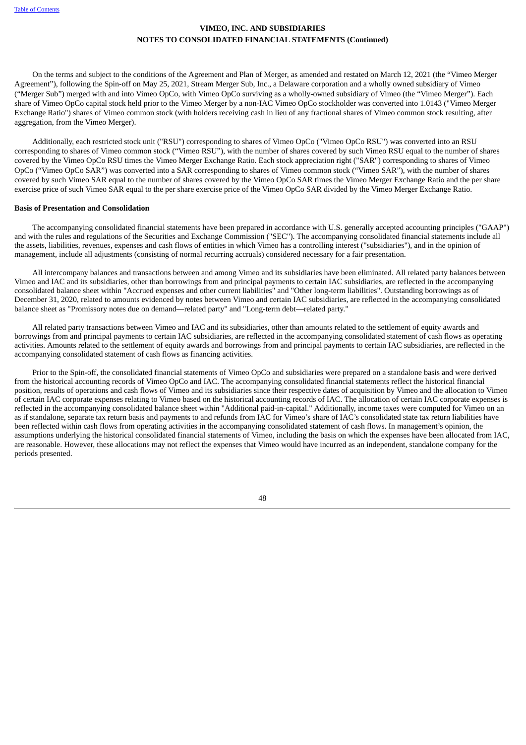On the terms and subject to the conditions of the Agreement and Plan of Merger, as amended and restated on March 12, 2021 (the "Vimeo Merger Agreement"), following the Spin-off on May 25, 2021, Stream Merger Sub, Inc., a Delaware corporation and a wholly owned subsidiary of Vimeo ("Merger Sub") merged with and into Vimeo OpCo, with Vimeo OpCo surviving as a wholly-owned subsidiary of Vimeo (the "Vimeo Merger"). Each share of Vimeo OpCo capital stock held prior to the Vimeo Merger by a non-IAC Vimeo OpCo stockholder was converted into 1.0143 ("Vimeo Merger Exchange Ratio") shares of Vimeo common stock (with holders receiving cash in lieu of any fractional shares of Vimeo common stock resulting, after aggregation, from the Vimeo Merger).

Additionally, each restricted stock unit ("RSU") corresponding to shares of Vimeo OpCo ("Vimeo OpCo RSU") was converted into an RSU corresponding to shares of Vimeo common stock ("Vimeo RSU"), with the number of shares covered by such Vimeo RSU equal to the number of shares covered by the Vimeo OpCo RSU times the Vimeo Merger Exchange Ratio. Each stock appreciation right ("SAR") corresponding to shares of Vimeo OpCo ("Vimeo OpCo SAR") was converted into a SAR corresponding to shares of Vimeo common stock ("Vimeo SAR"), with the number of shares covered by such Vimeo SAR equal to the number of shares covered by the Vimeo OpCo SAR times the Vimeo Merger Exchange Ratio and the per share exercise price of such Vimeo SAR equal to the per share exercise price of the Vimeo OpCo SAR divided by the Vimeo Merger Exchange Ratio.

**Basis of Presentation and Consolidation**

The accompanying consolidated financial statements have been prepared in accordance with U.S. generally accepted accounting principles ("GAAP") and with the rules and regulations of the Securities and Exchange Commission ("SEC"). The accompanying consolidated financial statements include all the assets, liabilities, revenues, expenses and cash flows of entities in which Vimeo has a controlling interest ("subsidiaries"), and in the opinion of management, include all adjustments (consisting of normal recurring accruals) considered necessary for a fair presentation.

All intercompany balances and transactions between and among Vimeo and its subsidiaries have been eliminated. All related party balances between Vimeo and IAC and its subsidiaries, other than borrowings from and principal payments to certain IAC subsidiaries, are reflected in the accompanying consolidated balance sheet within "Accrued expenses and other current liabilities" and "Other long-term liabilities". Outstanding borrowings as of December 31, 2020, related to amounts evidenced by notes between Vimeo and certain IAC subsidiaries, are reflected in the accompanying consolidated balance sheet as "Promissory notes due on demand—related party" and "Long-term debt—related party."

All related party transactions between Vimeo and IAC and its subsidiaries, other than amounts related to the settlement of equity awards and borrowings from and principal payments to certain IAC subsidiaries, are reflected in the accompanying consolidated statement of cash flows as operating activities. Amounts related to the settlement of equity awards and borrowings from and principal payments to certain IAC subsidiaries, are reflected in the accompanying consolidated statement of cash flows as financing activities.

Prior to the Spin-off, the consolidated financial statements of Vimeo OpCo and subsidiaries were prepared on a standalone basis and were derived from the historical accounting records of Vimeo OpCo and IAC. The accompanying consolidated financial statements reflect the historical financial position, results of operations and cash flows of Vimeo and its subsidiaries since their respective dates of acquisition by Vimeo and the allocation to Vimeo of certain IAC corporate expenses relating to Vimeo based on the historical accounting records of IAC. The allocation of certain IAC corporate expenses is reflected in the accompanying consolidated balance sheet within "Additional paid-in-capital." Additionally, income taxes were computed for Vimeo on an as if standalone, separate tax return basis and payments to and refunds from IAC for Vimeo's share of IAC's consolidated state tax return liabilities have been reflected within cash flows from operating activities in the accompanying consolidated statement of cash flows. In management's opinion, the assumptions underlying the historical consolidated financial statements of Vimeo, including the basis on which the expenses have been allocated from IAC, are reasonable. However, these allocations may not reflect the expenses that Vimeo would have incurred as an independent, standalone company for the periods presented.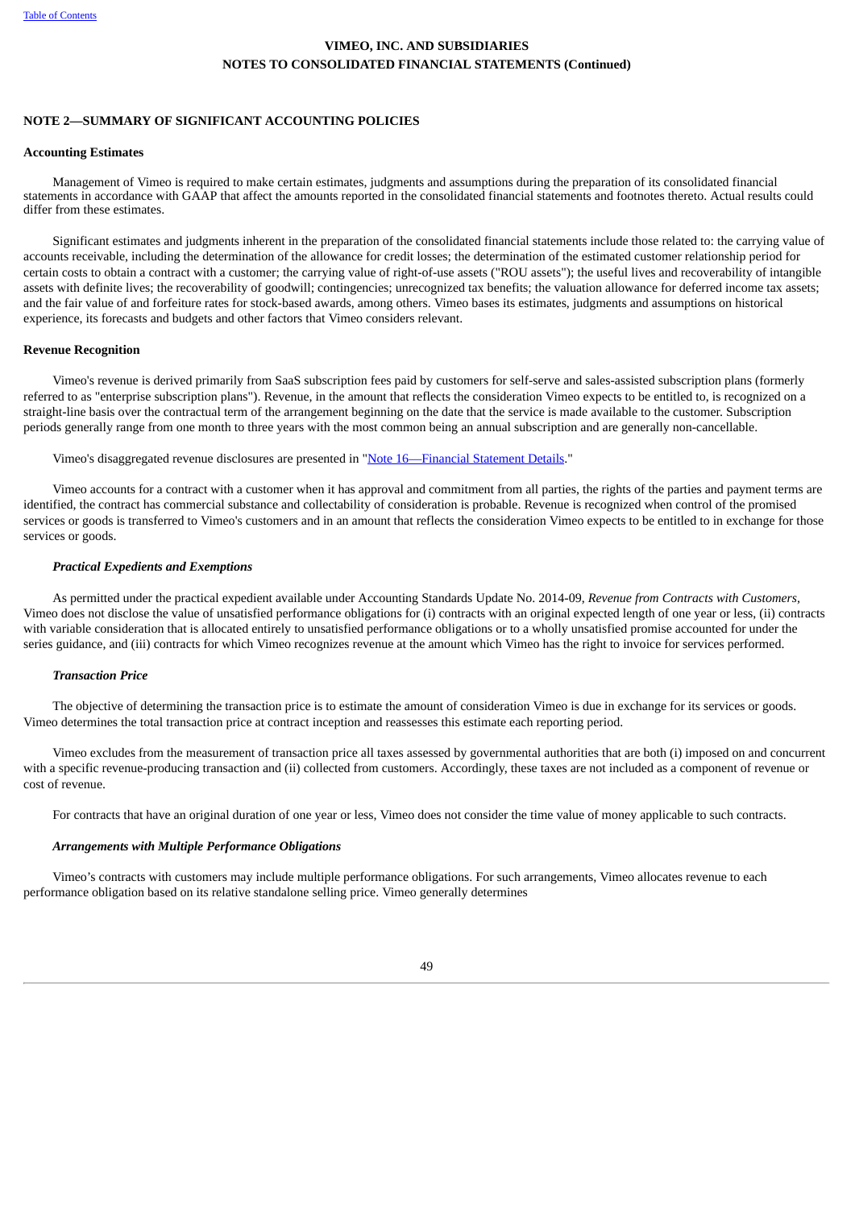## NOTE 2—SUMMARY OF SIGNIFICANT ACCOUNTING POLICIES

### Accounting Estimates

Management of Vimeo is required to make certain estimates, judgments and assumptions during the preparation of its consolidated financial statements in accordance with GAAP that affect the amounts reported in the consolidated financial statements and footnotes thereto. Actual results could differ from these estimates.

Significant estimates and judgments inherent in the preparation of the consolidated financial statements include those related to: the carrying value of accounts receivable, including the determination of the allowance for credit losses; the determination of the estimated customer relationship period for certain costs to obtain a contract with a customer; the carrying value of right-of-use assets ("ROU assets"); the useful lives and recoverability of intangible assets with definite lives; the recoverability of goodwill; contingencies; unrecognized tax benefits; the valuation allowance for deferred income tax assets; and the fair value of and forfeiture rates for stock-based awards, among others. Vimeo bases its estimates, judgments and assumptions on historical experience, its forecasts and budgets and other factors that Vimeo considers relevant.

### Revenue Recognition

Vimeo's revenue is derived primarily from SaaS subscription fees paid by customers for self-serve and sales-assisted subscription plans (formerly referred to as "enterprise subscription plans"). Revenue, in the amount that reflects the consideration Vimeo expects to be entitled to, is recognized on a straight-line basis over the contractual term of the arrangement beginning on the date that the service is made available to the customer. Subscription periods generally range from one month to three years with the most common being an annual subscription and are generally non-cancellable.

Vimeo's disaggregated revenue disclosures are presented in "Note 16—Financial Statement Details."

Vimeo accounts for a contract with a customer when it has approval and commitment from all parties, the rights of the parties and payment terms are identified, the contract has commercial substance and collectability of consideration is probable. Revenue is recognized when control of the promised services or goods is transferred to Vimeo's customers and in an amount that reflects the consideration Vimeo expects to be entitled to in exchange for those services or goods.

#### *Practical Expedients and Exemptions*

As permitted under the practical expedient available under Accounting Standards Update No. 2014-09, *Revenue from Contracts with Customers*, Vimeo does not disclose the value of unsatisfied performance obligations for (i) contracts with an original expected length of one year or less, (ii) contracts with variable consideration that is allocated entirely to unsatisfied performance obligations or to a wholly unsatisfied promise accounted for under the series guidance, and (iii) contracts for which Vimeo recognizes revenue at the amount which Vimeo has the right to invoice for services performed.

#### *Transaction Price*

The objective of determining the transaction price is to estimate the amount of consideration Vimeo is due in exchange for its services or goods. Vimeo determines the total transaction price at contract inception and reassesses this estimate each reporting period.

Vimeo excludes from the measurement of transaction price all taxes assessed by governmental authorities that are both (i) imposed on and concurrent with a specific revenue-producing transaction and (ii) collected from customers. Accordingly, these taxes are not included as a component of revenue or cost of revenue.

For contracts that have an original duration of one year or less, Vimeo does not consider the time value of money applicable to such contracts.

#### *Arrangements with Multiple Performance Obligations*

Vimeo's contracts with customers may include multiple performance obligations. For such arrangements, Vimeo allocates revenue to each performance obligation based on its relative standalone selling price. Vimeo generally determines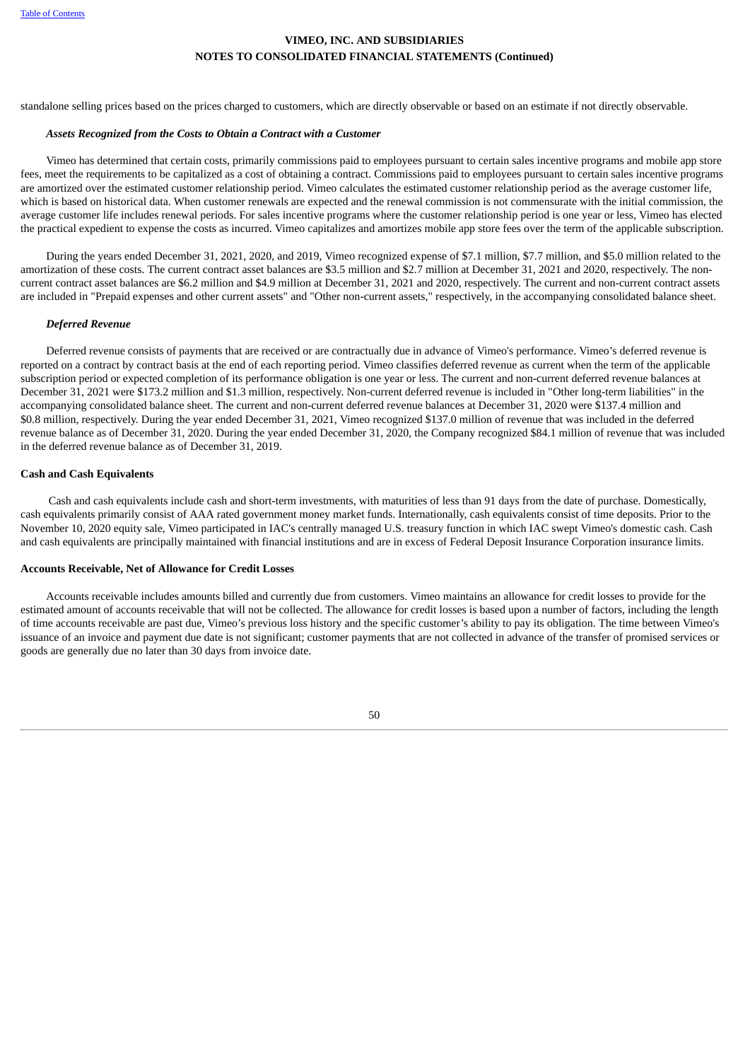standalone selling prices based on the prices charged to customers, which are directly observable or based on an estimate if not directly observable.

***Assets Recognized from the Costs to Obtain a Contract with a Customer***

Vimeo has determined that certain costs, primarily commissions paid to employees pursuant to certain sales incentive programs and mobile app store fees, meet the requirements to be capitalized as a cost of obtaining a contract. Commissions paid to employees pursuant to certain sales incentive programs are amortized over the estimated customer relationship period. Vimeo calculates the estimated customer relationship period as the average customer life, which is based on historical data. When customer renewals are expected and the renewal commission is not commensurate with the initial commission, the average customer life includes renewal periods. For sales incentive programs where the customer relationship period is one year or less, Vimeo has elected the practical expedient to expense the costs as incurred. Vimeo capitalizes and amortizes mobile app store fees over the term of the applicable subscription.

During the years ended December 31, 2021, 2020, and 2019, Vimeo recognized expense of $7.1 million, $7.7 million, and $5.0 million related to the amortization of these costs. The current contract asset balances are $3.5 million and $2.7 million at December 31, 2021 and 2020, respectively. The non-current contract asset balances are $6.2 million and $4.9 million at December 31, 2021 and 2020, respectively. The current and non-current contract assets are included in "Prepaid expenses and other current assets" and "Other non-current assets," respectively, in the accompanying consolidated balance sheet.

***Deferred Revenue***

Deferred revenue consists of payments that are received or are contractually due in advance of Vimeo's performance. Vimeo's deferred revenue is reported on a contract by contract basis at the end of each reporting period. Vimeo classifies deferred revenue as current when the term of the applicable subscription period or expected completion of its performance obligation is one year or less. The current and non-current deferred revenue balances at December 31, 2021 were $173.2 million and $1.3 million, respectively. Non-current deferred revenue is included in "Other long-term liabilities" in the accompanying consolidated balance sheet. The current and non-current deferred revenue balances at December 31, 2020 were $137.4 million and $0.8 million, respectively. During the year ended December 31, 2021, Vimeo recognized $137.0 million of revenue that was included in the deferred revenue balance as of December 31, 2020. During the year ended December 31, 2020, the Company recognized $84.1 million of revenue that was included in the deferred revenue balance as of December 31, 2019.

**Cash and Cash Equivalents**

Cash and cash equivalents include cash and short-term investments, with maturities of less than 91 days from the date of purchase. Domestically, cash equivalents primarily consist of AAA rated government money market funds. Internationally, cash equivalents consist of time deposits. Prior to the November 10, 2020 equity sale, Vimeo participated in IAC's centrally managed U.S. treasury function in which IAC swept Vimeo's domestic cash. Cash and cash equivalents are principally maintained with financial institutions and are in excess of Federal Deposit Insurance Corporation insurance limits.

**Accounts Receivable, Net of Allowance for Credit Losses**

Accounts receivable includes amounts billed and currently due from customers. Vimeo maintains an allowance for credit losses to provide for the estimated amount of accounts receivable that will not be collected. The allowance for credit losses is based upon a number of factors, including the length of time accounts receivable are past due, Vimeo's previous loss history and the specific customer's ability to pay its obligation. The time between Vimeo's issuance of an invoice and payment due date is not significant; customer payments that are not collected in advance of the transfer of promised services or goods are generally due no later than 30 days from invoice date.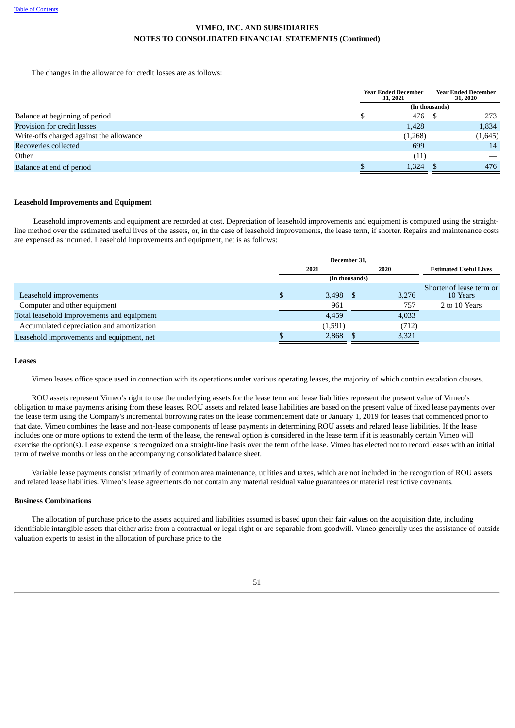The changes in the allowance for credit losses are as follows:

| | Year Ended December 31, 2021 | Year Ended December 31, 2020 |
|---|---|---|
| | (In thousands) | |
| Balance at beginning of period | $ 476 | $ 273 |
| Provision for credit losses | 1,428 | 1,834 |
| Write-offs charged against the allowance | (1,268) | (1,645) |
| Recoveries collected | 699 | 14 |
| Other | (11) | — |
| Balance at end of period | $ 1,324 | $ 476 |

### Leasehold Improvements and Equipment

Leasehold improvements and equipment are recorded at cost. Depreciation of leasehold improvements and equipment is computed using the straight-line method over the estimated useful lives of the assets, or, in the case of leasehold improvements, the lease term, if shorter. Repairs and maintenance costs are expensed as incurred. Leasehold improvements and equipment, net is as follows:

| | December 31, | | |
|---|---|---|---|
| | 2021 | 2020 | Estimated Useful Lives |
| | (In thousands) | | |
| Leasehold improvements | $ 3,498 | $ 3,276 | Shorter of lease term or 10 Years |
| Computer and other equipment | 961 | 757 | 2 to 10 Years |
| Total leasehold improvements and equipment | 4,459 | 4,033 | |
| Accumulated depreciation and amortization | (1,591) | (712) | |
| Leasehold improvements and equipment, net | $ 2,868 | $ 3,321 | |

### Leases

Vimeo leases office space used in connection with its operations under various operating leases, the majority of which contain escalation clauses.

ROU assets represent Vimeo's right to use the underlying assets for the lease term and lease liabilities represent the present value of Vimeo's obligation to make payments arising from these leases. ROU assets and related lease liabilities are based on the present value of fixed lease payments over the lease term using the Company's incremental borrowing rates on the lease commencement date or January 1, 2019 for leases that commenced prior to that date. Vimeo combines the lease and non-lease components of lease payments in determining ROU assets and related lease liabilities. If the lease includes one or more options to extend the term of the lease, the renewal option is considered in the lease term if it is reasonably certain Vimeo will exercise the option(s). Lease expense is recognized on a straight-line basis over the term of the lease. Vimeo has elected not to record leases with an initial term of twelve months or less on the accompanying consolidated balance sheet.

Variable lease payments consist primarily of common area maintenance, utilities and taxes, which are not included in the recognition of ROU assets and related lease liabilities. Vimeo's lease agreements do not contain any material residual value guarantees or material restrictive covenants.

### Business Combinations

The allocation of purchase price to the assets acquired and liabilities assumed is based upon their fair values on the acquisition date, including identifiable intangible assets that either arise from a contractual or legal right or are separable from goodwill. Vimeo generally uses the assistance of outside valuation experts to assist in the allocation of purchase price to the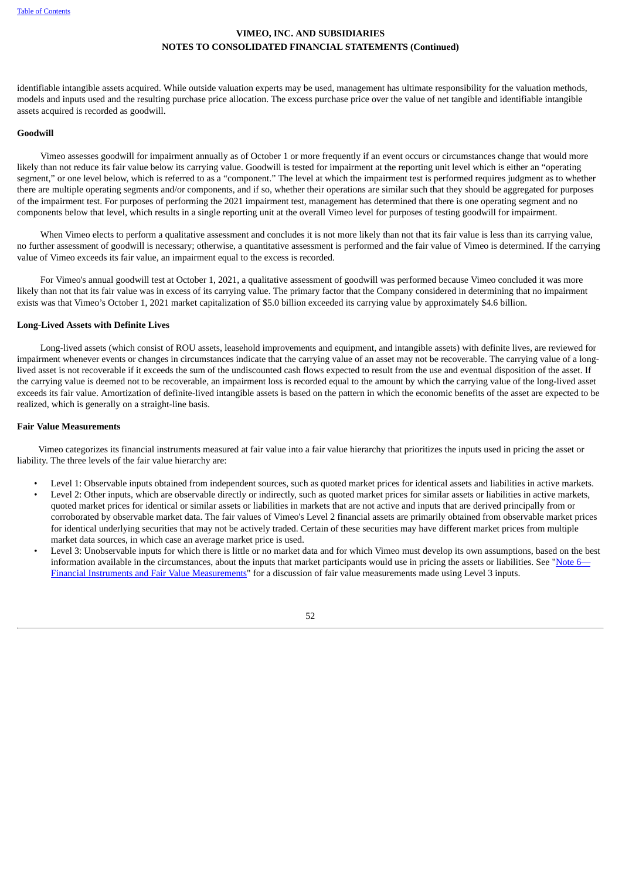identifiable intangible assets acquired. While outside valuation experts may be used, management has ultimate responsibility for the valuation methods, models and inputs used and the resulting purchase price allocation. The excess purchase price over the value of net tangible and identifiable intangible assets acquired is recorded as goodwill.

**Goodwill**

Vimeo assesses goodwill for impairment annually as of October 1 or more frequently if an event occurs or circumstances change that would more likely than not reduce its fair value below its carrying value. Goodwill is tested for impairment at the reporting unit level which is either an "operating segment," or one level below, which is referred to as a "component." The level at which the impairment test is performed requires judgment as to whether there are multiple operating segments and/or components, and if so, whether their operations are similar such that they should be aggregated for purposes of the impairment test. For purposes of performing the 2021 impairment test, management has determined that there is one operating segment and no components below that level, which results in a single reporting unit at the overall Vimeo level for purposes of testing goodwill for impairment.

When Vimeo elects to perform a qualitative assessment and concludes it is not more likely than not that its fair value is less than its carrying value, no further assessment of goodwill is necessary; otherwise, a quantitative assessment is performed and the fair value of Vimeo is determined. If the carrying value of Vimeo exceeds its fair value, an impairment equal to the excess is recorded.

For Vimeo's annual goodwill test at October 1, 2021, a qualitative assessment of goodwill was performed because Vimeo concluded it was more likely than not that its fair value was in excess of its carrying value. The primary factor that the Company considered in determining that no impairment exists was that Vimeo's October 1, 2021 market capitalization of $5.0 billion exceeded its carrying value by approximately $4.6 billion.

**Long-Lived Assets with Definite Lives**

Long-lived assets (which consist of ROU assets, leasehold improvements and equipment, and intangible assets) with definite lives, are reviewed for impairment whenever events or changes in circumstances indicate that the carrying value of an asset may not be recoverable. The carrying value of a long-lived asset is not recoverable if it exceeds the sum of the undiscounted cash flows expected to result from the use and eventual disposition of the asset. If the carrying value is deemed not to be recoverable, an impairment loss is recorded equal to the amount by which the carrying value of the long-lived asset exceeds its fair value. Amortization of definite-lived intangible assets is based on the pattern in which the economic benefits of the asset are expected to be realized, which is generally on a straight-line basis.

**Fair Value Measurements**

Vimeo categorizes its financial instruments measured at fair value into a fair value hierarchy that prioritizes the inputs used in pricing the asset or liability. The three levels of the fair value hierarchy are:

- Level 1: Observable inputs obtained from independent sources, such as quoted market prices for identical assets and liabilities in active markets.
- Level 2: Other inputs, which are observable directly or indirectly, such as quoted market prices for similar assets or liabilities in active markets, quoted market prices for identical or similar assets or liabilities in markets that are not active and inputs that are derived principally from or corroborated by observable market data. The fair values of Vimeo's Level 2 financial assets are primarily obtained from observable market prices for identical underlying securities that may not be actively traded. Certain of these securities may have different market prices from multiple market data sources, in which case an average market price is used.
- Level 3: Unobservable inputs for which there is little or no market data and for which Vimeo must develop its own assumptions, based on the best information available in the circumstances, about the inputs that market participants would use in pricing the assets or liabilities. See "Note 6—Financial Instruments and Fair Value Measurements" for a discussion of fair value measurements made using Level 3 inputs.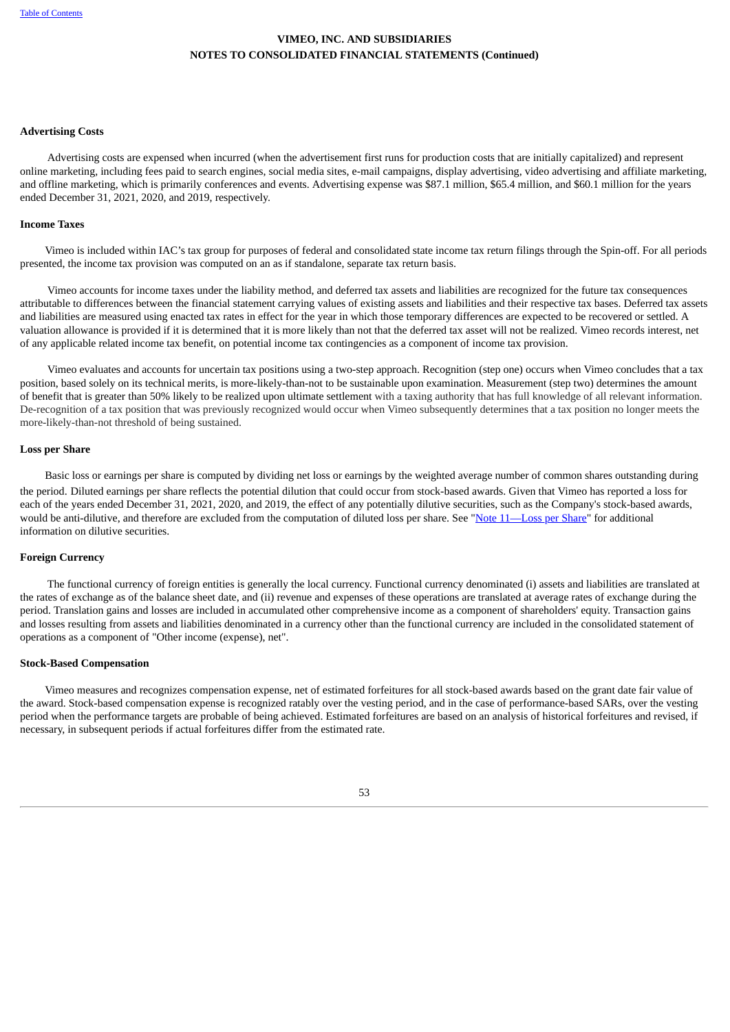**Advertising Costs**

Advertising costs are expensed when incurred (when the advertisement first runs for production costs that are initially capitalized) and represent online marketing, including fees paid to search engines, social media sites, e-mail campaigns, display advertising, video advertising and affiliate marketing, and offline marketing, which is primarily conferences and events. Advertising expense was $87.1 million, $65.4 million, and $60.1 million for the years ended December 31, 2021, 2020, and 2019, respectively.

**Income Taxes**

Vimeo is included within IAC's tax group for purposes of federal and consolidated state income tax return filings through the Spin-off. For all periods presented, the income tax provision was computed on an as if standalone, separate tax return basis.

Vimeo accounts for income taxes under the liability method, and deferred tax assets and liabilities are recognized for the future tax consequences attributable to differences between the financial statement carrying values of existing assets and liabilities and their respective tax bases. Deferred tax assets and liabilities are measured using enacted tax rates in effect for the year in which those temporary differences are expected to be recovered or settled. A valuation allowance is provided if it is determined that it is more likely than not that the deferred tax asset will not be realized. Vimeo records interest, net of any applicable related income tax benefit, on potential income tax contingencies as a component of income tax provision.

Vimeo evaluates and accounts for uncertain tax positions using a two-step approach. Recognition (step one) occurs when Vimeo concludes that a tax position, based solely on its technical merits, is more-likely-than-not to be sustainable upon examination. Measurement (step two) determines the amount of benefit that is greater than 50% likely to be realized upon ultimate settlement with a taxing authority that has full knowledge of all relevant information. De-recognition of a tax position that was previously recognized would occur when Vimeo subsequently determines that a tax position no longer meets the more-likely-than-not threshold of being sustained.

**Loss per Share**

Basic loss or earnings per share is computed by dividing net loss or earnings by the weighted average number of common shares outstanding during the period. Diluted earnings per share reflects the potential dilution that could occur from stock-based awards. Given that Vimeo has reported a loss for each of the years ended December 31, 2021, 2020, and 2019, the effect of any potentially dilutive securities, such as the Company's stock-based awards, would be anti-dilutive, and therefore are excluded from the computation of diluted loss per share. See "Note 11—Loss per Share" for additional information on dilutive securities.

**Foreign Currency**

The functional currency of foreign entities is generally the local currency. Functional currency denominated (i) assets and liabilities are translated at the rates of exchange as of the balance sheet date, and (ii) revenue and expenses of these operations are translated at average rates of exchange during the period. Translation gains and losses are included in accumulated other comprehensive income as a component of shareholders' equity. Transaction gains and losses resulting from assets and liabilities denominated in a currency other than the functional currency are included in the consolidated statement of operations as a component of "Other income (expense), net".

**Stock-Based Compensation**

Vimeo measures and recognizes compensation expense, net of estimated forfeitures for all stock-based awards based on the grant date fair value of the award. Stock-based compensation expense is recognized ratably over the vesting period, and in the case of performance-based SARs, over the vesting period when the performance targets are probable of being achieved. Estimated forfeitures are based on an analysis of historical forfeitures and revised, if necessary, in subsequent periods if actual forfeitures differ from the estimated rate.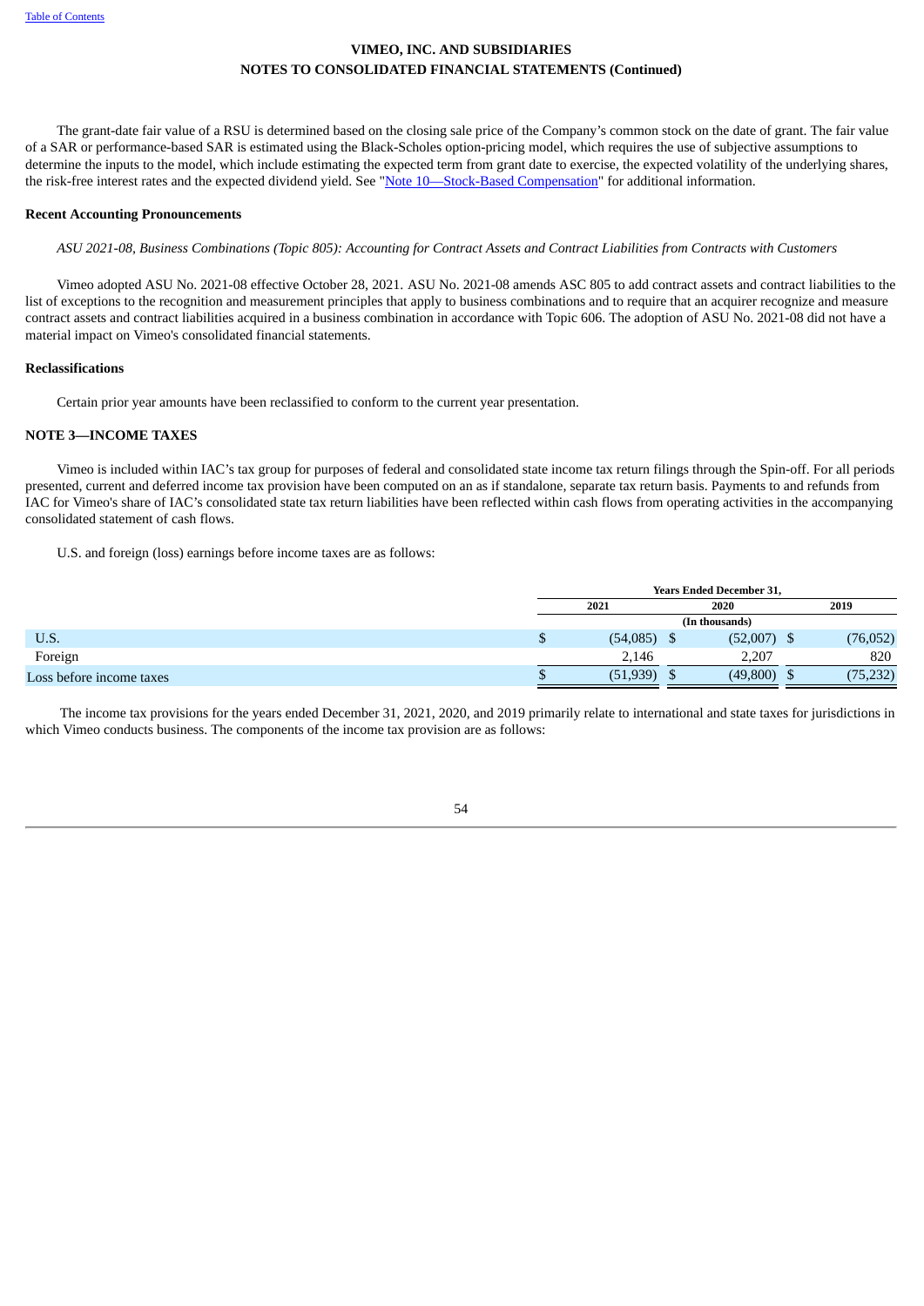**VIMEO, INC. AND SUBSIDIARIES**
**NOTES TO CONSOLIDATED FINANCIAL STATEMENTS (Continued)**

The grant-date fair value of a RSU is determined based on the closing sale price of the Company's common stock on the date of grant. The fair value of a SAR or performance-based SAR is estimated using the Black-Scholes option-pricing model, which requires the use of subjective assumptions to determine the inputs to the model, which include estimating the expected term from grant date to exercise, the expected volatility of the underlying shares, the risk-free interest rates and the expected dividend yield. See "Note 10—Stock-Based Compensation" for additional information.

**Recent Accounting Pronouncements**

*ASU 2021-08, Business Combinations (Topic 805): Accounting for Contract Assets and Contract Liabilities from Contracts with Customers*

Vimeo adopted ASU No. 2021-08 effective October 28, 2021. ASU No. 2021-08 amends ASC 805 to add contract assets and contract liabilities to the list of exceptions to the recognition and measurement principles that apply to business combinations and to require that an acquirer recognize and measure contract assets and contract liabilities acquired in a business combination in accordance with Topic 606. The adoption of ASU No. 2021-08 did not have a material impact on Vimeo's consolidated financial statements.

**Reclassifications**

Certain prior year amounts have been reclassified to conform to the current year presentation.

## NOTE 3—INCOME TAXES

Vimeo is included within IAC's tax group for purposes of federal and consolidated state income tax return filings through the Spin-off. For all periods presented, current and deferred income tax provision have been computed on an as if standalone, separate tax return basis. Payments to and refunds from IAC for Vimeo's share of IAC's consolidated state tax return liabilities have been reflected within cash flows from operating activities in the accompanying consolidated statement of cash flows.

U.S. and foreign (loss) earnings before income taxes are as follows:

| | Years Ended December 31, | | |
|---|---|---|---|
| | 2021 | 2020 | 2019 |
| | (In thousands) | | |
| U.S. | $ (54,085) | $ (52,007) | $ (76,052) |
| Foreign | 2,146 | 2,207 | 820 |
| Loss before income taxes | $ (51,939) | $ (49,800) | $ (75,232) |

The income tax provisions for the years ended December 31, 2021, 2020, and 2019 primarily relate to international and state taxes for jurisdictions in which Vimeo conducts business. The components of the income tax provision are as follows: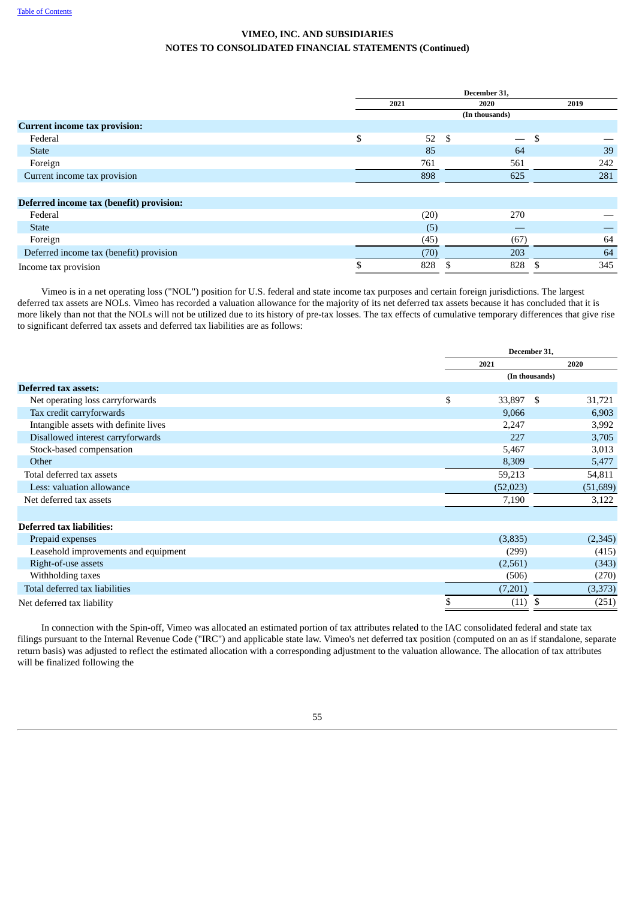## VIMEO, INC. AND SUBSIDIARIES
## NOTES TO CONSOLIDATED FINANCIAL STATEMENTS (Continued)

| | December 31, | | |
|---|---|---|---|
| | 2021 | 2020 | 2019 |
| | (In thousands) | | |
| **Current income tax provision:** | | | |
| Federal | $ 52 | $ — | $ — |
| State | 85 | 64 | 39 |
| Foreign | 761 | 561 | 242 |
| Current income tax provision | 898 | 625 | 281 |
| | | | |
| **Deferred income tax (benefit) provision:** | | | |
| Federal | (20) | 270 | — |
| State | (5) | — | — |
| Foreign | (45) | (67) | 64 |
| Deferred income tax (benefit) provision | (70) | 203 | 64 |
| Income tax provision | $ 828 | $ 828 | $ 345 |

Vimeo is in a net operating loss ("NOL") position for U.S. federal and state income tax purposes and certain foreign jurisdictions. The largest deferred tax assets are NOLs. Vimeo has recorded a valuation allowance for the majority of its net deferred tax assets because it has concluded that it is more likely than not that the NOLs will not be utilized due to its history of pre-tax losses. The tax effects of cumulative temporary differences that give rise to significant deferred tax assets and deferred tax liabilities are as follows:

| | December 31, | |
|---|---|---|
| | 2021 | 2020 |
| | (In thousands) | |
| **Deferred tax assets:** | | |
| Net operating loss carryforwards | $ 33,897 | $ 31,721 |
| Tax credit carryforwards | 9,066 | 6,903 |
| Intangible assets with definite lives | 2,247 | 3,992 |
| Disallowed interest carryforwards | 227 | 3,705 |
| Stock-based compensation | 5,467 | 3,013 |
| Other | 8,309 | 5,477 |
| Total deferred tax assets | 59,213 | 54,811 |
| Less: valuation allowance | (52,023) | (51,689) |
| Net deferred tax assets | 7,190 | 3,122 |
| | | |
| **Deferred tax liabilities:** | | |
| Prepaid expenses | (3,835) | (2,345) |
| Leasehold improvements and equipment | (299) | (415) |
| Right-of-use assets | (2,561) | (343) |
| Withholding taxes | (506) | (270) |
| Total deferred tax liabilities | (7,201) | (3,373) |
| Net deferred tax liability | $ (11) | $ (251) |

In connection with the Spin-off, Vimeo was allocated an estimated portion of tax attributes related to the IAC consolidated federal and state tax filings pursuant to the Internal Revenue Code ("IRC") and applicable state law. Vimeo's net deferred tax position (computed on an as if standalone, separate return basis) was adjusted to reflect the estimated allocation with a corresponding adjustment to the valuation allowance. The allocation of tax attributes will be finalized following the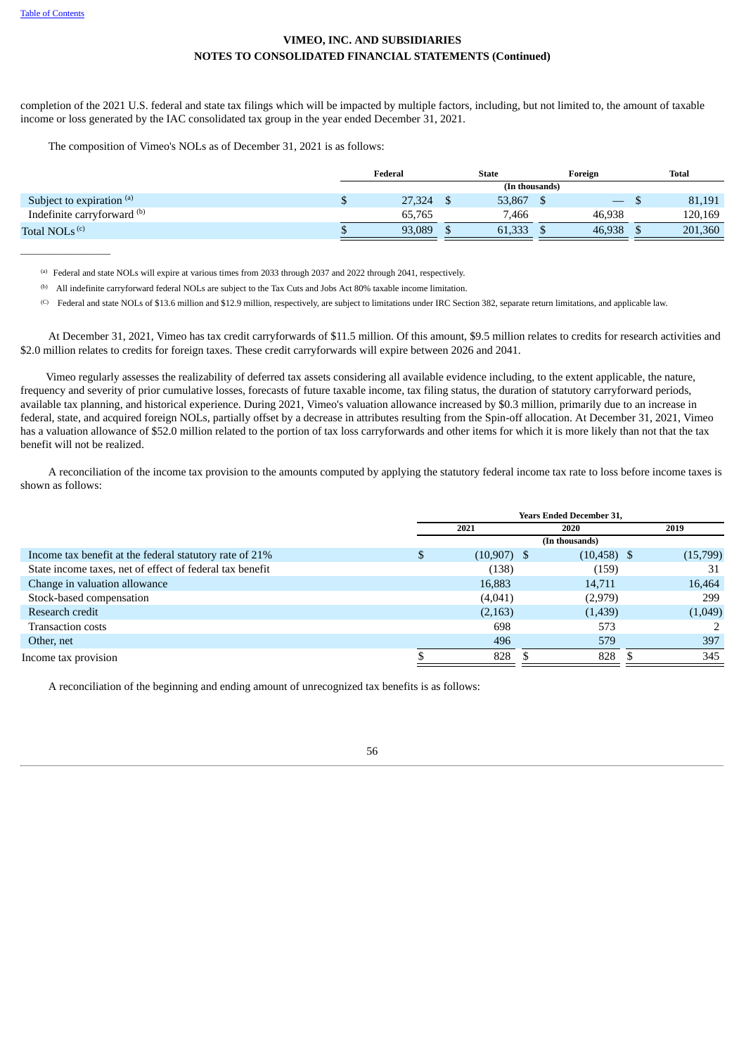**VIMEO, INC. AND SUBSIDIARIES**
**NOTES TO CONSOLIDATED FINANCIAL STATEMENTS (Continued)**

completion of the 2021 U.S. federal and state tax filings which will be impacted by multiple factors, including, but not limited to, the amount of taxable income or loss generated by the IAC consolidated tax group in the year ended December 31, 2021.

The composition of Vimeo's NOLs as of December 31, 2021 is as follows:

| | Federal | State | Foreign | Total |
|---|---|---|---|---|
| | (In thousands) | | | |
| Subject to expiration [(a)] | $ 27,324 | $ 53,867 | $ — | $ 81,191 |
| Indefinite carryforward [(b)] | 65,765 | 7,466 | 46,938 | 120,169 |
| Total NOLs [(c)] | $ 93,089 | $ 61,333 | $ 46,938 | $ 201,360 |

---

(a) Federal and state NOLs will expire at various times from 2033 through 2037 and 2022 through 2041, respectively.

(b) All indefinite carryforward federal NOLs are subject to the Tax Cuts and Jobs Act 80% taxable income limitation.

(c) Federal and state NOLs of $13.6 million and $12.9 million, respectively, are subject to limitations under IRC Section 382, separate return limitations, and applicable law.

At December 31, 2021, Vimeo has tax credit carryforwards of $11.5 million. Of this amount, $9.5 million relates to credits for research activities and $2.0 million relates to credits for foreign taxes. These credit carryforwards will expire between 2026 and 2041.

Vimeo regularly assesses the realizability of deferred tax assets considering all available evidence including, to the extent applicable, the nature, frequency and severity of prior cumulative losses, forecasts of future taxable income, tax filing status, the duration of statutory carryforward periods, available tax planning, and historical experience. During 2021, Vimeo's valuation allowance increased by $0.3 million, primarily due to an increase in federal, state, and acquired foreign NOLs, partially offset by a decrease in attributes resulting from the Spin-off allocation. At December 31, 2021, Vimeo has a valuation allowance of $52.0 million related to the portion of tax loss carryforwards and other items for which it is more likely than not that the tax benefit will not be realized.

A reconciliation of the income tax provision to the amounts computed by applying the statutory federal income tax rate to loss before income taxes is shown as follows:

| | Years Ended December 31, | | |
|---|---|---|---|
| | 2021 | 2020 | 2019 |
| | (In thousands) | | |
| Income tax benefit at the federal statutory rate of 21% | $ (10,907) | $ (10,458) | $ (15,799) |
| State income taxes, net of effect of federal tax benefit | (138) | (159) | 31 |
| Change in valuation allowance | 16,883 | 14,711 | 16,464 |
| Stock-based compensation | (4,041) | (2,979) | 299 |
| Research credit | (2,163) | (1,439) | (1,049) |
| Transaction costs | 698 | 573 | 2 |
| Other, net | 496 | 579 | 397 |
| Income tax provision | $ 828 | $ 828 | $ 345 |

A reconciliation of the beginning and ending amount of unrecognized tax benefits is as follows: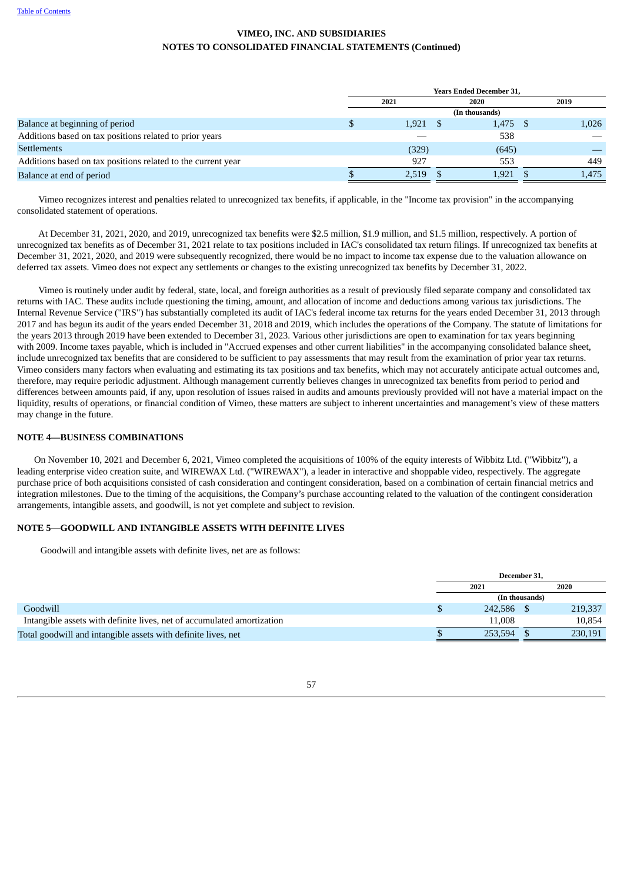**VIMEO, INC. AND SUBSIDIARIES**
**NOTES TO CONSOLIDATED FINANCIAL STATEMENTS (Continued)**

| | Years Ended December 31, | | |
|---|---|---|---|
| | 2021 | 2020 | 2019 |
| | (In thousands) | | |
| Balance at beginning of period | $ 1,921 | $ 1,475 | $ 1,026 |
| Additions based on tax positions related to prior years | — | 538 | — |
| Settlements | (329) | (645) | — |
| Additions based on tax positions related to the current year | 927 | 553 | 449 |
| Balance at end of period | $ 2,519 | $ 1,921 | $ 1,475 |

Vimeo recognizes interest and penalties related to unrecognized tax benefits, if applicable, in the "Income tax provision" in the accompanying consolidated statement of operations.

At December 31, 2021, 2020, and 2019, unrecognized tax benefits were $2.5 million, $1.9 million, and $1.5 million, respectively. A portion of unrecognized tax benefits as of December 31, 2021 relate to tax positions included in IAC's consolidated tax return filings. If unrecognized tax benefits at December 31, 2021, 2020, and 2019 were subsequently recognized, there would be no impact to income tax expense due to the valuation allowance on deferred tax assets. Vimeo does not expect any settlements or changes to the existing unrecognized tax benefits by December 31, 2022.

Vimeo is routinely under audit by federal, state, local, and foreign authorities as a result of previously filed separate company and consolidated tax returns with IAC. These audits include questioning the timing, amount, and allocation of income and deductions among various tax jurisdictions. The Internal Revenue Service ("IRS") has substantially completed its audit of IAC's federal income tax returns for the years ended December 31, 2013 through 2017 and has begun its audit of the years ended December 31, 2018 and 2019, which includes the operations of the Company. The statute of limitations for the years 2013 through 2019 have been extended to December 31, 2023. Various other jurisdictions are open to examination for tax years beginning with 2009. Income taxes payable, which is included in "Accrued expenses and other current liabilities" in the accompanying consolidated balance sheet, include unrecognized tax benefits that are considered to be sufficient to pay assessments that may result from the examination of prior year tax returns. Vimeo considers many factors when evaluating and estimating its tax positions and tax benefits, which may not accurately anticipate actual outcomes and, therefore, may require periodic adjustment. Although management currently believes changes in unrecognized tax benefits from period to period and differences between amounts paid, if any, upon resolution of issues raised in audits and amounts previously provided will not have a material impact on the liquidity, results of operations, or financial condition of Vimeo, these matters are subject to inherent uncertainties and management's view of these matters may change in the future.

## NOTE 4—BUSINESS COMBINATIONS

On November 10, 2021 and December 6, 2021, Vimeo completed the acquisitions of 100% of the equity interests of Wibbitz Ltd. ("Wibbitz"), a leading enterprise video creation suite, and WIREWAX Ltd. ("WIREWAX"), a leader in interactive and shoppable video, respectively. The aggregate purchase price of both acquisitions consisted of cash consideration and contingent consideration, based on a combination of certain financial metrics and integration milestones. Due to the timing of the acquisitions, the Company's purchase accounting related to the valuation of the contingent consideration arrangements, intangible assets, and goodwill, is not yet complete and subject to revision.

## NOTE 5—GOODWILL AND INTANGIBLE ASSETS WITH DEFINITE LIVES

Goodwill and intangible assets with definite lives, net are as follows:

| | December 31, | |
|---|---|---|
| | 2021 | 2020 |
| | (In thousands) | |
| Goodwill | $ 242,586 | $ 219,337 |
| Intangible assets with definite lives, net of accumulated amortization | 11,008 | 10,854 |
| Total goodwill and intangible assets with definite lives, net | $ 253,594 | $ 230,191 |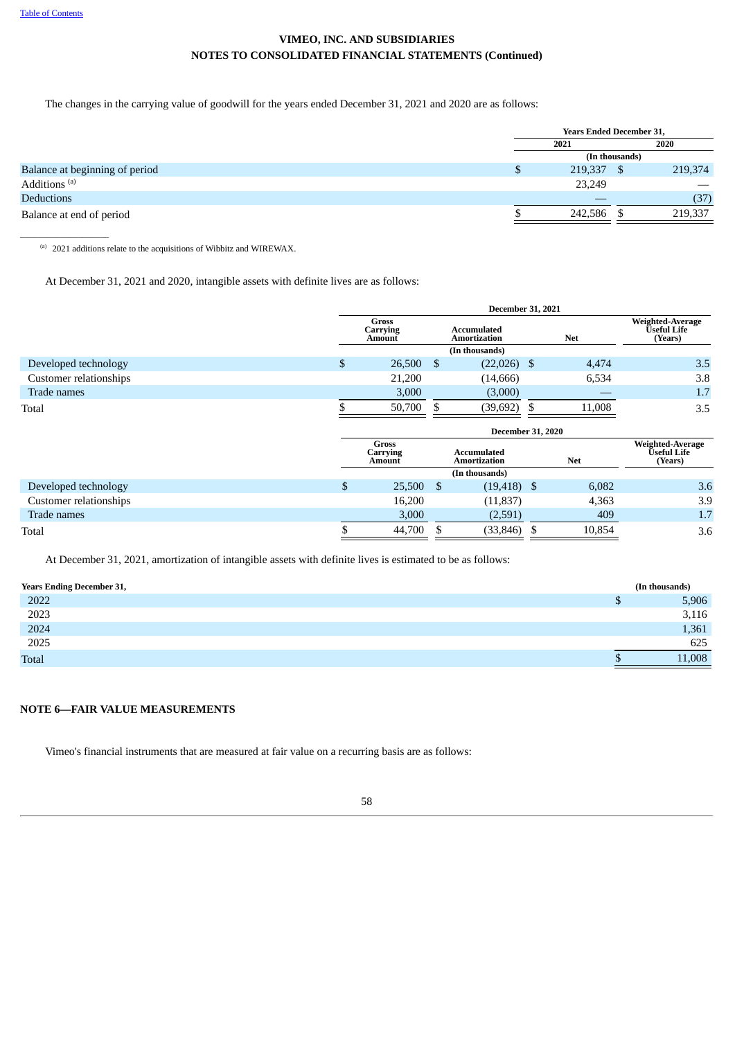The changes in the carrying value of goodwill for the years ended December 31, 2021 and 2020 are as follows:

| | Years Ended December 31, | |
|---|---|---|
| | 2021 | 2020 |
| | (In thousands) | |
| Balance at beginning of period | $ 219,337 | $ 219,374 |
| Additions [(a)] | 23,249 | — |
| Deductions | — | (37) |
| Balance at end of period | $ 242,586 | $ 219,337 |

[(a)] 2021 additions relate to the acquisitions of Wibbitz and WIREWAX.

At December 31, 2021 and 2020, intangible assets with definite lives are as follows:

| | December 31, 2021 | | | |
|---|---|---|---|---|
| | Gross Carrying Amount | Accumulated Amortization | Net | Weighted-Average Useful Life (Years) |
| | (In thousands) | | | |
| Developed technology | $ 26,500 | $ (22,026) | $ 4,474 | 3.5 |
| Customer relationships | 21,200 | (14,666) | 6,534 | 3.8 |
| Trade names | 3,000 | (3,000) | — | 1.7 |
| Total | $ 50,700 | $ (39,692) | $ 11,008 | 3.5 |

| | December 31, 2020 | | | |
|---|---|---|---|---|
| | Gross Carrying Amount | Accumulated Amortization | Net | Weighted-Average Useful Life (Years) |
| | (In thousands) | | | |
| Developed technology | $ 25,500 | $ (19,418) | $ 6,082 | 3.6 |
| Customer relationships | 16,200 | (11,837) | 4,363 | 3.9 |
| Trade names | 3,000 | (2,591) | 409 | 1.7 |
| Total | $ 44,700 | $ (33,846) | $ 10,854 | 3.6 |

At December 31, 2021, amortization of intangible assets with definite lives is estimated to be as follows:

| Years Ending December 31, | (In thousands) |
|---|---|
| 2022 | $ 5,906 |
| 2023 | 3,116 |
| 2024 | 1,361 |
| 2025 | 625 |
| Total | $ 11,008 |

## NOTE 6—FAIR VALUE MEASUREMENTS

Vimeo's financial instruments that are measured at fair value on a recurring basis are as follows: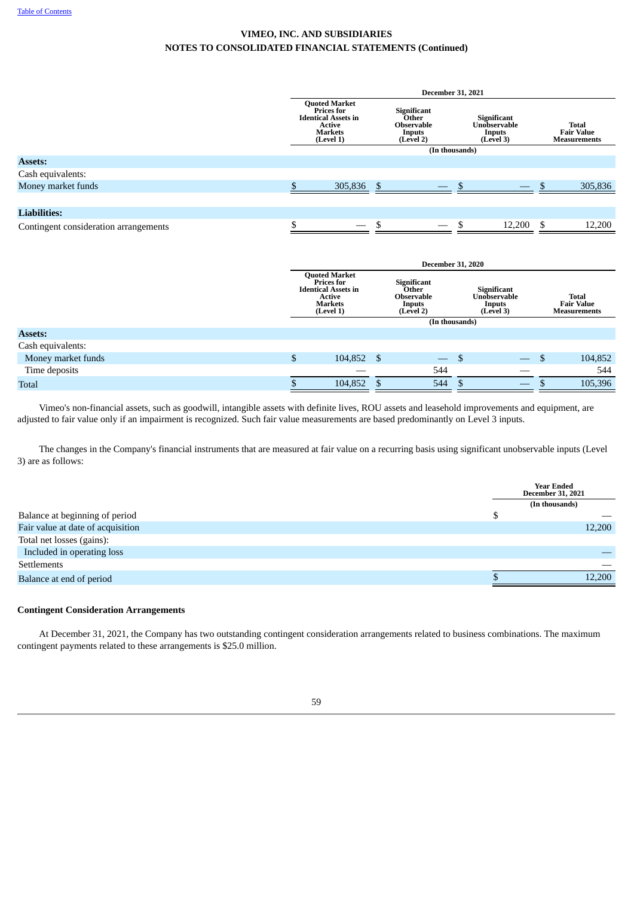**VIMEO, INC. AND SUBSIDIARIES**
**NOTES TO CONSOLIDATED FINANCIAL STATEMENTS (Continued)**

| | December 31, 2021 | | | |
|---|---|---|---|---|
| | Quoted Market Prices for Identical Assets in Active Markets (Level 1) | Significant Other Observable Inputs (Level 2) | Significant Unobservable Inputs (Level 3) | Total Fair Value Measurements |
| | (In thousands) | | | |
| **Assets:** | | | | |
| Cash equivalents: | | | | |
| Money market funds | $ 305,836 | $ — | $ — | $ 305,836 |
| **Liabilities:** | | | | |
| Contingent consideration arrangements | $ — | $ — | $ 12,200 | $ 12,200 |

| | December 31, 2020 | | | |
|---|---|---|---|---|
| | Quoted Market Prices for Identical Assets in Active Markets (Level 1) | Significant Other Observable Inputs (Level 2) | Significant Unobservable Inputs (Level 3) | Total Fair Value Measurements |
| | (In thousands) | | | |
| **Assets:** | | | | |
| Cash equivalents: | | | | |
| Money market funds | $ 104,852 | $ — | $ — | $ 104,852 |
| Time deposits | — | 544 | — | 544 |
| Total | $ 104,852 | $ 544 | $ — | $ 105,396 |

Vimeo's non-financial assets, such as goodwill, intangible assets with definite lives, ROU assets and leasehold improvements and equipment, are adjusted to fair value only if an impairment is recognized. Such fair value measurements are based predominantly on Level 3 inputs.

The changes in the Company's financial instruments that are measured at fair value on a recurring basis using significant unobservable inputs (Level 3) are as follows:

| | Year Ended December 31, 2021 |
|---|---|
| | (In thousands) |
| Balance at beginning of period | $ — |
| Fair value at date of acquisition | 12,200 |
| Total net losses (gains): | |
| Included in operating loss | — |
| Settlements | — |
| Balance at end of period | $ 12,200 |

**Contingent Consideration Arrangements**

At December 31, 2021, the Company has two outstanding contingent consideration arrangements related to business combinations. The maximum contingent payments related to these arrangements is $25.0 million.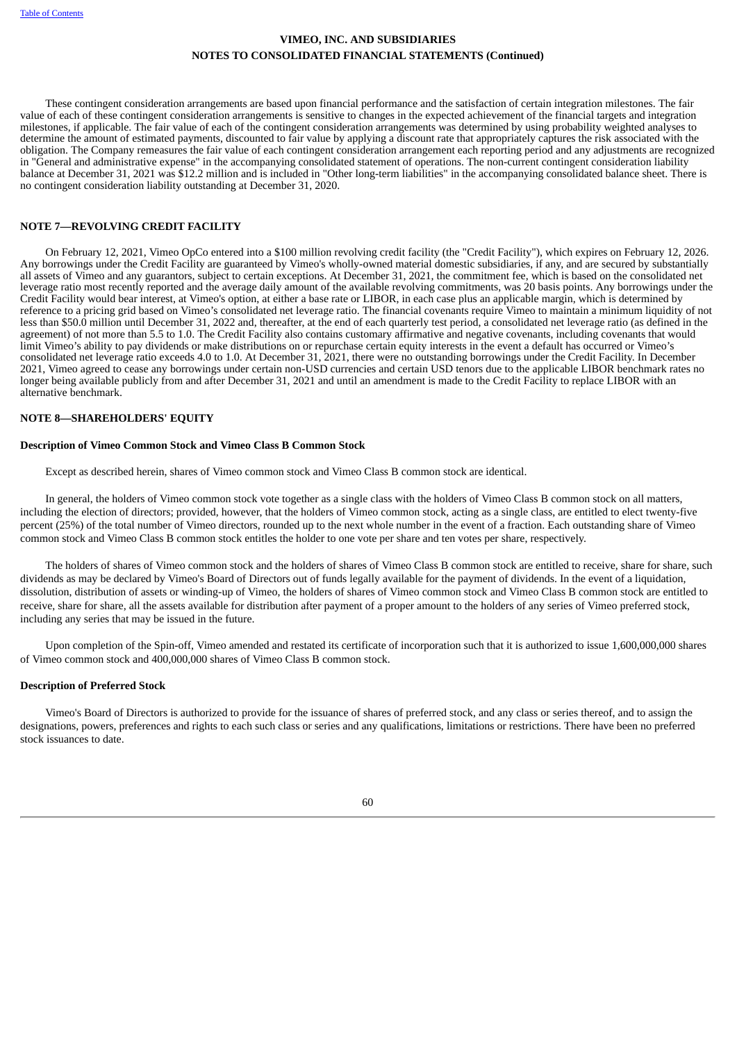These contingent consideration arrangements are based upon financial performance and the satisfaction of certain integration milestones. The fair value of each of these contingent consideration arrangements is sensitive to changes in the expected achievement of the financial targets and integration milestones, if applicable. The fair value of each of the contingent consideration arrangements was determined by using probability weighted analyses to determine the amount of estimated payments, discounted to fair value by applying a discount rate that appropriately captures the risk associated with the obligation. The Company remeasures the fair value of each contingent consideration arrangement each reporting period and any adjustments are recognized in "General and administrative expense" in the accompanying consolidated statement of operations. The non-current contingent consideration liability balance at December 31, 2021 was $12.2 million and is included in "Other long-term liabilities" in the accompanying consolidated balance sheet. There is no contingent consideration liability outstanding at December 31, 2020.

## NOTE 7—REVOLVING CREDIT FACILITY

On February 12, 2021, Vimeo OpCo entered into a $100 million revolving credit facility (the "Credit Facility"), which expires on February 12, 2026. Any borrowings under the Credit Facility are guaranteed by Vimeo's wholly-owned material domestic subsidiaries, if any, and are secured by substantially all assets of Vimeo and any guarantors, subject to certain exceptions. At December 31, 2021, the commitment fee, which is based on the consolidated net leverage ratio most recently reported and the average daily amount of the available revolving commitments, was 20 basis points. Any borrowings under the Credit Facility would bear interest, at Vimeo's option, at either a base rate or LIBOR, in each case plus an applicable margin, which is determined by reference to a pricing grid based on Vimeo's consolidated net leverage ratio. The financial covenants require Vimeo to maintain a minimum liquidity of not less than $50.0 million until December 31, 2022 and, thereafter, at the end of each quarterly test period, a consolidated net leverage ratio (as defined in the agreement) of not more than 5.5 to 1.0. The Credit Facility also contains customary affirmative and negative covenants, including covenants that would limit Vimeo's ability to pay dividends or make distributions on or repurchase certain equity interests in the event a default has occurred or Vimeo's consolidated net leverage ratio exceeds 4.0 to 1.0. At December 31, 2021, there were no outstanding borrowings under the Credit Facility. In December 2021, Vimeo agreed to cease any borrowings under certain non-USD currencies and certain USD tenors due to the applicable LIBOR benchmark rates no longer being available publicly from and after December 31, 2021 and until an amendment is made to the Credit Facility to replace LIBOR with an alternative benchmark.

## NOTE 8—SHAREHOLDERS' EQUITY

### Description of Vimeo Common Stock and Vimeo Class B Common Stock

Except as described herein, shares of Vimeo common stock and Vimeo Class B common stock are identical.

In general, the holders of Vimeo common stock vote together as a single class with the holders of Vimeo Class B common stock on all matters, including the election of directors; provided, however, that the holders of Vimeo common stock, acting as a single class, are entitled to elect twenty-five percent (25%) of the total number of Vimeo directors, rounded up to the next whole number in the event of a fraction. Each outstanding share of Vimeo common stock and Vimeo Class B common stock entitles the holder to one vote per share and ten votes per share, respectively.

The holders of shares of Vimeo common stock and the holders of shares of Vimeo Class B common stock are entitled to receive, share for share, such dividends as may be declared by Vimeo's Board of Directors out of funds legally available for the payment of dividends. In the event of a liquidation, dissolution, distribution of assets or winding-up of Vimeo, the holders of shares of Vimeo common stock and Vimeo Class B common stock are entitled to receive, share for share, all the assets available for distribution after payment of a proper amount to the holders of any series of Vimeo preferred stock, including any series that may be issued in the future.

Upon completion of the Spin-off, Vimeo amended and restated its certificate of incorporation such that it is authorized to issue 1,600,000,000 shares of Vimeo common stock and 400,000,000 shares of Vimeo Class B common stock.

### Description of Preferred Stock

Vimeo's Board of Directors is authorized to provide for the issuance of shares of preferred stock, and any class or series thereof, and to assign the designations, powers, preferences and rights to each such class or series and any qualifications, limitations or restrictions. There have been no preferred stock issuances to date.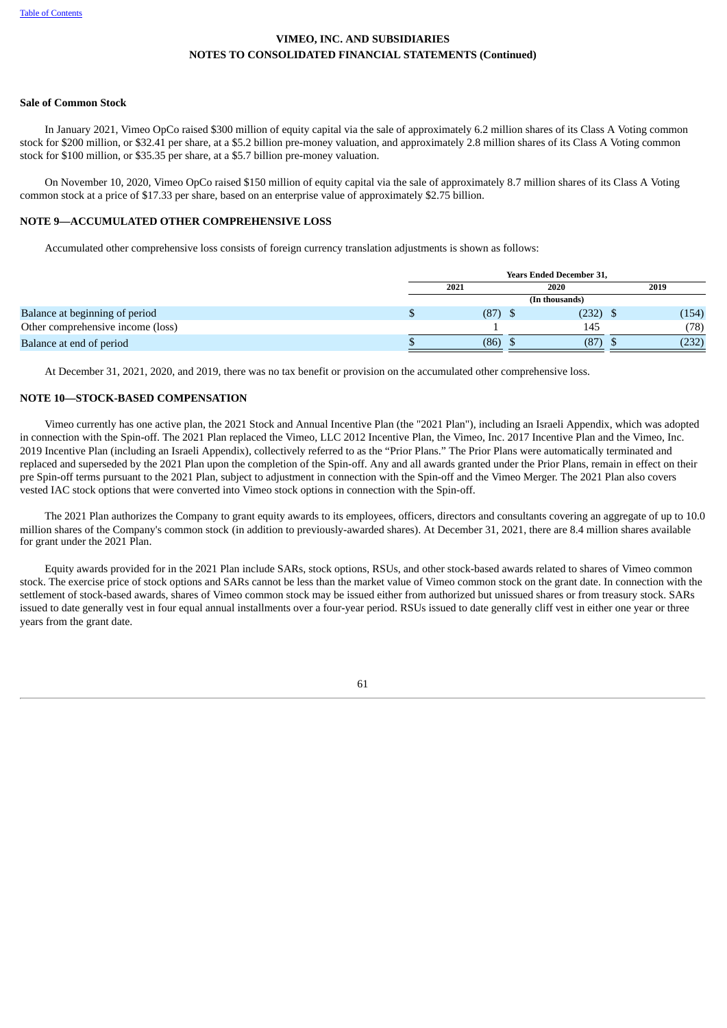## VIMEO, INC. AND SUBSIDIARIES
## NOTES TO CONSOLIDATED FINANCIAL STATEMENTS (Continued)

**Sale of Common Stock**

In January 2021, Vimeo OpCo raised $300 million of equity capital via the sale of approximately 6.2 million shares of its Class A Voting common stock for $200 million, or $32.41 per share, at a $5.2 billion pre-money valuation, and approximately 2.8 million shares of its Class A Voting common stock for $100 million, or $35.35 per share, at a $5.7 billion pre-money valuation.

On November 10, 2020, Vimeo OpCo raised $150 million of equity capital via the sale of approximately 8.7 million shares of its Class A Voting common stock at a price of $17.33 per share, based on an enterprise value of approximately $2.75 billion.

### NOTE 9—ACCUMULATED OTHER COMPREHENSIVE LOSS

Accumulated other comprehensive loss consists of foreign currency translation adjustments is shown as follows:

| | Years Ended December 31, | | |
|---|---|---|---|
| | 2021 | 2020 | 2019 |
| | (In thousands) | | |
| Balance at beginning of period | $ (87) | $ (232) | $ (154) |
| Other comprehensive income (loss) | 1 | 145 | (78) |
| Balance at end of period | $ (86) | $ (87) | $ (232) |

At December 31, 2021, 2020, and 2019, there was no tax benefit or provision on the accumulated other comprehensive loss.

### NOTE 10—STOCK-BASED COMPENSATION

Vimeo currently has one active plan, the 2021 Stock and Annual Incentive Plan (the "2021 Plan"), including an Israeli Appendix, which was adopted in connection with the Spin-off. The 2021 Plan replaced the Vimeo, LLC 2012 Incentive Plan, the Vimeo, Inc. 2017 Incentive Plan and the Vimeo, Inc. 2019 Incentive Plan (including an Israeli Appendix), collectively referred to as the "Prior Plans." The Prior Plans were automatically terminated and replaced and superseded by the 2021 Plan upon the completion of the Spin-off. Any and all awards granted under the Prior Plans, remain in effect on their pre Spin-off terms pursuant to the 2021 Plan, subject to adjustment in connection with the Spin-off and the Vimeo Merger. The 2021 Plan also covers vested IAC stock options that were converted into Vimeo stock options in connection with the Spin-off.

The 2021 Plan authorizes the Company to grant equity awards to its employees, officers, directors and consultants covering an aggregate of up to 10.0 million shares of the Company's common stock (in addition to previously-awarded shares). At December 31, 2021, there are 8.4 million shares available for grant under the 2021 Plan.

Equity awards provided for in the 2021 Plan include SARs, stock options, RSUs, and other stock-based awards related to shares of Vimeo common stock. The exercise price of stock options and SARs cannot be less than the market value of Vimeo common stock on the grant date. In connection with the settlement of stock-based awards, shares of Vimeo common stock may be issued either from authorized but unissued shares or from treasury stock. SARs issued to date generally vest in four equal annual installments over a four-year period. RSUs issued to date generally cliff vest in either one year or three years from the grant date.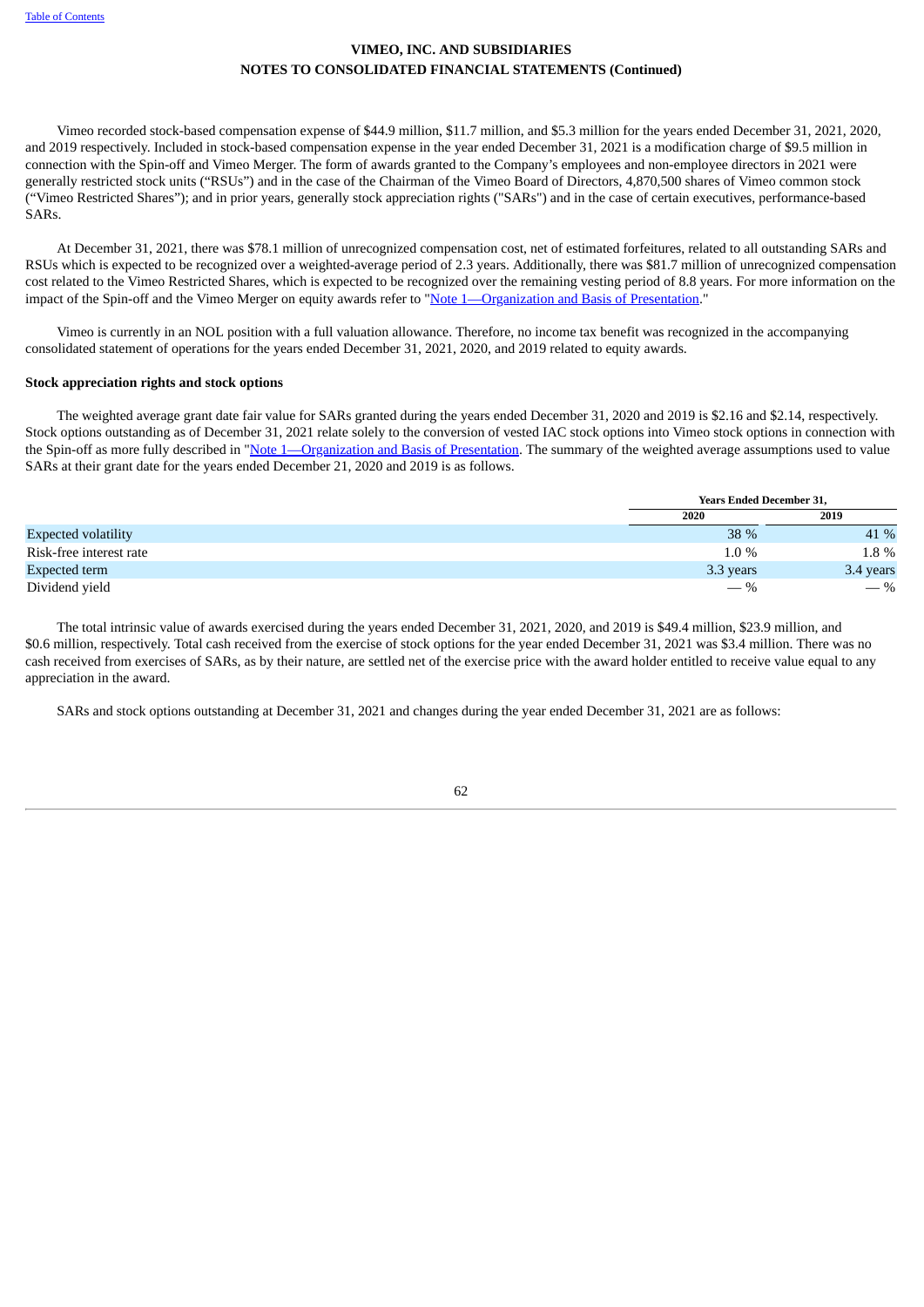**VIMEO, INC. AND SUBSIDIARIES**
**NOTES TO CONSOLIDATED FINANCIAL STATEMENTS (Continued)**

Vimeo recorded stock-based compensation expense of $44.9 million, $11.7 million, and $5.3 million for the years ended December 31, 2021, 2020, and 2019 respectively. Included in stock-based compensation expense in the year ended December 31, 2021 is a modification charge of $9.5 million in connection with the Spin-off and Vimeo Merger. The form of awards granted to the Company's employees and non-employee directors in 2021 were generally restricted stock units ("RSUs") and in the case of the Chairman of the Vimeo Board of Directors, 4,870,500 shares of Vimeo common stock ("Vimeo Restricted Shares"); and in prior years, generally stock appreciation rights ("SARs") and in the case of certain executives, performance-based SARs.

At December 31, 2021, there was $78.1 million of unrecognized compensation cost, net of estimated forfeitures, related to all outstanding SARs and RSUs which is expected to be recognized over a weighted-average period of 2.3 years. Additionally, there was $81.7 million of unrecognized compensation cost related to the Vimeo Restricted Shares, which is expected to be recognized over the remaining vesting period of 8.8 years. For more information on the impact of the Spin-off and the Vimeo Merger on equity awards refer to "Note 1—Organization and Basis of Presentation."

Vimeo is currently in an NOL position with a full valuation allowance. Therefore, no income tax benefit was recognized in the accompanying consolidated statement of operations for the years ended December 31, 2021, 2020, and 2019 related to equity awards.

**Stock appreciation rights and stock options**

The weighted average grant date fair value for SARs granted during the years ended December 31, 2020 and 2019 is $2.16 and $2.14, respectively. Stock options outstanding as of December 31, 2021 relate solely to the conversion of vested IAC stock options into Vimeo stock options in connection with the Spin-off as more fully described in "Note 1—Organization and Basis of Presentation. The summary of the weighted average assumptions used to value SARs at their grant date for the years ended December 21, 2020 and 2019 is as follows.

| | Years Ended December 31, | |
|---|---|---|
| | 2020 | 2019 |
| Expected volatility | 38 % | 41 % |
| Risk-free interest rate | 1.0 % | 1.8 % |
| Expected term | 3.3 years | 3.4 years |
| Dividend yield | — % | — % |

The total intrinsic value of awards exercised during the years ended December 31, 2021, 2020, and 2019 is $49.4 million, $23.9 million, and $0.6 million, respectively. Total cash received from the exercise of stock options for the year ended December 31, 2021 was $3.4 million. There was no cash received from exercises of SARs, as by their nature, are settled net of the exercise price with the award holder entitled to receive value equal to any appreciation in the award.

SARs and stock options outstanding at December 31, 2021 and changes during the year ended December 31, 2021 are as follows: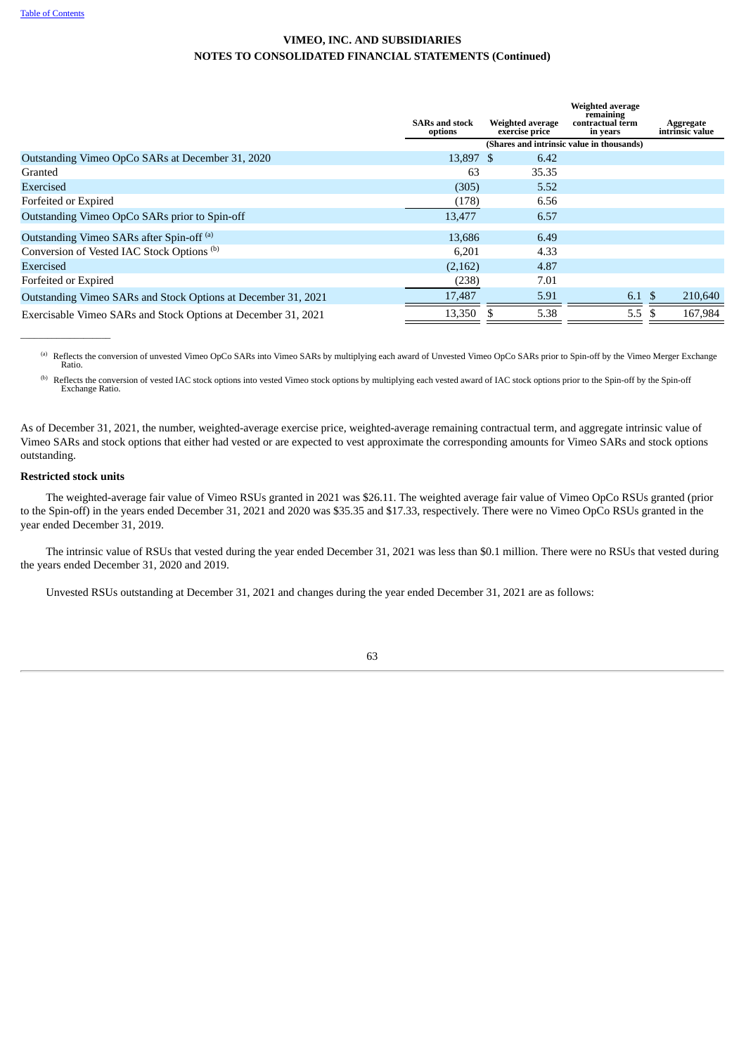VIMEO, INC. AND SUBSIDIARIES
NOTES TO CONSOLIDATED FINANCIAL STATEMENTS (Continued)

| | SARs and stock options | Weighted average exercise price | Weighted average remaining contractual term in years | Aggregate intrinsic value |
|---|---|---|---|---|
| | (Shares and intrinsic value in thousands) | | | |
| Outstanding Vimeo OpCo SARs at December 31, 2020 | 13,897 | $ 6.42 | | |
| Granted | 63 | 35.35 | | |
| Exercised | (305) | 5.52 | | |
| Forfeited or Expired | (178) | 6.56 | | |
| Outstanding Vimeo OpCo SARs prior to Spin-off | 13,477 | 6.57 | | |
| Outstanding Vimeo SARs after Spin-off [(a)] | 13,686 | 6.49 | | |
| Conversion of Vested IAC Stock Options [(b)] | 6,201 | 4.33 | | |
| Exercised | (2,162) | 4.87 | | |
| Forfeited or Expired | (238) | 7.01 | | |
| Outstanding Vimeo SARs and Stock Options at December 31, 2021 | 17,487 | 5.91 | 6.1 | $ 210,640 |
| Exercisable Vimeo SARs and Stock Options at December 31, 2021 | 13,350 | $ 5.38 | 5.5 | $ 167,984 |

[(a)] Reflects the conversion of unvested Vimeo OpCo SARs into Vimeo SARs by multiplying each award of Unvested Vimeo OpCo SARs prior to Spin-off by the Vimeo Merger Exchange Ratio.

[(b)] Reflects the conversion of vested IAC stock options into vested Vimeo stock options by multiplying each vested award of IAC stock options prior to the Spin-off by the Spin-off Exchange Ratio.

As of December 31, 2021, the number, weighted-average exercise price, weighted-average remaining contractual term, and aggregate intrinsic value of Vimeo SARs and stock options that either had vested or are expected to vest approximate the corresponding amounts for Vimeo SARs and stock options outstanding.

**Restricted stock units**

The weighted-average fair value of Vimeo RSUs granted in 2021 was $26.11. The weighted average fair value of Vimeo OpCo RSUs granted (prior to the Spin-off) in the years ended December 31, 2021 and 2020 was $35.35 and $17.33, respectively. There were no Vimeo OpCo RSUs granted in the year ended December 31, 2019.

The intrinsic value of RSUs that vested during the year ended December 31, 2021 was less than $0.1 million. There were no RSUs that vested during the years ended December 31, 2020 and 2019.

Unvested RSUs outstanding at December 31, 2021 and changes during the year ended December 31, 2021 are as follows: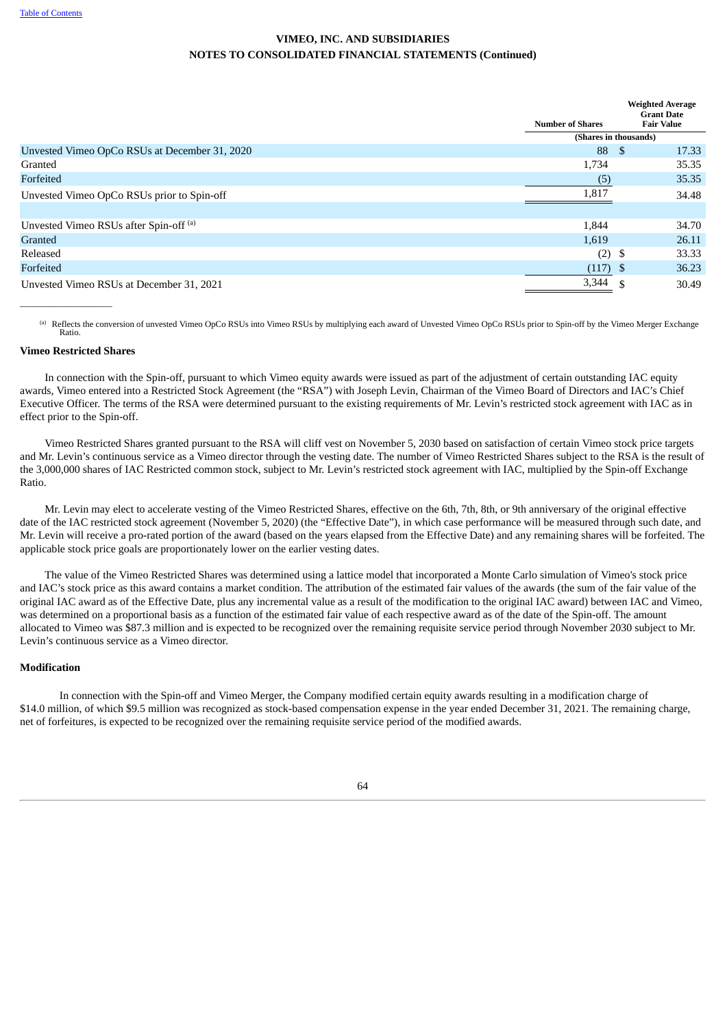## VIMEO, INC. AND SUBSIDIARIES
## NOTES TO CONSOLIDATED FINANCIAL STATEMENTS (Continued)

| | Number of Shares | Weighted Average Grant Date Fair Value |
|---|---|---|
| | (Shares in thousands) | |
| Unvested Vimeo OpCo RSUs at December 31, 2020 | 88 | $ 17.33 |
| Granted | 1,734 | 35.35 |
| Forfeited | (5) | 35.35 |
| Unvested Vimeo OpCo RSUs prior to Spin-off | 1,817 | 34.48 |
| | | |
| Unvested Vimeo RSUs after Spin-off [(a)] | 1,844 | 34.70 |
| Granted | 1,619 | 26.11 |
| Released | (2) | $ 33.33 |
| Forfeited | (117) | $ 36.23 |
| Unvested Vimeo RSUs at December 31, 2021 | 3,344 | $ 30.49 |

[(a)] Reflects the conversion of unvested Vimeo OpCo RSUs into Vimeo RSUs by multiplying each award of Unvested Vimeo OpCo RSUs prior to Spin-off by the Vimeo Merger Exchange Ratio.

**Vimeo Restricted Shares**

In connection with the Spin-off, pursuant to which Vimeo equity awards were issued as part of the adjustment of certain outstanding IAC equity awards, Vimeo entered into a Restricted Stock Agreement (the "RSA") with Joseph Levin, Chairman of the Vimeo Board of Directors and IAC's Chief Executive Officer. The terms of the RSA were determined pursuant to the existing requirements of Mr. Levin's restricted stock agreement with IAC as in effect prior to the Spin-off.

Vimeo Restricted Shares granted pursuant to the RSA will cliff vest on November 5, 2030 based on satisfaction of certain Vimeo stock price targets and Mr. Levin's continuous service as a Vimeo director through the vesting date. The number of Vimeo Restricted Shares subject to the RSA is the result of the 3,000,000 shares of IAC Restricted common stock, subject to Mr. Levin's restricted stock agreement with IAC, multiplied by the Spin-off Exchange Ratio.

Mr. Levin may elect to accelerate vesting of the Vimeo Restricted Shares, effective on the 6th, 7th, 8th, or 9th anniversary of the original effective date of the IAC restricted stock agreement (November 5, 2020) (the "Effective Date"), in which case performance will be measured through such date, and Mr. Levin will receive a pro-rated portion of the award (based on the years elapsed from the Effective Date) and any remaining shares will be forfeited. The applicable stock price goals are proportionately lower on the earlier vesting dates.

The value of the Vimeo Restricted Shares was determined using a lattice model that incorporated a Monte Carlo simulation of Vimeo's stock price and IAC's stock price as this award contains a market condition. The attribution of the estimated fair values of the awards (the sum of the fair value of the original IAC award as of the Effective Date, plus any incremental value as a result of the modification to the original IAC award) between IAC and Vimeo, was determined on a proportional basis as a function of the estimated fair value of each respective award as of the date of the Spin-off. The amount allocated to Vimeo was $87.3 million and is expected to be recognized over the remaining requisite service period through November 2030 subject to Mr. Levin's continuous service as a Vimeo director.

**Modification**

In connection with the Spin-off and Vimeo Merger, the Company modified certain equity awards resulting in a modification charge of $14.0 million, of which $9.5 million was recognized as stock-based compensation expense in the year ended December 31, 2021. The remaining charge, net of forfeitures, is expected to be recognized over the remaining requisite service period of the modified awards.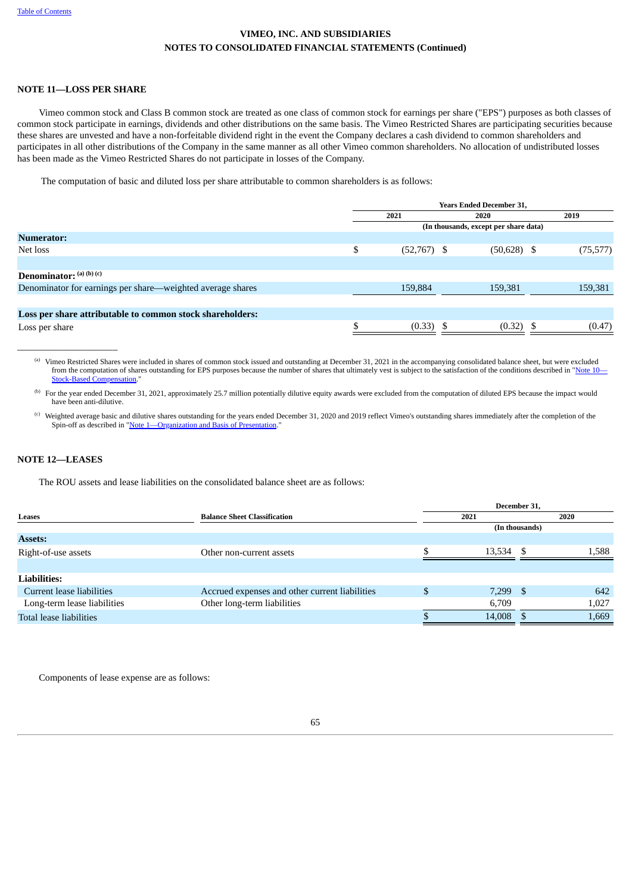VIMEO, INC. AND SUBSIDIARIES
NOTES TO CONSOLIDATED FINANCIAL STATEMENTS (Continued)

## NOTE 11—LOSS PER SHARE

Vimeo common stock and Class B common stock are treated as one class of common stock for earnings per share ("EPS") purposes as both classes of common stock participate in earnings, dividends and other distributions on the same basis. The Vimeo Restricted Shares are participating securities because these shares are unvested and have a non-forfeitable dividend right in the event the Company declares a cash dividend to common shareholders and participates in all other distributions of the Company in the same manner as all other Vimeo common shareholders. No allocation of undistributed losses has been made as the Vimeo Restricted Shares do not participate in losses of the Company.

The computation of basic and diluted loss per share attributable to common shareholders is as follows:

| | Years Ended December 31, | | |
|---|---|---|---|
| | 2021 | 2020 | 2019 |
| | (In thousands, except per share data) | | |
| **Numerator:** | | | |
| Net loss | $ (52,767) | $ (50,628) | $ (75,577) |
| **Denominator:** [(a) (b) (c)] | | | |
| Denominator for earnings per share—weighted average shares | 159,884 | 159,381 | 159,381 |
| **Loss per share attributable to common stock shareholders:** | | | |
| Loss per share | $ (0.33) | $ (0.32) | $ (0.47) |

---

[(a)] Vimeo Restricted Shares were included in shares of common stock issued and outstanding at December 31, 2021 in the accompanying consolidated balance sheet, but were excluded from the computation of shares outstanding for EPS purposes because the number of shares that ultimately vest is subject to the satisfaction of the conditions described in "Note 10—Stock-Based Compensation."

[(b)] For the year ended December 31, 2021, approximately 25.7 million potentially dilutive equity awards were excluded from the computation of diluted EPS because the impact would have been anti-dilutive.

[(c)] Weighted average basic and dilutive shares outstanding for the years ended December 31, 2020 and 2019 reflect Vimeo's outstanding shares immediately after the completion of the Spin-off as described in "Note 1—Organization and Basis of Presentation."

## NOTE 12—LEASES

The ROU assets and lease liabilities on the consolidated balance sheet are as follows:

| | | December 31, | |
|---|---|---|---|
| **Leases** | **Balance Sheet Classification** | 2021 | 2020 |
| | | (In thousands) | |
| **Assets:** | | | |
| Right-of-use assets | Other non-current assets | $ 13,534 | $ 1,588 |
| **Liabilities:** | | | |
| Current lease liabilities | Accrued expenses and other current liabilities | $ 7,299 | $ 642 |
| Long-term lease liabilities | Other long-term liabilities | 6,709 | 1,027 |
| Total lease liabilities | | $ 14,008 | $ 1,669 |

Components of lease expense are as follows: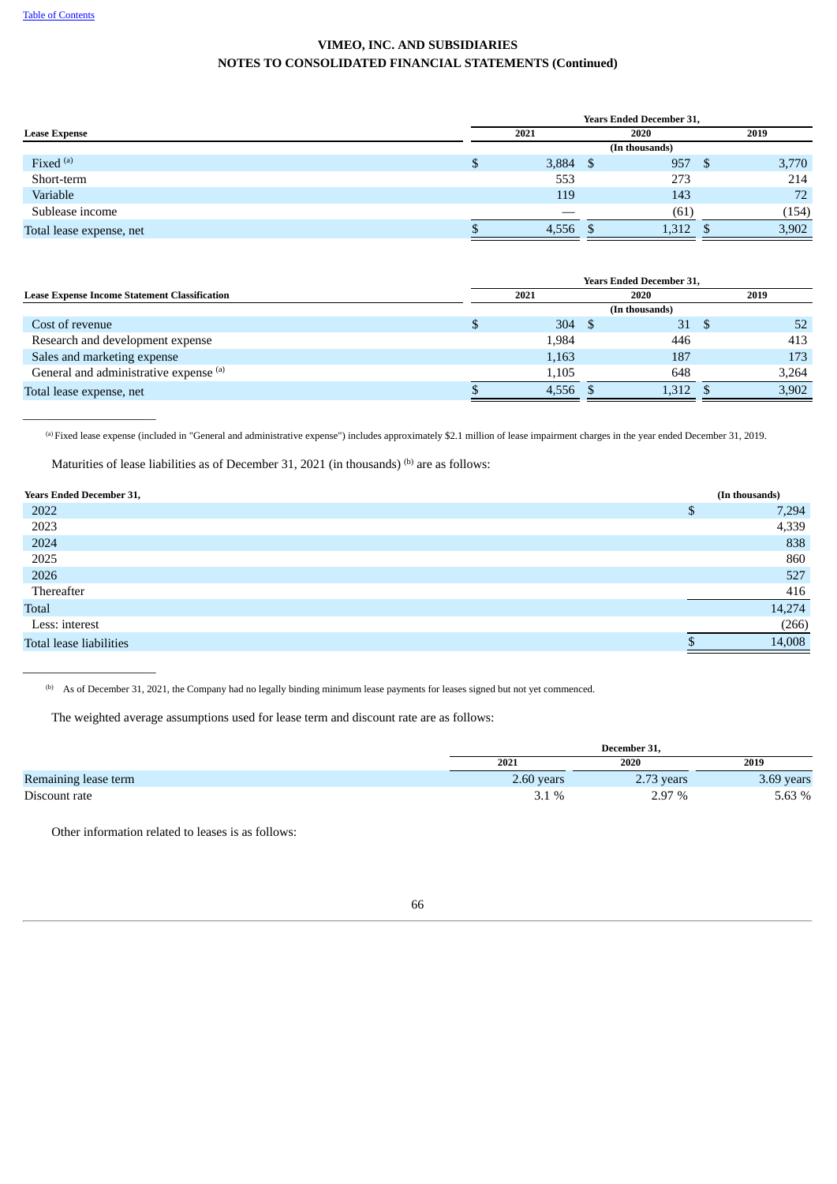# VIMEO, INC. AND SUBSIDIARIES
## NOTES TO CONSOLIDATED FINANCIAL STATEMENTS (Continued)

| Lease Expense | Years Ended December 31, 2021 | 2020 | 2019 |
|---|---|---|---|
| | (In thousands) | | |
| Fixed [(a)] | $ 3,884 | $ 957 | $ 3,770 |
| Short-term | 553 | 273 | 214 |
| Variable | 119 | 143 | 72 |
| Sublease income | — | (61) | (154) |
| Total lease expense, net | $ 4,556 | $ 1,312 | $ 3,902 |

| Lease Expense Income Statement Classification | Years Ended December 31, 2021 | 2020 | 2019 |
|---|---|---|---|
| | (In thousands) | | |
| Cost of revenue | $ 304 | $ 31 | $ 52 |
| Research and development expense | 1,984 | 446 | 413 |
| Sales and marketing expense | 1,163 | 187 | 173 |
| General and administrative expense [(a)] | 1,105 | 648 | 3,264 |
| Total lease expense, net | $ 4,556 | $ 1,312 | $ 3,902 |

[(a)] Fixed lease expense (included in "General and administrative expense") includes approximately $2.1 million of lease impairment charges in the year ended December 31, 2019.

Maturities of lease liabilities as of December 31, 2021 (in thousands) [(b)] are as follows:

| Years Ended December 31, | (In thousands) |
|---|---|
| 2022 | $ 7,294 |
| 2023 | 4,339 |
| 2024 | 838 |
| 2025 | 860 |
| 2026 | 527 |
| Thereafter | 416 |
| Total | 14,274 |
| Less: interest | (266) |
| Total lease liabilities | $ 14,008 |

[(b)] As of December 31, 2021, the Company had no legally binding minimum lease payments for leases signed but not yet commenced.

The weighted average assumptions used for lease term and discount rate are as follows:

| | December 31, 2021 | 2020 | 2019 |
|---|---|---|---|
| Remaining lease term | 2.60 years | 2.73 years | 3.69 years |
| Discount rate | 3.1 % | 2.97 % | 5.63 % |

Other information related to leases is as follows: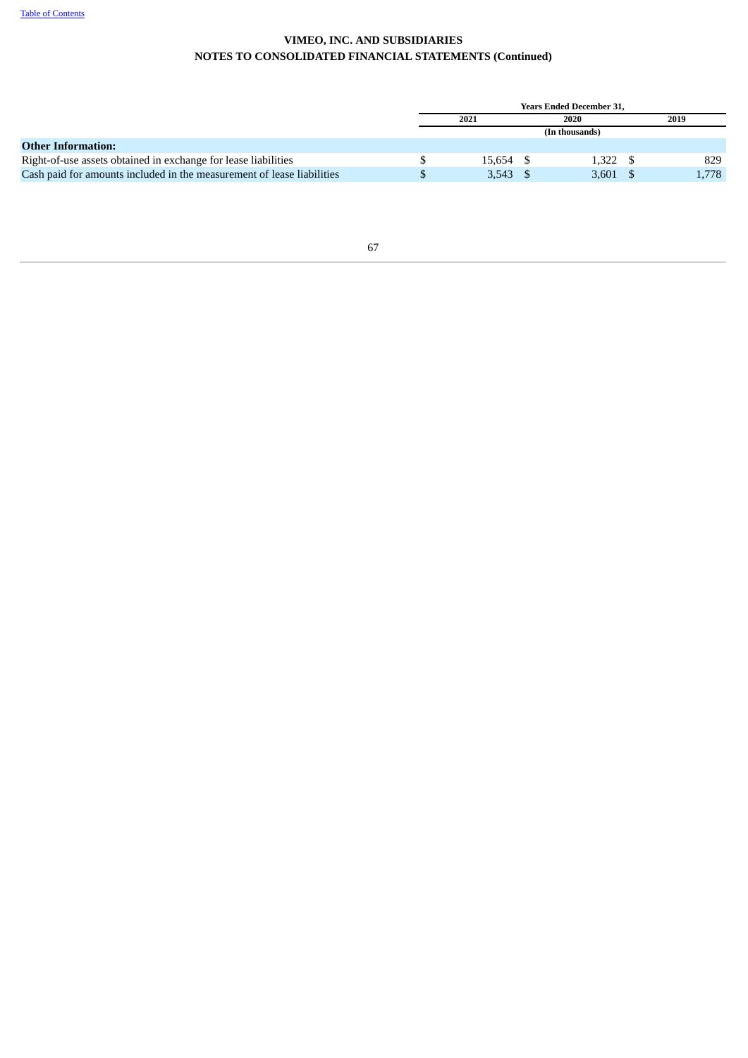**VIMEO, INC. AND SUBSIDIARIES**
**NOTES TO CONSOLIDATED FINANCIAL STATEMENTS (Continued)**

| | Years Ended December 31, | | |
|---|---|---|---|
| | 2021 | 2020 | 2019 |
| | (In thousands) | | |
| **Other Information:** | | | |
| Right-of-use assets obtained in exchange for lease liabilities | $ 15,654 | $ 1,322 | $ 829 |
| Cash paid for amounts included in the measurement of lease liabilities | $ 3,543 | $ 3,601 | $ 1,778 |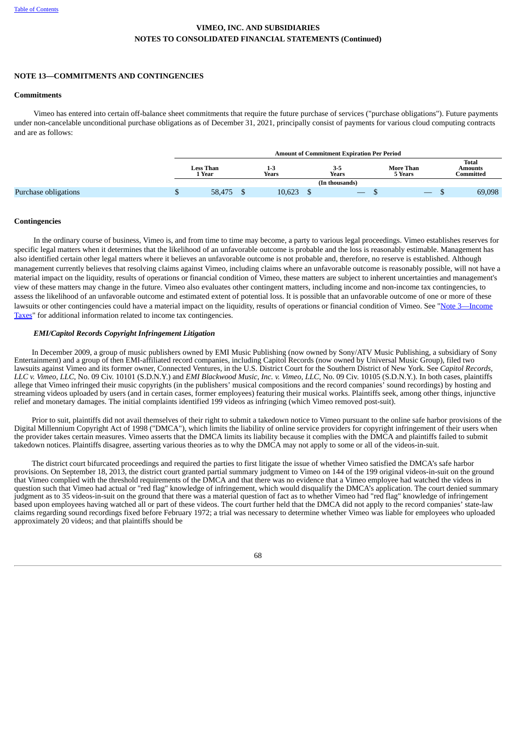**VIMEO, INC. AND SUBSIDIARIES**
**NOTES TO CONSOLIDATED FINANCIAL STATEMENTS (Continued)**

## NOTE 13—COMMITMENTS AND CONTINGENCIES

### Commitments

Vimeo has entered into certain off-balance sheet commitments that require the future purchase of services ("purchase obligations"). Future payments under non-cancelable unconditional purchase obligations as of December 31, 2021, principally consist of payments for various cloud computing contracts and are as follows:

| | Amount of Commitment Expiration Per Period | | | | |
|---|---|---|---|---|---|
| | Less Than 1 Year | 1-3 Years | 3-5 Years | More Than 5 Years | Total Amounts Committed |
| | (In thousands) | | | | |
| Purchase obligations | $ 58,475 | $ 10,623 | $ — | $ — | $ 69,098 |

### Contingencies

In the ordinary course of business, Vimeo is, and from time to time may become, a party to various legal proceedings. Vimeo establishes reserves for specific legal matters when it determines that the likelihood of an unfavorable outcome is probable and the loss is reasonably estimable. Management has also identified certain other legal matters where it believes an unfavorable outcome is not probable and, therefore, no reserve is established. Although management currently believes that resolving claims against Vimeo, including claims where an unfavorable outcome is reasonably possible, will not have a material impact on the liquidity, results of operations or financial condition of Vimeo, these matters are subject to inherent uncertainties and management's view of these matters may change in the future. Vimeo also evaluates other contingent matters, including income and non-income tax contingencies, to assess the likelihood of an unfavorable outcome and estimated extent of potential loss. It is possible that an unfavorable outcome of one or more of these lawsuits or other contingencies could have a material impact on the liquidity, results of operations or financial condition of Vimeo. See "Note 3—Income Taxes" for additional information related to income tax contingencies.

***EMI/Capitol Records Copyright Infringement Litigation***

In December 2009, a group of music publishers owned by EMI Music Publishing (now owned by Sony/ATV Music Publishing, a subsidiary of Sony Entertainment) and a group of then EMI-affiliated record companies, including Capitol Records (now owned by Universal Music Group), filed two lawsuits against Vimeo and its former owner, Connected Ventures, in the U.S. District Court for the Southern District of New York. See *Capitol Records, LLC v. Vimeo, LLC*, No. 09 Civ. 10101 (S.D.N.Y.) and *EMI Blackwood Music, Inc. v. Vimeo, LLC*, No. 09 Civ. 10105 (S.D.N.Y.). In both cases, plaintiffs allege that Vimeo infringed their music copyrights (in the publishers' musical compositions and the record companies' sound recordings) by hosting and streaming videos uploaded by users (and in certain cases, former employees) featuring their musical works. Plaintiffs seek, among other things, injunctive relief and monetary damages. The initial complaints identified 199 videos as infringing (which Vimeo removed post-suit).

Prior to suit, plaintiffs did not avail themselves of their right to submit a takedown notice to Vimeo pursuant to the online safe harbor provisions of the Digital Millennium Copyright Act of 1998 ("DMCA"), which limits the liability of online service providers for copyright infringement of their users when the provider takes certain measures. Vimeo asserts that the DMCA limits its liability because it complies with the DMCA and plaintiffs failed to submit takedown notices. Plaintiffs disagree, asserting various theories as to why the DMCA may not apply to some or all of the videos-in-suit.

The district court bifurcated proceedings and required the parties to first litigate the issue of whether Vimeo satisfied the DMCA's safe harbor provisions. On September 18, 2013, the district court granted partial summary judgment to Vimeo on 144 of the 199 original videos-in-suit on the ground that Vimeo complied with the threshold requirements of the DMCA and that there was no evidence that a Vimeo employee had watched the videos in question such that Vimeo had actual or "red flag" knowledge of infringement, which would disqualify the DMCA's application. The court denied summary judgment as to 35 videos-in-suit on the ground that there was a material question of fact as to whether Vimeo had "red flag" knowledge of infringement based upon employees having watched all or part of these videos. The court further held that the DMCA did not apply to the record companies' state-law claims regarding sound recordings fixed before February 1972; a trial was necessary to determine whether Vimeo was liable for employees who uploaded approximately 20 videos; and that plaintiffs should be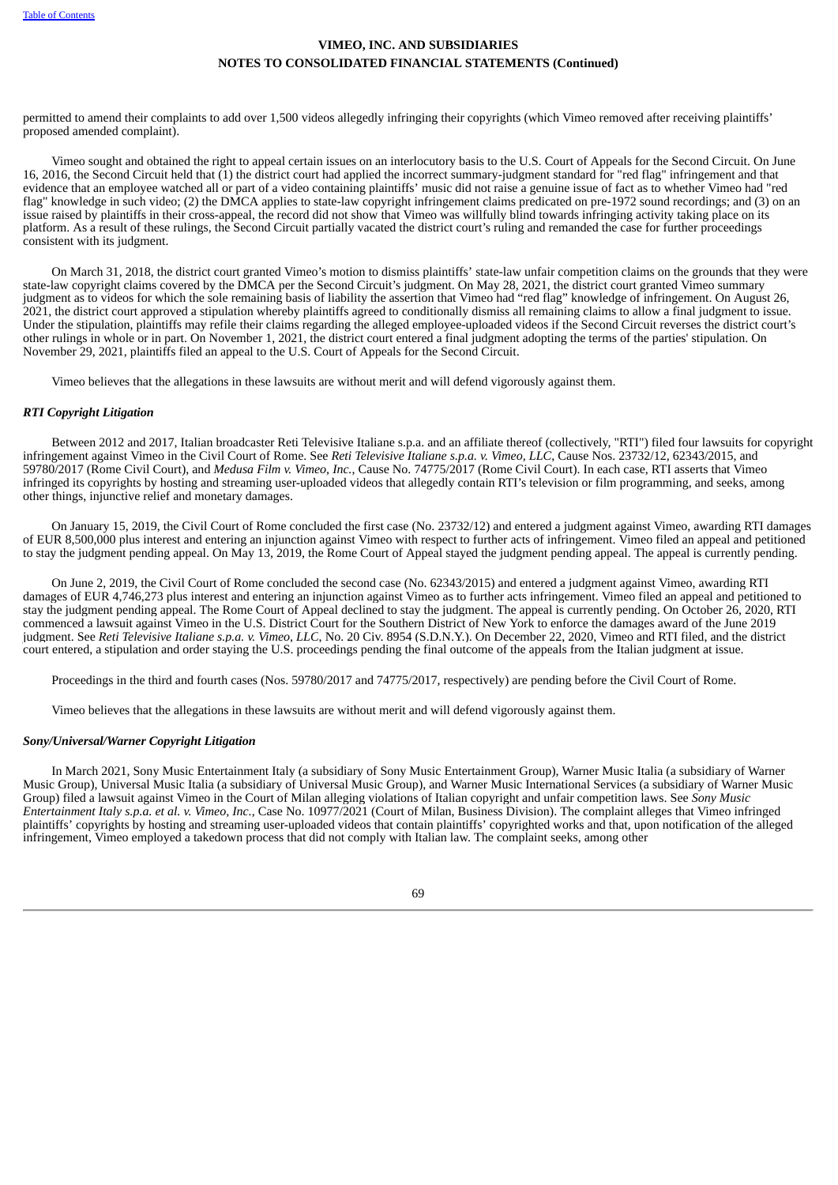permitted to amend their complaints to add over 1,500 videos allegedly infringing their copyrights (which Vimeo removed after receiving plaintiffs' proposed amended complaint).

Vimeo sought and obtained the right to appeal certain issues on an interlocutory basis to the U.S. Court of Appeals for the Second Circuit. On June 16, 2016, the Second Circuit held that (1) the district court had applied the incorrect summary-judgment standard for "red flag" infringement and that evidence that an employee watched all or part of a video containing plaintiffs' music did not raise a genuine issue of fact as to whether Vimeo had "red flag" knowledge in such video; (2) the DMCA applies to state-law copyright infringement claims predicated on pre-1972 sound recordings; and (3) on an issue raised by plaintiffs in their cross-appeal, the record did not show that Vimeo was willfully blind towards infringing activity taking place on its platform. As a result of these rulings, the Second Circuit partially vacated the district court's ruling and remanded the case for further proceedings consistent with its judgment.

On March 31, 2018, the district court granted Vimeo's motion to dismiss plaintiffs' state-law unfair competition claims on the grounds that they were state-law copyright claims covered by the DMCA per the Second Circuit's judgment. On May 28, 2021, the district court granted Vimeo summary judgment as to videos for which the sole remaining basis of liability the assertion that Vimeo had "red flag" knowledge of infringement. On August 26, 2021, the district court approved a stipulation whereby plaintiffs agreed to conditionally dismiss all remaining claims to allow a final judgment to issue. Under the stipulation, plaintiffs may refile their claims regarding the alleged employee-uploaded videos if the Second Circuit reverses the district court's other rulings in whole or in part. On November 1, 2021, the district court entered a final judgment adopting the terms of the parties' stipulation. On November 29, 2021, plaintiffs filed an appeal to the U.S. Court of Appeals for the Second Circuit.

Vimeo believes that the allegations in these lawsuits are without merit and will defend vigorously against them.

***RTI Copyright Litigation***

Between 2012 and 2017, Italian broadcaster Reti Televisive Italiane s.p.a. and an affiliate thereof (collectively, "RTI") filed four lawsuits for copyright infringement against Vimeo in the Civil Court of Rome. See *Reti Televisive Italiane s.p.a. v. Vimeo, LLC*, Cause Nos. 23732/12, 62343/2015, and 59780/2017 (Rome Civil Court), and *Medusa Film v. Vimeo, Inc.*, Cause No. 74775/2017 (Rome Civil Court). In each case, RTI asserts that Vimeo infringed its copyrights by hosting and streaming user-uploaded videos that allegedly contain RTI's television or film programming, and seeks, among other things, injunctive relief and monetary damages.

On January 15, 2019, the Civil Court of Rome concluded the first case (No. 23732/12) and entered a judgment against Vimeo, awarding RTI damages of EUR 8,500,000 plus interest and entering an injunction against Vimeo with respect to further acts of infringement. Vimeo filed an appeal and petitioned to stay the judgment pending appeal. On May 13, 2019, the Rome Court of Appeal stayed the judgment pending appeal. The appeal is currently pending.

On June 2, 2019, the Civil Court of Rome concluded the second case (No. 62343/2015) and entered a judgment against Vimeo, awarding RTI damages of EUR 4,746,273 plus interest and entering an injunction against Vimeo as to further acts infringement. Vimeo filed an appeal and petitioned to stay the judgment pending appeal. The Rome Court of Appeal declined to stay the judgment. The appeal is currently pending. On October 26, 2020, RTI commenced a lawsuit against Vimeo in the U.S. District Court for the Southern District of New York to enforce the damages award of the June 2019 judgment. See *Reti Televisive Italiane s.p.a. v. Vimeo, LLC*, No. 20 Civ. 8954 (S.D.N.Y.). On December 22, 2020, Vimeo and RTI filed, and the district court entered, a stipulation and order staying the U.S. proceedings pending the final outcome of the appeals from the Italian judgment at issue.

Proceedings in the third and fourth cases (Nos. 59780/2017 and 74775/2017, respectively) are pending before the Civil Court of Rome.

Vimeo believes that the allegations in these lawsuits are without merit and will defend vigorously against them.

***Sony/Universal/Warner Copyright Litigation***

In March 2021, Sony Music Entertainment Italy (a subsidiary of Sony Music Entertainment Group), Warner Music Italia (a subsidiary of Warner Music Group), Universal Music Italia (a subsidiary of Universal Music Group), and Warner Music International Services (a subsidiary of Warner Music Group) filed a lawsuit against Vimeo in the Court of Milan alleging violations of Italian copyright and unfair competition laws. See *Sony Music Entertainment Italy s.p.a. et al. v. Vimeo, Inc.*, Case No. 10977/2021 (Court of Milan, Business Division). The complaint alleges that Vimeo infringed plaintiffs' copyrights by hosting and streaming user-uploaded videos that contain plaintiffs' copyrighted works and that, upon notification of the alleged infringement, Vimeo employed a takedown process that did not comply with Italian law. The complaint seeks, among other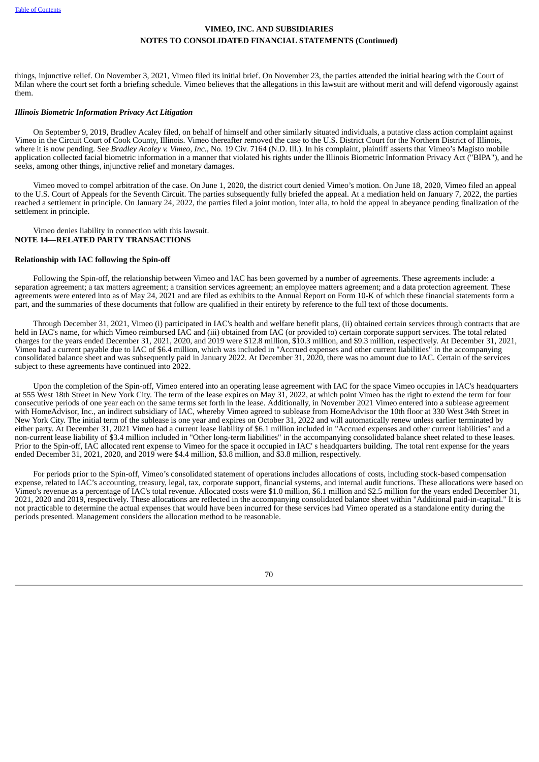things, injunctive relief. On November 3, 2021, Vimeo filed its initial brief. On November 23, the parties attended the initial hearing with the Court of Milan where the court set forth a briefing schedule. Vimeo believes that the allegations in this lawsuit are without merit and will defend vigorously against them.

***Illinois Biometric Information Privacy Act Litigation***

On September 9, 2019, Bradley Acaley filed, on behalf of himself and other similarly situated individuals, a putative class action complaint against Vimeo in the Circuit Court of Cook County, Illinois. Vimeo thereafter removed the case to the U.S. District Court for the Northern District of Illinois, where it is now pending. See *Bradley Acaley v. Vimeo, Inc.*, No. 19 Civ. 7164 (N.D. Ill.). In his complaint, plaintiff asserts that Vimeo's Magisto mobile application collected facial biometric information in a manner that violated his rights under the Illinois Biometric Information Privacy Act ("BIPA"), and he seeks, among other things, injunctive relief and monetary damages.

Vimeo moved to compel arbitration of the case. On June 1, 2020, the district court denied Vimeo's motion. On June 18, 2020, Vimeo filed an appeal to the U.S. Court of Appeals for the Seventh Circuit. The parties subsequently fully briefed the appeal. At a mediation held on January 7, 2022, the parties reached a settlement in principle. On January 24, 2022, the parties filed a joint motion, inter alia, to hold the appeal in abeyance pending finalization of the settlement in principle.

Vimeo denies liability in connection with this lawsuit.

## NOTE 14—RELATED PARTY TRANSACTIONS

**Relationship with IAC following the Spin-off**

Following the Spin-off, the relationship between Vimeo and IAC has been governed by a number of agreements. These agreements include: a separation agreement; a tax matters agreement; a transition services agreement; an employee matters agreement; and a data protection agreement. These agreements were entered into as of May 24, 2021 and are filed as exhibits to the Annual Report on Form 10-K of which these financial statements form a part, and the summaries of these documents that follow are qualified in their entirety by reference to the full text of those documents.

Through December 31, 2021, Vimeo (i) participated in IAC's health and welfare benefit plans, (ii) obtained certain services through contracts that are held in IAC's name, for which Vimeo reimbursed IAC and (iii) obtained from IAC (or provided to) certain corporate support services. The total related charges for the years ended December 31, 2021, 2020, and 2019 were $12.8 million, $10.3 million, and $9.3 million, respectively. At December 31, 2021, Vimeo had a current payable due to IAC of $6.4 million, which was included in "Accrued expenses and other current liabilities" in the accompanying consolidated balance sheet and was subsequently paid in January 2022. At December 31, 2020, there was no amount due to IAC. Certain of the services subject to these agreements have continued into 2022.

Upon the completion of the Spin-off, Vimeo entered into an operating lease agreement with IAC for the space Vimeo occupies in IAC's headquarters at 555 West 18th Street in New York City. The term of the lease expires on May 31, 2022, at which point Vimeo has the right to extend the term for four consecutive periods of one year each on the same terms set forth in the lease. Additionally, in November 2021 Vimeo entered into a sublease agreement with HomeAdvisor, Inc., an indirect subsidiary of IAC, whereby Vimeo agreed to sublease from HomeAdvisor the 10th floor at 330 West 34th Street in New York City. The initial term of the sublease is one year and expires on October 31, 2022 and will automatically renew unless earlier terminated by either party. At December 31, 2021 Vimeo had a current lease liability of $6.1 million included in "Accrued expenses and other current liabilities" and a non-current lease liability of $3.4 million included in "Other long-term liabilities" in the accompanying consolidated balance sheet related to these leases. Prior to the Spin-off, IAC allocated rent expense to Vimeo for the space it occupied in IAC' s headquarters building. The total rent expense for the years ended December 31, 2021, 2020, and 2019 were $4.4 million, $3.8 million, and $3.8 million, respectively.

For periods prior to the Spin-off, Vimeo's consolidated statement of operations includes allocations of costs, including stock-based compensation expense, related to IAC's accounting, treasury, legal, tax, corporate support, financial systems, and internal audit functions. These allocations were based on Vimeo's revenue as a percentage of IAC's total revenue. Allocated costs were $1.0 million, $6.1 million and $2.5 million for the years ended December 31, 2021, 2020 and 2019, respectively. These allocations are reflected in the accompanying consolidated balance sheet within "Additional paid-in-capital." It is not practicable to determine the actual expenses that would have been incurred for these services had Vimeo operated as a standalone entity during the periods presented. Management considers the allocation method to be reasonable.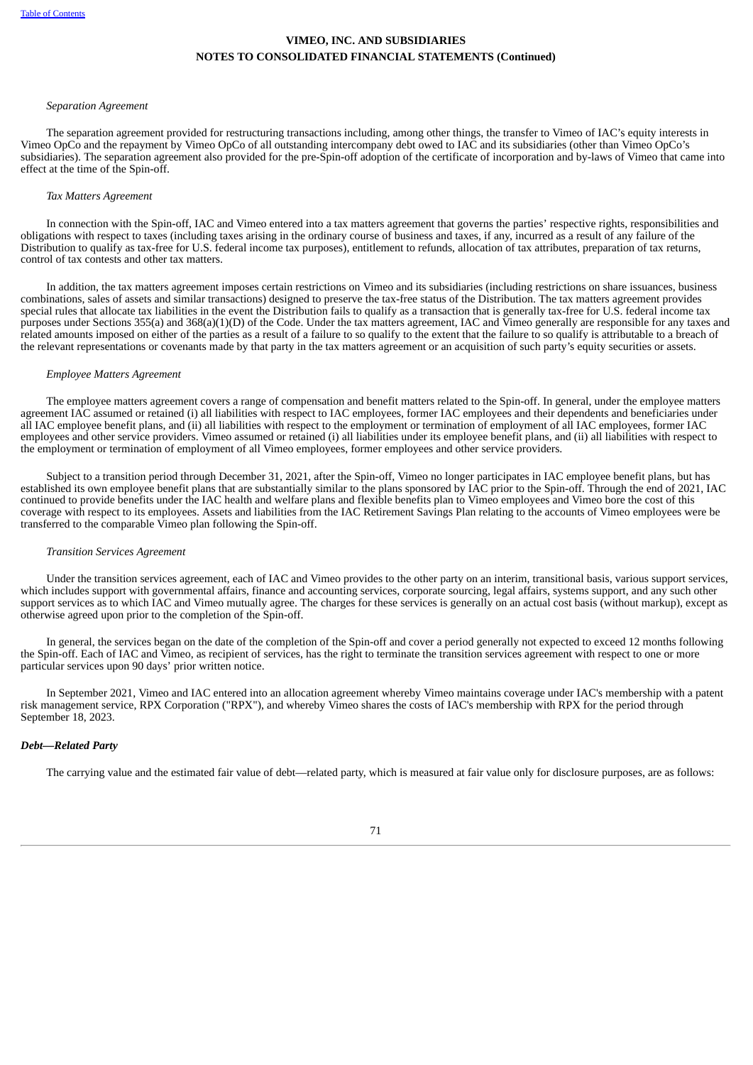*Separation Agreement*

The separation agreement provided for restructuring transactions including, among other things, the transfer to Vimeo of IAC's equity interests in Vimeo OpCo and the repayment by Vimeo OpCo of all outstanding intercompany debt owed to IAC and its subsidiaries (other than Vimeo OpCo's subsidiaries). The separation agreement also provided for the pre-Spin-off adoption of the certificate of incorporation and by-laws of Vimeo that came into effect at the time of the Spin-off.

*Tax Matters Agreement*

In connection with the Spin-off, IAC and Vimeo entered into a tax matters agreement that governs the parties' respective rights, responsibilities and obligations with respect to taxes (including taxes arising in the ordinary course of business and taxes, if any, incurred as a result of any failure of the Distribution to qualify as tax-free for U.S. federal income tax purposes), entitlement to refunds, allocation of tax attributes, preparation of tax returns, control of tax contests and other tax matters.

In addition, the tax matters agreement imposes certain restrictions on Vimeo and its subsidiaries (including restrictions on share issuances, business combinations, sales of assets and similar transactions) designed to preserve the tax-free status of the Distribution. The tax matters agreement provides special rules that allocate tax liabilities in the event the Distribution fails to qualify as a transaction that is generally tax-free for U.S. federal income tax purposes under Sections 355(a) and 368(a)(1)(D) of the Code. Under the tax matters agreement, IAC and Vimeo generally are responsible for any taxes and related amounts imposed on either of the parties as a result of a failure to so qualify to the extent that the failure to so qualify is attributable to a breach of the relevant representations or covenants made by that party in the tax matters agreement or an acquisition of such party's equity securities or assets.

*Employee Matters Agreement*

The employee matters agreement covers a range of compensation and benefit matters related to the Spin-off. In general, under the employee matters agreement IAC assumed or retained (i) all liabilities with respect to IAC employees, former IAC employees and their dependents and beneficiaries under all IAC employee benefit plans, and (ii) all liabilities with respect to the employment or termination of employment of all IAC employees, former IAC employees and other service providers. Vimeo assumed or retained (i) all liabilities under its employee benefit plans, and (ii) all liabilities with respect to the employment or termination of employment of all Vimeo employees, former employees and other service providers.

Subject to a transition period through December 31, 2021, after the Spin-off, Vimeo no longer participates in IAC employee benefit plans, but has established its own employee benefit plans that are substantially similar to the plans sponsored by IAC prior to the Spin-off. Through the end of 2021, IAC continued to provide benefits under the IAC health and welfare plans and flexible benefits plan to Vimeo employees and Vimeo bore the cost of this coverage with respect to its employees. Assets and liabilities from the IAC Retirement Savings Plan relating to the accounts of Vimeo employees were be transferred to the comparable Vimeo plan following the Spin-off.

*Transition Services Agreement*

Under the transition services agreement, each of IAC and Vimeo provides to the other party on an interim, transitional basis, various support services, which includes support with governmental affairs, finance and accounting services, corporate sourcing, legal affairs, systems support, and any such other support services as to which IAC and Vimeo mutually agree. The charges for these services is generally on an actual cost basis (without markup), except as otherwise agreed upon prior to the completion of the Spin-off.

In general, the services began on the date of the completion of the Spin-off and cover a period generally not expected to exceed 12 months following the Spin-off. Each of IAC and Vimeo, as recipient of services, has the right to terminate the transition services agreement with respect to one or more particular services upon 90 days' prior written notice.

In September 2021, Vimeo and IAC entered into an allocation agreement whereby Vimeo maintains coverage under IAC's membership with a patent risk management service, RPX Corporation ("RPX"), and whereby Vimeo shares the costs of IAC's membership with RPX for the period through September 18, 2023.

***Debt—Related Party***

The carrying value and the estimated fair value of debt—related party, which is measured at fair value only for disclosure purposes, are as follows: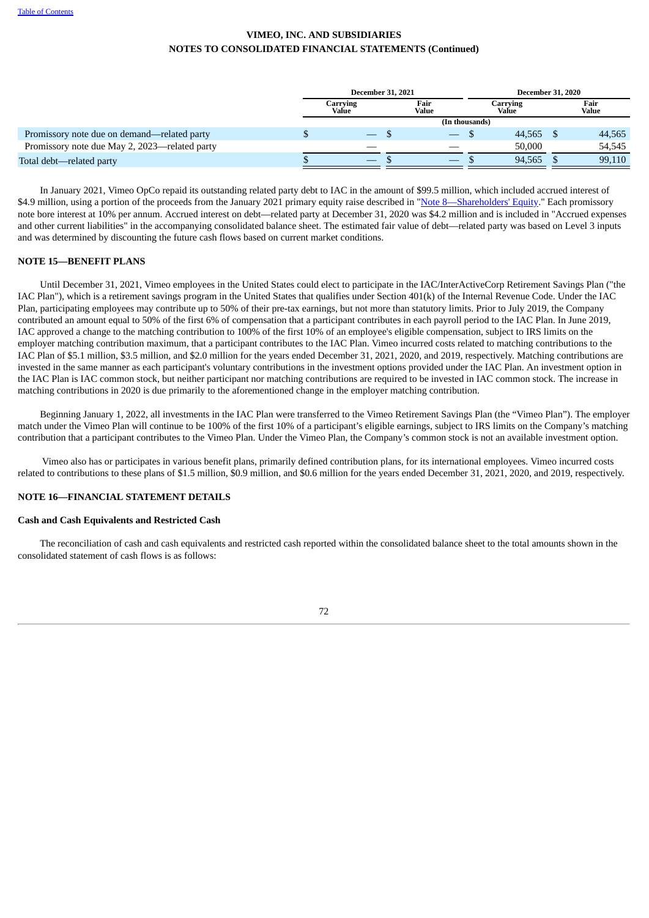VIMEO, INC. AND SUBSIDIARIES
NOTES TO CONSOLIDATED FINANCIAL STATEMENTS (Continued)

| | December 31, 2021 | | December 31, 2020 | |
|---|---|---|---|---|
| | Carrying Value | Fair Value | Carrying Value | Fair Value |
| | (In thousands) | | | |
| Promissory note due on demand—related party | $ — | $ — | $ 44,565 | $ 44,565 |
| Promissory note due May 2, 2023—related party | — | — | 50,000 | 54,545 |
| Total debt—related party | $ — | $ — | $ 94,565 | $ 99,110 |

In January 2021, Vimeo OpCo repaid its outstanding related party debt to IAC in the amount of $99.5 million, which included accrued interest of $4.9 million, using a portion of the proceeds from the January 2021 primary equity raise described in "Note 8—Shareholders' Equity." Each promissory note bore interest at 10% per annum. Accrued interest on debt—related party at December 31, 2020 was $4.2 million and is included in "Accrued expenses and other current liabilities" in the accompanying consolidated balance sheet. The estimated fair value of debt—related party was based on Level 3 inputs and was determined by discounting the future cash flows based on current market conditions.

## NOTE 15—BENEFIT PLANS

Until December 31, 2021, Vimeo employees in the United States could elect to participate in the IAC/InterActiveCorp Retirement Savings Plan ("the IAC Plan"), which is a retirement savings program in the United States that qualifies under Section 401(k) of the Internal Revenue Code. Under the IAC Plan, participating employees may contribute up to 50% of their pre-tax earnings, but not more than statutory limits. Prior to July 2019, the Company contributed an amount equal to 50% of the first 6% of compensation that a participant contributes in each payroll period to the IAC Plan. In June 2019, IAC approved a change to the matching contribution to 100% of the first 10% of an employee's eligible compensation, subject to IRS limits on the employer matching contribution maximum, that a participant contributes to the IAC Plan. Vimeo incurred costs related to matching contributions to the IAC Plan of $5.1 million, $3.5 million, and $2.0 million for the years ended December 31, 2021, 2020, and 2019, respectively. Matching contributions are invested in the same manner as each participant's voluntary contributions in the investment options provided under the IAC Plan. An investment option in the IAC Plan is IAC common stock, but neither participant nor matching contributions are required to be invested in IAC common stock. The increase in matching contributions in 2020 is due primarily to the aforementioned change in the employer matching contribution.

Beginning January 1, 2022, all investments in the IAC Plan were transferred to the Vimeo Retirement Savings Plan (the "Vimeo Plan"). The employer match under the Vimeo Plan will continue to be 100% of the first 10% of a participant's eligible earnings, subject to IRS limits on the Company's matching contribution that a participant contributes to the Vimeo Plan. Under the Vimeo Plan, the Company's common stock is not an available investment option.

Vimeo also has or participates in various benefit plans, primarily defined contribution plans, for its international employees. Vimeo incurred costs related to contributions to these plans of $1.5 million, $0.9 million, and $0.6 million for the years ended December 31, 2021, 2020, and 2019, respectively.

## NOTE 16—FINANCIAL STATEMENT DETAILS

### Cash and Cash Equivalents and Restricted Cash

The reconciliation of cash and cash equivalents and restricted cash reported within the consolidated balance sheet to the total amounts shown in the consolidated statement of cash flows is as follows: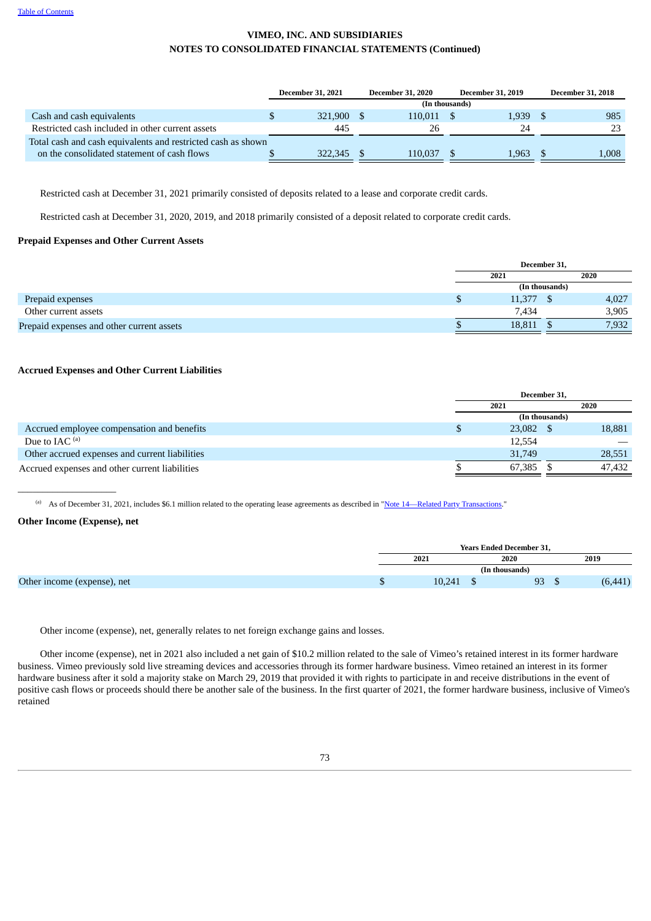# VIMEO, INC. AND SUBSIDIARIES
## NOTES TO CONSOLIDATED FINANCIAL STATEMENTS (Continued)

| | December 31, 2021 | December 31, 2020 | December 31, 2019 | December 31, 2018 |
|---|---|---|---|---|
| | (In thousands) | | | |
| Cash and cash equivalents | $ 321,900 | $ 110,011 | $ 1,939 | $ 985 |
| Restricted cash included in other current assets | 445 | 26 | 24 | 23 |
| Total cash and cash equivalents and restricted cash as shown on the consolidated statement of cash flows | $ 322,345 | $ 110,037 | $ 1,963 | $ 1,008 |

Restricted cash at December 31, 2021 primarily consisted of deposits related to a lease and corporate credit cards.

Restricted cash at December 31, 2020, 2019, and 2018 primarily consisted of a deposit related to corporate credit cards.

### Prepaid Expenses and Other Current Assets

| | December 31, | |
|---|---|---|
| | 2021 | 2020 |
| | (In thousands) | |
| Prepaid expenses | $ 11,377 | $ 4,027 |
| Other current assets | 7,434 | 3,905 |
| Prepaid expenses and other current assets | $ 18,811 | $ 7,932 |

### Accrued Expenses and Other Current Liabilities

| | December 31, | |
|---|---|---|
| | 2021 | 2020 |
| | (In thousands) | |
| Accrued employee compensation and benefits | $ 23,082 | $ 18,881 |
| Due to IAC [(a)] | 12,554 | — |
| Other accrued expenses and current liabilities | 31,749 | 28,551 |
| Accrued expenses and other current liabilities | $ 67,385 | $ 47,432 |

[(a)] As of December 31, 2021, includes $6.1 million related to the operating lease agreements as described in "Note 14—Related Party Transactions."

### Other Income (Expense), net

| | Years Ended December 31, | | |
|---|---|---|---|
| | 2021 | 2020 | 2019 |
| | (In thousands) | | |
| Other income (expense), net | $ 10,241 | $ 93 | $ (6,441) |

Other income (expense), net, generally relates to net foreign exchange gains and losses.

Other income (expense), net in 2021 also included a net gain of $10.2 million related to the sale of Vimeo's retained interest in its former hardware business. Vimeo previously sold live streaming devices and accessories through its former hardware business. Vimeo retained an interest in its former hardware business after it sold a majority stake on March 29, 2019 that provided it with rights to participate in and receive distributions in the event of positive cash flows or proceeds should there be another sale of the business. In the first quarter of 2021, the former hardware business, inclusive of Vimeo's retained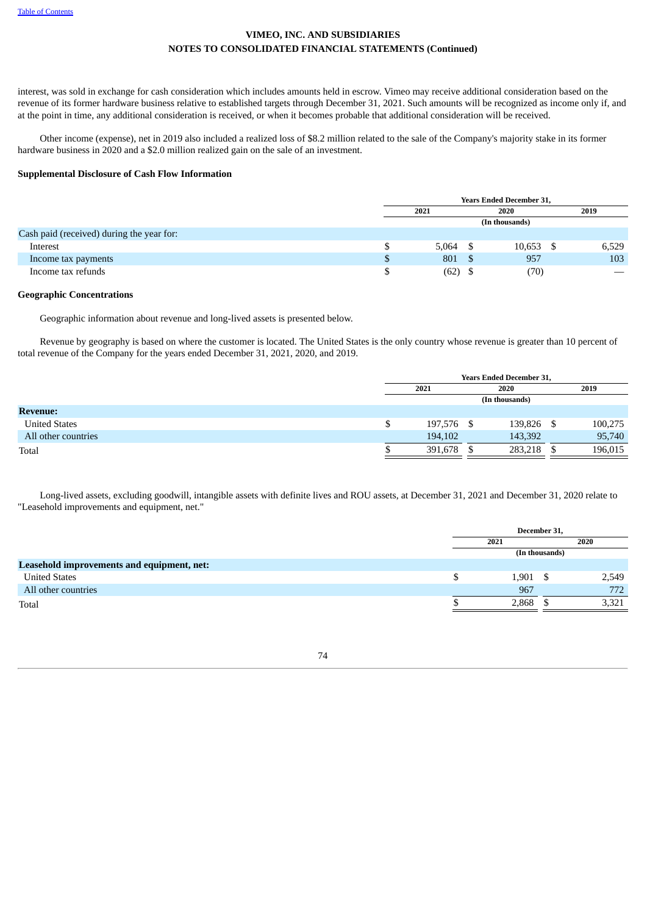interest, was sold in exchange for cash consideration which includes amounts held in escrow. Vimeo may receive additional consideration based on the revenue of its former hardware business relative to established targets through December 31, 2021. Such amounts will be recognized as income only if, and at the point in time, any additional consideration is received, or when it becomes probable that additional consideration will be received.

Other income (expense), net in 2019 also included a realized loss of $8.2 million related to the sale of the Company's majority stake in its former hardware business in 2020 and a $2.0 million realized gain on the sale of an investment.

**Supplemental Disclosure of Cash Flow Information**

| | Years Ended December 31, | | |
|---|---|---|---|
| | 2021 | 2020 | 2019 |
| | | (In thousands) | |
| Cash paid (received) during the year for: | | | |
| Interest | $ 5,064 | $ 10,653 | $ 6,529 |
| Income tax payments | $ 801 | $ 957 | 103 |
| Income tax refunds | $ (62) | $ (70) | — |

**Geographic Concentrations**

Geographic information about revenue and long-lived assets is presented below.

Revenue by geography is based on where the customer is located. The United States is the only country whose revenue is greater than 10 percent of total revenue of the Company for the years ended December 31, 2021, 2020, and 2019.

| | Years Ended December 31, | | |
|---|---|---|---|
| | 2021 | 2020 | 2019 |
| | | (In thousands) | |
| **Revenue:** | | | |
| United States | $ 197,576 | $ 139,826 | $ 100,275 |
| All other countries | 194,102 | 143,392 | 95,740 |
| Total | $ 391,678 | $ 283,218 | $ 196,015 |

Long-lived assets, excluding goodwill, intangible assets with definite lives and ROU assets, at December 31, 2021 and December 31, 2020 relate to "Leasehold improvements and equipment, net."

| | December 31, | |
|---|---|---|
| | 2021 | 2020 |
| | (In thousands) | |
| **Leasehold improvements and equipment, net:** | | |
| United States | $ 1,901 | $ 2,549 |
| All other countries | 967 | 772 |
| Total | $ 2,868 | $ 3,321 |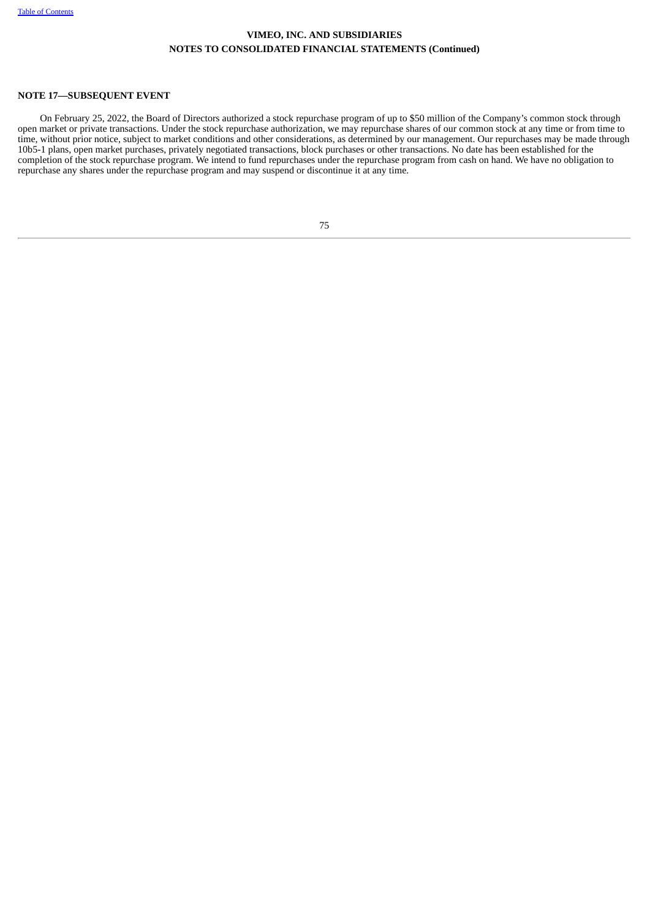**NOTE 17—SUBSEQUENT EVENT**

On February 25, 2022, the Board of Directors authorized a stock repurchase program of up to $50 million of the Company's common stock through open market or private transactions. Under the stock repurchase authorization, we may repurchase shares of our common stock at any time or from time to time, without prior notice, subject to market conditions and other considerations, as determined by our management. Our repurchases may be made through 10b5-1 plans, open market purchases, privately negotiated transactions, block purchases or other transactions. No date has been established for the completion of the stock repurchase program. We intend to fund repurchases under the repurchase program from cash on hand. We have no obligation to repurchase any shares under the repurchase program and may suspend or discontinue it at any time.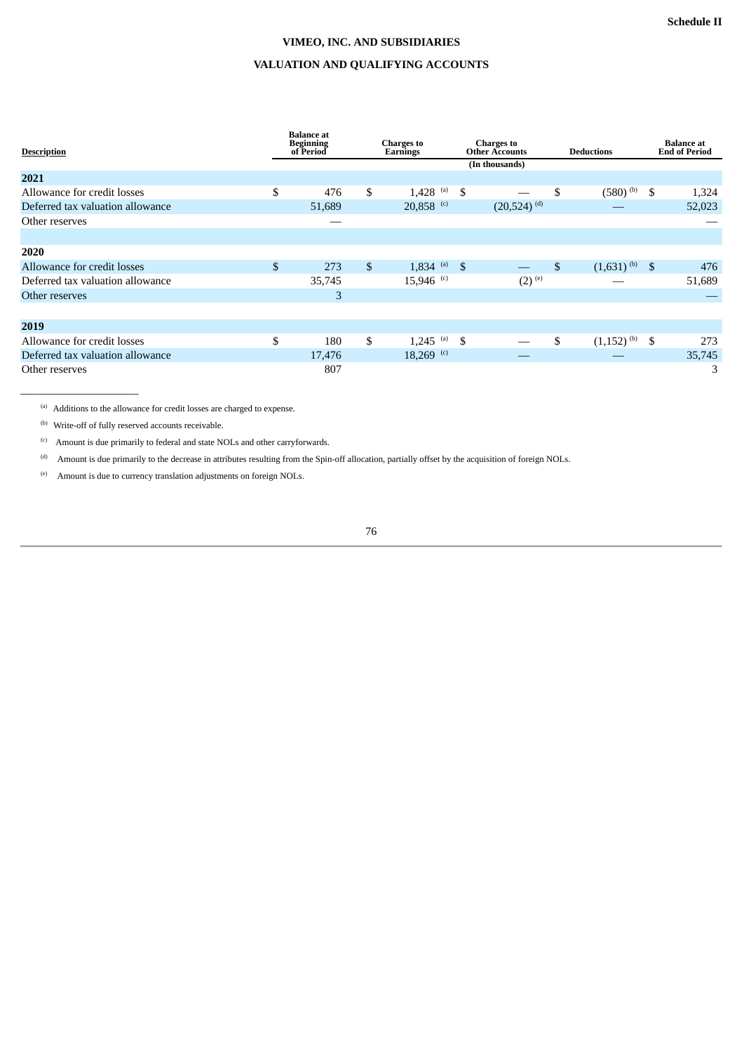Schedule II

# VIMEO, INC. AND SUBSIDIARIES

## VALUATION AND QUALIFYING ACCOUNTS

| Description | Balance at Beginning of Period | Charges to Earnings | Charges to Other Accounts | Deductions | Balance at End of Period |
|---|---|---|---|---|---|
| | | | (In thousands) | | |
| **2021** | | | | | |
| Allowance for credit losses | $ 476 | $ 1,428 [(a)] | $ — | $ (580) [(b)] | $ 1,324 |
| Deferred tax valuation allowance | 51,689 | 20,858 [(c)] | (20,524) [(d)] | — | 52,023 |
| Other reserves | — | | | | — |
| **2020** | | | | | |
| Allowance for credit losses | $ 273 | $ 1,834 [(a)] | $ — | $ (1,631) [(b)] | $ 476 |
| Deferred tax valuation allowance | 35,745 | 15,946 [(c)] | (2) [(e)] | — | 51,689 |
| Other reserves | 3 | | | | — |
| **2019** | | | | | |
| Allowance for credit losses | $ 180 | $ 1,245 [(a)] | $ — | $ (1,152) [(b)] | $ 273 |
| Deferred tax valuation allowance | 17,476 | 18,269 [(c)] | — | — | 35,745 |
| Other reserves | 807 | | | | 3 |

---

[(a)] Additions to the allowance for credit losses are charged to expense.

[(b)] Write-off of fully reserved accounts receivable.

[(c)] Amount is due primarily to federal and state NOLs and other carryforwards.

[(d)] Amount is due primarily to the decrease in attributes resulting from the Spin-off allocation, partially offset by the acquisition of foreign NOLs.

[(e)] Amount is due to currency translation adjustments on foreign NOLs.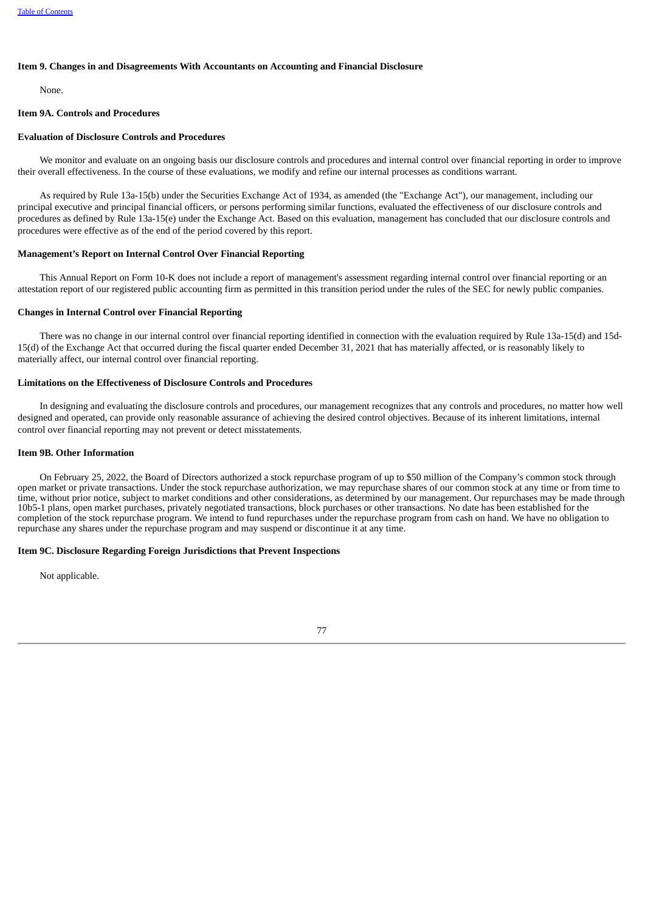### Item 9. Changes in and Disagreements With Accountants on Accounting and Financial Disclosure

None.

### Item 9A. Controls and Procedures

#### Evaluation of Disclosure Controls and Procedures

We monitor and evaluate on an ongoing basis our disclosure controls and procedures and internal control over financial reporting in order to improve their overall effectiveness. In the course of these evaluations, we modify and refine our internal processes as conditions warrant.

As required by Rule 13a-15(b) under the Securities Exchange Act of 1934, as amended (the "Exchange Act"), our management, including our principal executive and principal financial officers, or persons performing similar functions, evaluated the effectiveness of our disclosure controls and procedures as defined by Rule 13a-15(e) under the Exchange Act. Based on this evaluation, management has concluded that our disclosure controls and procedures were effective as of the end of the period covered by this report.

#### Management's Report on Internal Control Over Financial Reporting

This Annual Report on Form 10-K does not include a report of management's assessment regarding internal control over financial reporting or an attestation report of our registered public accounting firm as permitted in this transition period under the rules of the SEC for newly public companies.

#### Changes in Internal Control over Financial Reporting

There was no change in our internal control over financial reporting identified in connection with the evaluation required by Rule 13a-15(d) and 15d-15(d) of the Exchange Act that occurred during the fiscal quarter ended December 31, 2021 that has materially affected, or is reasonably likely to materially affect, our internal control over financial reporting.

#### Limitations on the Effectiveness of Disclosure Controls and Procedures

In designing and evaluating the disclosure controls and procedures, our management recognizes that any controls and procedures, no matter how well designed and operated, can provide only reasonable assurance of achieving the desired control objectives. Because of its inherent limitations, internal control over financial reporting may not prevent or detect misstatements.

### Item 9B. Other Information

On February 25, 2022, the Board of Directors authorized a stock repurchase program of up to $50 million of the Company's common stock through open market or private transactions. Under the stock repurchase authorization, we may repurchase shares of our common stock at any time or from time to time, without prior notice, subject to market conditions and other considerations, as determined by our management. Our repurchases may be made through 10b5-1 plans, open market purchases, privately negotiated transactions, block purchases or other transactions. No date has been established for the completion of the stock repurchase program. We intend to fund repurchases under the repurchase program from cash on hand. We have no obligation to repurchase any shares under the repurchase program and may suspend or discontinue it at any time.

### Item 9C. Disclosure Regarding Foreign Jurisdictions that Prevent Inspections

Not applicable.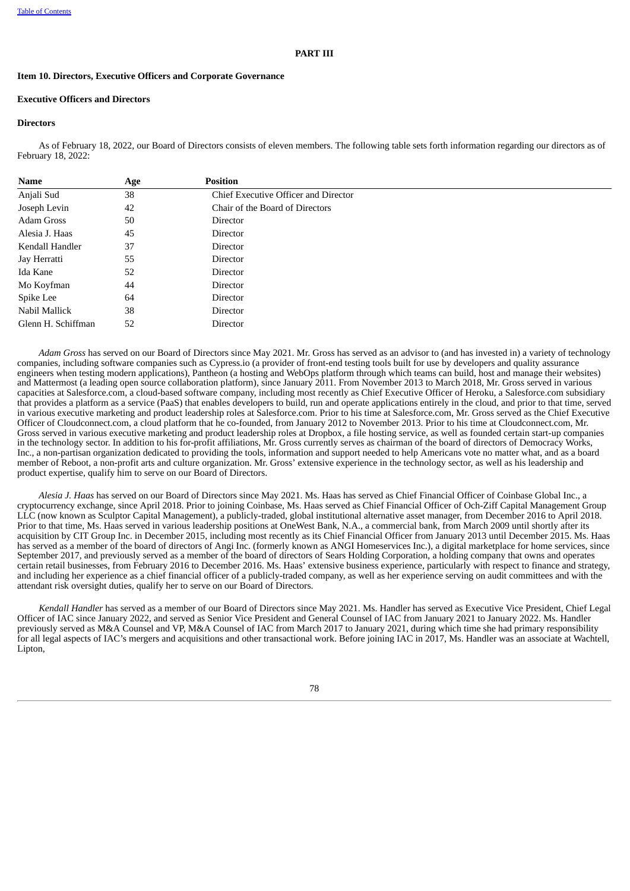## PART III

### Item 10. Directors, Executive Officers and Corporate Governance

### Executive Officers and Directors

### Directors

As of February 18, 2022, our Board of Directors consists of eleven members. The following table sets forth information regarding our directors as of February 18, 2022:

| Name | Age | Position |
|---|---|---|
| Anjali Sud | 38 | Chief Executive Officer and Director |
| Joseph Levin | 42 | Chair of the Board of Directors |
| Adam Gross | 50 | Director |
| Alesia J. Haas | 45 | Director |
| Kendall Handler | 37 | Director |
| Jay Herratti | 55 | Director |
| Ida Kane | 52 | Director |
| Mo Koyfman | 44 | Director |
| Spike Lee | 64 | Director |
| Nabil Mallick | 38 | Director |
| Glenn H. Schiffman | 52 | Director |

*Adam Gross* has served on our Board of Directors since May 2021. Mr. Gross has served as an advisor to (and has invested in) a variety of technology companies, including software companies such as Cypress.io (a provider of front-end testing tools built for use by developers and quality assurance engineers when testing modern applications), Pantheon (a hosting and WebOps platform through which teams can build, host and manage their websites) and Mattermost (a leading open source collaboration platform), since January 2011. From November 2013 to March 2018, Mr. Gross served in various capacities at Salesforce.com, a cloud-based software company, including most recently as Chief Executive Officer of Heroku, a Salesforce.com subsidiary that provides a platform as a service (PaaS) that enables developers to build, run and operate applications entirely in the cloud, and prior to that time, served in various executive marketing and product leadership roles at Salesforce.com. Prior to his time at Salesforce.com, Mr. Gross served as the Chief Executive Officer of Cloudconnect.com, a cloud platform that he co-founded, from January 2012 to November 2013. Prior to his time at Cloudconnect.com, Mr. Gross served in various executive marketing and product leadership roles at Dropbox, a file hosting service, as well as founded certain start-up companies in the technology sector. In addition to his for-profit affiliations, Mr. Gross currently serves as chairman of the board of directors of Democracy Works, Inc., a non-partisan organization dedicated to providing the tools, information and support needed to help Americans vote no matter what, and as a board member of Reboot, a non-profit arts and culture organization. Mr. Gross' extensive experience in the technology sector, as well as his leadership and product expertise, qualify him to serve on our Board of Directors.

*Alesia J. Haas* has served on our Board of Directors since May 2021. Ms. Haas has served as Chief Financial Officer of Coinbase Global Inc., a cryptocurrency exchange, since April 2018. Prior to joining Coinbase, Ms. Haas served as Chief Financial Officer of Och-Ziff Capital Management Group LLC (now known as Sculptor Capital Management), a publicly-traded, global institutional alternative asset manager, from December 2016 to April 2018. Prior to that time, Ms. Haas served in various leadership positions at OneWest Bank, N.A., a commercial bank, from March 2009 until shortly after its acquisition by CIT Group Inc. in December 2015, including most recently as its Chief Financial Officer from January 2013 until December 2015. Ms. Haas has served as a member of the board of directors of Angi Inc. (formerly known as ANGI Homeservices Inc.), a digital marketplace for home services, since September 2017, and previously served as a member of the board of directors of Sears Holding Corporation, a holding company that owns and operates certain retail businesses, from February 2016 to December 2016. Ms. Haas' extensive business experience, particularly with respect to finance and strategy, and including her experience as a chief financial officer of a publicly-traded company, as well as her experience serving on audit committees and with the attendant risk oversight duties, qualify her to serve on our Board of Directors.

*Kendall Handler* has served as a member of our Board of Directors since May 2021. Ms. Handler has served as Executive Vice President, Chief Legal Officer of IAC since January 2022, and served as Senior Vice President and General Counsel of IAC from January 2021 to January 2022. Ms. Handler previously served as M&A Counsel and VP, M&A Counsel of IAC from March 2017 to January 2021, during which time she had primary responsibility for all legal aspects of IAC's mergers and acquisitions and other transactional work. Before joining IAC in 2017, Ms. Handler was an associate at Wachtell, Lipton,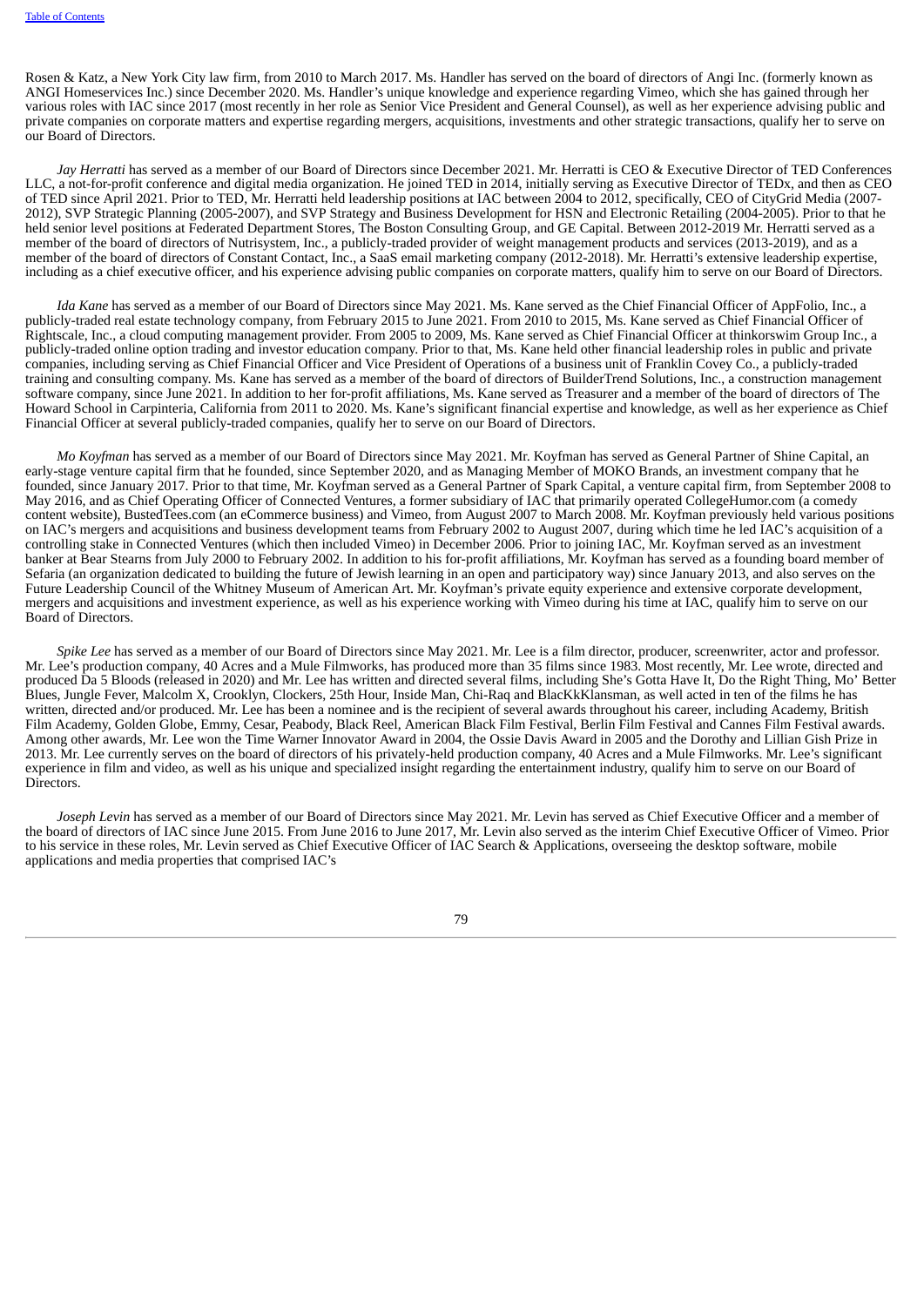Rosen & Katz, a New York City law firm, from 2010 to March 2017. Ms. Handler has served on the board of directors of Angi Inc. (formerly known as ANGI Homeservices Inc.) since December 2020. Ms. Handler's unique knowledge and experience regarding Vimeo, which she has gained through her various roles with IAC since 2017 (most recently in her role as Senior Vice President and General Counsel), as well as her experience advising public and private companies on corporate matters and expertise regarding mergers, acquisitions, investments and other strategic transactions, qualify her to serve on our Board of Directors.

*Jay Herratti* has served as a member of our Board of Directors since December 2021. Mr. Herratti is CEO & Executive Director of TED Conferences LLC, a not-for-profit conference and digital media organization. He joined TED in 2014, initially serving as Executive Director of TEDx, and then as CEO of TED since April 2021. Prior to TED, Mr. Herratti held leadership positions at IAC between 2004 to 2012, specifically, CEO of CityGrid Media (2007-2012), SVP Strategic Planning (2005-2007), and SVP Strategy and Business Development for HSN and Electronic Retailing (2004-2005). Prior to that he held senior level positions at Federated Department Stores, The Boston Consulting Group, and GE Capital. Between 2012-2019 Mr. Herratti served as a member of the board of directors of Nutrisystem, Inc., a publicly-traded provider of weight management products and services (2013-2019), and as a member of the board of directors of Constant Contact, Inc., a SaaS email marketing company (2012-2018). Mr. Herratti's extensive leadership expertise, including as a chief executive officer, and his experience advising public companies on corporate matters, qualify him to serve on our Board of Directors.

*Ida Kane* has served as a member of our Board of Directors since May 2021. Ms. Kane served as the Chief Financial Officer of AppFolio, Inc., a publicly-traded real estate technology company, from February 2015 to June 2021. From 2010 to 2015, Ms. Kane served as Chief Financial Officer of Rightscale, Inc., a cloud computing management provider. From 2005 to 2009, Ms. Kane served as Chief Financial Officer at thinkorswim Group Inc., a publicly-traded online option trading and investor education company. Prior to that, Ms. Kane held other financial leadership roles in public and private companies, including serving as Chief Financial Officer and Vice President of Operations of a business unit of Franklin Covey Co., a publicly-traded training and consulting company. Ms. Kane has served as a member of the board of directors of BuilderTrend Solutions, Inc., a construction management software company, since June 2021. In addition to her for-profit affiliations, Ms. Kane served as Treasurer and a member of the board of directors of The Howard School in Carpinteria, California from 2011 to 2020. Ms. Kane's significant financial expertise and knowledge, as well as her experience as Chief Financial Officer at several publicly-traded companies, qualify her to serve on our Board of Directors.

*Mo Koyfman* has served as a member of our Board of Directors since May 2021. Mr. Koyfman has served as General Partner of Shine Capital, an early-stage venture capital firm that he founded, since September 2020, and as Managing Member of MOKO Brands, an investment company that he founded, since January 2017. Prior to that time, Mr. Koyfman served as a General Partner of Spark Capital, a venture capital firm, from September 2008 to May 2016, and as Chief Operating Officer of Connected Ventures, a former subsidiary of IAC that primarily operated CollegeHumor.com (a comedy content website), BustedTees.com (an eCommerce business) and Vimeo, from August 2007 to March 2008. Mr. Koyfman previously held various positions on IAC's mergers and acquisitions and business development teams from February 2002 to August 2007, during which time he led IAC's acquisition of a controlling stake in Connected Ventures (which then included Vimeo) in December 2006. Prior to joining IAC, Mr. Koyfman served as an investment banker at Bear Stearns from July 2000 to February 2002. In addition to his for-profit affiliations, Mr. Koyfman has served as a founding board member of Sefaria (an organization dedicated to building the future of Jewish learning in an open and participatory way) since January 2013, and also serves on the Future Leadership Council of the Whitney Museum of American Art. Mr. Koyfman's private equity experience and extensive corporate development, mergers and acquisitions and investment experience, as well as his experience working with Vimeo during his time at IAC, qualify him to serve on our Board of Directors.

*Spike Lee* has served as a member of our Board of Directors since May 2021. Mr. Lee is a film director, producer, screenwriter, actor and professor. Mr. Lee's production company, 40 Acres and a Mule Filmworks, has produced more than 35 films since 1983. Most recently, Mr. Lee wrote, directed and produced Da 5 Bloods (released in 2020) and Mr. Lee has written and directed several films, including She's Gotta Have It, Do the Right Thing, Mo' Better Blues, Jungle Fever, Malcolm X, Crooklyn, Clockers, 25th Hour, Inside Man, Chi-Raq and BlacKkKlansman, as well acted in ten of the films he has written, directed and/or produced. Mr. Lee has been a nominee and is the recipient of several awards throughout his career, including Academy, British Film Academy, Golden Globe, Emmy, Cesar, Peabody, Black Reel, American Black Film Festival, Berlin Film Festival and Cannes Film Festival awards. Among other awards, Mr. Lee won the Time Warner Innovator Award in 2004, the Ossie Davis Award in 2005 and the Dorothy and Lillian Gish Prize in 2013. Mr. Lee currently serves on the board of directors of his privately-held production company, 40 Acres and a Mule Filmworks. Mr. Lee's significant experience in film and video, as well as his unique and specialized insight regarding the entertainment industry, qualify him to serve on our Board of Directors.

*Joseph Levin* has served as a member of our Board of Directors since May 2021. Mr. Levin has served as Chief Executive Officer and a member of the board of directors of IAC since June 2015. From June 2016 to June 2017, Mr. Levin also served as the interim Chief Executive Officer of Vimeo. Prior to his service in these roles, Mr. Levin served as Chief Executive Officer of IAC Search & Applications, overseeing the desktop software, mobile applications and media properties that comprised IAC's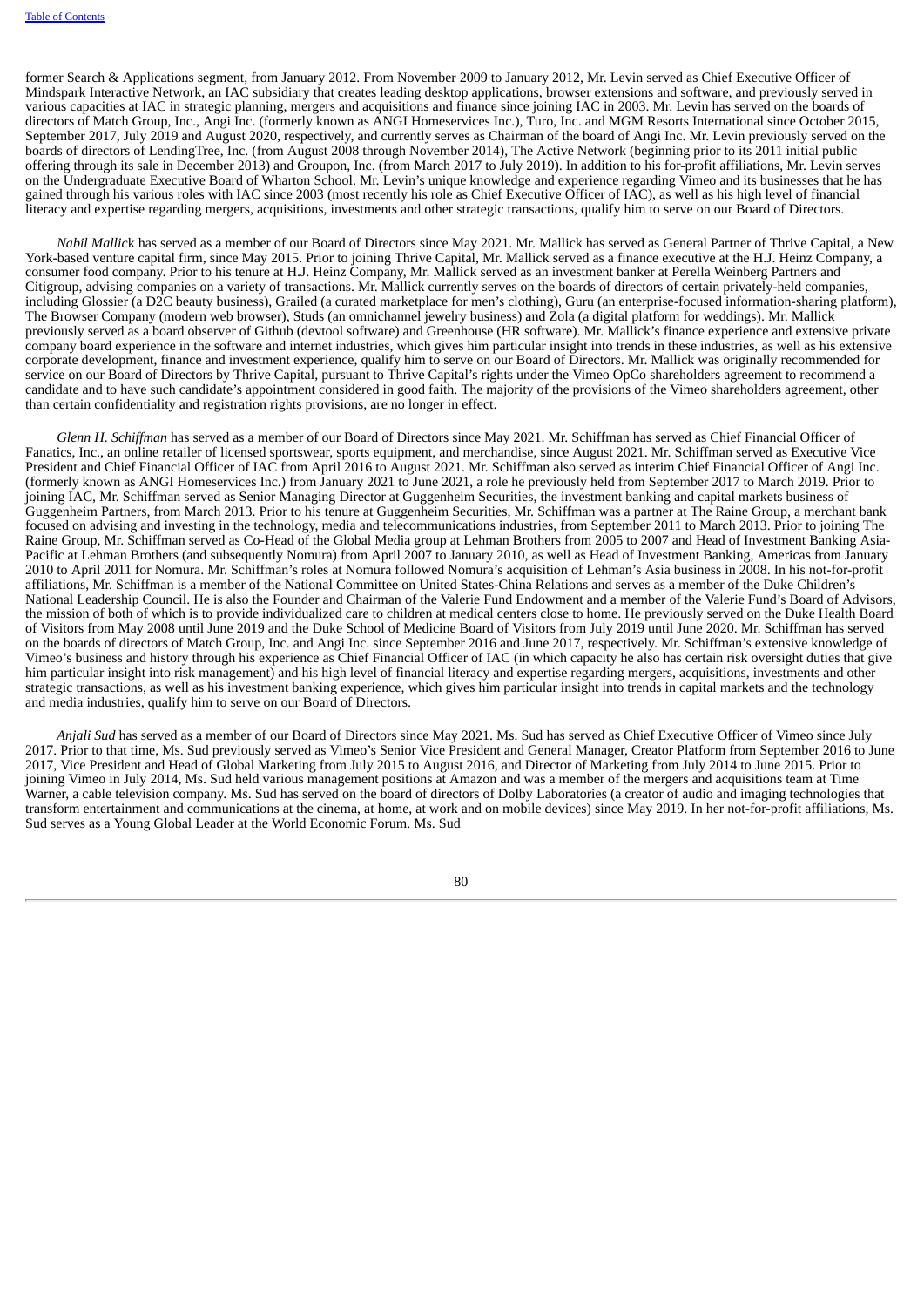former Search & Applications segment, from January 2012. From November 2009 to January 2012, Mr. Levin served as Chief Executive Officer of Mindspark Interactive Network, an IAC subsidiary that creates leading desktop applications, browser extensions and software, and previously served in various capacities at IAC in strategic planning, mergers and acquisitions and finance since joining IAC in 2003. Mr. Levin has served on the boards of directors of Match Group, Inc., Angi Inc. (formerly known as ANGI Homeservices Inc.), Turo, Inc. and MGM Resorts International since October 2015, September 2017, July 2019 and August 2020, respectively, and currently serves as Chairman of the board of Angi Inc. Mr. Levin previously served on the boards of directors of LendingTree, Inc. (from August 2008 through November 2014), The Active Network (beginning prior to its 2011 initial public offering through its sale in December 2013) and Groupon, Inc. (from March 2017 to July 2019). In addition to his for-profit affiliations, Mr. Levin serves on the Undergraduate Executive Board of Wharton School. Mr. Levin's unique knowledge and experience regarding Vimeo and its businesses that he has gained through his various roles with IAC since 2003 (most recently his role as Chief Executive Officer of IAC), as well as his high level of financial literacy and expertise regarding mergers, acquisitions, investments and other strategic transactions, qualify him to serve on our Board of Directors.

*Nabil Mallick* has served as a member of our Board of Directors since May 2021. Mr. Mallick has served as General Partner of Thrive Capital, a New York-based venture capital firm, since May 2015. Prior to joining Thrive Capital, Mr. Mallick served as a finance executive at the H.J. Heinz Company, a consumer food company. Prior to his tenure at H.J. Heinz Company, Mr. Mallick served as an investment banker at Perella Weinberg Partners and Citigroup, advising companies on a variety of transactions. Mr. Mallick currently serves on the boards of directors of certain privately-held companies, including Glossier (a D2C beauty business), Grailed (a curated marketplace for men's clothing), Guru (an enterprise-focused information-sharing platform), The Browser Company (modern web browser), Studs (an omnichannel jewelry business) and Zola (a digital platform for weddings). Mr. Mallick previously served as a board observer of Github (devtool software) and Greenhouse (HR software). Mr. Mallick's finance experience and extensive private company board experience in the software and internet industries, which gives him particular insight into trends in these industries, as well as his extensive corporate development, finance and investment experience, qualify him to serve on our Board of Directors. Mr. Mallick was originally recommended for service on our Board of Directors by Thrive Capital, pursuant to Thrive Capital's rights under the Vimeo OpCo shareholders agreement to recommend a candidate and to have such candidate's appointment considered in good faith. The majority of the provisions of the Vimeo shareholders agreement, other than certain confidentiality and registration rights provisions, are no longer in effect.

*Glenn H. Schiffman* has served as a member of our Board of Directors since May 2021. Mr. Schiffman has served as Chief Financial Officer of Fanatics, Inc., an online retailer of licensed sportswear, sports equipment, and merchandise, since August 2021. Mr. Schiffman served as Executive Vice President and Chief Financial Officer of IAC from April 2016 to August 2021. Mr. Schiffman also served as interim Chief Financial Officer of Angi Inc. (formerly known as ANGI Homeservices Inc.) from January 2021 to June 2021, a role he previously held from September 2017 to March 2019. Prior to joining IAC, Mr. Schiffman served as Senior Managing Director at Guggenheim Securities, the investment banking and capital markets business of Guggenheim Partners, from March 2013. Prior to his tenure at Guggenheim Securities, Mr. Schiffman was a partner at The Raine Group, a merchant bank focused on advising and investing in the technology, media and telecommunications industries, from September 2011 to March 2013. Prior to joining The Raine Group, Mr. Schiffman served as Co-Head of the Global Media group at Lehman Brothers from 2005 to 2007 and Head of Investment Banking Asia-Pacific at Lehman Brothers (and subsequently Nomura) from April 2007 to January 2010, as well as Head of Investment Banking, Americas from January 2010 to April 2011 for Nomura. Mr. Schiffman's roles at Nomura followed Nomura's acquisition of Lehman's Asia business in 2008. In his not-for-profit affiliations, Mr. Schiffman is a member of the National Committee on United States-China Relations and serves as a member of the Duke Children's National Leadership Council. He is also the Founder and Chairman of the Valerie Fund Endowment and a member of the Valerie Fund's Board of Advisors, the mission of both of which is to provide individualized care to children at medical centers close to home. He previously served on the Duke Health Board of Visitors from May 2008 until June 2019 and the Duke School of Medicine Board of Visitors from July 2019 until June 2020. Mr. Schiffman has served on the boards of directors of Match Group, Inc. and Angi Inc. since September 2016 and June 2017, respectively. Mr. Schiffman's extensive knowledge of Vimeo's business and history through his experience as Chief Financial Officer of IAC (in which capacity he also has certain risk oversight duties that give him particular insight into risk management) and his high level of financial literacy and expertise regarding mergers, acquisitions, investments and other strategic transactions, as well as his investment banking experience, which gives him particular insight into trends in capital markets and the technology and media industries, qualify him to serve on our Board of Directors.

*Anjali Sud* has served as a member of our Board of Directors since May 2021. Ms. Sud has served as Chief Executive Officer of Vimeo since July 2017. Prior to that time, Ms. Sud previously served as Vimeo's Senior Vice President and General Manager, Creator Platform from September 2016 to June 2017, Vice President and Head of Global Marketing from July 2015 to August 2016, and Director of Marketing from July 2014 to June 2015. Prior to joining Vimeo in July 2014, Ms. Sud held various management positions at Amazon and was a member of the mergers and acquisitions team at Time Warner, a cable television company. Ms. Sud has served on the board of directors of Dolby Laboratories (a creator of audio and imaging technologies that transform entertainment and communications at the cinema, at home, at work and on mobile devices) since May 2019. In her not-for-profit affiliations, Ms. Sud serves as a Young Global Leader at the World Economic Forum. Ms. Sud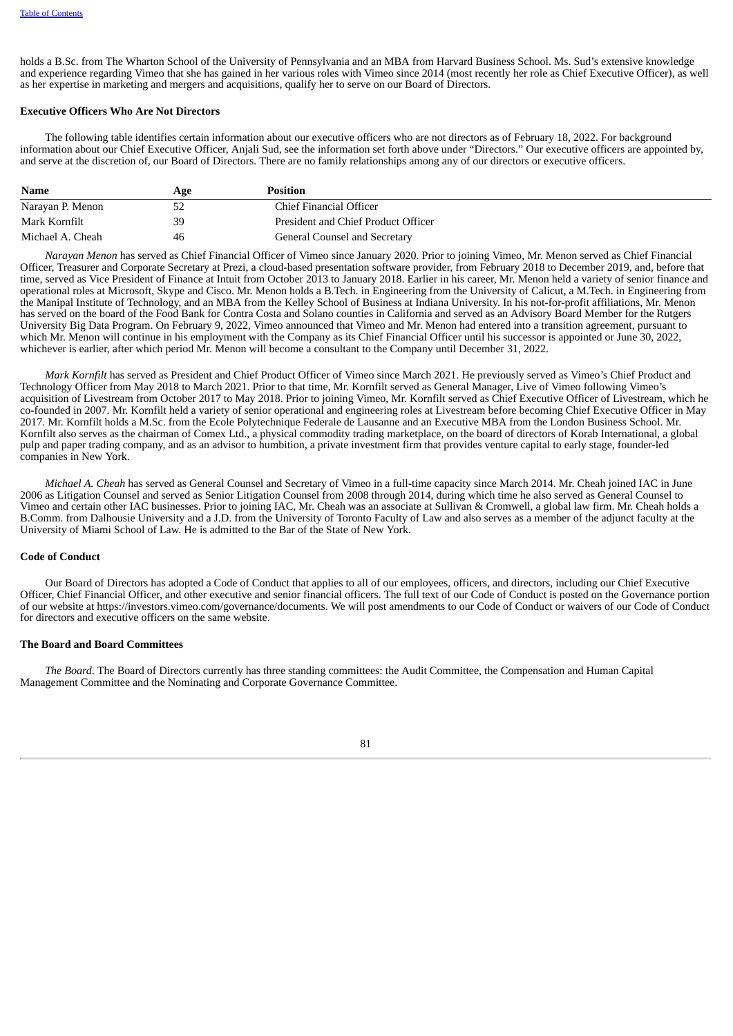holds a B.Sc. from The Wharton School of the University of Pennsylvania and an MBA from Harvard Business School. Ms. Sud's extensive knowledge and experience regarding Vimeo that she has gained in her various roles with Vimeo since 2014 (most recently her role as Chief Executive Officer), as well as her expertise in marketing and mergers and acquisitions, qualify her to serve on our Board of Directors.

**Executive Officers Who Are Not Directors**

The following table identifies certain information about our executive officers who are not directors as of February 18, 2022. For background information about our Chief Executive Officer, Anjali Sud, see the information set forth above under "Directors." Our executive officers are appointed by, and serve at the discretion of, our Board of Directors. There are no family relationships among any of our directors or executive officers.

| Name | Age | Position |
|---|---|---|
| Narayan P. Menon | 52 | Chief Financial Officer |
| Mark Kornfilt | 39 | President and Chief Product Officer |
| Michael A. Cheah | 46 | General Counsel and Secretary |

*Narayan Menon* has served as Chief Financial Officer of Vimeo since January 2020. Prior to joining Vimeo, Mr. Menon served as Chief Financial Officer, Treasurer and Corporate Secretary at Prezi, a cloud-based presentation software provider, from February 2018 to December 2019, and, before that time, served as Vice President of Finance at Intuit from October 2013 to January 2018. Earlier in his career, Mr. Menon held a variety of senior finance and operational roles at Microsoft, Skype and Cisco. Mr. Menon holds a B.Tech. in Engineering from the University of Calicut, a M.Tech. in Engineering from the Manipal Institute of Technology, and an MBA from the Kelley School of Business at Indiana University. In his not-for-profit affiliations, Mr. Menon has served on the board of the Food Bank for Contra Costa and Solano counties in California and served as an Advisory Board Member for the Rutgers University Big Data Program. On February 9, 2022, Vimeo announced that Vimeo and Mr. Menon had entered into a transition agreement, pursuant to which Mr. Menon will continue in his employment with the Company as its Chief Financial Officer until his successor is appointed or June 30, 2022, whichever is earlier, after which period Mr. Menon will become a consultant to the Company until December 31, 2022.

*Mark Kornfilt* has served as President and Chief Product Officer of Vimeo since March 2021. He previously served as Vimeo's Chief Product and Technology Officer from May 2018 to March 2021. Prior to that time, Mr. Kornfilt served as General Manager, Live of Vimeo following Vimeo's acquisition of Livestream from October 2017 to May 2018. Prior to joining Vimeo, Mr. Kornfilt served as Chief Executive Officer of Livestream, which he co-founded in 2007. Mr. Kornfilt held a variety of senior operational and engineering roles at Livestream before becoming Chief Executive Officer in May 2017. Mr. Kornfilt holds a M.Sc. from the Ecole Polytechnique Federale de Lausanne and an Executive MBA from the London Business School. Mr. Kornfilt also serves as the chairman of Comex Ltd., a physical commodity trading marketplace, on the board of directors of Korab International, a global pulp and paper trading company, and as an advisor to humbition, a private investment firm that provides venture capital to early stage, founder-led companies in New York.

*Michael A. Cheah* has served as General Counsel and Secretary of Vimeo in a full-time capacity since March 2014. Mr. Cheah joined IAC in June 2006 as Litigation Counsel and served as Senior Litigation Counsel from 2008 through 2014, during which time he also served as General Counsel to Vimeo and certain other IAC businesses. Prior to joining IAC, Mr. Cheah was an associate at Sullivan & Cromwell, a global law firm. Mr. Cheah holds a B.Comm. from Dalhousie University and a J.D. from the University of Toronto Faculty of Law and also serves as a member of the adjunct faculty at the University of Miami School of Law. He is admitted to the Bar of the State of New York.

**Code of Conduct**

Our Board of Directors has adopted a Code of Conduct that applies to all of our employees, officers, and directors, including our Chief Executive Officer, Chief Financial Officer, and other executive and senior financial officers. The full text of our Code of Conduct is posted on the Governance portion of our website at https://investors.vimeo.com/governance/documents. We will post amendments to our Code of Conduct or waivers of our Code of Conduct for directors and executive officers on the same website.

**The Board and Board Committees**

*The Board*. The Board of Directors currently has three standing committees: the Audit Committee, the Compensation and Human Capital Management Committee and the Nominating and Corporate Governance Committee.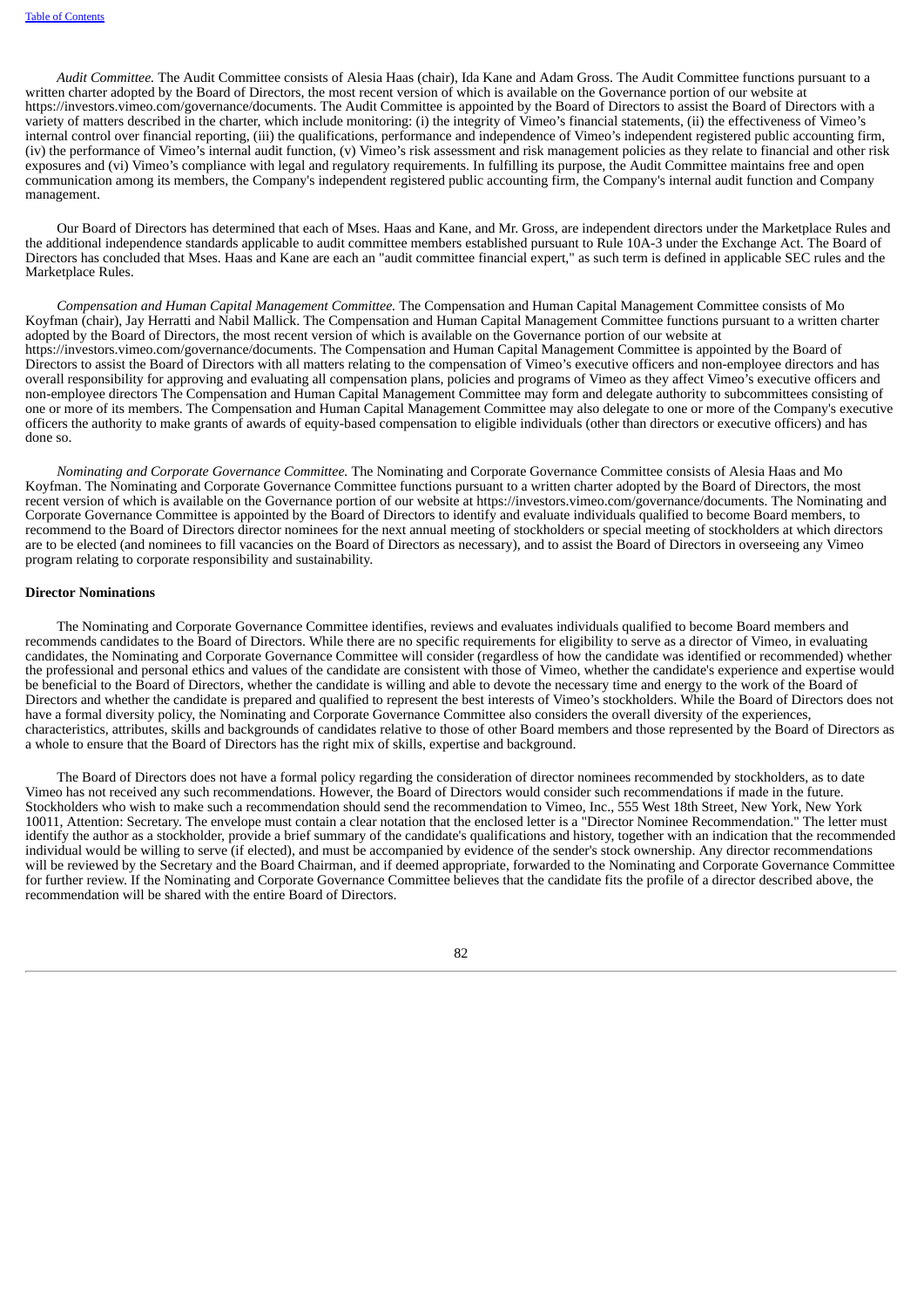*Audit Committee.* The Audit Committee consists of Alesia Haas (chair), Ida Kane and Adam Gross. The Audit Committee functions pursuant to a written charter adopted by the Board of Directors, the most recent version of which is available on the Governance portion of our website at https://investors.vimeo.com/governance/documents. The Audit Committee is appointed by the Board of Directors to assist the Board of Directors with a variety of matters described in the charter, which include monitoring: (i) the integrity of Vimeo's financial statements, (ii) the effectiveness of Vimeo's internal control over financial reporting, (iii) the qualifications, performance and independence of Vimeo's independent registered public accounting firm, (iv) the performance of Vimeo's internal audit function, (v) Vimeo's risk assessment and risk management policies as they relate to financial and other risk exposures and (vi) Vimeo's compliance with legal and regulatory requirements. In fulfilling its purpose, the Audit Committee maintains free and open communication among its members, the Company's independent registered public accounting firm, the Company's internal audit function and Company management.

Our Board of Directors has determined that each of Mses. Haas and Kane, and Mr. Gross, are independent directors under the Marketplace Rules and the additional independence standards applicable to audit committee members established pursuant to Rule 10A-3 under the Exchange Act. The Board of Directors has concluded that Mses. Haas and Kane are each an "audit committee financial expert," as such term is defined in applicable SEC rules and the Marketplace Rules.

*Compensation and Human Capital Management Committee.* The Compensation and Human Capital Management Committee consists of Mo Koyfman (chair), Jay Herratti and Nabil Mallick. The Compensation and Human Capital Management Committee functions pursuant to a written charter adopted by the Board of Directors, the most recent version of which is available on the Governance portion of our website at https://investors.vimeo.com/governance/documents. The Compensation and Human Capital Management Committee is appointed by the Board of Directors to assist the Board of Directors with all matters relating to the compensation of Vimeo's executive officers and non-employee directors and has overall responsibility for approving and evaluating all compensation plans, policies and programs of Vimeo as they affect Vimeo's executive officers and non-employee directors The Compensation and Human Capital Management Committee may form and delegate authority to subcommittees consisting of one or more of its members. The Compensation and Human Capital Management Committee may also delegate to one or more of the Company's executive officers the authority to make grants of awards of equity-based compensation to eligible individuals (other than directors or executive officers) and has done so.

*Nominating and Corporate Governance Committee.* The Nominating and Corporate Governance Committee consists of Alesia Haas and Mo Koyfman. The Nominating and Corporate Governance Committee functions pursuant to a written charter adopted by the Board of Directors, the most recent version of which is available on the Governance portion of our website at https://investors.vimeo.com/governance/documents. The Nominating and Corporate Governance Committee is appointed by the Board of Directors to identify and evaluate individuals qualified to become Board members, to recommend to the Board of Directors director nominees for the next annual meeting of stockholders or special meeting of stockholders at which directors are to be elected (and nominees to fill vacancies on the Board of Directors as necessary), and to assist the Board of Directors in overseeing any Vimeo program relating to corporate responsibility and sustainability.

**Director Nominations**

The Nominating and Corporate Governance Committee identifies, reviews and evaluates individuals qualified to become Board members and recommends candidates to the Board of Directors. While there are no specific requirements for eligibility to serve as a director of Vimeo, in evaluating candidates, the Nominating and Corporate Governance Committee will consider (regardless of how the candidate was identified or recommended) whether the professional and personal ethics and values of the candidate are consistent with those of Vimeo, whether the candidate's experience and expertise would be beneficial to the Board of Directors, whether the candidate is willing and able to devote the necessary time and energy to the work of the Board of Directors and whether the candidate is prepared and qualified to represent the best interests of Vimeo's stockholders. While the Board of Directors does not have a formal diversity policy, the Nominating and Corporate Governance Committee also considers the overall diversity of the experiences, characteristics, attributes, skills and backgrounds of candidates relative to those of other Board members and those represented by the Board of Directors as a whole to ensure that the Board of Directors has the right mix of skills, expertise and background.

The Board of Directors does not have a formal policy regarding the consideration of director nominees recommended by stockholders, as to date Vimeo has not received any such recommendations. However, the Board of Directors would consider such recommendations if made in the future. Stockholders who wish to make such a recommendation should send the recommendation to Vimeo, Inc., 555 West 18th Street, New York, New York 10011, Attention: Secretary. The envelope must contain a clear notation that the enclosed letter is a "Director Nominee Recommendation." The letter must identify the author as a stockholder, provide a brief summary of the candidate's qualifications and history, together with an indication that the recommended individual would be willing to serve (if elected), and must be accompanied by evidence of the sender's stock ownership. Any director recommendations will be reviewed by the Secretary and the Board Chairman, and if deemed appropriate, forwarded to the Nominating and Corporate Governance Committee for further review. If the Nominating and Corporate Governance Committee believes that the candidate fits the profile of a director described above, the recommendation will be shared with the entire Board of Directors.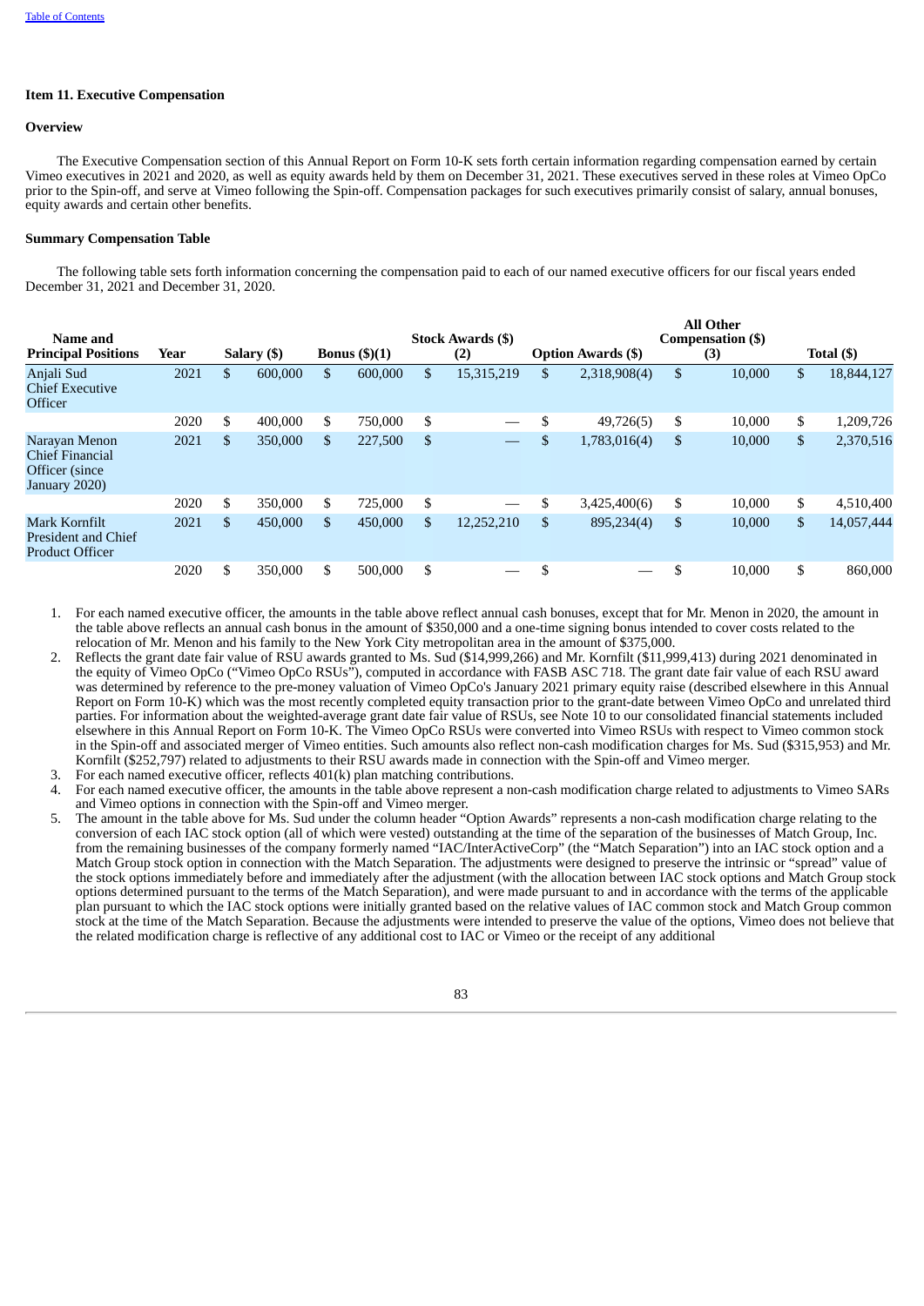[Table of Contents](#)

### Item 11. Executive Compensation

#### Overview

The Executive Compensation section of this Annual Report on Form 10-K sets forth certain information regarding compensation earned by certain Vimeo executives in 2021 and 2020, as well as equity awards held by them on December 31, 2021. These executives served in these roles at Vimeo OpCo prior to the Spin-off, and serve at Vimeo following the Spin-off. Compensation packages for such executives primarily consist of salary, annual bonuses, equity awards and certain other benefits.

#### Summary Compensation Table

The following table sets forth information concerning the compensation paid to each of our named executive officers for our fiscal years ended December 31, 2021 and December 31, 2020.

| Name and Principal Positions | Year | Salary ($) | Bonus ($)(1) | Stock Awards ($) (2) | Option Awards ($) | All Other Compensation ($) (3) | Total ($) |
|---|---|---|---|---|---|---|---|
| Anjali Sud Chief Executive Officer | 2021 | $ 600,000 | $ 600,000 | $ 15,315,219 | $ 2,318,908(4) | $ 10,000 | $ 18,844,127 |
| | 2020 | $ 400,000 | $ 750,000 | $ — | $ 49,726(5) | $ 10,000 | $ 1,209,726 |
| Narayan Menon Chief Financial Officer (since January 2020) | 2021 | $ 350,000 | $ 227,500 | $ — | $ 1,783,016(4) | $ 10,000 | $ 2,370,516 |
| | 2020 | $ 350,000 | $ 725,000 | $ — | $ 3,425,400(6) | $ 10,000 | $ 4,510,400 |
| Mark Kornfilt President and Chief Product Officer | 2021 | $ 450,000 | $ 450,000 | $ 12,252,210 | $ 895,234(4) | $ 10,000 | $ 14,057,444 |
| | 2020 | $ 350,000 | $ 500,000 | $ — | $ — | $ 10,000 | $ 860,000 |

1. For each named executive officer, the amounts in the table above reflect annual cash bonuses, except that for Mr. Menon in 2020, the amount in the table above reflects an annual cash bonus in the amount of $350,000 and a one-time signing bonus intended to cover costs related to the relocation of Mr. Menon and his family to the New York City metropolitan area in the amount of $375,000.
2. Reflects the grant date fair value of RSU awards granted to Ms. Sud ($14,999,266) and Mr. Kornfilt ($11,999,413) during 2021 denominated in the equity of Vimeo OpCo ("Vimeo OpCo RSUs"), computed in accordance with FASB ASC 718. The grant date fair value of each RSU award was determined by reference to the pre-money valuation of Vimeo OpCo's January 2021 primary equity raise (described elsewhere in this Annual Report on Form 10-K) which was the most recently completed equity transaction prior to the grant-date between Vimeo OpCo and unrelated third parties. For information about the weighted-average grant date fair value of RSUs, see Note 10 to our consolidated financial statements included elsewhere in this Annual Report on Form 10-K. The Vimeo OpCo RSUs were converted into Vimeo RSUs with respect to Vimeo common stock in the Spin-off and associated merger of Vimeo entities. Such amounts also reflect non-cash modification charges for Ms. Sud ($315,953) and Mr. Kornfilt ($252,797) related to adjustments to their RSU awards made in connection with the Spin-off and Vimeo merger.
3. For each named executive officer, reflects 401(k) plan matching contributions.
4. For each named executive officer, the amounts in the table above represent a non-cash modification charge related to adjustments to Vimeo SARs and Vimeo options in connection with the Spin-off and Vimeo merger.
5. The amount in the table above for Ms. Sud under the column header "Option Awards" represents a non-cash modification charge relating to the conversion of each IAC stock option (all of which were vested) outstanding at the time of the separation of the businesses of Match Group, Inc. from the remaining businesses of the company formerly named "IAC/InterActiveCorp" (the "Match Separation") into an IAC stock option and a Match Group stock option in connection with the Match Separation. The adjustments were designed to preserve the intrinsic or "spread" value of the stock options immediately before and immediately after the adjustment (with the allocation between IAC stock options and Match Group stock options determined pursuant to the terms of the Match Separation), and were made pursuant to and in accordance with the terms of the applicable plan pursuant to which the IAC stock options were initially granted based on the relative values of IAC common stock and Match Group common stock at the time of the Match Separation. Because the adjustments were intended to preserve the value of the options, Vimeo does not believe that the related modification charge is reflective of any additional cost to IAC or Vimeo or the receipt of any additional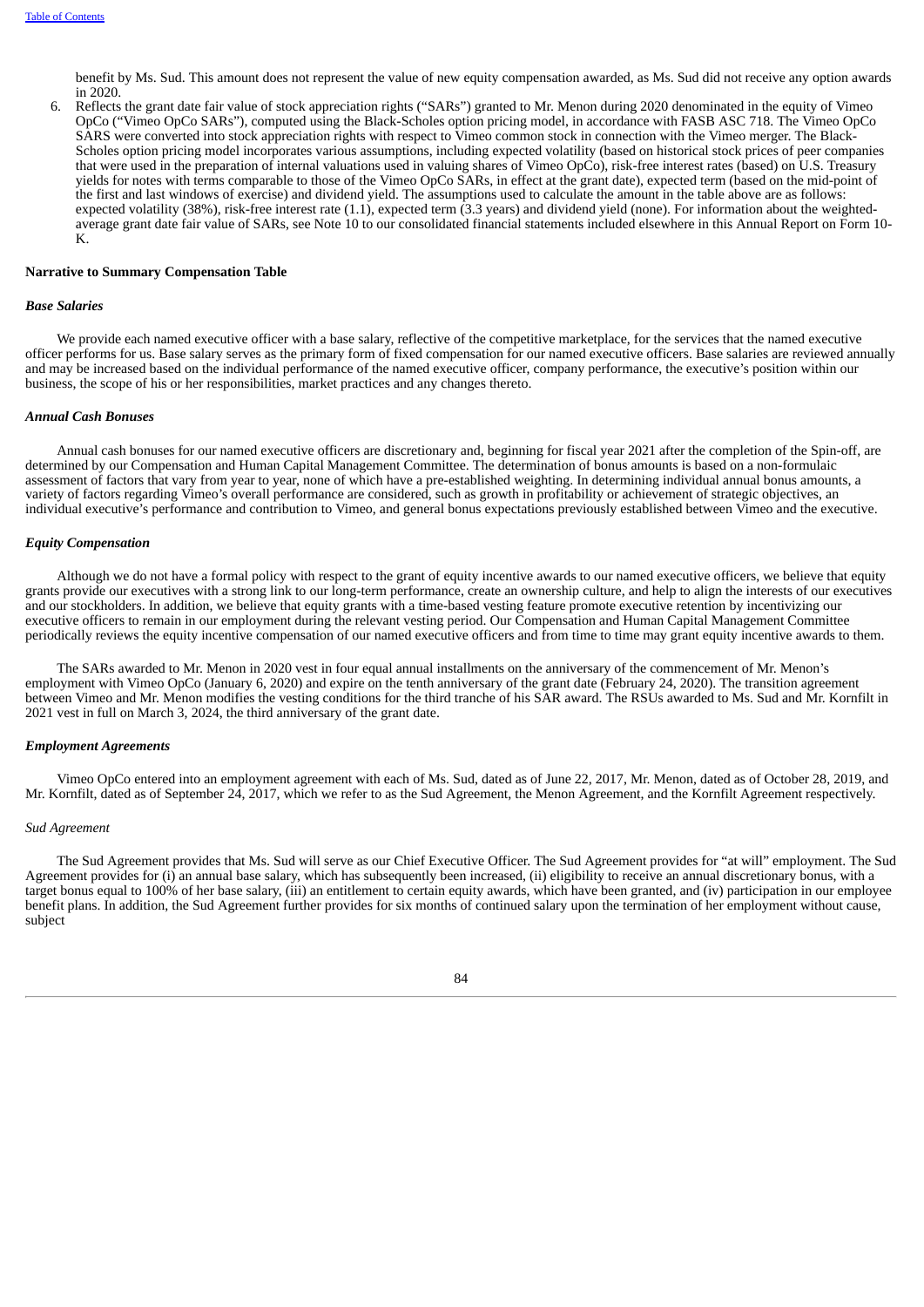benefit by Ms. Sud. This amount does not represent the value of new equity compensation awarded, as Ms. Sud did not receive any option awards in 2020.

6. Reflects the grant date fair value of stock appreciation rights ("SARs") granted to Mr. Menon during 2020 denominated in the equity of Vimeo OpCo ("Vimeo OpCo SARs"), computed using the Black-Scholes option pricing model, in accordance with FASB ASC 718. The Vimeo OpCo SARS were converted into stock appreciation rights with respect to Vimeo common stock in connection with the Vimeo merger. The Black-Scholes option pricing model incorporates various assumptions, including expected volatility (based on historical stock prices of peer companies that were used in the preparation of internal valuations used in valuing shares of Vimeo OpCo), risk-free interest rates (based) on U.S. Treasury yields for notes with terms comparable to those of the Vimeo OpCo SARs, in effect at the grant date), expected term (based on the mid-point of the first and last windows of exercise) and dividend yield. The assumptions used to calculate the amount in the table above are as follows: expected volatility (38%), risk-free interest rate (1.1), expected term (3.3 years) and dividend yield (none). For information about the weighted-average grant date fair value of SARs, see Note 10 to our consolidated financial statements included elsewhere in this Annual Report on Form 10-K.

**Narrative to Summary Compensation Table**

***Base Salaries***

We provide each named executive officer with a base salary, reflective of the competitive marketplace, for the services that the named executive officer performs for us. Base salary serves as the primary form of fixed compensation for our named executive officers. Base salaries are reviewed annually and may be increased based on the individual performance of the named executive officer, company performance, the executive's position within our business, the scope of his or her responsibilities, market practices and any changes thereto.

***Annual Cash Bonuses***

Annual cash bonuses for our named executive officers are discretionary and, beginning for fiscal year 2021 after the completion of the Spin-off, are determined by our Compensation and Human Capital Management Committee. The determination of bonus amounts is based on a non-formulaic assessment of factors that vary from year to year, none of which have a pre-established weighting. In determining individual annual bonus amounts, a variety of factors regarding Vimeo's overall performance are considered, such as growth in profitability or achievement of strategic objectives, an individual executive's performance and contribution to Vimeo, and general bonus expectations previously established between Vimeo and the executive.

***Equity Compensation***

Although we do not have a formal policy with respect to the grant of equity incentive awards to our named executive officers, we believe that equity grants provide our executives with a strong link to our long-term performance, create an ownership culture, and help to align the interests of our executives and our stockholders. In addition, we believe that equity grants with a time-based vesting feature promote executive retention by incentivizing our executive officers to remain in our employment during the relevant vesting period. Our Compensation and Human Capital Management Committee periodically reviews the equity incentive compensation of our named executive officers and from time to time may grant equity incentive awards to them.

The SARs awarded to Mr. Menon in 2020 vest in four equal annual installments on the anniversary of the commencement of Mr. Menon's employment with Vimeo OpCo (January 6, 2020) and expire on the tenth anniversary of the grant date (February 24, 2020). The transition agreement between Vimeo and Mr. Menon modifies the vesting conditions for the third tranche of his SAR award. The RSUs awarded to Ms. Sud and Mr. Kornfilt in 2021 vest in full on March 3, 2024, the third anniversary of the grant date.

***Employment Agreements***

Vimeo OpCo entered into an employment agreement with each of Ms. Sud, dated as of June 22, 2017, Mr. Menon, dated as of October 28, 2019, and Mr. Kornfilt, dated as of September 24, 2017, which we refer to as the Sud Agreement, the Menon Agreement, and the Kornfilt Agreement respectively.

*Sud Agreement*

The Sud Agreement provides that Ms. Sud will serve as our Chief Executive Officer. The Sud Agreement provides for "at will" employment. The Sud Agreement provides for (i) an annual base salary, which has subsequently been increased, (ii) eligibility to receive an annual discretionary bonus, with a target bonus equal to 100% of her base salary, (iii) an entitlement to certain equity awards, which have been granted, and (iv) participation in our employee benefit plans. In addition, the Sud Agreement further provides for six months of continued salary upon the termination of her employment without cause, subject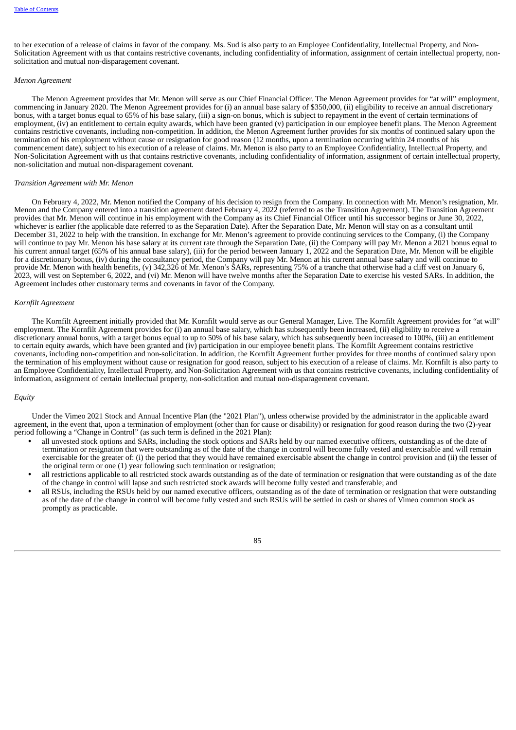to her execution of a release of claims in favor of the company. Ms. Sud is also party to an Employee Confidentiality, Intellectual Property, and Non-Solicitation Agreement with us that contains restrictive covenants, including confidentiality of information, assignment of certain intellectual property, non-solicitation and mutual non-disparagement covenant.

*Menon Agreement*

The Menon Agreement provides that Mr. Menon will serve as our Chief Financial Officer. The Menon Agreement provides for "at will" employment, commencing in January 2020. The Menon Agreement provides for (i) an annual base salary of $350,000, (ii) eligibility to receive an annual discretionary bonus, with a target bonus equal to 65% of his base salary, (iii) a sign-on bonus, which is subject to repayment in the event of certain terminations of employment, (iv) an entitlement to certain equity awards, which have been granted (v) participation in our employee benefit plans. The Menon Agreement contains restrictive covenants, including non-competition. In addition, the Menon Agreement further provides for six months of continued salary upon the termination of his employment without cause or resignation for good reason (12 months, upon a termination occurring within 24 months of his commencement date), subject to his execution of a release of claims. Mr. Menon is also party to an Employee Confidentiality, Intellectual Property, and Non-Solicitation Agreement with us that contains restrictive covenants, including confidentiality of information, assignment of certain intellectual property, non-solicitation and mutual non-disparagement covenant.

*Transition Agreement with Mr. Menon*

On February 4, 2022, Mr. Menon notified the Company of his decision to resign from the Company. In connection with Mr. Menon's resignation, Mr. Menon and the Company entered into a transition agreement dated February 4, 2022 (referred to as the Transition Agreement). The Transition Agreement provides that Mr. Menon will continue in his employment with the Company as its Chief Financial Officer until his successor begins or June 30, 2022, whichever is earlier (the applicable date referred to as the Separation Date). After the Separation Date, Mr. Menon will stay on as a consultant until December 31, 2022 to help with the transition. In exchange for Mr. Menon's agreement to provide continuing services to the Company, (i) the Company will continue to pay Mr. Menon his base salary at its current rate through the Separation Date, (ii) the Company will pay Mr. Menon a 2021 bonus equal to his current annual target (65% of his annual base salary), (iii) for the period between January 1, 2022 and the Separation Date, Mr. Menon will be eligible for a discretionary bonus, (iv) during the consultancy period, the Company will pay Mr. Menon at his current annual base salary and will continue to provide Mr. Menon with health benefits, (v) 342,326 of Mr. Menon's SARs, representing 75% of a tranche that otherwise had a cliff vest on January 6, 2023, will vest on September 6, 2022, and (vi) Mr. Menon will have twelve months after the Separation Date to exercise his vested SARs. In addition, the Agreement includes other customary terms and covenants in favor of the Company.

*Kornfilt Agreement*

The Kornfilt Agreement initially provided that Mr. Kornfilt would serve as our General Manager, Live. The Kornfilt Agreement provides for "at will" employment. The Kornfilt Agreement provides for (i) an annual base salary, which has subsequently been increased, (ii) eligibility to receive a discretionary annual bonus, with a target bonus equal to up to 50% of his base salary, which has subsequently been increased to 100%, (iii) an entitlement to certain equity awards, which have been granted and (iv) participation in our employee benefit plans. The Kornfilt Agreement contains restrictive covenants, including non-competition and non-solicitation. In addition, the Kornfilt Agreement further provides for three months of continued salary upon the termination of his employment without cause or resignation for good reason, subject to his execution of a release of claims. Mr. Kornfilt is also party to an Employee Confidentiality, Intellectual Property, and Non-Solicitation Agreement with us that contains restrictive covenants, including confidentiality of information, assignment of certain intellectual property, non-solicitation and mutual non-disparagement covenant.

*Equity*

Under the Vimeo 2021 Stock and Annual Incentive Plan (the "2021 Plan"), unless otherwise provided by the administrator in the applicable award agreement, in the event that, upon a termination of employment (other than for cause or disability) or resignation for good reason during the two (2)-year period following a "Change in Control" (as such term is defined in the 2021 Plan):

- all unvested stock options and SARs, including the stock options and SARs held by our named executive officers, outstanding as of the date of termination or resignation that were outstanding as of the date of the change in control will become fully vested and exercisable and will remain exercisable for the greater of: (i) the period that they would have remained exercisable absent the change in control provision and (ii) the lesser of the original term or one (1) year following such termination or resignation;
- all restrictions applicable to all restricted stock awards outstanding as of the date of termination or resignation that were outstanding as of the date of the change in control will lapse and such restricted stock awards will become fully vested and transferable; and
- all RSUs, including the RSUs held by our named executive officers, outstanding as of the date of termination or resignation that were outstanding as of the date of the change in control will become fully vested and such RSUs will be settled in cash or shares of Vimeo common stock as promptly as practicable.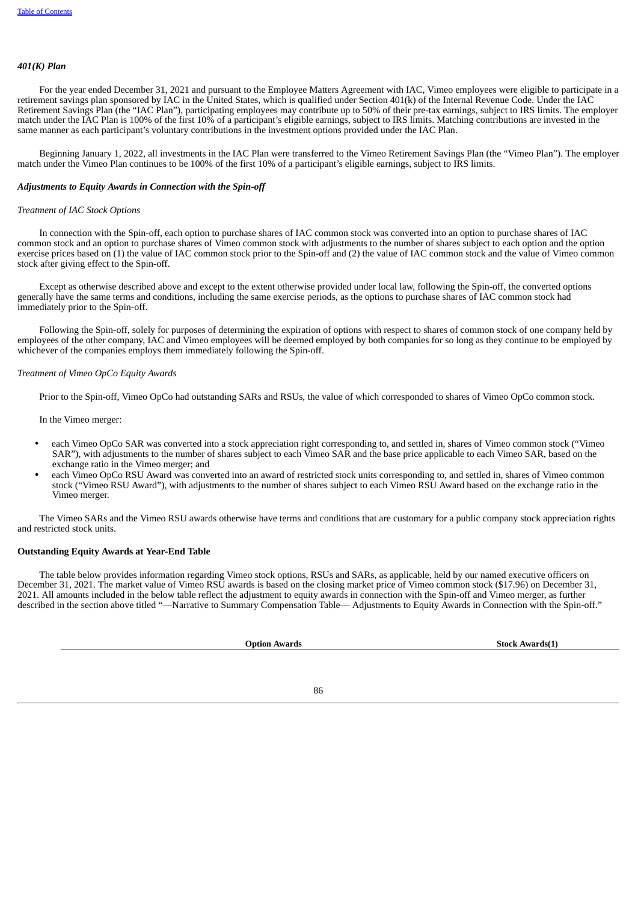### *401(K) Plan*

For the year ended December 31, 2021 and pursuant to the Employee Matters Agreement with IAC, Vimeo employees were eligible to participate in a retirement savings plan sponsored by IAC in the United States, which is qualified under Section 401(k) of the Internal Revenue Code. Under the IAC Retirement Savings Plan (the "IAC Plan"), participating employees may contribute up to 50% of their pre-tax earnings, subject to IRS limits. The employer match under the IAC Plan is 100% of the first 10% of a participant's eligible earnings, subject to IRS limits. Matching contributions are invested in the same manner as each participant's voluntary contributions in the investment options provided under the IAC Plan.

Beginning January 1, 2022, all investments in the IAC Plan were transferred to the Vimeo Retirement Savings Plan (the "Vimeo Plan"). The employer match under the Vimeo Plan continues to be 100% of the first 10% of a participant's eligible earnings, subject to IRS limits.

### *Adjustments to Equity Awards in Connection with the Spin-off*

*Treatment of IAC Stock Options*

In connection with the Spin-off, each option to purchase shares of IAC common stock was converted into an option to purchase shares of IAC common stock and an option to purchase shares of Vimeo common stock with adjustments to the number of shares subject to each option and the option exercise prices based on (1) the value of IAC common stock prior to the Spin-off and (2) the value of IAC common stock and the value of Vimeo common stock after giving effect to the Spin-off.

Except as otherwise described above and except to the extent otherwise provided under local law, following the Spin-off, the converted options generally have the same terms and conditions, including the same exercise periods, as the options to purchase shares of IAC common stock had immediately prior to the Spin-off.

Following the Spin-off, solely for purposes of determining the expiration of options with respect to shares of common stock of one company held by employees of the other company, IAC and Vimeo employees will be deemed employed by both companies for so long as they continue to be employed by whichever of the companies employs them immediately following the Spin-off.

*Treatment of Vimeo OpCo Equity Awards*

Prior to the Spin-off, Vimeo OpCo had outstanding SARs and RSUs, the value of which corresponded to shares of Vimeo OpCo common stock.

In the Vimeo merger:

- each Vimeo OpCo SAR was converted into a stock appreciation right corresponding to, and settled in, shares of Vimeo common stock ("Vimeo SAR"), with adjustments to the number of shares subject to each Vimeo SAR and the base price applicable to each Vimeo SAR, based on the exchange ratio in the Vimeo merger; and
- each Vimeo OpCo RSU Award was converted into an award of restricted stock units corresponding to, and settled in, shares of Vimeo common stock ("Vimeo RSU Award"), with adjustments to the number of shares subject to each Vimeo RSU Award based on the exchange ratio in the Vimeo merger.

The Vimeo SARs and the Vimeo RSU awards otherwise have terms and conditions that are customary for a public company stock appreciation rights and restricted stock units.

### Outstanding Equity Awards at Year-End Table

The table below provides information regarding Vimeo stock options, RSUs and SARs, as applicable, held by our named executive officers on December 31, 2021. The market value of Vimeo RSU awards is based on the closing market price of Vimeo common stock ($17.96) on December 31, 2021. All amounts included in the below table reflect the adjustment to equity awards in connection with the Spin-off and Vimeo merger, as further described in the section above titled "—Narrative to Summary Compensation Table— Adjustments to Equity Awards in Connection with the Spin-off."

| | Option Awards | Stock Awards(1) |
|---|---|---|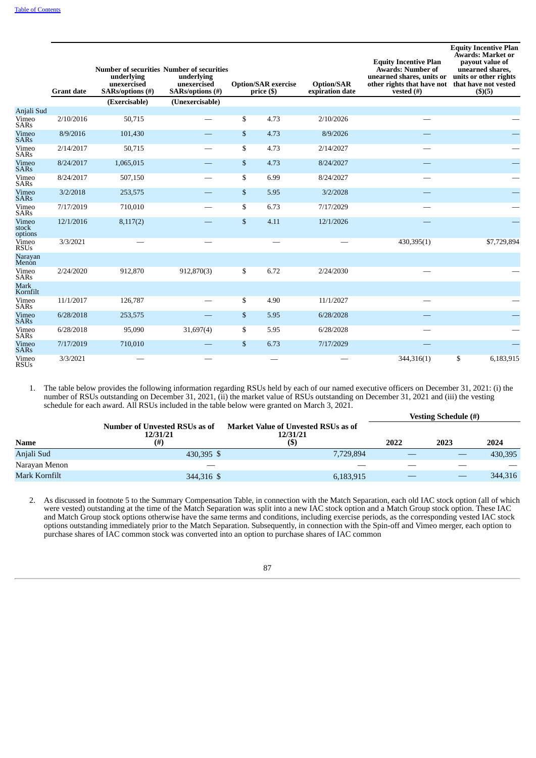|  | Grant date | Number of securities underlying unexercised SARs/options (#) | Number of securities underlying unexercised SARs/options (#) | Option/SAR exercise price ($) | Option/SAR expiration date | Equity Incentive Plan Awards: Number of unearned shares, units or other rights that have not vested (#) | Equity Incentive Plan Awards: Market or payout value of unearned shares, units or other rights that have not vested ($)(5) |
|---|---|---|---|---|---|---|---|
|  |  | (Exercisable) | (Unexercisable) |  |  |  |  |
| Anjali Sud |  |  |  |  |  |  |  |
| Vimeo SARs | 2/10/2016 | 50,715 | — | $ 4.73 | 2/10/2026 | — | — |
| Vimeo SARs | 8/9/2016 | 101,430 | — | $ 4.73 | 8/9/2026 | — | — |
| Vimeo SARs | 2/14/2017 | 50,715 | — | $ 4.73 | 2/14/2027 | — | — |
| Vimeo SARs | 8/24/2017 | 1,065,015 | — | $ 4.73 | 8/24/2027 | — | — |
| Vimeo SARs | 8/24/2017 | 507,150 | — | $ 6.99 | 8/24/2027 | — | — |
| Vimeo SARs | 3/2/2018 | 253,575 | — | $ 5.95 | 3/2/2028 | — | — |
| Vimeo SARs | 7/17/2019 | 710,010 | — | $ 6.73 | 7/17/2029 | — | — |
| Vimeo stock options | 12/1/2016 | 8,117(2) | — | $ 4.11 | 12/1/2026 | — | — |
| Vimeo RSUs | 3/3/2021 | — | — | — | — | 430,395(1) | $7,729,894 |
| Narayan Menon |  |  |  |  |  |  |  |
| Vimeo SARs | 2/24/2020 | 912,870 | 912,870(3) | $ 6.72 | 2/24/2030 | — | — |
| Mark Kornfilt |  |  |  |  |  |  |  |
| Vimeo SARs | 11/1/2017 | 126,787 | — | $ 4.90 | 11/1/2027 | — | — |
| Vimeo SARs | 6/28/2018 | 253,575 | — | $ 5.95 | 6/28/2028 | — | — |
| Vimeo SARs | 6/28/2018 | 95,090 | 31,697(4) | $ 5.95 | 6/28/2028 | — | — |
| Vimeo SARs | 7/17/2019 | 710,010 | — | $ 6.73 | 7/17/2029 | — | — |
| Vimeo RSUs | 3/3/2021 | — | — | — | — | 344,316(1) | $ 6,183,915 |

1. The table below provides the following information regarding RSUs held by each of our named executive officers on December 31, 2021: (i) the number of RSUs outstanding on December 31, 2021, (ii) the market value of RSUs outstanding on December 31, 2021 and (iii) the vesting schedule for each award. All RSUs included in the table below were granted on March 3, 2021.

| Name | Number of Unvested RSUs as of 12/31/21 (#) | Market Value of Unvested RSUs as of 12/31/21 ($) | Vesting Schedule (#) | | |
|---|---|---|---|---|---|
|  |  |  | 2022 | 2023 | 2024 |
| Anjali Sud | 430,395 | $ 7,729,894 | — | — | 430,395 |
| Narayan Menon | — | — | — | — | — |
| Mark Kornfilt | 344,316 | $ 6,183,915 | — | — | 344,316 |

2. As discussed in footnote 5 to the Summary Compensation Table, in connection with the Match Separation, each old IAC stock option (all of which were vested) outstanding at the time of the Match Separation was split into a new IAC stock option and a Match Group stock option. These IAC and Match Group stock options otherwise have the same terms and conditions, including exercise periods, as the corresponding vested IAC stock options outstanding immediately prior to the Match Separation. Subsequently, in connection with the Spin-off and Vimeo merger, each option to purchase shares of IAC common stock was converted into an option to purchase shares of IAC common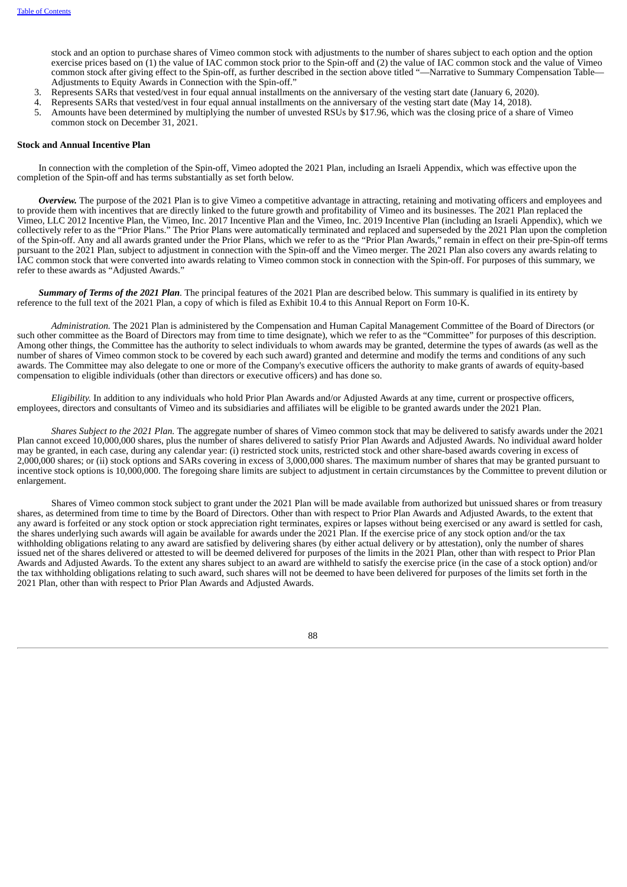stock and an option to purchase shares of Vimeo common stock with adjustments to the number of shares subject to each option and the option exercise prices based on (1) the value of IAC common stock prior to the Spin-off and (2) the value of IAC common stock and the value of Vimeo common stock after giving effect to the Spin-off, as further described in the section above titled "—Narrative to Summary Compensation Table—Adjustments to Equity Awards in Connection with the Spin-off."

3. Represents SARs that vested/vest in four equal annual installments on the anniversary of the vesting start date (January 6, 2020).
4. Represents SARs that vested/vest in four equal annual installments on the anniversary of the vesting start date (May 14, 2018).
5. Amounts have been determined by multiplying the number of unvested RSUs by $17.96, which was the closing price of a share of Vimeo common stock on December 31, 2021.

**Stock and Annual Incentive Plan**

In connection with the completion of the Spin-off, Vimeo adopted the 2021 Plan, including an Israeli Appendix, which was effective upon the completion of the Spin-off and has terms substantially as set forth below.

***Overview.*** The purpose of the 2021 Plan is to give Vimeo a competitive advantage in attracting, retaining and motivating officers and employees and to provide them with incentives that are directly linked to the future growth and profitability of Vimeo and its businesses. The 2021 Plan replaced the Vimeo, LLC 2012 Incentive Plan, the Vimeo, Inc. 2017 Incentive Plan and the Vimeo, Inc. 2019 Incentive Plan (including an Israeli Appendix), which we collectively refer to as the "Prior Plans." The Prior Plans were automatically terminated and replaced and superseded by the 2021 Plan upon the completion of the Spin-off. Any and all awards granted under the Prior Plans, which we refer to as the "Prior Plan Awards," remain in effect on their pre-Spin-off terms pursuant to the 2021 Plan, subject to adjustment in connection with the Spin-off and the Vimeo merger. The 2021 Plan also covers any awards relating to IAC common stock that were converted into awards relating to Vimeo common stock in connection with the Spin-off. For purposes of this summary, we refer to these awards as "Adjusted Awards."

***Summary of Terms of the 2021 Plan*.** The principal features of the 2021 Plan are described below. This summary is qualified in its entirety by reference to the full text of the 2021 Plan, a copy of which is filed as Exhibit 10.4 to this Annual Report on Form 10-K.

*Administration.* The 2021 Plan is administered by the Compensation and Human Capital Management Committee of the Board of Directors (or such other committee as the Board of Directors may from time to time designate), which we refer to as the "Committee" for purposes of this description. Among other things, the Committee has the authority to select individuals to whom awards may be granted, determine the types of awards (as well as the number of shares of Vimeo common stock to be covered by each such award) granted and determine and modify the terms and conditions of any such awards. The Committee may also delegate to one or more of the Company's executive officers the authority to make grants of awards of equity-based compensation to eligible individuals (other than directors or executive officers) and has done so.

*Eligibility.* In addition to any individuals who hold Prior Plan Awards and/or Adjusted Awards at any time, current or prospective officers, employees, directors and consultants of Vimeo and its subsidiaries and affiliates will be eligible to be granted awards under the 2021 Plan.

*Shares Subject to the 2021 Plan.* The aggregate number of shares of Vimeo common stock that may be delivered to satisfy awards under the 2021 Plan cannot exceed 10,000,000 shares, plus the number of shares delivered to satisfy Prior Plan Awards and Adjusted Awards. No individual award holder may be granted, in each case, during any calendar year: (i) restricted stock units, restricted stock and other share-based awards covering in excess of 2,000,000 shares; or (ii) stock options and SARs covering in excess of 3,000,000 shares. The maximum number of shares that may be granted pursuant to incentive stock options is 10,000,000. The foregoing share limits are subject to adjustment in certain circumstances by the Committee to prevent dilution or enlargement.

Shares of Vimeo common stock subject to grant under the 2021 Plan will be made available from authorized but unissued shares or from treasury shares, as determined from time to time by the Board of Directors. Other than with respect to Prior Plan Awards and Adjusted Awards, to the extent that any award is forfeited or any stock option or stock appreciation right terminates, expires or lapses without being exercised or any award is settled for cash, the shares underlying such awards will again be available for awards under the 2021 Plan. If the exercise price of any stock option and/or the tax withholding obligations relating to any award are satisfied by delivering shares (by either actual delivery or by attestation), only the number of shares issued net of the shares delivered or attested to will be deemed delivered for purposes of the limits in the 2021 Plan, other than with respect to Prior Plan Awards and Adjusted Awards. To the extent any shares subject to an award are withheld to satisfy the exercise price (in the case of a stock option) and/or the tax withholding obligations relating to such award, such shares will not be deemed to have been delivered for purposes of the limits set forth in the 2021 Plan, other than with respect to Prior Plan Awards and Adjusted Awards.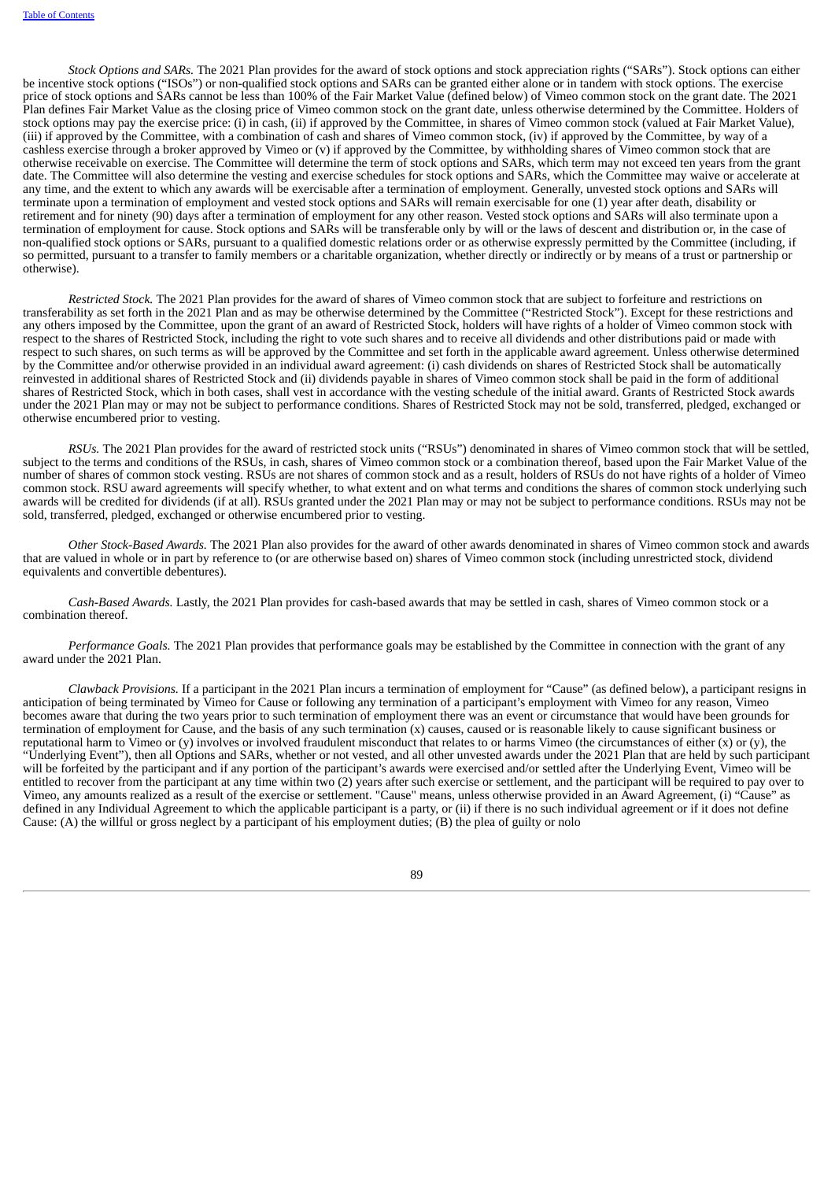*Stock Options and SARs.* The 2021 Plan provides for the award of stock options and stock appreciation rights ("SARs"). Stock options can either be incentive stock options ("ISOs") or non-qualified stock options and SARs can be granted either alone or in tandem with stock options. The exercise price of stock options and SARs cannot be less than 100% of the Fair Market Value (defined below) of Vimeo common stock on the grant date. The 2021 Plan defines Fair Market Value as the closing price of Vimeo common stock on the grant date, unless otherwise determined by the Committee. Holders of stock options may pay the exercise price: (i) in cash, (ii) if approved by the Committee, in shares of Vimeo common stock (valued at Fair Market Value), (iii) if approved by the Committee, with a combination of cash and shares of Vimeo common stock, (iv) if approved by the Committee, by way of a cashless exercise through a broker approved by Vimeo or (v) if approved by the Committee, by withholding shares of Vimeo common stock that are otherwise receivable on exercise. The Committee will determine the term of stock options and SARs, which term may not exceed ten years from the grant date. The Committee will also determine the vesting and exercise schedules for stock options and SARs, which the Committee may waive or accelerate at any time, and the extent to which any awards will be exercisable after a termination of employment. Generally, unvested stock options and SARs will terminate upon a termination of employment and vested stock options and SARs will remain exercisable for one (1) year after death, disability or retirement and for ninety (90) days after a termination of employment for any other reason. Vested stock options and SARs will also terminate upon a termination of employment for cause. Stock options and SARs will be transferable only by will or the laws of descent and distribution or, in the case of non-qualified stock options or SARs, pursuant to a qualified domestic relations order or as otherwise expressly permitted by the Committee (including, if so permitted, pursuant to a transfer to family members or a charitable organization, whether directly or indirectly or by means of a trust or partnership or otherwise).

*Restricted Stock.* The 2021 Plan provides for the award of shares of Vimeo common stock that are subject to forfeiture and restrictions on transferability as set forth in the 2021 Plan and as may be otherwise determined by the Committee ("Restricted Stock"). Except for these restrictions and any others imposed by the Committee, upon the grant of an award of Restricted Stock, holders will have rights of a holder of Vimeo common stock with respect to the shares of Restricted Stock, including the right to vote such shares and to receive all dividends and other distributions paid or made with respect to such shares, on such terms as will be approved by the Committee and set forth in the applicable award agreement. Unless otherwise determined by the Committee and/or otherwise provided in an individual award agreement: (i) cash dividends on shares of Restricted Stock shall be automatically reinvested in additional shares of Restricted Stock and (ii) dividends payable in shares of Vimeo common stock shall be paid in the form of additional shares of Restricted Stock, which in both cases, shall vest in accordance with the vesting schedule of the initial award. Grants of Restricted Stock awards under the 2021 Plan may or may not be subject to performance conditions. Shares of Restricted Stock may not be sold, transferred, pledged, exchanged or otherwise encumbered prior to vesting.

*RSUs.* The 2021 Plan provides for the award of restricted stock units ("RSUs") denominated in shares of Vimeo common stock that will be settled, subject to the terms and conditions of the RSUs, in cash, shares of Vimeo common stock or a combination thereof, based upon the Fair Market Value of the number of shares of common stock vesting. RSUs are not shares of common stock and as a result, holders of RSUs do not have rights of a holder of Vimeo common stock. RSU award agreements will specify whether, to what extent and on what terms and conditions the shares of common stock underlying such awards will be credited for dividends (if at all). RSUs granted under the 2021 Plan may or may not be subject to performance conditions. RSUs may not be sold, transferred, pledged, exchanged or otherwise encumbered prior to vesting.

*Other Stock-Based Awards.* The 2021 Plan also provides for the award of other awards denominated in shares of Vimeo common stock and awards that are valued in whole or in part by reference to (or are otherwise based on) shares of Vimeo common stock (including unrestricted stock, dividend equivalents and convertible debentures).

*Cash-Based Awards.* Lastly, the 2021 Plan provides for cash-based awards that may be settled in cash, shares of Vimeo common stock or a combination thereof.

*Performance Goals.* The 2021 Plan provides that performance goals may be established by the Committee in connection with the grant of any award under the 2021 Plan.

*Clawback Provisions.* If a participant in the 2021 Plan incurs a termination of employment for "Cause" (as defined below), a participant resigns in anticipation of being terminated by Vimeo for Cause or following any termination of a participant's employment with Vimeo for any reason, Vimeo becomes aware that during the two years prior to such termination of employment there was an event or circumstance that would have been grounds for termination of employment for Cause, and the basis of any such termination (x) causes, caused or is reasonable likely to cause significant business or reputational harm to Vimeo or (y) involves or involved fraudulent misconduct that relates to or harms Vimeo (the circumstances of either (x) or (y), the "Underlying Event"), then all Options and SARs, whether or not vested, and all other unvested awards under the 2021 Plan that are held by such participant will be forfeited by the participant and if any portion of the participant's awards were exercised and/or settled after the Underlying Event, Vimeo will be entitled to recover from the participant at any time within two (2) years after such exercise or settlement, and the participant will be required to pay over to Vimeo, any amounts realized as a result of the exercise or settlement. "Cause" means, unless otherwise provided in an Award Agreement, (i) "Cause" as defined in any Individual Agreement to which the applicable participant is a party, or (ii) if there is no such individual agreement or if it does not define Cause: (A) the willful or gross neglect by a participant of his employment duties; (B) the plea of guilty or nolo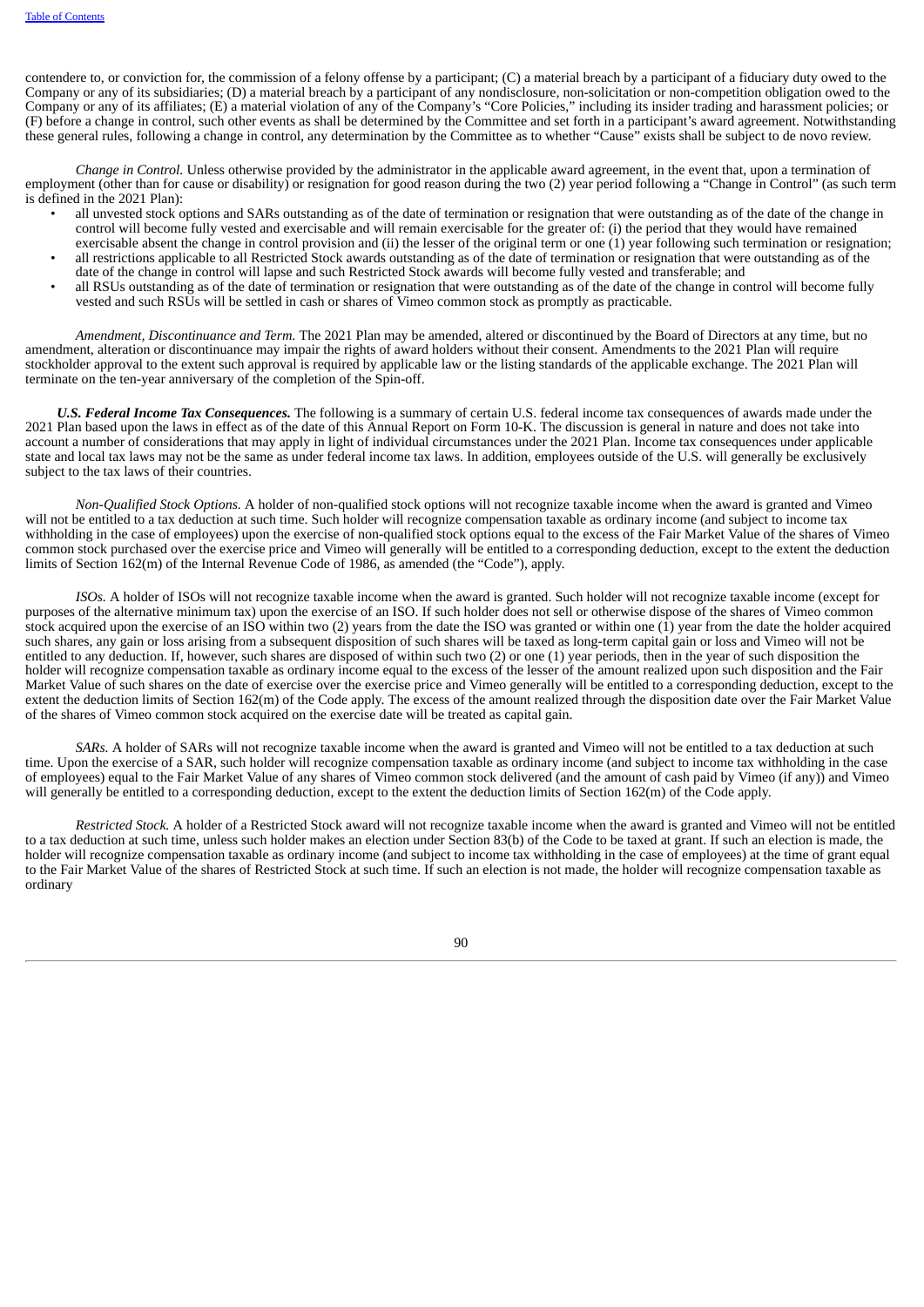contendere to, or conviction for, the commission of a felony offense by a participant; (C) a material breach by a participant of a fiduciary duty owed to the Company or any of its subsidiaries; (D) a material breach by a participant of any nondisclosure, non-solicitation or non-competition obligation owed to the Company or any of its affiliates; (E) a material violation of any of the Company's "Core Policies," including its insider trading and harassment policies; or (F) before a change in control, such other events as shall be determined by the Committee and set forth in a participant's award agreement. Notwithstanding these general rules, following a change in control, any determination by the Committee as to whether "Cause" exists shall be subject to de novo review.

*Change in Control.* Unless otherwise provided by the administrator in the applicable award agreement, in the event that, upon a termination of employment (other than for cause or disability) or resignation for good reason during the two (2) year period following a "Change in Control" (as such term is defined in the 2021 Plan):

- all unvested stock options and SARs outstanding as of the date of termination or resignation that were outstanding as of the date of the change in control will become fully vested and exercisable and will remain exercisable for the greater of: (i) the period that they would have remained exercisable absent the change in control provision and (ii) the lesser of the original term or one (1) year following such termination or resignation;
- all restrictions applicable to all Restricted Stock awards outstanding as of the date of termination or resignation that were outstanding as of the date of the change in control will lapse and such Restricted Stock awards will become fully vested and transferable; and
- all RSUs outstanding as of the date of termination or resignation that were outstanding as of the date of the change in control will become fully vested and such RSUs will be settled in cash or shares of Vimeo common stock as promptly as practicable.

*Amendment, Discontinuance and Term.* The 2021 Plan may be amended, altered or discontinued by the Board of Directors at any time, but no amendment, alteration or discontinuance may impair the rights of award holders without their consent. Amendments to the 2021 Plan will require stockholder approval to the extent such approval is required by applicable law or the listing standards of the applicable exchange. The 2021 Plan will terminate on the ten-year anniversary of the completion of the Spin-off.

***U.S. Federal Income Tax Consequences.*** The following is a summary of certain U.S. federal income tax consequences of awards made under the 2021 Plan based upon the laws in effect as of the date of this Annual Report on Form 10-K. The discussion is general in nature and does not take into account a number of considerations that may apply in light of individual circumstances under the 2021 Plan. Income tax consequences under applicable state and local tax laws may not be the same as under federal income tax laws. In addition, employees outside of the U.S. will generally be exclusively subject to the tax laws of their countries.

*Non-Qualified Stock Options.* A holder of non-qualified stock options will not recognize taxable income when the award is granted and Vimeo will not be entitled to a tax deduction at such time. Such holder will recognize compensation taxable as ordinary income (and subject to income tax withholding in the case of employees) upon the exercise of non-qualified stock options equal to the excess of the Fair Market Value of the shares of Vimeo common stock purchased over the exercise price and Vimeo will generally will be entitled to a corresponding deduction, except to the extent the deduction limits of Section 162(m) of the Internal Revenue Code of 1986, as amended (the "Code"), apply.

*ISOs.* A holder of ISOs will not recognize taxable income when the award is granted. Such holder will not recognize taxable income (except for purposes of the alternative minimum tax) upon the exercise of an ISO. If such holder does not sell or otherwise dispose of the shares of Vimeo common stock acquired upon the exercise of an ISO within two (2) years from the date the ISO was granted or within one (1) year from the date the holder acquired such shares, any gain or loss arising from a subsequent disposition of such shares will be taxed as long-term capital gain or loss and Vimeo will not be entitled to any deduction. If, however, such shares are disposed of within such two (2) or one (1) year periods, then in the year of such disposition the holder will recognize compensation taxable as ordinary income equal to the excess of the lesser of the amount realized upon such disposition and the Fair Market Value of such shares on the date of exercise over the exercise price and Vimeo generally will be entitled to a corresponding deduction, except to the extent the deduction limits of Section 162(m) of the Code apply. The excess of the amount realized through the disposition date over the Fair Market Value of the shares of Vimeo common stock acquired on the exercise date will be treated as capital gain.

*SARs.* A holder of SARs will not recognize taxable income when the award is granted and Vimeo will not be entitled to a tax deduction at such time. Upon the exercise of a SAR, such holder will recognize compensation taxable as ordinary income (and subject to income tax withholding in the case of employees) equal to the Fair Market Value of any shares of Vimeo common stock delivered (and the amount of cash paid by Vimeo (if any)) and Vimeo will generally be entitled to a corresponding deduction, except to the extent the deduction limits of Section 162(m) of the Code apply.

*Restricted Stock.* A holder of a Restricted Stock award will not recognize taxable income when the award is granted and Vimeo will not be entitled to a tax deduction at such time, unless such holder makes an election under Section 83(b) of the Code to be taxed at grant. If such an election is made, the holder will recognize compensation taxable as ordinary income (and subject to income tax withholding in the case of employees) at the time of grant equal to the Fair Market Value of the shares of Restricted Stock at such time. If such an election is not made, the holder will recognize compensation taxable as ordinary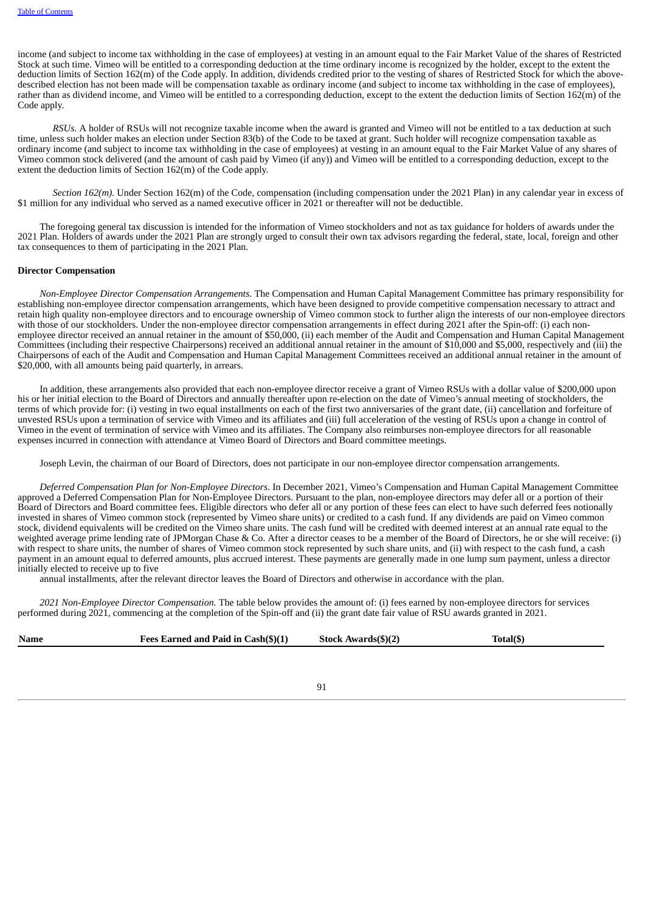income (and subject to income tax withholding in the case of employees) at vesting in an amount equal to the Fair Market Value of the shares of Restricted Stock at such time. Vimeo will be entitled to a corresponding deduction at the time ordinary income is recognized by the holder, except to the extent the deduction limits of Section 162(m) of the Code apply. In addition, dividends credited prior to the vesting of shares of Restricted Stock for which the above-described election has not been made will be compensation taxable as ordinary income (and subject to income tax withholding in the case of employees), rather than as dividend income, and Vimeo will be entitled to a corresponding deduction, except to the extent the deduction limits of Section 162(m) of the Code apply.

*RSUs.* A holder of RSUs will not recognize taxable income when the award is granted and Vimeo will not be entitled to a tax deduction at such time, unless such holder makes an election under Section 83(b) of the Code to be taxed at grant. Such holder will recognize compensation taxable as ordinary income (and subject to income tax withholding in the case of employees) at vesting in an amount equal to the Fair Market Value of any shares of Vimeo common stock delivered (and the amount of cash paid by Vimeo (if any)) and Vimeo will be entitled to a corresponding deduction, except to the extent the deduction limits of Section 162(m) of the Code apply.

*Section 162(m).* Under Section 162(m) of the Code, compensation (including compensation under the 2021 Plan) in any calendar year in excess of $1 million for any individual who served as a named executive officer in 2021 or thereafter will not be deductible.

The foregoing general tax discussion is intended for the information of Vimeo stockholders and not as tax guidance for holders of awards under the 2021 Plan. Holders of awards under the 2021 Plan are strongly urged to consult their own tax advisors regarding the federal, state, local, foreign and other tax consequences to them of participating in the 2021 Plan.

**Director Compensation**

*Non-Employee Director Compensation Arrangements*. The Compensation and Human Capital Management Committee has primary responsibility for establishing non-employee director compensation arrangements, which have been designed to provide competitive compensation necessary to attract and retain high quality non-employee directors and to encourage ownership of Vimeo common stock to further align the interests of our non-employee directors with those of our stockholders. Under the non-employee director compensation arrangements in effect during 2021 after the Spin-off: (i) each non-employee director received an annual retainer in the amount of $50,000, (ii) each member of the Audit and Compensation and Human Capital Management Committees (including their respective Chairpersons) received an additional annual retainer in the amount of $10,000 and $5,000, respectively and (iii) the Chairpersons of each of the Audit and Compensation and Human Capital Management Committees received an additional annual retainer in the amount of $20,000, with all amounts being paid quarterly, in arrears.

In addition, these arrangements also provided that each non-employee director receive a grant of Vimeo RSUs with a dollar value of $200,000 upon his or her initial election to the Board of Directors and annually thereafter upon re-election on the date of Vimeo's annual meeting of stockholders, the terms of which provide for: (i) vesting in two equal installments on each of the first two anniversaries of the grant date, (ii) cancellation and forfeiture of unvested RSUs upon a termination of service with Vimeo and its affiliates and (iii) full acceleration of the vesting of RSUs upon a change in control of Vimeo in the event of termination of service with Vimeo and its affiliates. The Company also reimburses non-employee directors for all reasonable expenses incurred in connection with attendance at Vimeo Board of Directors and Board committee meetings.

Joseph Levin, the chairman of our Board of Directors, does not participate in our non-employee director compensation arrangements.

*Deferred Compensation Plan for Non-Employee Directors*. In December 2021, Vimeo's Compensation and Human Capital Management Committee approved a Deferred Compensation Plan for Non-Employee Directors. Pursuant to the plan, non-employee directors may defer all or a portion of their Board of Directors and Board committee fees. Eligible directors who defer all or any portion of these fees can elect to have such deferred fees notionally invested in shares of Vimeo common stock (represented by Vimeo share units) or credited to a cash fund. If any dividends are paid on Vimeo common stock, dividend equivalents will be credited on the Vimeo share units. The cash fund will be credited with deemed interest at an annual rate equal to the weighted average prime lending rate of JPMorgan Chase & Co. After a director ceases to be a member of the Board of Directors, he or she will receive: (i) with respect to share units, the number of shares of Vimeo common stock represented by such share units, and (ii) with respect to the cash fund, a cash payment in an amount equal to deferred amounts, plus accrued interest. These payments are generally made in one lump sum payment, unless a director initially elected to receive up to five annual installments, after the relevant director leaves the Board of Directors and otherwise in accordance with the plan.

*2021 Non-Employee Director Compensation.* The table below provides the amount of: (i) fees earned by non-employee directors for services performed during 2021, commencing at the completion of the Spin-off and (ii) the grant date fair value of RSU awards granted in 2021.

| Name | Fees Earned and Paid in Cash($)(1) | Stock Awards($)(2) | Total($) |
| --- | --- | --- | --- |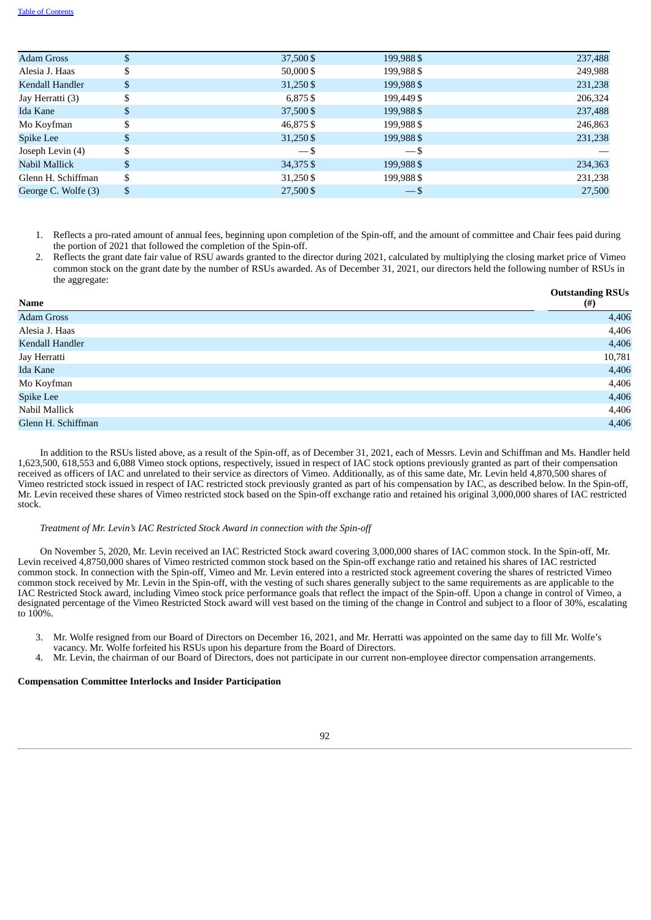| | | | |
|---|---|---|---|
| Adam Gross | $ 37,500 | $ 199,988 | $ 237,488 |
| Alesia J. Haas | $ 50,000 | $ 199,988 | $ 249,988 |
| Kendall Handler | $ 31,250 | $ 199,988 | $ 231,238 |
| Jay Herratti (3) | $ 6,875 | $ 199,449 | $ 206,324 |
| Ida Kane | $ 37,500 | $ 199,988 | $ 237,488 |
| Mo Koyfman | $ 46,875 | $ 199,988 | $ 246,863 |
| Spike Lee | $ 31,250 | $ 199,988 | $ 231,238 |
| Joseph Levin (4) | $ — | $ — | $ — |
| Nabil Mallick | $ 34,375 | $ 199,988 | $ 234,363 |
| Glenn H. Schiffman | $ 31,250 | $ 199,988 | $ 231,238 |
| George C. Wolfe (3) | $ 27,500 | $ — | $ 27,500 |

1. Reflects a pro-rated amount of annual fees, beginning upon completion of the Spin-off, and the amount of committee and Chair fees paid during the portion of 2021 that followed the completion of the Spin-off.
2. Reflects the grant date fair value of RSU awards granted to the director during 2021, calculated by multiplying the closing market price of Vimeo common stock on the grant date by the number of RSUs awarded. As of December 31, 2021, our directors held the following number of RSUs in the aggregate:

| Name | Outstanding RSUs (#) |
|---|---|
| Adam Gross | 4,406 |
| Alesia J. Haas | 4,406 |
| Kendall Handler | 4,406 |
| Jay Herratti | 10,781 |
| Ida Kane | 4,406 |
| Mo Koyfman | 4,406 |
| Spike Lee | 4,406 |
| Nabil Mallick | 4,406 |
| Glenn H. Schiffman | 4,406 |

In addition to the RSUs listed above, as a result of the Spin-off, as of December 31, 2021, each of Messrs. Levin and Schiffman and Ms. Handler held 1,623,500, 618,553 and 6,088 Vimeo stock options, respectively, issued in respect of IAC stock options previously granted as part of their compensation received as officers of IAC and unrelated to their service as directors of Vimeo. Additionally, as of this same date, Mr. Levin held 4,870,500 shares of Vimeo restricted stock issued in respect of IAC restricted stock previously granted as part of his compensation by IAC, as described below. In the Spin-off, Mr. Levin received these shares of Vimeo restricted stock based on the Spin-off exchange ratio and retained his original 3,000,000 shares of IAC restricted stock.

*Treatment of Mr. Levin's IAC Restricted Stock Award in connection with the Spin-off*

On November 5, 2020, Mr. Levin received an IAC Restricted Stock award covering 3,000,000 shares of IAC common stock. In the Spin-off, Mr. Levin received 4,8750,000 shares of Vimeo restricted common stock based on the Spin-off exchange ratio and retained his shares of IAC restricted common stock. In connection with the Spin-off, Vimeo and Mr. Levin entered into a restricted stock agreement covering the shares of restricted Vimeo common stock received by Mr. Levin in the Spin-off, with the vesting of such shares generally subject to the same requirements as are applicable to the IAC Restricted Stock award, including Vimeo stock price performance goals that reflect the impact of the Spin-off. Upon a change in control of Vimeo, a designated percentage of the Vimeo Restricted Stock award will vest based on the timing of the change in Control and subject to a floor of 30%, escalating to 100%.

3. Mr. Wolfe resigned from our Board of Directors on December 16, 2021, and Mr. Herratti was appointed on the same day to fill Mr. Wolfe's vacancy. Mr. Wolfe forfeited his RSUs upon his departure from the Board of Directors.
4. Mr. Levin, the chairman of our Board of Directors, does not participate in our current non-employee director compensation arrangements.

**Compensation Committee Interlocks and Insider Participation**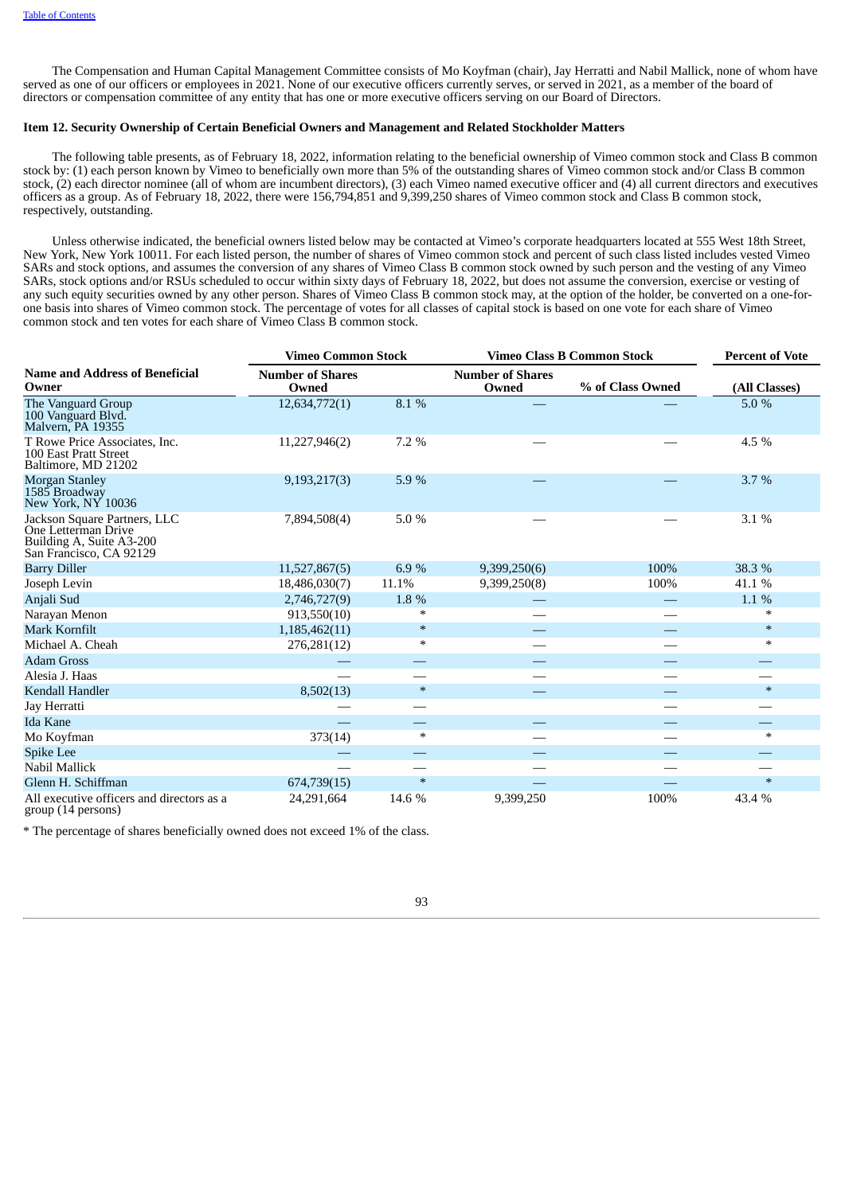The Compensation and Human Capital Management Committee consists of Mo Koyfman (chair), Jay Herratti and Nabil Mallick, none of whom have served as one of our officers or employees in 2021. None of our executive officers currently serves, or served in 2021, as a member of the board of directors or compensation committee of any entity that has one or more executive officers serving on our Board of Directors.

### Item 12. Security Ownership of Certain Beneficial Owners and Management and Related Stockholder Matters

The following table presents, as of February 18, 2022, information relating to the beneficial ownership of Vimeo common stock and Class B common stock by: (1) each person known by Vimeo to beneficially own more than 5% of the outstanding shares of Vimeo common stock and/or Class B common stock, (2) each director nominee (all of whom are incumbent directors), (3) each Vimeo named executive officer and (4) all current directors and executives officers as a group. As of February 18, 2022, there were 156,794,851 and 9,399,250 shares of Vimeo common stock and Class B common stock, respectively, outstanding.

Unless otherwise indicated, the beneficial owners listed below may be contacted at Vimeo's corporate headquarters located at 555 West 18th Street, New York, New York 10011. For each listed person, the number of shares of Vimeo common stock and percent of such class listed includes vested Vimeo SARs and stock options, and assumes the conversion of any shares of Vimeo Class B common stock owned by such person and the vesting of any Vimeo SARs, stock options and/or RSUs scheduled to occur within sixty days of February 18, 2022, but does not assume the conversion, exercise or vesting of any such equity securities owned by any other person. Shares of Vimeo Class B common stock may, at the option of the holder, be converted on a one-for-one basis into shares of Vimeo common stock. The percentage of votes for all classes of capital stock is based on one vote for each share of Vimeo common stock and ten votes for each share of Vimeo Class B common stock.

| | Vimeo Common Stock | | Vimeo Class B Common Stock | | Percent of Vote |
|---|---|---|---|---|---|
| Name and Address of Beneficial Owner | Number of Shares Owned | | Number of Shares Owned | % of Class Owned | (All Classes) |
| The Vanguard Group<br>100 Vanguard Blvd.<br>Malvern, PA 19355 | 12,634,772(1) | 8.1 % | — | — | 5.0 % |
| T Rowe Price Associates, Inc.<br>100 East Pratt Street<br>Baltimore, MD 21202 | 11,227,946(2) | 7.2 % | — | — | 4.5 % |
| Morgan Stanley<br>1585 Broadway<br>New York, NY 10036 | 9,193,217(3) | 5.9 % | — | — | 3.7 % |
| Jackson Square Partners, LLC<br>One Letterman Drive<br>Building A, Suite A3-200<br>San Francisco, CA 92129 | 7,894,508(4) | 5.0 % | — | — | 3.1 % |
| Barry Diller | 11,527,867(5) | 6.9 % | 9,399,250(6) | 100% | 38.3 % |
| Joseph Levin | 18,486,030(7) | 11.1% | 9,399,250(8) | 100% | 41.1 % |
| Anjali Sud | 2,746,727(9) | 1.8 % | — | — | 1.1 % |
| Narayan Menon | 913,550(10) | * | — | — | * |
| Mark Kornfilt | 1,185,462(11) | * | — | — | * |
| Michael A. Cheah | 276,281(12) | * | — | — | * |
| Adam Gross | — | — | — | — | — |
| Alesia J. Haas | — | — | — | — | — |
| Kendall Handler | 8,502(13) | * | — | — | * |
| Jay Herratti | — | — | | — | — |
| Ida Kane | — | — | — | — | — |
| Mo Koyfman | 373(14) | * | — | — | * |
| Spike Lee | — | — | — | — | — |
| Nabil Mallick | — | — | — | — | — |
| Glenn H. Schiffman | 674,739(15) | * | — | — | * |
| All executive officers and directors as a group (14 persons) | 24,291,664 | 14.6 % | 9,399,250 | 100% | 43.4 % |

* The percentage of shares beneficially owned does not exceed 1% of the class.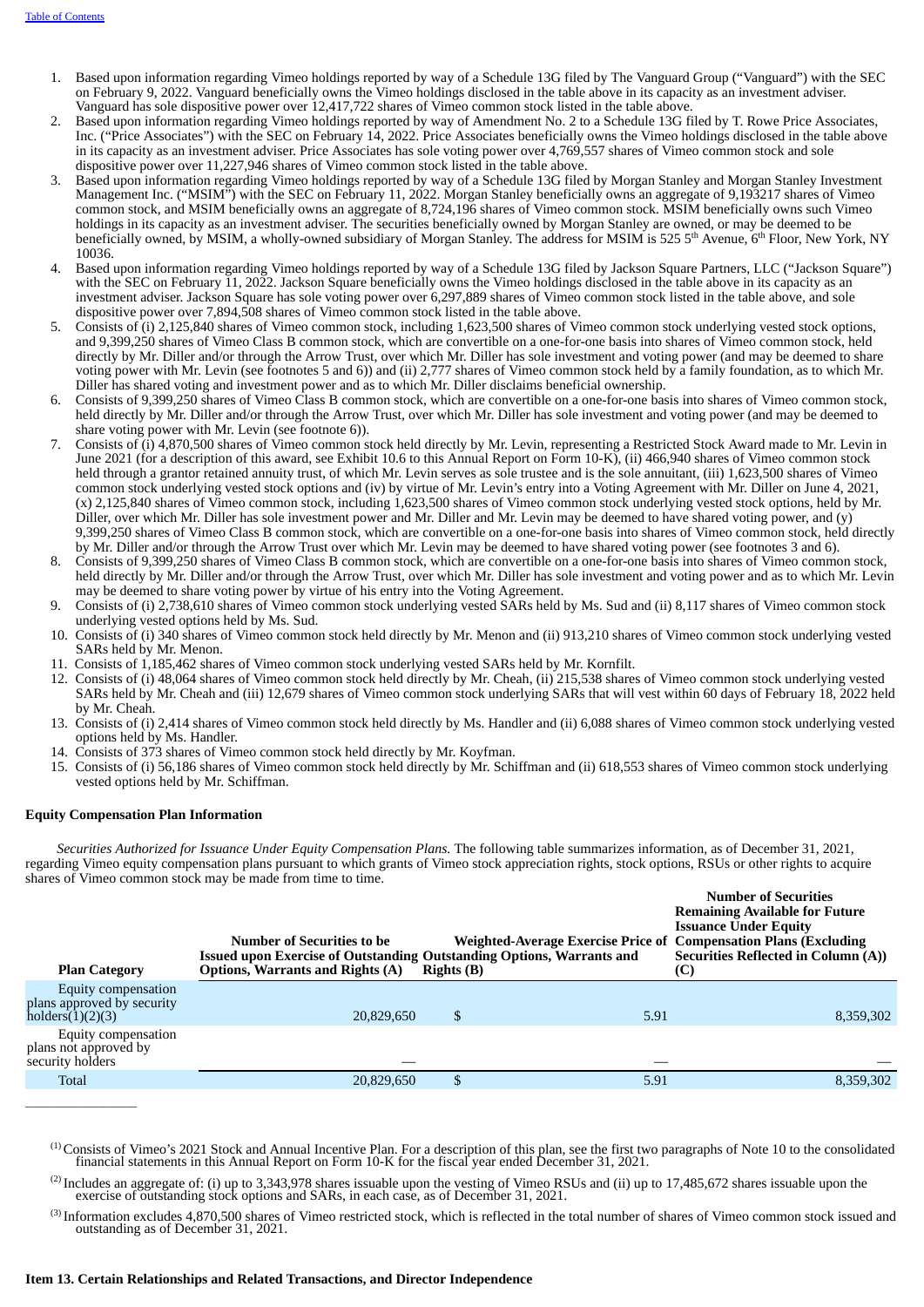1. Based upon information regarding Vimeo holdings reported by way of a Schedule 13G filed by The Vanguard Group ("Vanguard") with the SEC on February 9, 2022. Vanguard beneficially owns the Vimeo holdings disclosed in the table above in its capacity as an investment adviser. Vanguard has sole dispositive power over 12,417,722 shares of Vimeo common stock listed in the table above.
2. Based upon information regarding Vimeo holdings reported by way of Amendment No. 2 to a Schedule 13G filed by T. Rowe Price Associates, Inc. ("Price Associates") with the SEC on February 14, 2022. Price Associates beneficially owns the Vimeo holdings disclosed in the table above in its capacity as an investment adviser. Price Associates has sole voting power over 4,769,557 shares of Vimeo common stock and sole dispositive power over 11,227,946 shares of Vimeo common stock listed in the table above.
3. Based upon information regarding Vimeo holdings reported by way of a Schedule 13G filed by Morgan Stanley and Morgan Stanley Investment Management Inc. ("MSIM") with the SEC on February 11, 2022. Morgan Stanley beneficially owns an aggregate of 9,193217 shares of Vimeo common stock, and MSIM beneficially owns an aggregate of 8,724,196 shares of Vimeo common stock. MSIM beneficially owns such Vimeo holdings in its capacity as an investment adviser. The securities beneficially owned by Morgan Stanley are owned, or may be deemed to be beneficially owned, by MSIM, a wholly-owned subsidiary of Morgan Stanley. The address for MSIM is 525 5th Avenue, 6th Floor, New York, NY 10036.
4. Based upon information regarding Vimeo holdings reported by way of a Schedule 13G filed by Jackson Square Partners, LLC ("Jackson Square") with the SEC on February 11, 2022. Jackson Square beneficially owns the Vimeo holdings disclosed in the table above in its capacity as an investment adviser. Jackson Square has sole voting power over 6,297,889 shares of Vimeo common stock listed in the table above, and sole dispositive power over 7,894,508 shares of Vimeo common stock listed in the table above.
5. Consists of (i) 2,125,840 shares of Vimeo common stock, including 1,623,500 shares of Vimeo common stock underlying vested stock options, and 9,399,250 shares of Vimeo Class B common stock, which are convertible on a one-for-one basis into shares of Vimeo common stock, held directly by Mr. Diller and/or through the Arrow Trust, over which Mr. Diller has sole investment and voting power (and may be deemed to share voting power with Mr. Levin (see footnotes 5 and 6)) and (ii) 2,777 shares of Vimeo common stock held by a family foundation, as to which Mr. Diller has shared voting and investment power and as to which Mr. Diller disclaims beneficial ownership.
6. Consists of 9,399,250 shares of Vimeo Class B common stock, which are convertible on a one-for-one basis into shares of Vimeo common stock, held directly by Mr. Diller and/or through the Arrow Trust, over which Mr. Diller has sole investment and voting power (and may be deemed to share voting power with Mr. Levin (see footnote 6)).
7. Consists of (i) 4,870,500 shares of Vimeo common stock held directly by Mr. Levin, representing a Restricted Stock Award made to Mr. Levin in June 2021 (for a description of this award, see Exhibit 10.6 to this Annual Report on Form 10-K), (ii) 466,940 shares of Vimeo common stock held through a grantor retained annuity trust, of which Mr. Levin serves as sole trustee and is the sole annuitant, (iii) 1,623,500 shares of Vimeo common stock underlying vested stock options and (iv) by virtue of Mr. Levin's entry into a Voting Agreement with Mr. Diller on June 4, 2021, (x) 2,125,840 shares of Vimeo common stock, including 1,623,500 shares of Vimeo common stock underlying vested stock options, held by Mr. Diller, over which Mr. Diller has sole investment power and Mr. Diller and Mr. Levin may be deemed to have shared voting power, and (y) 9,399,250 shares of Vimeo Class B common stock, which are convertible on a one-for-one basis into shares of Vimeo common stock, held directly by Mr. Diller and/or through the Arrow Trust over which Mr. Levin may be deemed to have shared voting power (see footnotes 3 and 6).
8. Consists of 9,399,250 shares of Vimeo Class B common stock, which are convertible on a one-for-one basis into shares of Vimeo common stock, held directly by Mr. Diller and/or through the Arrow Trust, over which Mr. Diller has sole investment and voting power and as to which Mr. Levin may be deemed to share voting power by virtue of his entry into the Voting Agreement.
9. Consists of (i) 2,738,610 shares of Vimeo common stock underlying vested SARs held by Ms. Sud and (ii) 8,117 shares of Vimeo common stock underlying vested options held by Ms. Sud.
10. Consists of (i) 340 shares of Vimeo common stock held directly by Mr. Menon and (ii) 913,210 shares of Vimeo common stock underlying vested SARs held by Mr. Menon.
11. Consists of 1,185,462 shares of Vimeo common stock underlying vested SARs held by Mr. Kornfilt.
12. Consists of (i) 48,064 shares of Vimeo common stock held directly by Mr. Cheah, (ii) 215,538 shares of Vimeo common stock underlying vested SARs held by Mr Cheah and (iii) 12,679 shares of Vimeo common stock underlying SARs that will vest within 60 days of February 18, 2022 held by Mr. Cheah.
13. Consists of (i) 2,414 shares of Vimeo common stock held directly by Ms. Handler and (ii) 6,088 shares of Vimeo common stock underlying vested options held by Ms. Handler.
14. Consists of 373 shares of Vimeo common stock held directly by Mr. Koyfman.
15. Consists of (i) 56,186 shares of Vimeo common stock held directly by Mr. Schiffman and (ii) 618,553 shares of Vimeo common stock underlying vested options held by Mr. Schiffman.

**Equity Compensation Plan Information**

*Securities Authorized for Issuance Under Equity Compensation Plans.* The following table summarizes information, as of December 31, 2021, regarding Vimeo equity compensation plans pursuant to which grants of Vimeo stock appreciation rights, stock options, RSUs or other rights to acquire shares of Vimeo common stock may be made from time to time.

| Plan Category | Number of Securities to be Issued upon Exercise of Outstanding Options, Warrants and Rights (A) | Weighted-Average Exercise Price of Outstanding Options, Warrants and Rights (B) | Number of Securities Remaining Available for Future Issuance Under Equity Compensation Plans (Excluding Securities Reflected in Column (A)) (C) |
|---|---|---|---|
| Equity compensation plans approved by security holders(1)(2)(3) | 20,829,650 | $ 5.91 | 8,359,302 |
| Equity compensation plans not approved by security holders | — | — | — |
| Total | 20,829,650 | $ 5.91 | 8,359,302 |

(1) Consists of Vimeo's 2021 Stock and Annual Incentive Plan. For a description of this plan, see the first two paragraphs of Note 10 to the consolidated financial statements in this Annual Report on Form 10-K for the fiscal year ended December 31, 2021.

(2) Includes an aggregate of: (i) up to 3,343,978 shares issuable upon the vesting of Vimeo RSUs and (ii) up to 17,485,672 shares issuable upon the exercise of outstanding stock options and SARs, in each case, as of December 31, 2021.

(3) Information excludes 4,870,500 shares of Vimeo restricted stock, which is reflected in the total number of shares of Vimeo common stock issued and outstanding as of December 31, 2021.

**Item 13. Certain Relationships and Related Transactions, and Director Independence**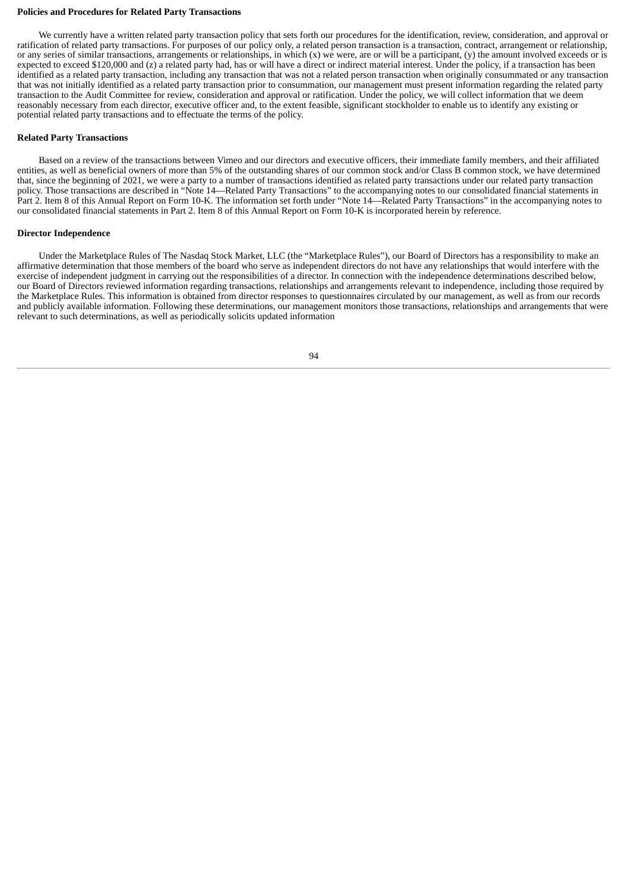**Policies and Procedures for Related Party Transactions**

We currently have a written related party transaction policy that sets forth our procedures for the identification, review, consideration, and approval or ratification of related party transactions. For purposes of our policy only, a related person transaction is a transaction, contract, arrangement or relationship, or any series of similar transactions, arrangements or relationships, in which (x) we were, are or will be a participant, (y) the amount involved exceeds or is expected to exceed $120,000 and (z) a related party had, has or will have a direct or indirect material interest. Under the policy, if a transaction has been identified as a related party transaction, including any transaction that was not a related person transaction when originally consummated or any transaction that was not initially identified as a related party transaction prior to consummation, our management must present information regarding the related party transaction to the Audit Committee for review, consideration and approval or ratification. Under the policy, we will collect information that we deem reasonably necessary from each director, executive officer and, to the extent feasible, significant stockholder to enable us to identify any existing or potential related party transactions and to effectuate the terms of the policy.

**Related Party Transactions**

Based on a review of the transactions between Vimeo and our directors and executive officers, their immediate family members, and their affiliated entities, as well as beneficial owners of more than 5% of the outstanding shares of our common stock and/or Class B common stock, we have determined that, since the beginning of 2021, we were a party to a number of transactions identified as related party transactions under our related party transaction policy. Those transactions are described in "Note 14—Related Party Transactions" to the accompanying notes to our consolidated financial statements in Part 2. Item 8 of this Annual Report on Form 10-K. The information set forth under "Note 14—Related Party Transactions" in the accompanying notes to our consolidated financial statements in Part 2. Item 8 of this Annual Report on Form 10-K is incorporated herein by reference.

**Director Independence**

Under the Marketplace Rules of The Nasdaq Stock Market, LLC (the "Marketplace Rules"), our Board of Directors has a responsibility to make an affirmative determination that those members of the board who serve as independent directors do not have any relationships that would interfere with the exercise of independent judgment in carrying out the responsibilities of a director. In connection with the independence determinations described below, our Board of Directors reviewed information regarding transactions, relationships and arrangements relevant to independence, including those required by the Marketplace Rules. This information is obtained from director responses to questionnaires circulated by our management, as well as from our records and publicly available information. Following these determinations, our management monitors those transactions, relationships and arrangements that were relevant to such determinations, as well as periodically solicits updated information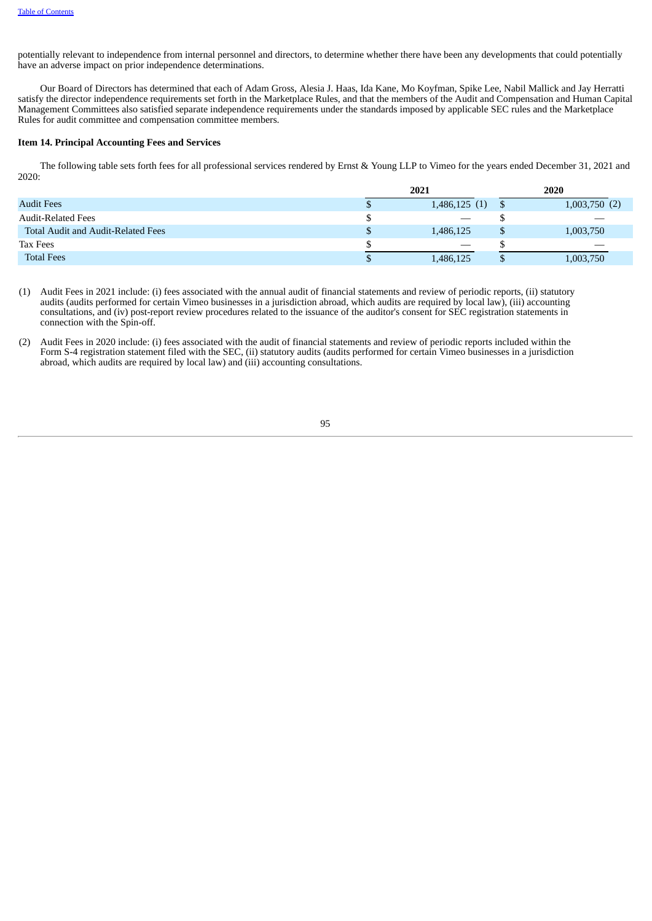potentially relevant to independence from internal personnel and directors, to determine whether there have been any developments that could potentially have an adverse impact on prior independence determinations.

Our Board of Directors has determined that each of Adam Gross, Alesia J. Haas, Ida Kane, Mo Koyfman, Spike Lee, Nabil Mallick and Jay Herratti satisfy the director independence requirements set forth in the Marketplace Rules, and that the members of the Audit and Compensation and Human Capital Management Committees also satisfied separate independence requirements under the standards imposed by applicable SEC rules and the Marketplace Rules for audit committee and compensation committee members.

**Item 14. Principal Accounting Fees and Services**

The following table sets forth fees for all professional services rendered by Ernst & Young LLP to Vimeo for the years ended December 31, 2021 and 2020:

| | 2021 | 2020 |
|---|---|---|
| Audit Fees | $ 1,486,125 (1) | $ 1,003,750 (2) |
| Audit-Related Fees | $ — | $ — |
| Total Audit and Audit-Related Fees | $ 1,486,125 | $ 1,003,750 |
| Tax Fees | $ — | $ — |
| Total Fees | $ 1,486,125 | $ 1,003,750 |

(1) Audit Fees in 2021 include: (i) fees associated with the annual audit of financial statements and review of periodic reports, (ii) statutory audits (audits performed for certain Vimeo businesses in a jurisdiction abroad, which audits are required by local law), (iii) accounting consultations, and (iv) post-report review procedures related to the issuance of the auditor's consent for SEC registration statements in connection with the Spin-off.

(2) Audit Fees in 2020 include: (i) fees associated with the audit of financial statements and review of periodic reports included within the Form S-4 registration statement filed with the SEC, (ii) statutory audits (audits performed for certain Vimeo businesses in a jurisdiction abroad, which audits are required by local law) and (iii) accounting consultations.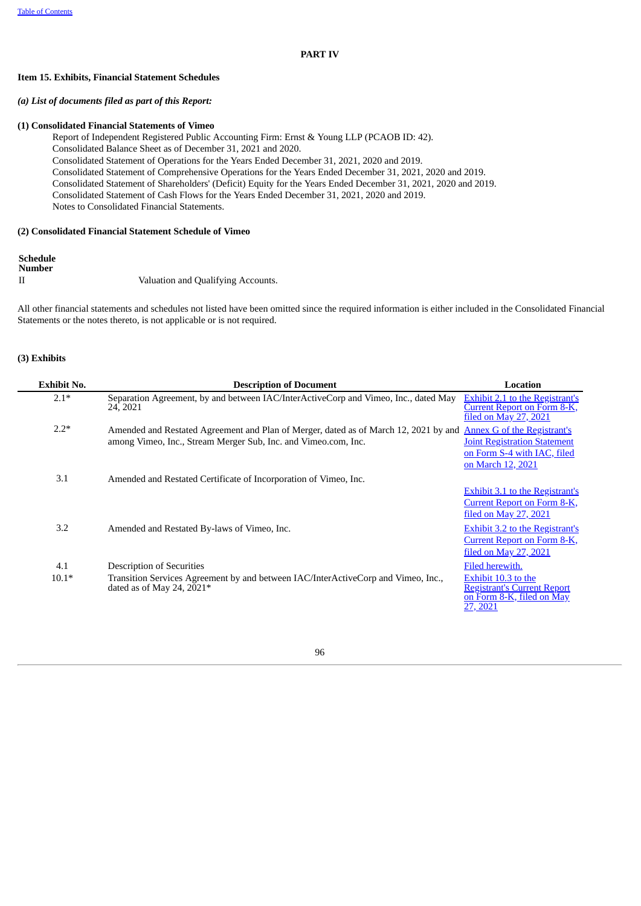# PART IV

## Item 15. Exhibits, Financial Statement Schedules

***(a) List of documents filed as part of this Report:***

**(1) Consolidated Financial Statements of Vimeo**

Report of Independent Registered Public Accounting Firm: Ernst & Young LLP (PCAOB ID: 42).
Consolidated Balance Sheet as of December 31, 2021 and 2020.
Consolidated Statement of Operations for the Years Ended December 31, 2021, 2020 and 2019.
Consolidated Statement of Comprehensive Operations for the Years Ended December 31, 2021, 2020 and 2019.
Consolidated Statement of Shareholders' (Deficit) Equity for the Years Ended December 31, 2021, 2020 and 2019.
Consolidated Statement of Cash Flows for the Years Ended December 31, 2021, 2020 and 2019.
Notes to Consolidated Financial Statements.

**(2) Consolidated Financial Statement Schedule of Vimeo**

| Schedule Number | |
|---|---|
| II | Valuation and Qualifying Accounts. |

All other financial statements and schedules not listed have been omitted since the required information is either included in the Consolidated Financial Statements or the notes thereto, is not applicable or is not required.

**(3) Exhibits**

| Exhibit No. | Description of Document | Location |
|---|---|---|
| 2.1* | Separation Agreement, by and between IAC/InterActiveCorp and Vimeo, Inc., dated May 24, 2021 | Exhibit 2.1 to the Registrant's Current Report on Form 8-K, filed on May 27, 2021 |
| 2.2* | Amended and Restated Agreement and Plan of Merger, dated as of March 12, 2021 by and among Vimeo, Inc., Stream Merger Sub, Inc. and Vimeo.com, Inc. | Annex G of the Registrant's Joint Registration Statement on Form S-4 with IAC, filed on March 12, 2021 |
| 3.1 | Amended and Restated Certificate of Incorporation of Vimeo, Inc. | Exhibit 3.1 to the Registrant's Current Report on Form 8-K, filed on May 27, 2021 |
| 3.2 | Amended and Restated By-laws of Vimeo, Inc. | Exhibit 3.2 to the Registrant's Current Report on Form 8-K, filed on May 27, 2021 |
| 4.1 | Description of Securities | Filed herewith. |
| 10.1* | Transition Services Agreement by and between IAC/InterActiveCorp and Vimeo, Inc., dated as of May 24, 2021* | Exhibit 10.3 to the Registrant's Current Report on Form 8-K, filed on May 27, 2021 |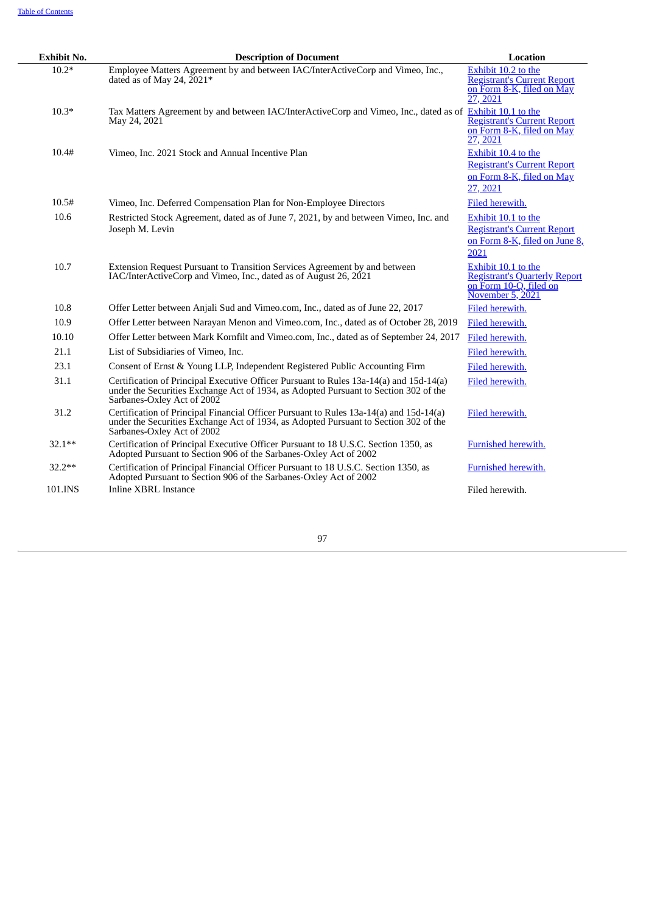| Exhibit No. | Description of Document | Location |
|---|---|---|
| 10.2* | Employee Matters Agreement by and between IAC/InterActiveCorp and Vimeo, Inc., dated as of May 24, 2021* | Exhibit 10.2 to the Registrant's Current Report on Form 8-K, filed on May 27, 2021 |
| 10.3* | Tax Matters Agreement by and between IAC/InterActiveCorp and Vimeo, Inc., dated as of May 24, 2021 | Exhibit 10.1 to the Registrant's Current Report on Form 8-K, filed on May 27, 2021 |
| 10.4# | Vimeo, Inc. 2021 Stock and Annual Incentive Plan | Exhibit 10.4 to the Registrant's Current Report on Form 8-K, filed on May 27, 2021 |
| 10.5# | Vimeo, Inc. Deferred Compensation Plan for Non-Employee Directors | Filed herewith. |
| 10.6 | Restricted Stock Agreement, dated as of June 7, 2021, by and between Vimeo, Inc. and Joseph M. Levin | Exhibit 10.1 to the Registrant's Current Report on Form 8-K, filed on June 8, 2021 |
| 10.7 | Extension Request Pursuant to Transition Services Agreement by and between IAC/InterActiveCorp and Vimeo, Inc., dated as of August 26, 2021 | Exhibit 10.1 to the Registrant's Quarterly Report on Form 10-Q, filed on November 5, 2021 |
| 10.8 | Offer Letter between Anjali Sud and Vimeo.com, Inc., dated as of June 22, 2017 | Filed herewith. |
| 10.9 | Offer Letter between Narayan Menon and Vimeo.com, Inc., dated as of October 28, 2019 | Filed herewith. |
| 10.10 | Offer Letter between Mark Kornfilt and Vimeo.com, Inc., dated as of September 24, 2017 | Filed herewith. |
| 21.1 | List of Subsidiaries of Vimeo, Inc. | Filed herewith. |
| 23.1 | Consent of Ernst & Young LLP, Independent Registered Public Accounting Firm | Filed herewith. |
| 31.1 | Certification of Principal Executive Officer Pursuant to Rules 13a-14(a) and 15d-14(a) under the Securities Exchange Act of 1934, as Adopted Pursuant to Section 302 of the Sarbanes-Oxley Act of 2002 | Filed herewith. |
| 31.2 | Certification of Principal Financial Officer Pursuant to Rules 13a-14(a) and 15d-14(a) under the Securities Exchange Act of 1934, as Adopted Pursuant to Section 302 of the Sarbanes-Oxley Act of 2002 | Filed herewith. |
| 32.1** | Certification of Principal Executive Officer Pursuant to 18 U.S.C. Section 1350, as Adopted Pursuant to Section 906 of the Sarbanes-Oxley Act of 2002 | Furnished herewith. |
| 32.2** | Certification of Principal Financial Officer Pursuant to 18 U.S.C. Section 1350, as Adopted Pursuant to Section 906 of the Sarbanes-Oxley Act of 2002 | Furnished herewith. |
| 101.INS | Inline XBRL Instance | Filed herewith. |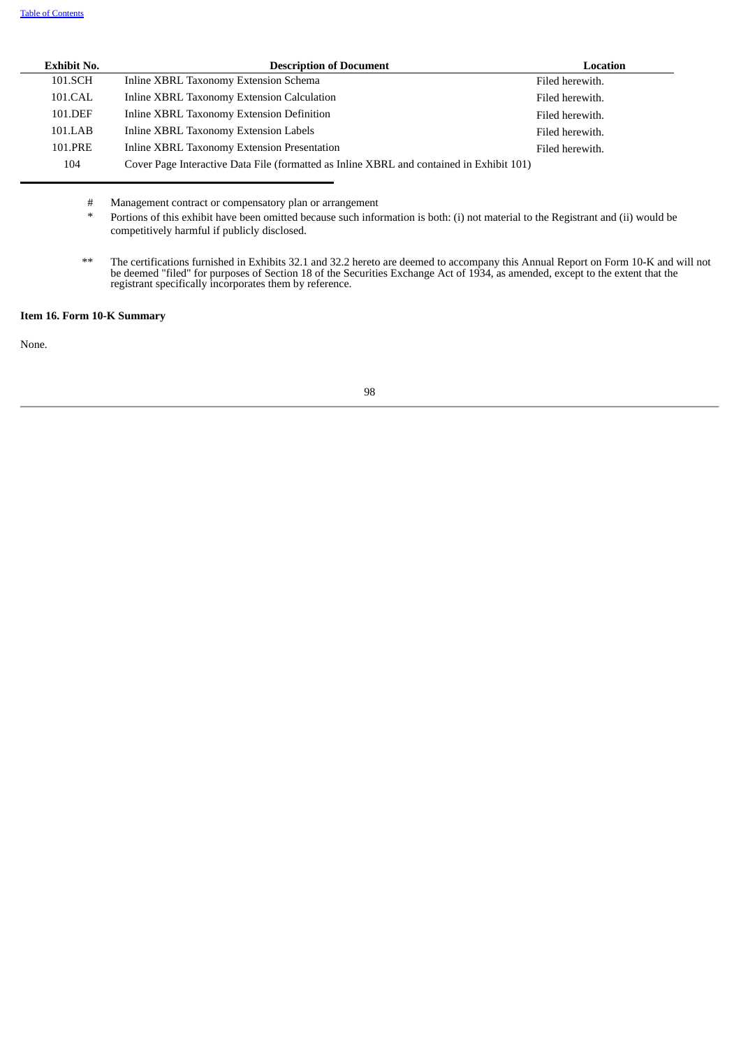| Exhibit No. | Description of Document | Location |
|---|---|---|
| 101.SCH | Inline XBRL Taxonomy Extension Schema | Filed herewith. |
| 101.CAL | Inline XBRL Taxonomy Extension Calculation | Filed herewith. |
| 101.DEF | Inline XBRL Taxonomy Extension Definition | Filed herewith. |
| 101.LAB | Inline XBRL Taxonomy Extension Labels | Filed herewith. |
| 101.PRE | Inline XBRL Taxonomy Extension Presentation | Filed herewith. |
| 104 | Cover Page Interactive Data File (formatted as Inline XBRL and contained in Exhibit 101) | |

# Management contract or compensatory plan or arrangement

* Portions of this exhibit have been omitted because such information is both: (i) not material to the Registrant and (ii) would be competitively harmful if publicly disclosed.

** The certifications furnished in Exhibits 32.1 and 32.2 hereto are deemed to accompany this Annual Report on Form 10-K and will not be deemed "filed" for purposes of Section 18 of the Securities Exchange Act of 1934, as amended, except to the extent that the registrant specifically incorporates them by reference.

**Item 16. Form 10-K Summary**

None.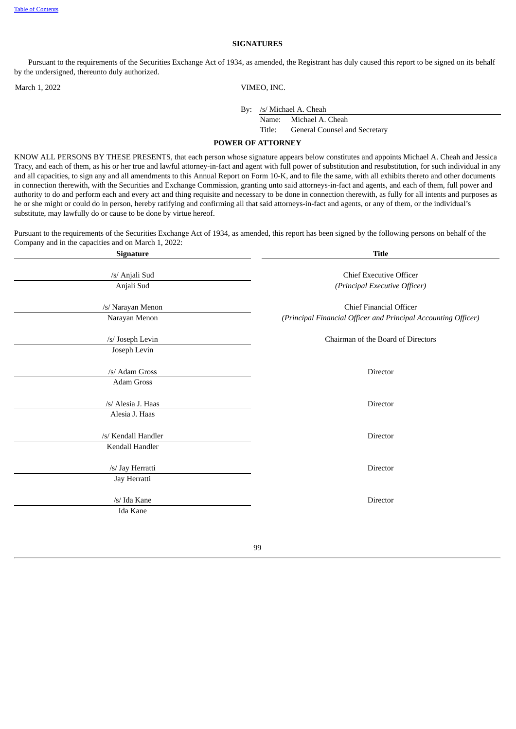## SIGNATURES

Pursuant to the requirements of the Securities Exchange Act of 1934, as amended, the Registrant has duly caused this report to be signed on its behalf by the undersigned, thereunto duly authorized.

March 1, 2022

VIMEO, INC.

By: /s/ Michael A. Cheah
Name: Michael A. Cheah
Title: General Counsel and Secretary

## POWER OF ATTORNEY

KNOW ALL PERSONS BY THESE PRESENTS, that each person whose signature appears below constitutes and appoints Michael A. Cheah and Jessica Tracy, and each of them, as his or her true and lawful attorney-in-fact and agent with full power of substitution and resubstitution, for such individual in any and all capacities, to sign any and all amendments to this Annual Report on Form 10-K, and to file the same, with all exhibits thereto and other documents in connection therewith, with the Securities and Exchange Commission, granting unto said attorneys-in-fact and agents, and each of them, full power and authority to do and perform each and every act and thing requisite and necessary to be done in connection therewith, as fully for all intents and purposes as he or she might or could do in person, hereby ratifying and confirming all that said attorneys-in-fact and agents, or any of them, or the individual's substitute, may lawfully do or cause to be done by virtue hereof.

Pursuant to the requirements of the Securities Exchange Act of 1934, as amended, this report has been signed by the following persons on behalf of the Company and in the capacities and on March 1, 2022:

| Signature | Title |
|---|---|
| /s/ Anjali Sud<br>Anjali Sud | Chief Executive Officer<br>*(Principal Executive Officer)* |
| /s/ Narayan Menon<br>Narayan Menon | Chief Financial Officer<br>*(Principal Financial Officer and Principal Accounting Officer)* |
| /s/ Joseph Levin<br>Joseph Levin | Chairman of the Board of Directors |
| /s/ Adam Gross<br>Adam Gross | Director |
| /s/ Alesia J. Haas<br>Alesia J. Haas | Director |
| /s/ Kendall Handler<br>Kendall Handler | Director |
| /s/ Jay Herratti<br>Jay Herratti | Director |
| /s/ Ida Kane<br>Ida Kane | Director |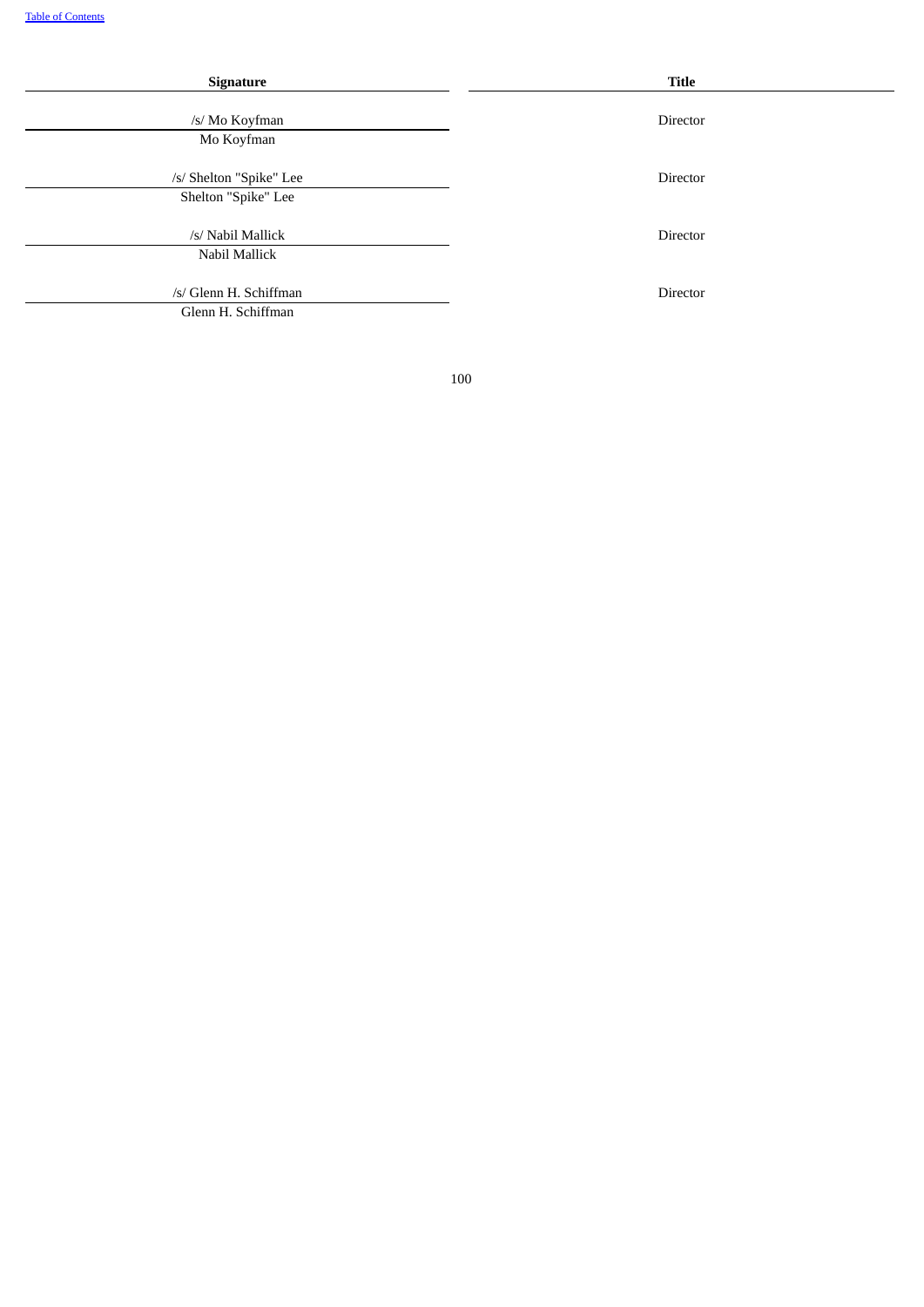| Signature | Title |
| --- | --- |
| /s/ Mo Koyfman<br>Mo Koyfman | Director |
| /s/ Shelton "Spike" Lee<br>Shelton "Spike" Lee | Director |
| /s/ Nabil Mallick<br>Nabil Mallick | Director |
| /s/ Glenn H. Schiffman<br>Glenn H. Schiffman | Director |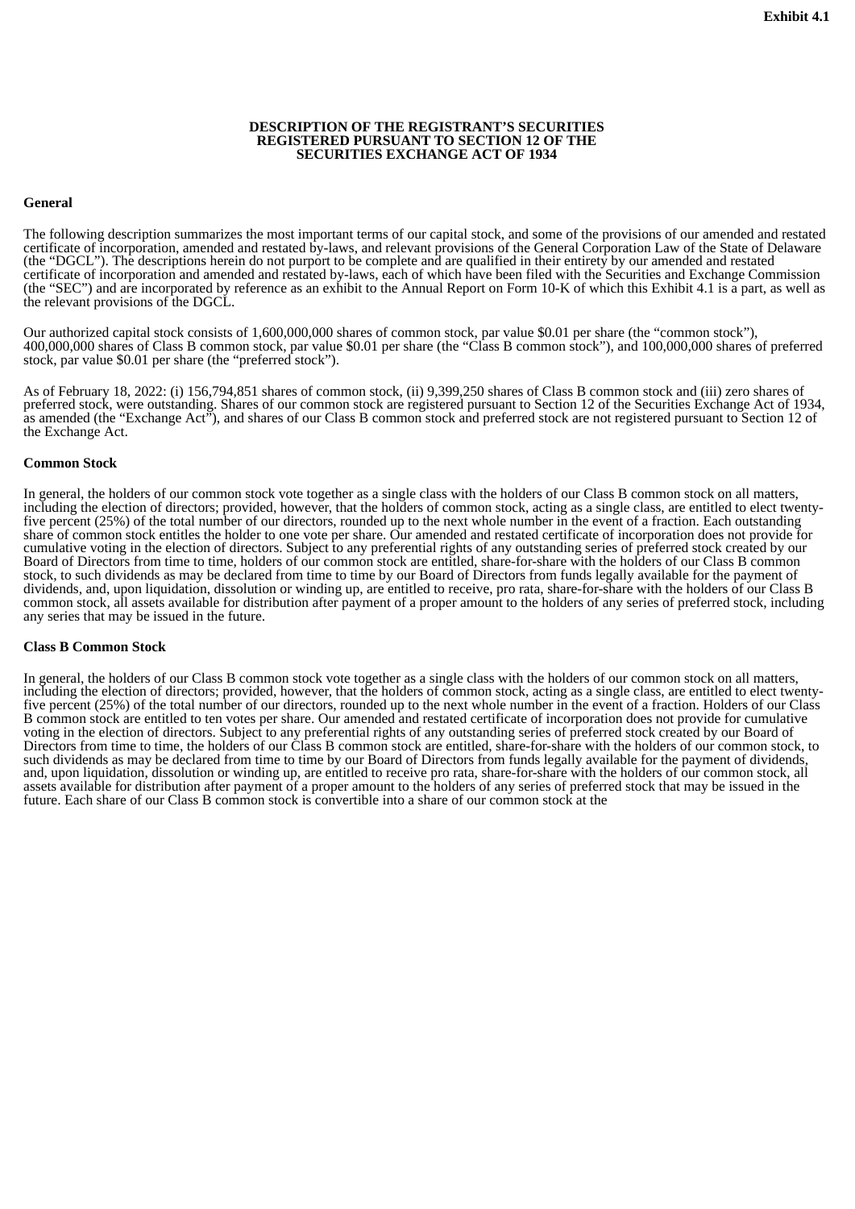**Exhibit 4.1**

**DESCRIPTION OF THE REGISTRANT'S SECURITIES REGISTERED PURSUANT TO SECTION 12 OF THE SECURITIES EXCHANGE ACT OF 1934**

**General**

The following description summarizes the most important terms of our capital stock, and some of the provisions of our amended and restated certificate of incorporation, amended and restated by-laws, and relevant provisions of the General Corporation Law of the State of Delaware (the "DGCL"). The descriptions herein do not purport to be complete and are qualified in their entirety by our amended and restated certificate of incorporation and amended and restated by-laws, each of which have been filed with the Securities and Exchange Commission (the "SEC") and are incorporated by reference as an exhibit to the Annual Report on Form 10-K of which this Exhibit 4.1 is a part, as well as the relevant provisions of the DGCL.

Our authorized capital stock consists of 1,600,000,000 shares of common stock, par value $0.01 per share (the "common stock"), 400,000,000 shares of Class B common stock, par value $0.01 per share (the "Class B common stock"), and 100,000,000 shares of preferred stock, par value $0.01 per share (the "preferred stock").

As of February 18, 2022: (i) 156,794,851 shares of common stock, (ii) 9,399,250 shares of Class B common stock and (iii) zero shares of preferred stock, were outstanding. Shares of our common stock are registered pursuant to Section 12 of the Securities Exchange Act of 1934, as amended (the "Exchange Act"), and shares of our Class B common stock and preferred stock are not registered pursuant to Section 12 of the Exchange Act.

**Common Stock**

In general, the holders of our common stock vote together as a single class with the holders of our Class B common stock on all matters, including the election of directors; provided, however, that the holders of common stock, acting as a single class, are entitled to elect twenty-five percent (25%) of the total number of our directors, rounded up to the next whole number in the event of a fraction. Each outstanding share of common stock entitles the holder to one vote per share. Our amended and restated certificate of incorporation does not provide for cumulative voting in the election of directors. Subject to any preferential rights of any outstanding series of preferred stock created by our Board of Directors from time to time, holders of our common stock are entitled, share-for-share with the holders of our Class B common stock, to such dividends as may be declared from time to time by our Board of Directors from funds legally available for the payment of dividends, and, upon liquidation, dissolution or winding up, are entitled to receive, pro rata, share-for-share with the holders of our Class B common stock, all assets available for distribution after payment of a proper amount to the holders of any series of preferred stock, including any series that may be issued in the future.

**Class B Common Stock**

In general, the holders of our Class B common stock vote together as a single class with the holders of our common stock on all matters, including the election of directors; provided, however, that the holders of common stock, acting as a single class, are entitled to elect twenty-five percent (25%) of the total number of our directors, rounded up to the next whole number in the event of a fraction. Holders of our Class B common stock are entitled to ten votes per share. Our amended and restated certificate of incorporation does not provide for cumulative voting in the election of directors. Subject to any preferential rights of any outstanding series of preferred stock created by our Board of Directors from time to time, the holders of our Class B common stock are entitled, share-for-share with the holders of our common stock, to such dividends as may be declared from time to time by our Board of Directors from funds legally available for the payment of dividends, and, upon liquidation, dissolution or winding up, are entitled to receive pro rata, share-for-share with the holders of our common stock, all assets available for distribution after payment of a proper amount to the holders of any series of preferred stock that may be issued in the future. Each share of our Class B common stock is convertible into a share of our common stock at the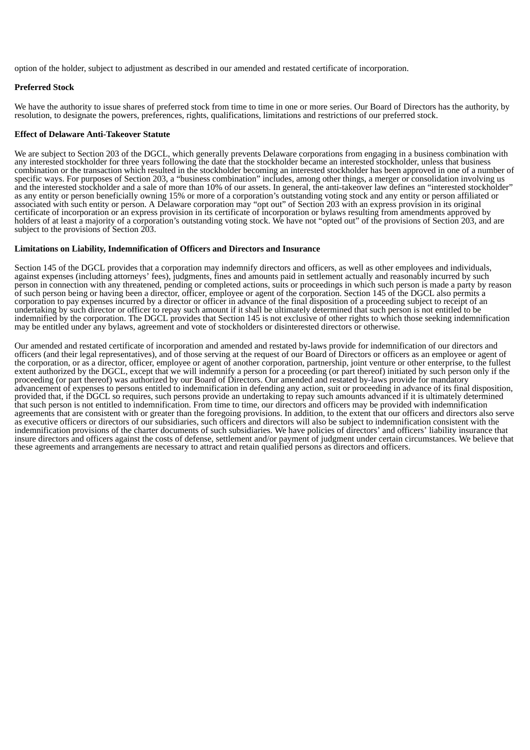option of the holder, subject to adjustment as described in our amended and restated certificate of incorporation.

**Preferred Stock**

We have the authority to issue shares of preferred stock from time to time in one or more series. Our Board of Directors has the authority, by resolution, to designate the powers, preferences, rights, qualifications, limitations and restrictions of our preferred stock.

**Effect of Delaware Anti-Takeover Statute**

We are subject to Section 203 of the DGCL, which generally prevents Delaware corporations from engaging in a business combination with any interested stockholder for three years following the date that the stockholder became an interested stockholder, unless that business combination or the transaction which resulted in the stockholder becoming an interested stockholder has been approved in one of a number of specific ways. For purposes of Section 203, a "business combination" includes, among other things, a merger or consolidation involving us and the interested stockholder and a sale of more than 10% of our assets. In general, the anti-takeover law defines an "interested stockholder" as any entity or person beneficially owning 15% or more of a corporation's outstanding voting stock and any entity or person affiliated or associated with such entity or person. A Delaware corporation may "opt out" of Section 203 with an express provision in its original certificate of incorporation or an express provision in its certificate of incorporation or bylaws resulting from amendments approved by holders of at least a majority of a corporation's outstanding voting stock. We have not "opted out" of the provisions of Section 203, and are subject to the provisions of Section 203.

**Limitations on Liability, Indemnification of Officers and Directors and Insurance**

Section 145 of the DGCL provides that a corporation may indemnify directors and officers, as well as other employees and individuals, against expenses (including attorneys' fees), judgments, fines and amounts paid in settlement actually and reasonably incurred by such person in connection with any threatened, pending or completed actions, suits or proceedings in which such person is made a party by reason of such person being or having been a director, officer, employee or agent of the corporation. Section 145 of the DGCL also permits a corporation to pay expenses incurred by a director or officer in advance of the final disposition of a proceeding subject to receipt of an undertaking by such director or officer to repay such amount if it shall be ultimately determined that such person is not entitled to be indemnified by the corporation. The DGCL provides that Section 145 is not exclusive of other rights to which those seeking indemnification may be entitled under any bylaws, agreement and vote of stockholders or disinterested directors or otherwise.

Our amended and restated certificate of incorporation and amended and restated by-laws provide for indemnification of our directors and officers (and their legal representatives), and of those serving at the request of our Board of Directors or officers as an employee or agent of the corporation, or as a director, officer, employee or agent of another corporation, partnership, joint venture or other enterprise, to the fullest extent authorized by the DGCL, except that we will indemnify a person for a proceeding (or part thereof) initiated by such person only if the proceeding (or part thereof) was authorized by our Board of Directors. Our amended and restated by-laws provide for mandatory advancement of expenses to persons entitled to indemnification in defending any action, suit or proceeding in advance of its final disposition, provided that, if the DGCL so requires, such persons provide an undertaking to repay such amounts advanced if it is ultimately determined that such person is not entitled to indemnification. From time to time, our directors and officers may be provided with indemnification agreements that are consistent with or greater than the foregoing provisions. In addition, to the extent that our officers and directors also serve as executive officers or directors of our subsidiaries, such officers and directors will also be subject to indemnification consistent with the indemnification provisions of the charter documents of such subsidiaries. We have policies of directors' and officers' liability insurance that insure directors and officers against the costs of defense, settlement and/or payment of judgment under certain circumstances. We believe that these agreements and arrangements are necessary to attract and retain qualified persons as directors and officers.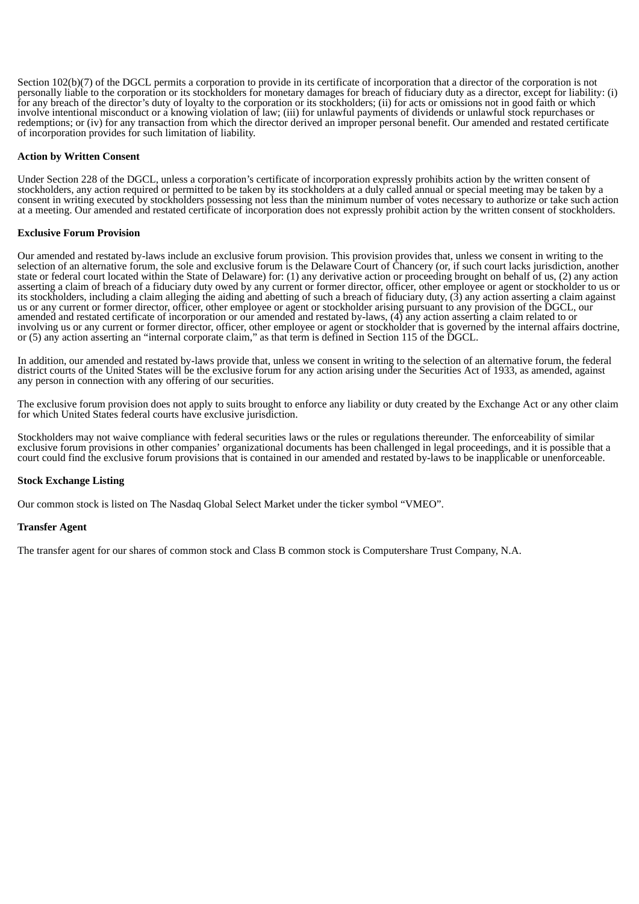Section 102(b)(7) of the DGCL permits a corporation to provide in its certificate of incorporation that a director of the corporation is not personally liable to the corporation or its stockholders for monetary damages for breach of fiduciary duty as a director, except for liability: (i) for any breach of the director's duty of loyalty to the corporation or its stockholders; (ii) for acts or omissions not in good faith or which involve intentional misconduct or a knowing violation of law; (iii) for unlawful payments of dividends or unlawful stock repurchases or redemptions; or (iv) for any transaction from which the director derived an improper personal benefit. Our amended and restated certificate of incorporation provides for such limitation of liability.

**Action by Written Consent**

Under Section 228 of the DGCL, unless a corporation's certificate of incorporation expressly prohibits action by the written consent of stockholders, any action required or permitted to be taken by its stockholders at a duly called annual or special meeting may be taken by a consent in writing executed by stockholders possessing not less than the minimum number of votes necessary to authorize or take such action at a meeting. Our amended and restated certificate of incorporation does not expressly prohibit action by the written consent of stockholders.

**Exclusive Forum Provision**

Our amended and restated by-laws include an exclusive forum provision. This provision provides that, unless we consent in writing to the selection of an alternative forum, the sole and exclusive forum is the Delaware Court of Chancery (or, if such court lacks jurisdiction, another state or federal court located within the State of Delaware) for: (1) any derivative action or proceeding brought on behalf of us, (2) any action asserting a claim of breach of a fiduciary duty owed by any current or former director, officer, other employee or agent or stockholder to us or its stockholders, including a claim alleging the aiding and abetting of such a breach of fiduciary duty, (3) any action asserting a claim against us or any current or former director, officer, other employee or agent or stockholder arising pursuant to any provision of the DGCL, our amended and restated certificate of incorporation or our amended and restated by-laws, (4) any action asserting a claim related to or involving us or any current or former director, officer, other employee or agent or stockholder that is governed by the internal affairs doctrine, or (5) any action asserting an "internal corporate claim," as that term is defined in Section 115 of the DGCL.

In addition, our amended and restated by-laws provide that, unless we consent in writing to the selection of an alternative forum, the federal district courts of the United States will be the exclusive forum for any action arising under the Securities Act of 1933, as amended, against any person in connection with any offering of our securities.

The exclusive forum provision does not apply to suits brought to enforce any liability or duty created by the Exchange Act or any other claim for which United States federal courts have exclusive jurisdiction.

Stockholders may not waive compliance with federal securities laws or the rules or regulations thereunder. The enforceability of similar exclusive forum provisions in other companies' organizational documents has been challenged in legal proceedings, and it is possible that a court could find the exclusive forum provisions that is contained in our amended and restated by-laws to be inapplicable or unenforceable.

**Stock Exchange Listing**

Our common stock is listed on The Nasdaq Global Select Market under the ticker symbol "VMEO".

**Transfer Agent**

The transfer agent for our shares of common stock and Class B common stock is Computershare Trust Company, N.A.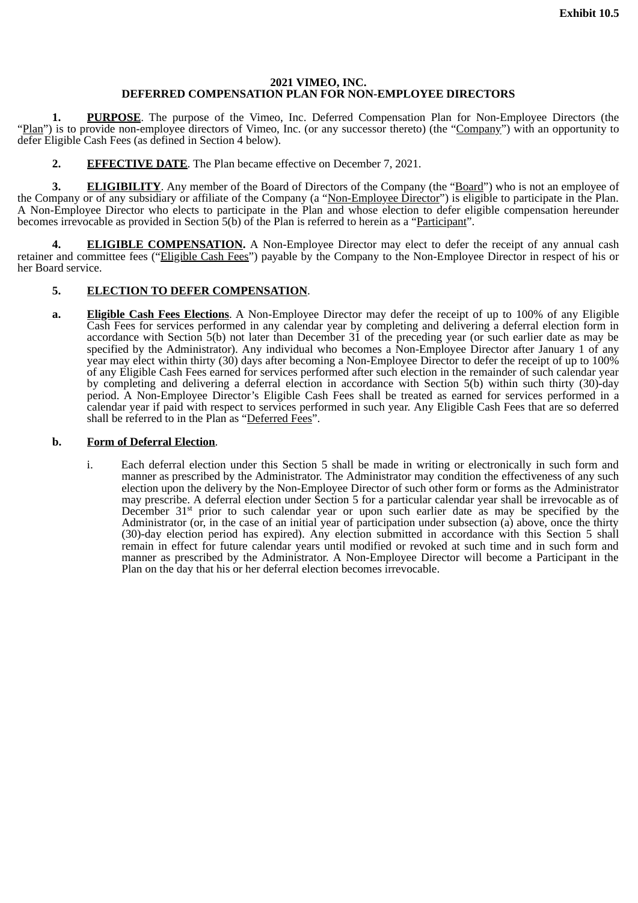Exhibit 10.5

**2021 VIMEO, INC.**
**DEFERRED COMPENSATION PLAN FOR NON-EMPLOYEE DIRECTORS**

**1. PURPOSE**. The purpose of the Vimeo, Inc. Deferred Compensation Plan for Non-Employee Directors (the "Plan") is to provide non-employee directors of Vimeo, Inc. (or any successor thereto) (the "Company") with an opportunity to defer Eligible Cash Fees (as defined in Section 4 below).

**2. EFFECTIVE DATE**. The Plan became effective on December 7, 2021.

**3. ELIGIBILITY**. Any member of the Board of Directors of the Company (the "Board") who is not an employee of the Company or of any subsidiary or affiliate of the Company (a "Non-Employee Director") is eligible to participate in the Plan. A Non-Employee Director who elects to participate in the Plan and whose election to defer eligible compensation hereunder becomes irrevocable as provided in Section 5(b) of the Plan is referred to herein as a "Participant".

**4. ELIGIBLE COMPENSATION.** A Non-Employee Director may elect to defer the receipt of any annual cash retainer and committee fees ("Eligible Cash Fees") payable by the Company to the Non-Employee Director in respect of his or her Board service.

**5. ELECTION TO DEFER COMPENSATION**.

**a. Eligible Cash Fees Elections**. A Non-Employee Director may defer the receipt of up to 100% of any Eligible Cash Fees for services performed in any calendar year by completing and delivering a deferral election form in accordance with Section 5(b) not later than December 31 of the preceding year (or such earlier date as may be specified by the Administrator). Any individual who becomes a Non-Employee Director after January 1 of any year may elect within thirty (30) days after becoming a Non-Employee Director to defer the receipt of up to 100% of any Eligible Cash Fees earned for services performed after such election in the remainder of such calendar year by completing and delivering a deferral election in accordance with Section 5(b) within such thirty (30)-day period. A Non-Employee Director's Eligible Cash Fees shall be treated as earned for services performed in a calendar year if paid with respect to services performed in such year. Any Eligible Cash Fees that are so deferred shall be referred to in the Plan as "Deferred Fees".

**b. Form of Deferral Election**.

i. Each deferral election under this Section 5 shall be made in writing or electronically in such form and manner as prescribed by the Administrator. The Administrator may condition the effectiveness of any such election upon the delivery by the Non-Employee Director of such other form or forms as the Administrator may prescribe. A deferral election under Section 5 for a particular calendar year shall be irrevocable as of December 31st prior to such calendar year or upon such earlier date as may be specified by the Administrator (or, in the case of an initial year of participation under subsection (a) above, once the thirty (30)-day election period has expired). Any election submitted in accordance with this Section 5 shall remain in effect for future calendar years until modified or revoked at such time and in such form and manner as prescribed by the Administrator. A Non-Employee Director will become a Participant in the Plan on the day that his or her deferral election becomes irrevocable.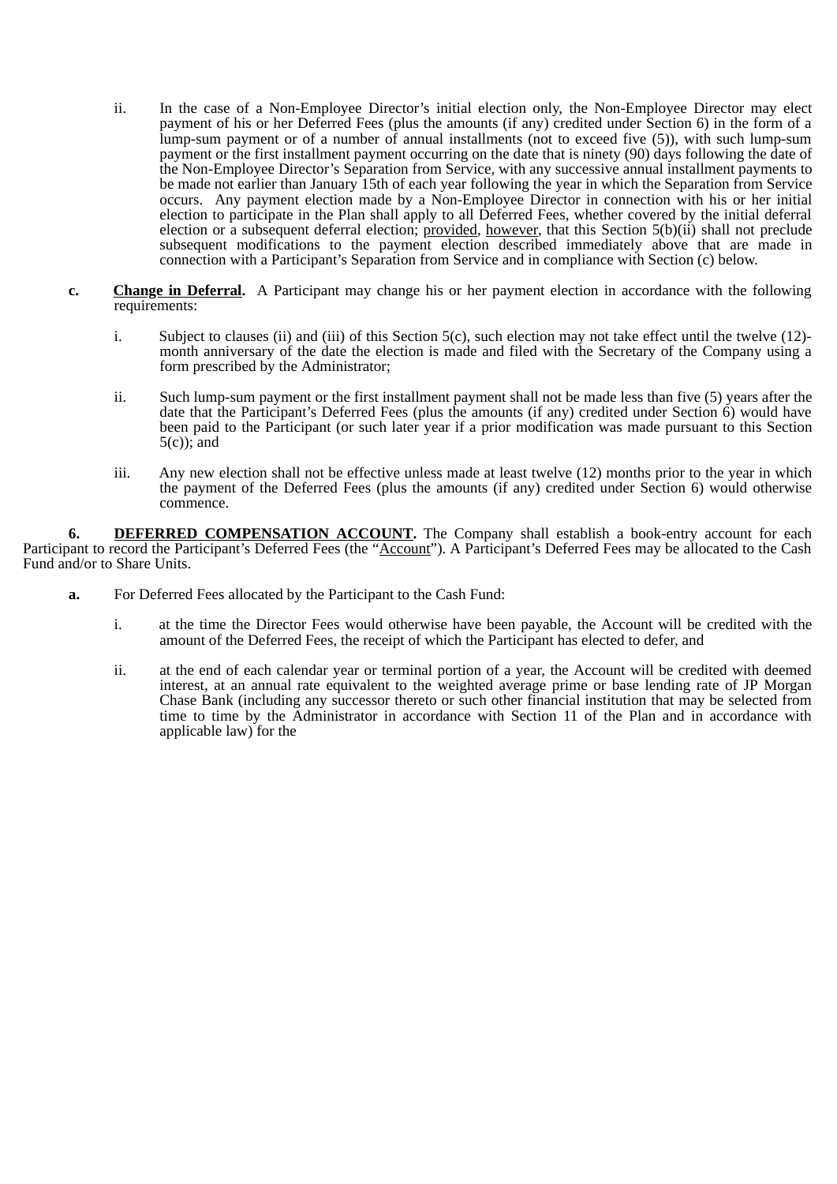ii. In the case of a Non-Employee Director's initial election only, the Non-Employee Director may elect payment of his or her Deferred Fees (plus the amounts (if any) credited under Section 6) in the form of a lump-sum payment or of a number of annual installments (not to exceed five (5)), with such lump-sum payment or the first installment payment occurring on the date that is ninety (90) days following the date of the Non-Employee Director's Separation from Service, with any successive annual installment payments to be made not earlier than January 15th of each year following the year in which the Separation from Service occurs. Any payment election made by a Non-Employee Director in connection with his or her initial election to participate in the Plan shall apply to all Deferred Fees, whether covered by the initial deferral election or a subsequent deferral election; provided, however, that this Section 5(b)(ii) shall not preclude subsequent modifications to the payment election described immediately above that are made in connection with a Participant's Separation from Service and in compliance with Section (c) below.

**c. Change in Deferral.** A Participant may change his or her payment election in accordance with the following requirements:

i. Subject to clauses (ii) and (iii) of this Section 5(c), such election may not take effect until the twelve (12)-month anniversary of the date the election is made and filed with the Secretary of the Company using a form prescribed by the Administrator;

ii. Such lump-sum payment or the first installment payment shall not be made less than five (5) years after the date that the Participant's Deferred Fees (plus the amounts (if any) credited under Section 6) would have been paid to the Participant (or such later year if a prior modification was made pursuant to this Section 5(c)); and

iii. Any new election shall not be effective unless made at least twelve (12) months prior to the year in which the payment of the Deferred Fees (plus the amounts (if any) credited under Section 6) would otherwise commence.

**6. DEFERRED COMPENSATION ACCOUNT.** The Company shall establish a book-entry account for each Participant to record the Participant's Deferred Fees (the "Account"). A Participant's Deferred Fees may be allocated to the Cash Fund and/or to Share Units.

**a.** For Deferred Fees allocated by the Participant to the Cash Fund:

i. at the time the Director Fees would otherwise have been payable, the Account will be credited with the amount of the Deferred Fees, the receipt of which the Participant has elected to defer, and

ii. at the end of each calendar year or terminal portion of a year, the Account will be credited with deemed interest, at an annual rate equivalent to the weighted average prime or base lending rate of JP Morgan Chase Bank (including any successor thereto or such other financial institution that may be selected from time to time by the Administrator in accordance with Section 11 of the Plan and in accordance with applicable law) for the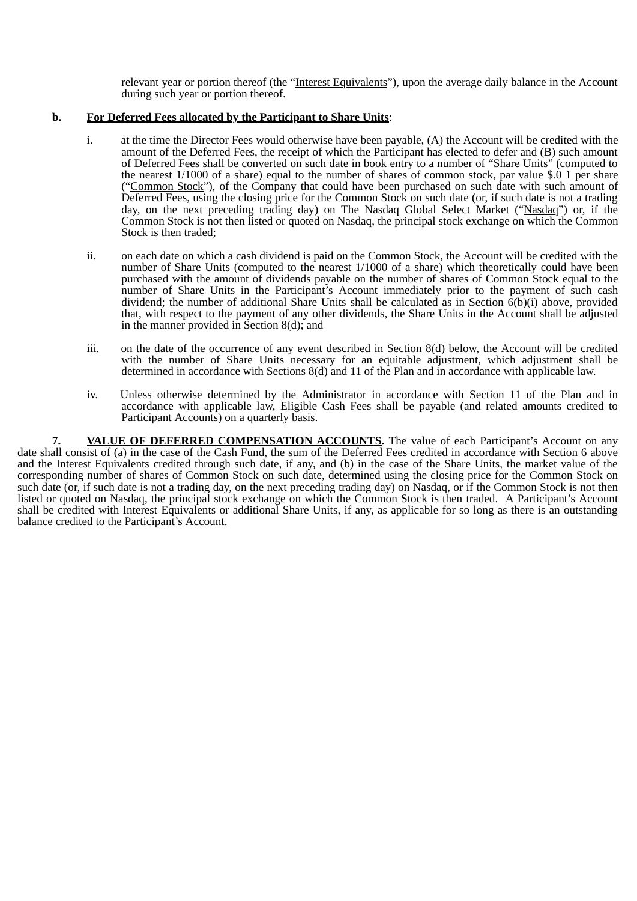relevant year or portion thereof (the "Interest Equivalents"), upon the average daily balance in the Account during such year or portion thereof.

**b. For Deferred Fees allocated by the Participant to Share Units**:

i. at the time the Director Fees would otherwise have been payable, (A) the Account will be credited with the amount of the Deferred Fees, the receipt of which the Participant has elected to defer and (B) such amount of Deferred Fees shall be converted on such date in book entry to a number of "Share Units" (computed to the nearest 1/1000 of a share) equal to the number of shares of common stock, par value $.0 1 per share ("Common Stock"), of the Company that could have been purchased on such date with such amount of Deferred Fees, using the closing price for the Common Stock on such date (or, if such date is not a trading day, on the next preceding trading day) on The Nasdaq Global Select Market ("Nasdaq") or, if the Common Stock is not then listed or quoted on Nasdaq, the principal stock exchange on which the Common Stock is then traded;

ii. on each date on which a cash dividend is paid on the Common Stock, the Account will be credited with the number of Share Units (computed to the nearest 1/1000 of a share) which theoretically could have been purchased with the amount of dividends payable on the number of shares of Common Stock equal to the number of Share Units in the Participant's Account immediately prior to the payment of such cash dividend; the number of additional Share Units shall be calculated as in Section 6(b)(i) above, provided that, with respect to the payment of any other dividends, the Share Units in the Account shall be adjusted in the manner provided in Section 8(d); and

iii. on the date of the occurrence of any event described in Section 8(d) below, the Account will be credited with the number of Share Units necessary for an equitable adjustment, which adjustment shall be determined in accordance with Sections 8(d) and 11 of the Plan and in accordance with applicable law.

iv. Unless otherwise determined by the Administrator in accordance with Section 11 of the Plan and in accordance with applicable law, Eligible Cash Fees shall be payable (and related amounts credited to Participant Accounts) on a quarterly basis.

**7. VALUE OF DEFERRED COMPENSATION ACCOUNTS.** The value of each Participant's Account on any date shall consist of (a) in the case of the Cash Fund, the sum of the Deferred Fees credited in accordance with Section 6 above and the Interest Equivalents credited through such date, if any, and (b) in the case of the Share Units, the market value of the corresponding number of shares of Common Stock on such date, determined using the closing price for the Common Stock on such date (or, if such date is not a trading day, on the next preceding trading day) on Nasdaq, or if the Common Stock is not then listed or quoted on Nasdaq, the principal stock exchange on which the Common Stock is then traded. A Participant's Account shall be credited with Interest Equivalents or additional Share Units, if any, as applicable for so long as there is an outstanding balance credited to the Participant's Account.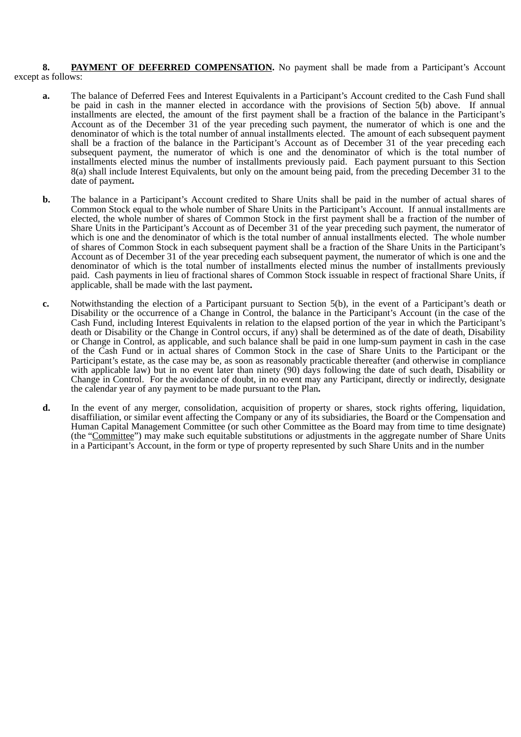**8. <u>PAYMENT OF DEFERRED COMPENSATION</u>.** No payment shall be made from a Participant's Account except as follows:

**a.** The balance of Deferred Fees and Interest Equivalents in a Participant's Account credited to the Cash Fund shall be paid in cash in the manner elected in accordance with the provisions of Section 5(b) above. If annual installments are elected, the amount of the first payment shall be a fraction of the balance in the Participant's Account as of the December 31 of the year preceding such payment, the numerator of which is one and the denominator of which is the total number of annual installments elected. The amount of each subsequent payment shall be a fraction of the balance in the Participant's Account as of December 31 of the year preceding each subsequent payment, the numerator of which is one and the denominator of which is the total number of installments elected minus the number of installments previously paid. Each payment pursuant to this Section 8(a) shall include Interest Equivalents, but only on the amount being paid, from the preceding December 31 to the date of payment**.**

**b.** The balance in a Participant's Account credited to Share Units shall be paid in the number of actual shares of Common Stock equal to the whole number of Share Units in the Participant's Account. If annual installments are elected, the whole number of shares of Common Stock in the first payment shall be a fraction of the number of Share Units in the Participant's Account as of December 31 of the year preceding such payment, the numerator of which is one and the denominator of which is the total number of annual installments elected. The whole number of shares of Common Stock in each subsequent payment shall be a fraction of the Share Units in the Participant's Account as of December 31 of the year preceding each subsequent payment, the numerator of which is one and the denominator of which is the total number of installments elected minus the number of installments previously paid. Cash payments in lieu of fractional shares of Common Stock issuable in respect of fractional Share Units, if applicable, shall be made with the last payment**.**

**c.** Notwithstanding the election of a Participant pursuant to Section 5(b), in the event of a Participant's death or Disability or the occurrence of a Change in Control, the balance in the Participant's Account (in the case of the Cash Fund, including Interest Equivalents in relation to the elapsed portion of the year in which the Participant's death or Disability or the Change in Control occurs, if any) shall be determined as of the date of death, Disability or Change in Control, as applicable, and such balance shall be paid in one lump-sum payment in cash in the case of the Cash Fund or in actual shares of Common Stock in the case of Share Units to the Participant or the Participant's estate, as the case may be, as soon as reasonably practicable thereafter (and otherwise in compliance with applicable law) but in no event later than ninety (90) days following the date of such death, Disability or Change in Control. For the avoidance of doubt, in no event may any Participant, directly or indirectly, designate the calendar year of any payment to be made pursuant to the Plan**.**

**d.** In the event of any merger, consolidation, acquisition of property or shares, stock rights offering, liquidation, disaffiliation, or similar event affecting the Company or any of its subsidiaries, the Board or the Compensation and Human Capital Management Committee (or such other Committee as the Board may from time to time designate) (the "<u>Committee</u>") may make such equitable substitutions or adjustments in the aggregate number of Share Units in a Participant's Account, in the form or type of property represented by such Share Units and in the number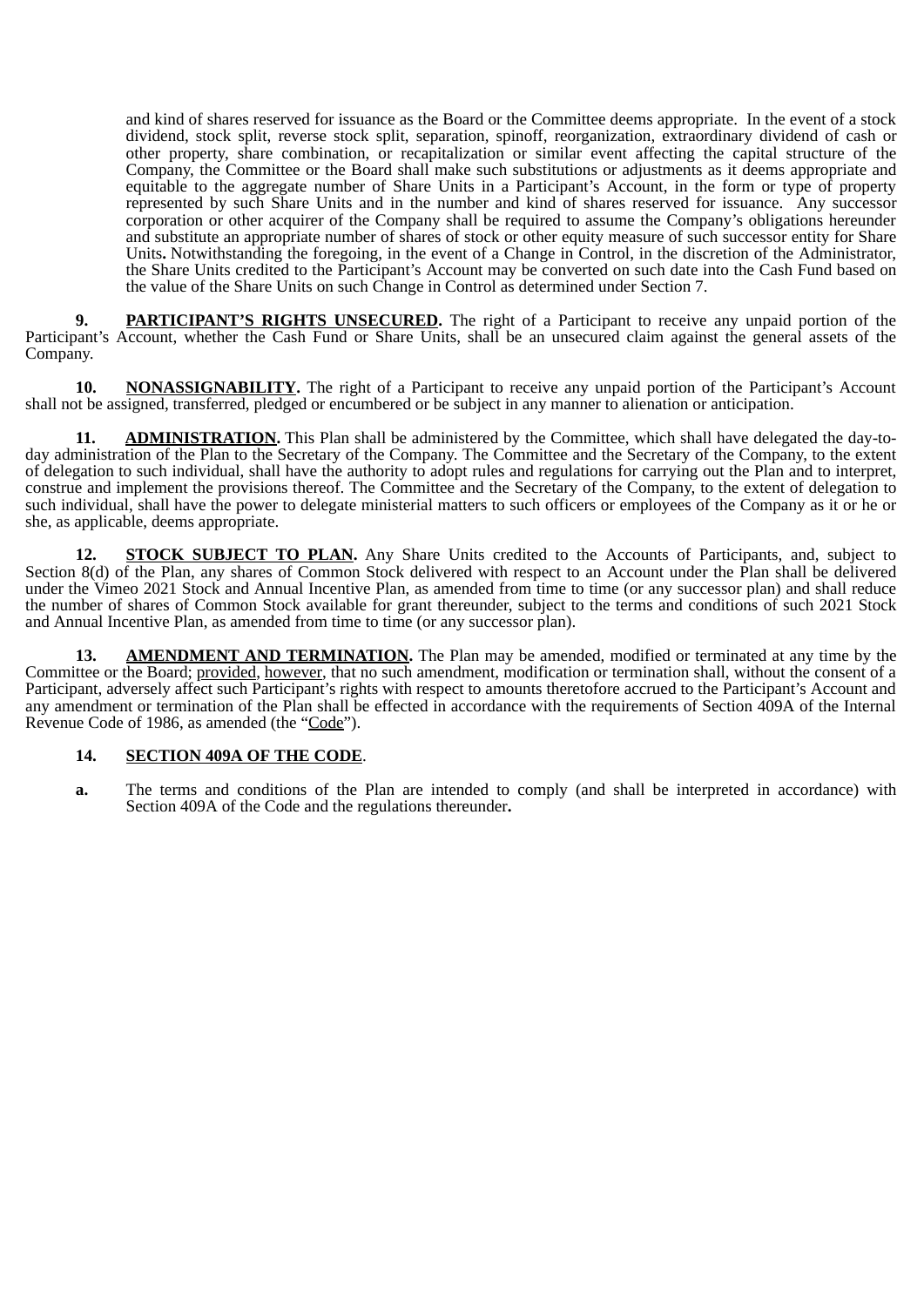and kind of shares reserved for issuance as the Board or the Committee deems appropriate. In the event of a stock dividend, stock split, reverse stock split, separation, spinoff, reorganization, extraordinary dividend of cash or other property, share combination, or recapitalization or similar event affecting the capital structure of the Company, the Committee or the Board shall make such substitutions or adjustments as it deems appropriate and equitable to the aggregate number of Share Units in a Participant's Account, in the form or type of property represented by such Share Units and in the number and kind of shares reserved for issuance. Any successor corporation or other acquirer of the Company shall be required to assume the Company's obligations hereunder and substitute an appropriate number of shares of stock or other equity measure of such successor entity for Share Units**.** Notwithstanding the foregoing, in the event of a Change in Control, in the discretion of the Administrator, the Share Units credited to the Participant's Account may be converted on such date into the Cash Fund based on the value of the Share Units on such Change in Control as determined under Section 7.

**9. PARTICIPANT'S RIGHTS UNSECURED.** The right of a Participant to receive any unpaid portion of the Participant's Account, whether the Cash Fund or Share Units, shall be an unsecured claim against the general assets of the Company.

**10. NONASSIGNABILITY.** The right of a Participant to receive any unpaid portion of the Participant's Account shall not be assigned, transferred, pledged or encumbered or be subject in any manner to alienation or anticipation.

**11. ADMINISTRATION.** This Plan shall be administered by the Committee, which shall have delegated the day-to-day administration of the Plan to the Secretary of the Company. The Committee and the Secretary of the Company, to the extent of delegation to such individual, shall have the authority to adopt rules and regulations for carrying out the Plan and to interpret, construe and implement the provisions thereof. The Committee and the Secretary of the Company, to the extent of delegation to such individual, shall have the power to delegate ministerial matters to such officers or employees of the Company as it or he or she, as applicable, deems appropriate.

**12. STOCK SUBJECT TO PLAN.** Any Share Units credited to the Accounts of Participants, and, subject to Section 8(d) of the Plan, any shares of Common Stock delivered with respect to an Account under the Plan shall be delivered under the Vimeo 2021 Stock and Annual Incentive Plan, as amended from time to time (or any successor plan) and shall reduce the number of shares of Common Stock available for grant thereunder, subject to the terms and conditions of such 2021 Stock and Annual Incentive Plan, as amended from time to time (or any successor plan).

**13. AMENDMENT AND TERMINATION.** The Plan may be amended, modified or terminated at any time by the Committee or the Board; provided, however, that no such amendment, modification or termination shall, without the consent of a Participant, adversely affect such Participant's rights with respect to amounts theretofore accrued to the Participant's Account and any amendment or termination of the Plan shall be effected in accordance with the requirements of Section 409A of the Internal Revenue Code of 1986, as amended (the "Code").

**14. SECTION 409A OF THE CODE**.

**a.** The terms and conditions of the Plan are intended to comply (and shall be interpreted in accordance) with Section 409A of the Code and the regulations thereunder**.**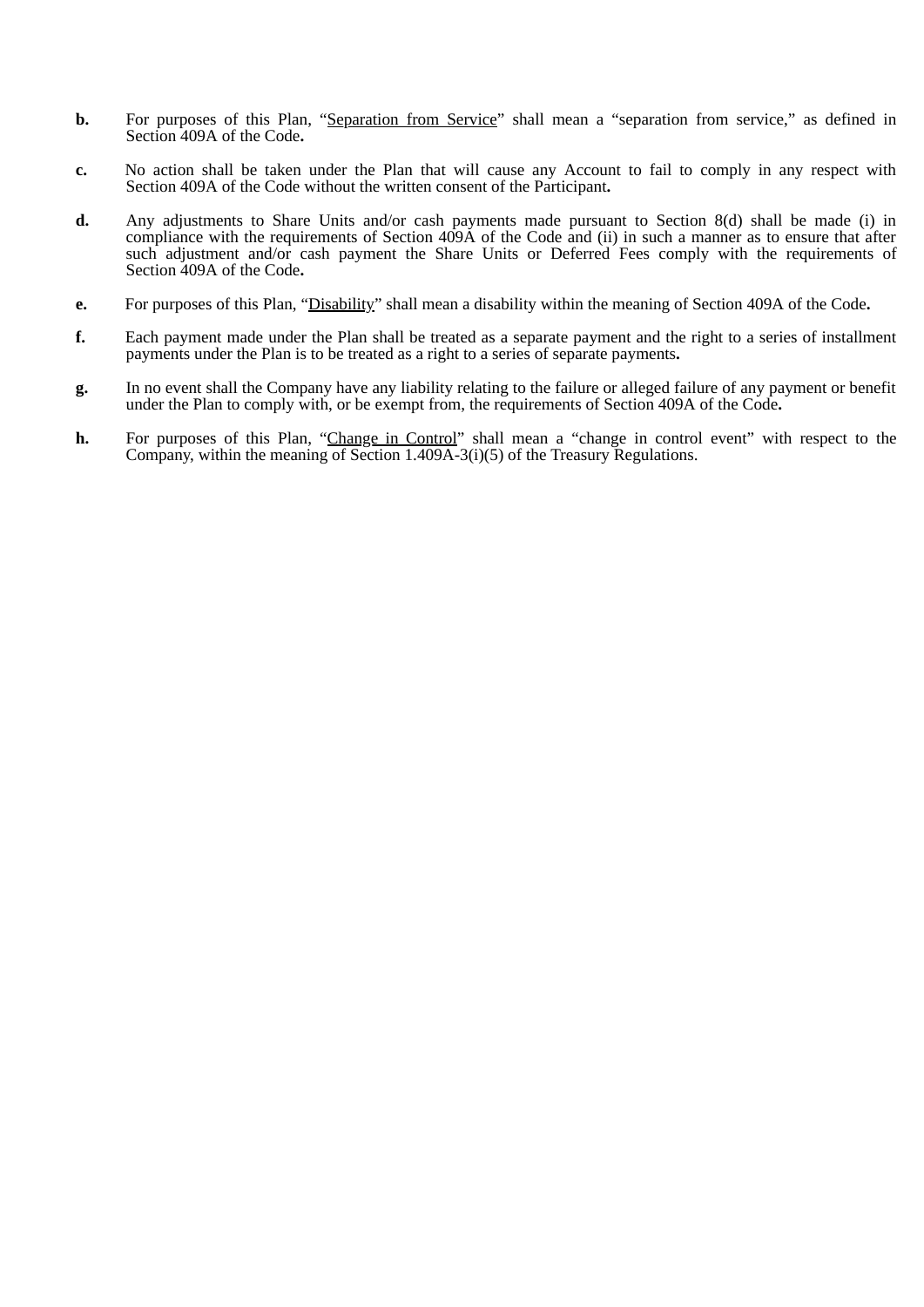**b.** For purposes of this Plan, "Separation from Service" shall mean a "separation from service," as defined in Section 409A of the Code**.**

**c.** No action shall be taken under the Plan that will cause any Account to fail to comply in any respect with Section 409A of the Code without the written consent of the Participant**.**

**d.** Any adjustments to Share Units and/or cash payments made pursuant to Section 8(d) shall be made (i) in compliance with the requirements of Section 409A of the Code and (ii) in such a manner as to ensure that after such adjustment and/or cash payment the Share Units or Deferred Fees comply with the requirements of Section 409A of the Code**.**

**e.** For purposes of this Plan, "Disability" shall mean a disability within the meaning of Section 409A of the Code**.**

**f.** Each payment made under the Plan shall be treated as a separate payment and the right to a series of installment payments under the Plan is to be treated as a right to a series of separate payments**.**

**g.** In no event shall the Company have any liability relating to the failure or alleged failure of any payment or benefit under the Plan to comply with, or be exempt from, the requirements of Section 409A of the Code**.**

**h.** For purposes of this Plan, "Change in Control" shall mean a "change in control event" with respect to the Company, within the meaning of Section 1.409A-3(i)(5) of the Treasury Regulations.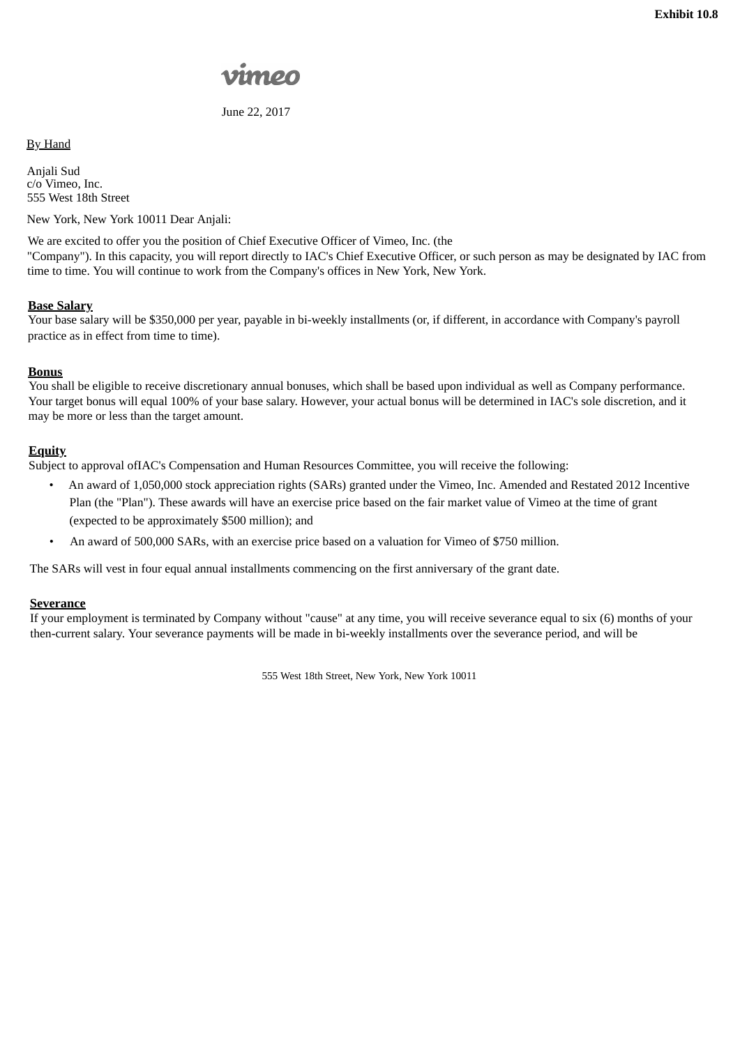**Exhibit 10.8**

vimeo

June 22, 2017

By Hand

Anjali Sud
c/o Vimeo, Inc.
555 West 18th Street

New York, New York 10011 Dear Anjali:

We are excited to offer you the position of Chief Executive Officer of Vimeo, Inc. (the "Company"). In this capacity, you will report directly to IAC's Chief Executive Officer, or such person as may be designated by IAC from time to time. You will continue to work from the Company's offices in New York, New York.

**Base Salary**

Your base salary will be $350,000 per year, payable in bi-weekly installments (or, if different, in accordance with Company's payroll practice as in effect from time to time).

**Bonus**

You shall be eligible to receive discretionary annual bonuses, which shall be based upon individual as well as Company performance. Your target bonus will equal 100% of your base salary. However, your actual bonus will be determined in IAC's sole discretion, and it may be more or less than the target amount.

**Equity**

Subject to approval ofIAC's Compensation and Human Resources Committee, you will receive the following:

- An award of 1,050,000 stock appreciation rights (SARs) granted under the Vimeo, Inc. Amended and Restated 2012 Incentive Plan (the "Plan"). These awards will have an exercise price based on the fair market value of Vimeo at the time of grant (expected to be approximately $500 million); and
- An award of 500,000 SARs, with an exercise price based on a valuation for Vimeo of $750 million.

The SARs will vest in four equal annual installments commencing on the first anniversary of the grant date.

**Severance**

If your employment is terminated by Company without "cause" at any time, you will receive severance equal to six (6) months of your then-current salary. Your severance payments will be made in bi-weekly installments over the severance period, and will be

555 West 18th Street, New York, New York 10011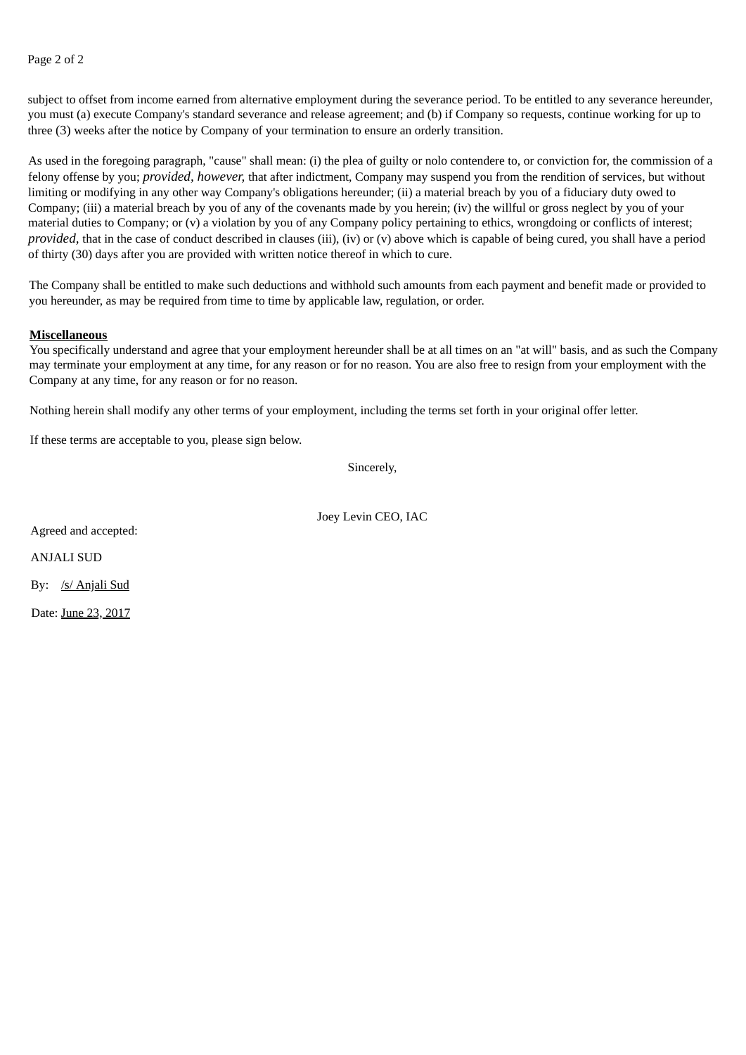subject to offset from income earned from alternative employment during the severance period. To be entitled to any severance hereunder, you must (a) execute Company's standard severance and release agreement; and (b) if Company so requests, continue working for up to three (3) weeks after the notice by Company of your termination to ensure an orderly transition.

As used in the foregoing paragraph, "cause" shall mean: (i) the plea of guilty or nolo contendere to, or conviction for, the commission of a felony offense by you; *provided*, *however*, that after indictment, Company may suspend you from the rendition of services, but without limiting or modifying in any other way Company's obligations hereunder; (ii) a material breach by you of a fiduciary duty owed to Company; (iii) a material breach by you of any of the covenants made by you herein; (iv) the willful or gross neglect by you of your material duties to Company; or (v) a violation by you of any Company policy pertaining to ethics, wrongdoing or conflicts of interest; *provided*, that in the case of conduct described in clauses (iii), (iv) or (v) above which is capable of being cured, you shall have a period of thirty (30) days after you are provided with written notice thereof in which to cure.

The Company shall be entitled to make such deductions and withhold such amounts from each payment and benefit made or provided to you hereunder, as may be required from time to time by applicable law, regulation, or order.

**Miscellaneous**

You specifically understand and agree that your employment hereunder shall be at all times on an "at will" basis, and as such the Company may terminate your employment at any time, for any reason or for no reason. You are also free to resign from your employment with the Company at any time, for any reason or for no reason.

Nothing herein shall modify any other terms of your employment, including the terms set forth in your original offer letter.

If these terms are acceptable to you, please sign below.

Sincerely,

Joey Levin CEO, IAC

Agreed and accepted:

ANJALI SUD

By: /s/ Anjali Sud

Date: June 23, 2017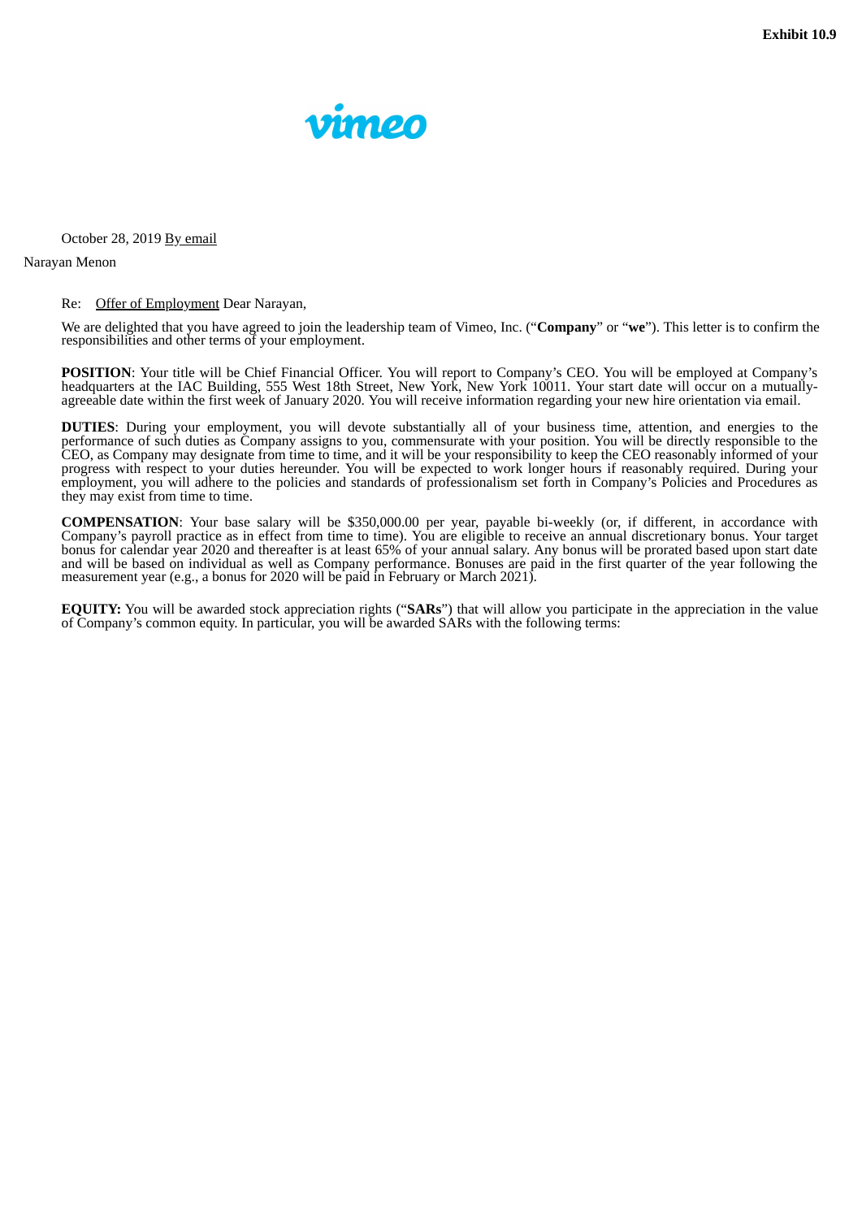Exhibit 10.9

vimeo

October 28, 2019 By email

Narayan Menon

Re: Offer of Employment Dear Narayan,

We are delighted that you have agreed to join the leadership team of Vimeo, Inc. ("**Company**" or "**we**"). This letter is to confirm the responsibilities and other terms of your employment.

**POSITION**: Your title will be Chief Financial Officer. You will report to Company's CEO. You will be employed at Company's headquarters at the IAC Building, 555 West 18th Street, New York, New York 10011. Your start date will occur on a mutually-agreeable date within the first week of January 2020. You will receive information regarding your new hire orientation via email.

**DUTIES**: During your employment, you will devote substantially all of your business time, attention, and energies to the performance of such duties as Company assigns to you, commensurate with your position. You will be directly responsible to the CEO, as Company may designate from time to time, and it will be your responsibility to keep the CEO reasonably informed of your progress with respect to your duties hereunder. You will be expected to work longer hours if reasonably required. During your employment, you will adhere to the policies and standards of professionalism set forth in Company's Policies and Procedures as they may exist from time to time.

**COMPENSATION**: Your base salary will be $350,000.00 per year, payable bi-weekly (or, if different, in accordance with Company's payroll practice as in effect from time to time). You are eligible to receive an annual discretionary bonus. Your target bonus for calendar year 2020 and thereafter is at least 65% of your annual salary. Any bonus will be prorated based upon start date and will be based on individual as well as Company performance. Bonuses are paid in the first quarter of the year following the measurement year (e.g., a bonus for 2020 will be paid in February or March 2021).

**EQUITY:** You will be awarded stock appreciation rights ("**SARs**") that will allow you participate in the appreciation in the value of Company's common equity. In particular, you will be awarded SARs with the following terms: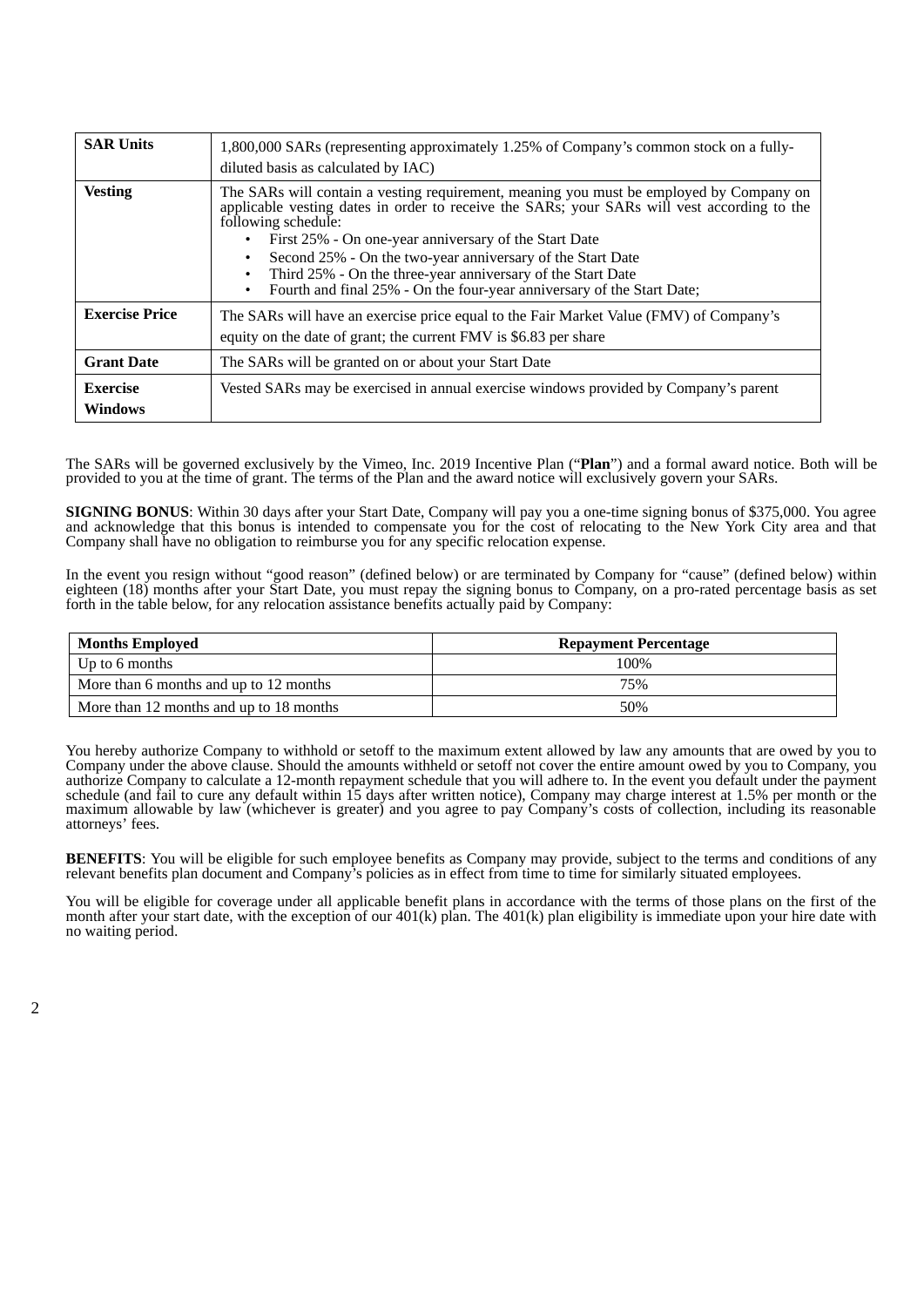| **SAR Units** | 1,800,000 SARs (representing approximately 1.25% of Company's common stock on a fully-diluted basis as calculated by IAC) |
| --- | --- |
| **Vesting** | The SARs will contain a vesting requirement, meaning you must be employed by Company on applicable vesting dates in order to receive the SARs; your SARs will vest according to the following schedule:<br>• First 25% - On one-year anniversary of the Start Date<br>• Second 25% - On the two-year anniversary of the Start Date<br>• Third 25% - On the three-year anniversary of the Start Date<br>• Fourth and final 25% - On the four-year anniversary of the Start Date; |
| **Exercise Price** | The SARs will have an exercise price equal to the Fair Market Value (FMV) of Company's equity on the date of grant; the current FMV is $6.83 per share |
| **Grant Date** | The SARs will be granted on or about your Start Date |
| **Exercise Windows** | Vested SARs may be exercised in annual exercise windows provided by Company's parent |

The SARs will be governed exclusively by the Vimeo, Inc. 2019 Incentive Plan ("**Plan**") and a formal award notice. Both will be provided to you at the time of grant. The terms of the Plan and the award notice will exclusively govern your SARs.

**SIGNING BONUS**: Within 30 days after your Start Date, Company will pay you a one-time signing bonus of $375,000. You agree and acknowledge that this bonus is intended to compensate you for the cost of relocating to the New York City area and that Company shall have no obligation to reimburse you for any specific relocation expense.

In the event you resign without "good reason" (defined below) or are terminated by Company for "cause" (defined below) within eighteen (18) months after your Start Date, you must repay the signing bonus to Company, on a pro-rated percentage basis as set forth in the table below, for any relocation assistance benefits actually paid by Company:

| **Months Employed** | **Repayment Percentage** |
| --- | --- |
| Up to 6 months | 100% |
| More than 6 months and up to 12 months | 75% |
| More than 12 months and up to 18 months | 50% |

You hereby authorize Company to withhold or setoff to the maximum extent allowed by law any amounts that are owed by you to Company under the above clause. Should the amounts withheld or setoff not cover the entire amount owed by you to Company, you authorize Company to calculate a 12-month repayment schedule that you will adhere to. In the event you default under the payment schedule (and fail to cure any default within 15 days after written notice), Company may charge interest at 1.5% per month or the maximum allowable by law (whichever is greater) and you agree to pay Company's costs of collection, including its reasonable attorneys' fees.

**BENEFITS**: You will be eligible for such employee benefits as Company may provide, subject to the terms and conditions of any relevant benefits plan document and Company's policies as in effect from time to time for similarly situated employees.

You will be eligible for coverage under all applicable benefit plans in accordance with the terms of those plans on the first of the month after your start date, with the exception of our 401(k) plan. The 401(k) plan eligibility is immediate upon your hire date with no waiting period.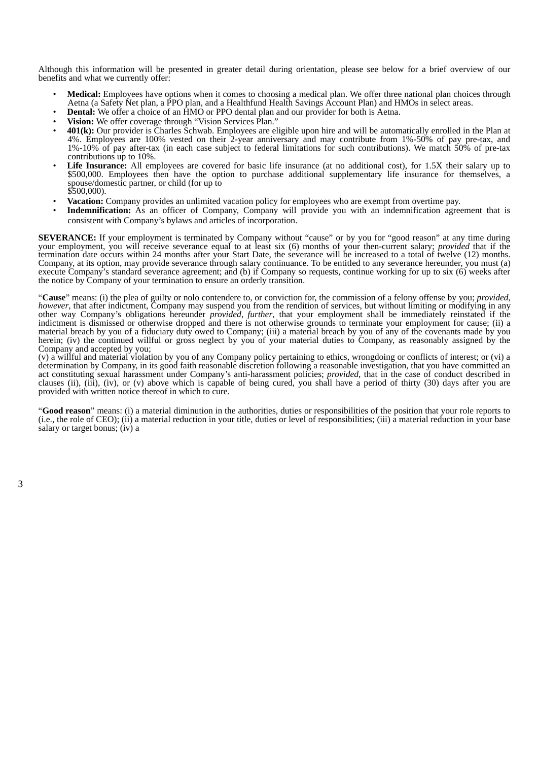Although this information will be presented in greater detail during orientation, please see below for a brief overview of our benefits and what we currently offer:

- **Medical:** Employees have options when it comes to choosing a medical plan. We offer three national plan choices through Aetna (a Safety Net plan, a PPO plan, and a Healthfund Health Savings Account Plan) and HMOs in select areas.
- **Dental:** We offer a choice of an HMO or PPO dental plan and our provider for both is Aetna.
- **Vision:** We offer coverage through "Vision Services Plan."
- **401(k):** Our provider is Charles Schwab. Employees are eligible upon hire and will be automatically enrolled in the Plan at 4%. Employees are 100% vested on their 2-year anniversary and may contribute from 1%-50% of pay pre-tax, and 1%-10% of pay after-tax (in each case subject to federal limitations for such contributions). We match 50% of pre-tax contributions up to 10%.
- **Life Insurance:** All employees are covered for basic life insurance (at no additional cost), for 1.5X their salary up to $500,000. Employees then have the option to purchase additional supplementary life insurance for themselves, a spouse/domestic partner, or child (for up to $500,000).
- **Vacation:** Company provides an unlimited vacation policy for employees who are exempt from overtime pay.
- **Indemnification:** As an officer of Company, Company will provide you with an indemnification agreement that is consistent with Company's bylaws and articles of incorporation.

**SEVERANCE:** If your employment is terminated by Company without "cause" or by you for "good reason" at any time during your employment, you will receive severance equal to at least six (6) months of your then-current salary; *provided* that if the termination date occurs within 24 months after your Start Date, the severance will be increased to a total of twelve (12) months. Company, at its option, may provide severance through salary continuance. To be entitled to any severance hereunder, you must (a) execute Company's standard severance agreement; and (b) if Company so requests, continue working for up to six (6) weeks after the notice by Company of your termination to ensure an orderly transition.

"**Cause**" means: (i) the plea of guilty or nolo contendere to, or conviction for, the commission of a felony offense by you; *provided, however*, that after indictment, Company may suspend you from the rendition of services, but without limiting or modifying in any other way Company's obligations hereunder *provided*, *further*, that your employment shall be immediately reinstated if the indictment is dismissed or otherwise dropped and there is not otherwise grounds to terminate your employment for cause; (ii) a material breach by you of a fiduciary duty owed to Company; (iii) a material breach by you of any of the covenants made by you herein; (iv) the continued willful or gross neglect by you of your material duties to Company, as reasonably assigned by the Company and accepted by you;
(v) a willful and material violation by you of any Company policy pertaining to ethics, wrongdoing or conflicts of interest; or (vi) a determination by Company, in its good faith reasonable discretion following a reasonable investigation, that you have committed an act constituting sexual harassment under Company's anti-harassment policies; *provided*, that in the case of conduct described in clauses (ii), (iii), (iv), or (v) above which is capable of being cured, you shall have a period of thirty (30) days after you are provided with written notice thereof in which to cure.

"**Good reason**" means: (i) a material diminution in the authorities, duties or responsibilities of the position that your role reports to (i.e., the role of CEO); (ii) a material reduction in your title, duties or level of responsibilities; (iii) a material reduction in your base salary or target bonus; (iv) a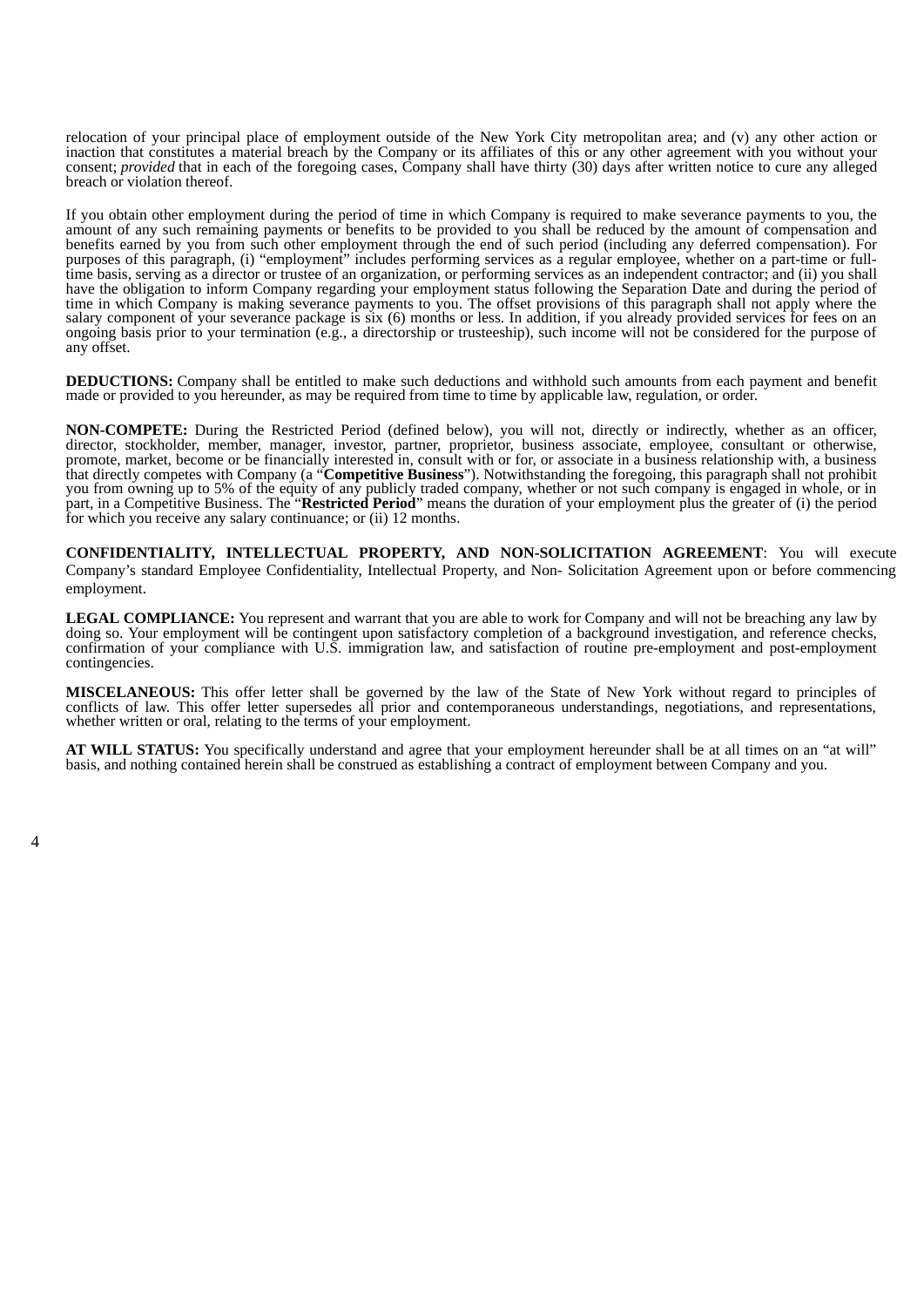relocation of your principal place of employment outside of the New York City metropolitan area; and (v) any other action or inaction that constitutes a material breach by the Company or its affiliates of this or any other agreement with you without your consent; *provided* that in each of the foregoing cases, Company shall have thirty (30) days after written notice to cure any alleged breach or violation thereof.

If you obtain other employment during the period of time in which Company is required to make severance payments to you, the amount of any such remaining payments or benefits to be provided to you shall be reduced by the amount of compensation and benefits earned by you from such other employment through the end of such period (including any deferred compensation). For purposes of this paragraph, (i) "employment" includes performing services as a regular employee, whether on a part-time or full-time basis, serving as a director or trustee of an organization, or performing services as an independent contractor; and (ii) you shall have the obligation to inform Company regarding your employment status following the Separation Date and during the period of time in which Company is making severance payments to you. The offset provisions of this paragraph shall not apply where the salary component of your severance package is six (6) months or less. In addition, if you already provided services for fees on an ongoing basis prior to your termination (e.g., a directorship or trusteeship), such income will not be considered for the purpose of any offset.

**DEDUCTIONS:** Company shall be entitled to make such deductions and withhold such amounts from each payment and benefit made or provided to you hereunder, as may be required from time to time by applicable law, regulation, or order.

**NON-COMPETE:** During the Restricted Period (defined below), you will not, directly or indirectly, whether as an officer, director, stockholder, member, manager, investor, partner, proprietor, business associate, employee, consultant or otherwise, promote, market, become or be financially interested in, consult with or for, or associate in a business relationship with, a business that directly competes with Company (a "**Competitive Business**"). Notwithstanding the foregoing, this paragraph shall not prohibit you from owning up to 5% of the equity of any publicly traded company, whether or not such company is engaged in whole, or in part, in a Competitive Business. The "**Restricted Period**" means the duration of your employment plus the greater of (i) the period for which you receive any salary continuance; or (ii) 12 months.

**CONFIDENTIALITY, INTELLECTUAL PROPERTY, AND NON-SOLICITATION AGREEMENT**: You will execute Company's standard Employee Confidentiality, Intellectual Property, and Non- Solicitation Agreement upon or before commencing employment.

**LEGAL COMPLIANCE:** You represent and warrant that you are able to work for Company and will not be breaching any law by doing so. Your employment will be contingent upon satisfactory completion of a background investigation, and reference checks, confirmation of your compliance with U.S. immigration law, and satisfaction of routine pre-employment and post-employment contingencies.

**MISCELANEOUS:** This offer letter shall be governed by the law of the State of New York without regard to principles of conflicts of law. This offer letter supersedes all prior and contemporaneous understandings, negotiations, and representations, whether written or oral, relating to the terms of your employment.

**AT WILL STATUS:** You specifically understand and agree that your employment hereunder shall be at all times on an "at will" basis, and nothing contained herein shall be construed as establishing a contract of employment between Company and you.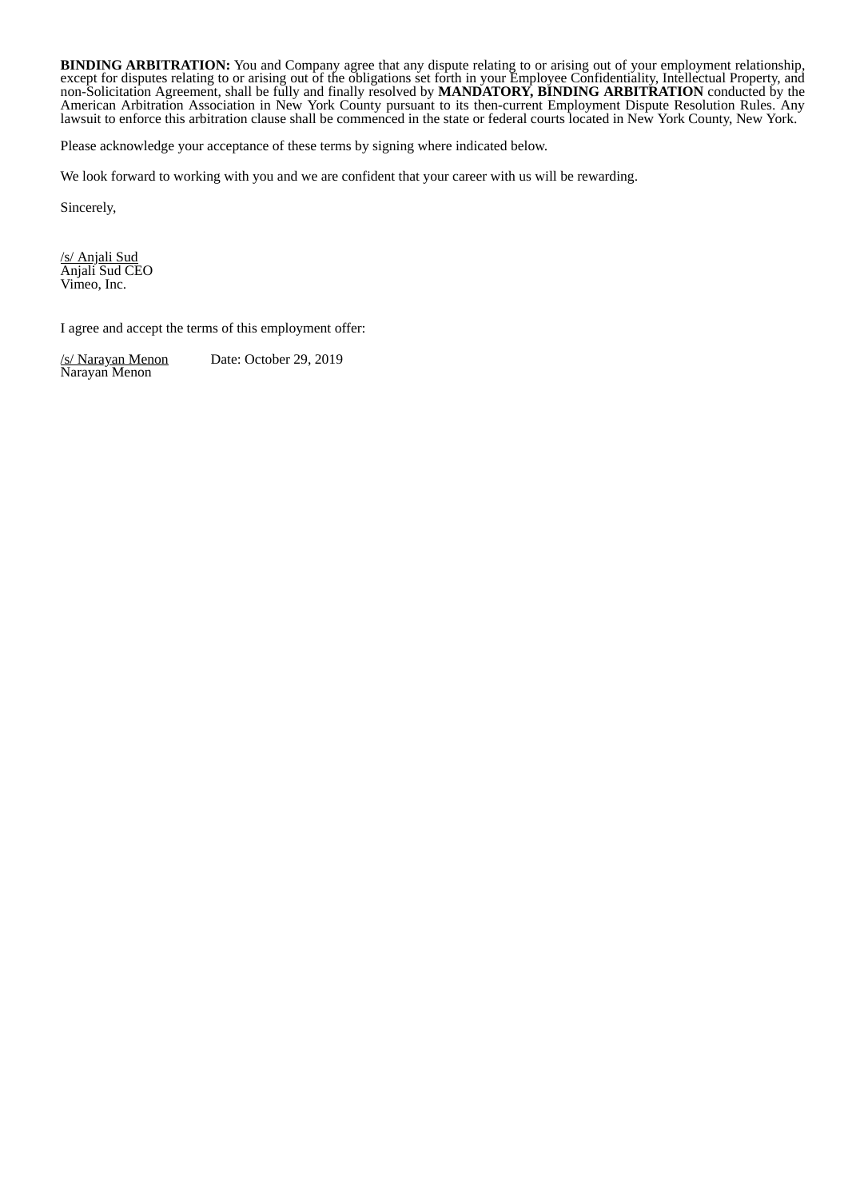**BINDING ARBITRATION:** You and Company agree that any dispute relating to or arising out of your employment relationship, except for disputes relating to or arising out of the obligations set forth in your Employee Confidentiality, Intellectual Property, and non-Solicitation Agreement, shall be fully and finally resolved by **MANDATORY, BINDING ARBITRATION** conducted by the American Arbitration Association in New York County pursuant to its then-current Employment Dispute Resolution Rules. Any lawsuit to enforce this arbitration clause shall be commenced in the state or federal courts located in New York County, New York.

Please acknowledge your acceptance of these terms by signing where indicated below.

We look forward to working with you and we are confident that your career with us will be rewarding.

Sincerely,

/s/ Anjali Sud
Anjali Sud CEO
Vimeo, Inc.

I agree and accept the terms of this employment offer:

/s/ Narayan Menon    Date: October 29, 2019
Narayan Menon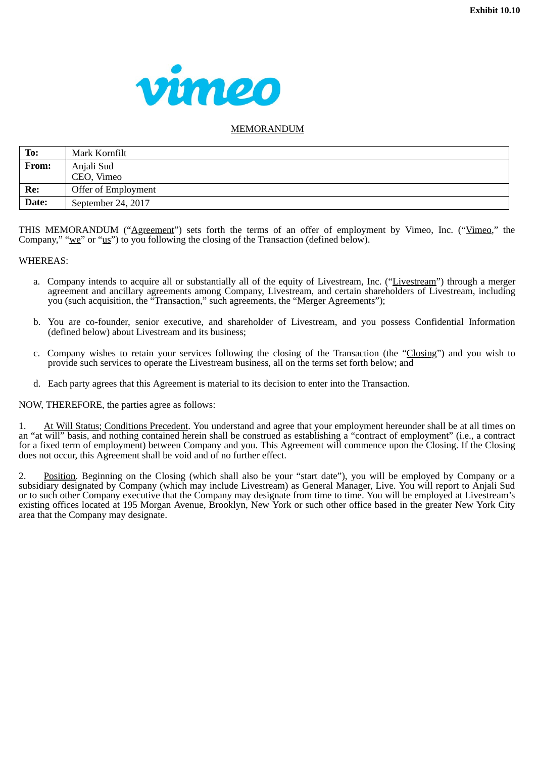**Exhibit 10.10**

vimeo

MEMORANDUM

| To: | Mark Kornfilt |
|---|---|
| From: | Anjali Sud<br>CEO, Vimeo |
| Re: | Offer of Employment |
| Date: | September 24, 2017 |

THIS MEMORANDUM ("Agreement") sets forth the terms of an offer of employment by Vimeo, Inc. ("Vimeo," the Company," "we" or "us") to you following the closing of the Transaction (defined below).

WHEREAS:

a. Company intends to acquire all or substantially all of the equity of Livestream, Inc. ("Livestream") through a merger agreement and ancillary agreements among Company, Livestream, and certain shareholders of Livestream, including you (such acquisition, the "Transaction," such agreements, the "Merger Agreements");

b. You are co-founder, senior executive, and shareholder of Livestream, and you possess Confidential Information (defined below) about Livestream and its business;

c. Company wishes to retain your services following the closing of the Transaction (the "Closing") and you wish to provide such services to operate the Livestream business, all on the terms set forth below; and

d. Each party agrees that this Agreement is material to its decision to enter into the Transaction.

NOW, THEREFORE, the parties agree as follows:

1. At Will Status; Conditions Precedent. You understand and agree that your employment hereunder shall be at all times on an "at will" basis, and nothing contained herein shall be construed as establishing a "contract of employment" (i.e., a contract for a fixed term of employment) between Company and you. This Agreement will commence upon the Closing. If the Closing does not occur, this Agreement shall be void and of no further effect.

2. Position. Beginning on the Closing (which shall also be your "start date"), you will be employed by Company or a subsidiary designated by Company (which may include Livestream) as General Manager, Live. You will report to Anjali Sud or to such other Company executive that the Company may designate from time to time. You will be employed at Livestream's existing offices located at 195 Morgan Avenue, Brooklyn, New York or such other office based in the greater New York City area that the Company may designate.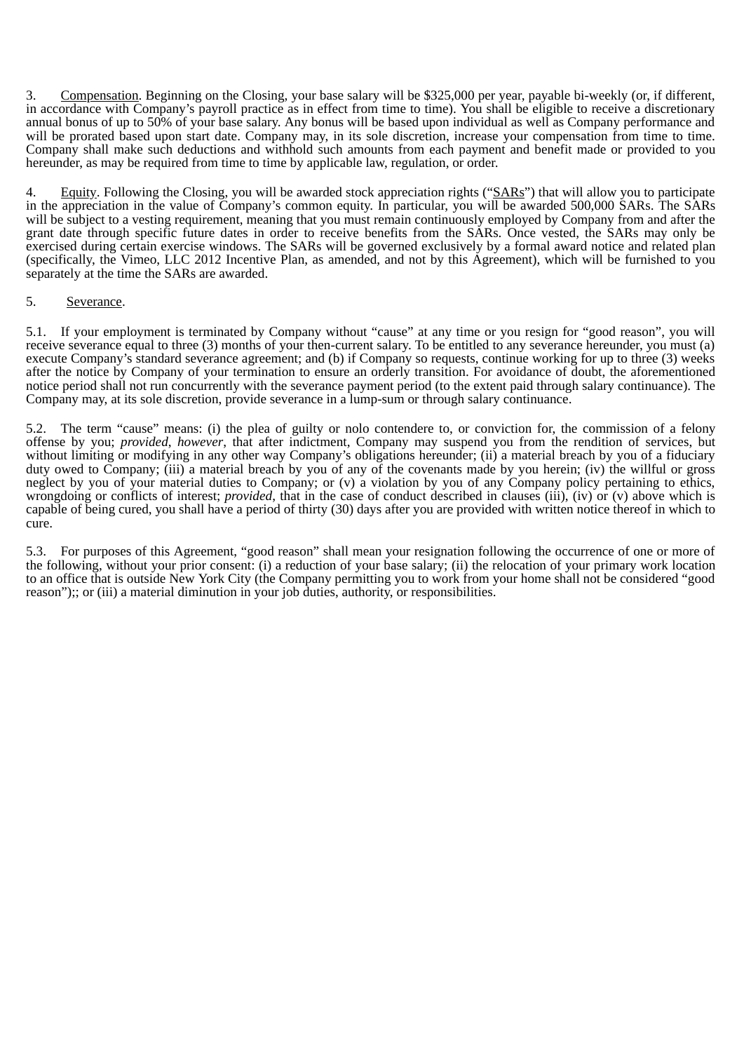3. Compensation. Beginning on the Closing, your base salary will be $325,000 per year, payable bi-weekly (or, if different, in accordance with Company's payroll practice as in effect from time to time). You shall be eligible to receive a discretionary annual bonus of up to 50% of your base salary. Any bonus will be based upon individual as well as Company performance and will be prorated based upon start date. Company may, in its sole discretion, increase your compensation from time to time. Company shall make such deductions and withhold such amounts from each payment and benefit made or provided to you hereunder, as may be required from time to time by applicable law, regulation, or order.

4. Equity. Following the Closing, you will be awarded stock appreciation rights ("SARs") that will allow you to participate in the appreciation in the value of Company's common equity. In particular, you will be awarded 500,000 SARs. The SARs will be subject to a vesting requirement, meaning that you must remain continuously employed by Company from and after the grant date through specific future dates in order to receive benefits from the SARs. Once vested, the SARs may only be exercised during certain exercise windows. The SARs will be governed exclusively by a formal award notice and related plan (specifically, the Vimeo, LLC 2012 Incentive Plan, as amended, and not by this Agreement), which will be furnished to you separately at the time the SARs are awarded.

5. Severance.

5.1. If your employment is terminated by Company without "cause" at any time or you resign for "good reason", you will receive severance equal to three (3) months of your then-current salary. To be entitled to any severance hereunder, you must (a) execute Company's standard severance agreement; and (b) if Company so requests, continue working for up to three (3) weeks after the notice by Company of your termination to ensure an orderly transition. For avoidance of doubt, the aforementioned notice period shall not run concurrently with the severance payment period (to the extent paid through salary continuance). The Company may, at its sole discretion, provide severance in a lump-sum or through salary continuance.

5.2. The term "cause" means: (i) the plea of guilty or nolo contendere to, or conviction for, the commission of a felony offense by you; *provided, however*, that after indictment, Company may suspend you from the rendition of services, but without limiting or modifying in any other way Company's obligations hereunder; (ii) a material breach by you of a fiduciary duty owed to Company; (iii) a material breach by you of any of the covenants made by you herein; (iv) the willful or gross neglect by you of your material duties to Company; or (v) a violation by you of any Company policy pertaining to ethics, wrongdoing or conflicts of interest; *provided*, that in the case of conduct described in clauses (iii), (iv) or (v) above which is capable of being cured, you shall have a period of thirty (30) days after you are provided with written notice thereof in which to cure.

5.3. For purposes of this Agreement, "good reason" shall mean your resignation following the occurrence of one or more of the following, without your prior consent: (i) a reduction of your base salary; (ii) the relocation of your primary work location to an office that is outside New York City (the Company permitting you to work from your home shall not be considered "good reason");; or (iii) a material diminution in your job duties, authority, or responsibilities.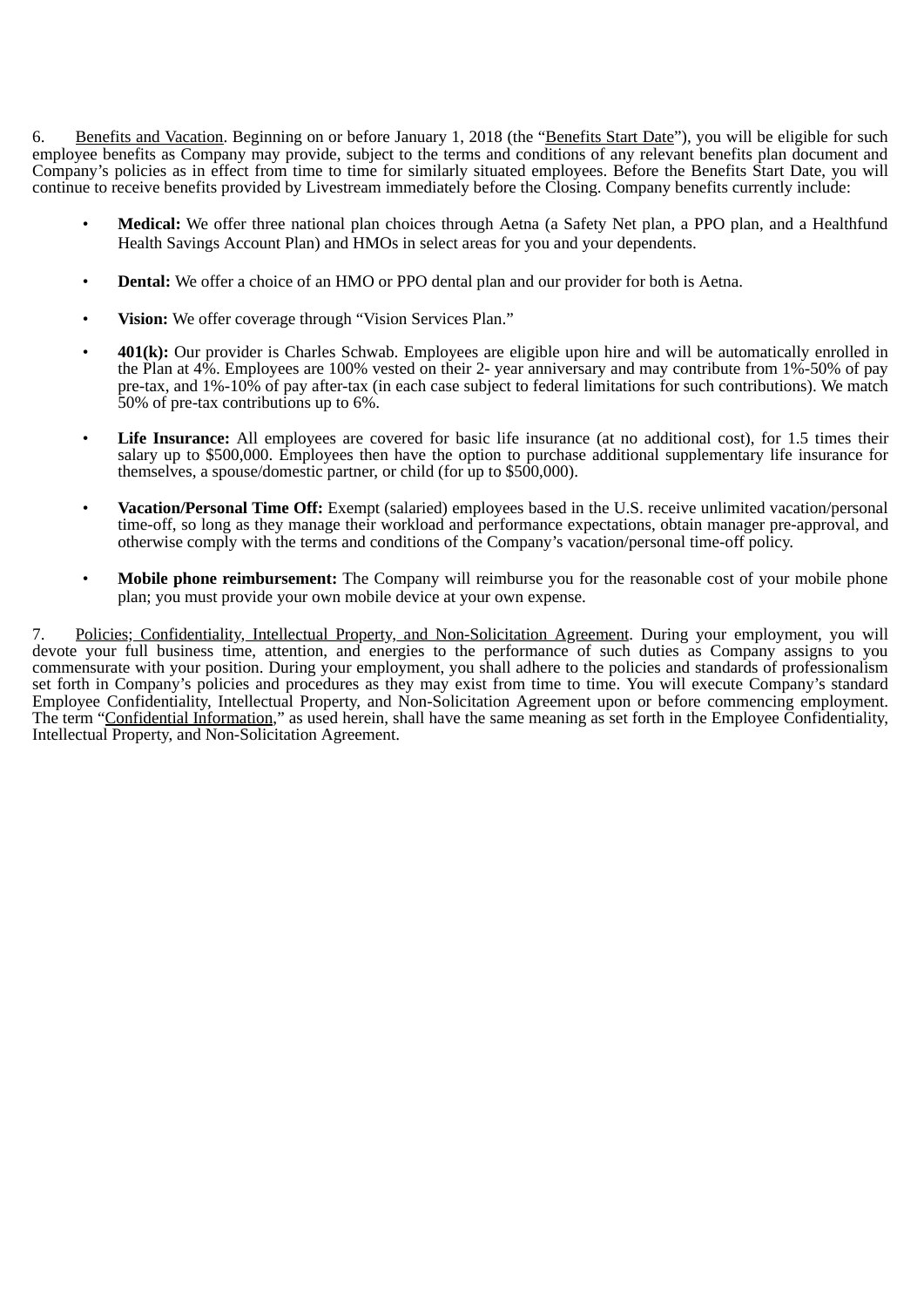6. Benefits and Vacation. Beginning on or before January 1, 2018 (the "Benefits Start Date"), you will be eligible for such employee benefits as Company may provide, subject to the terms and conditions of any relevant benefits plan document and Company's policies as in effect from time to time for similarly situated employees. Before the Benefits Start Date, you will continue to receive benefits provided by Livestream immediately before the Closing. Company benefits currently include:

- **Medical:** We offer three national plan choices through Aetna (a Safety Net plan, a PPO plan, and a Healthfund Health Savings Account Plan) and HMOs in select areas for you and your dependents.

- **Dental:** We offer a choice of an HMO or PPO dental plan and our provider for both is Aetna.

- **Vision:** We offer coverage through "Vision Services Plan."

- **401(k):** Our provider is Charles Schwab. Employees are eligible upon hire and will be automatically enrolled in the Plan at 4%. Employees are 100% vested on their 2- year anniversary and may contribute from 1%-50% of pay pre-tax, and 1%-10% of pay after-tax (in each case subject to federal limitations for such contributions). We match 50% of pre-tax contributions up to 6%.

- **Life Insurance:** All employees are covered for basic life insurance (at no additional cost), for 1.5 times their salary up to $500,000. Employees then have the option to purchase additional supplementary life insurance for themselves, a spouse/domestic partner, or child (for up to $500,000).

- **Vacation/Personal Time Off:** Exempt (salaried) employees based in the U.S. receive unlimited vacation/personal time-off, so long as they manage their workload and performance expectations, obtain manager pre-approval, and otherwise comply with the terms and conditions of the Company's vacation/personal time-off policy.

- **Mobile phone reimbursement:** The Company will reimburse you for the reasonable cost of your mobile phone plan; you must provide your own mobile device at your own expense.

7. Policies; Confidentiality, Intellectual Property, and Non-Solicitation Agreement. During your employment, you will devote your full business time, attention, and energies to the performance of such duties as Company assigns to you commensurate with your position. During your employment, you shall adhere to the policies and standards of professionalism set forth in Company's policies and procedures as they may exist from time to time. You will execute Company's standard Employee Confidentiality, Intellectual Property, and Non-Solicitation Agreement upon or before commencing employment. The term "Confidential Information," as used herein, shall have the same meaning as set forth in the Employee Confidentiality, Intellectual Property, and Non-Solicitation Agreement.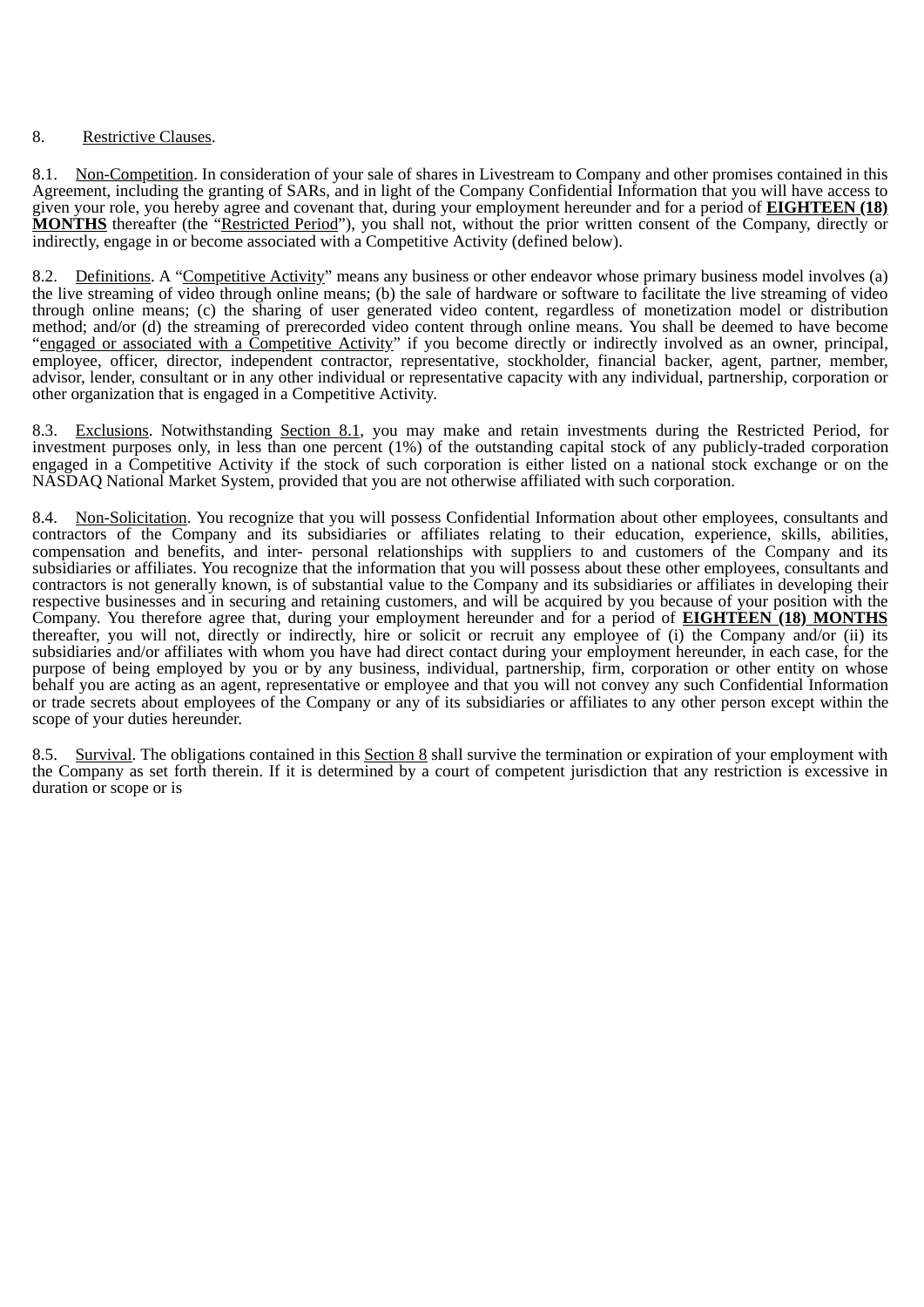8. Restrictive Clauses.

8.1. Non-Competition. In consideration of your sale of shares in Livestream to Company and other promises contained in this Agreement, including the granting of SARs, and in light of the Company Confidential Information that you will have access to given your role, you hereby agree and covenant that, during your employment hereunder and for a period of **EIGHTEEN (18) MONTHS** thereafter (the "Restricted Period"), you shall not, without the prior written consent of the Company, directly or indirectly, engage in or become associated with a Competitive Activity (defined below).

8.2. Definitions. A "Competitive Activity" means any business or other endeavor whose primary business model involves (a) the live streaming of video through online means; (b) the sale of hardware or software to facilitate the live streaming of video through online means; (c) the sharing of user generated video content, regardless of monetization model or distribution method; and/or (d) the streaming of prerecorded video content through online means. You shall be deemed to have become "engaged or associated with a Competitive Activity" if you become directly or indirectly involved as an owner, principal, employee, officer, director, independent contractor, representative, stockholder, financial backer, agent, partner, member, advisor, lender, consultant or in any other individual or representative capacity with any individual, partnership, corporation or other organization that is engaged in a Competitive Activity.

8.3. Exclusions. Notwithstanding Section 8.1, you may make and retain investments during the Restricted Period, for investment purposes only, in less than one percent (1%) of the outstanding capital stock of any publicly-traded corporation engaged in a Competitive Activity if the stock of such corporation is either listed on a national stock exchange or on the NASDAQ National Market System, provided that you are not otherwise affiliated with such corporation.

8.4. Non-Solicitation. You recognize that you will possess Confidential Information about other employees, consultants and contractors of the Company and its subsidiaries or affiliates relating to their education, experience, skills, abilities, compensation and benefits, and inter- personal relationships with suppliers to and customers of the Company and its subsidiaries or affiliates. You recognize that the information that you will possess about these other employees, consultants and contractors is not generally known, is of substantial value to the Company and its subsidiaries or affiliates in developing their respective businesses and in securing and retaining customers, and will be acquired by you because of your position with the Company. You therefore agree that, during your employment hereunder and for a period of **EIGHTEEN (18) MONTHS** thereafter, you will not, directly or indirectly, hire or solicit or recruit any employee of (i) the Company and/or (ii) its subsidiaries and/or affiliates with whom you have had direct contact during your employment hereunder, in each case, for the purpose of being employed by you or by any business, individual, partnership, firm, corporation or other entity on whose behalf you are acting as an agent, representative or employee and that you will not convey any such Confidential Information or trade secrets about employees of the Company or any of its subsidiaries or affiliates to any other person except within the scope of your duties hereunder.

8.5. Survival. The obligations contained in this Section 8 shall survive the termination or expiration of your employment with the Company as set forth therein. If it is determined by a court of competent jurisdiction that any restriction is excessive in duration or scope or is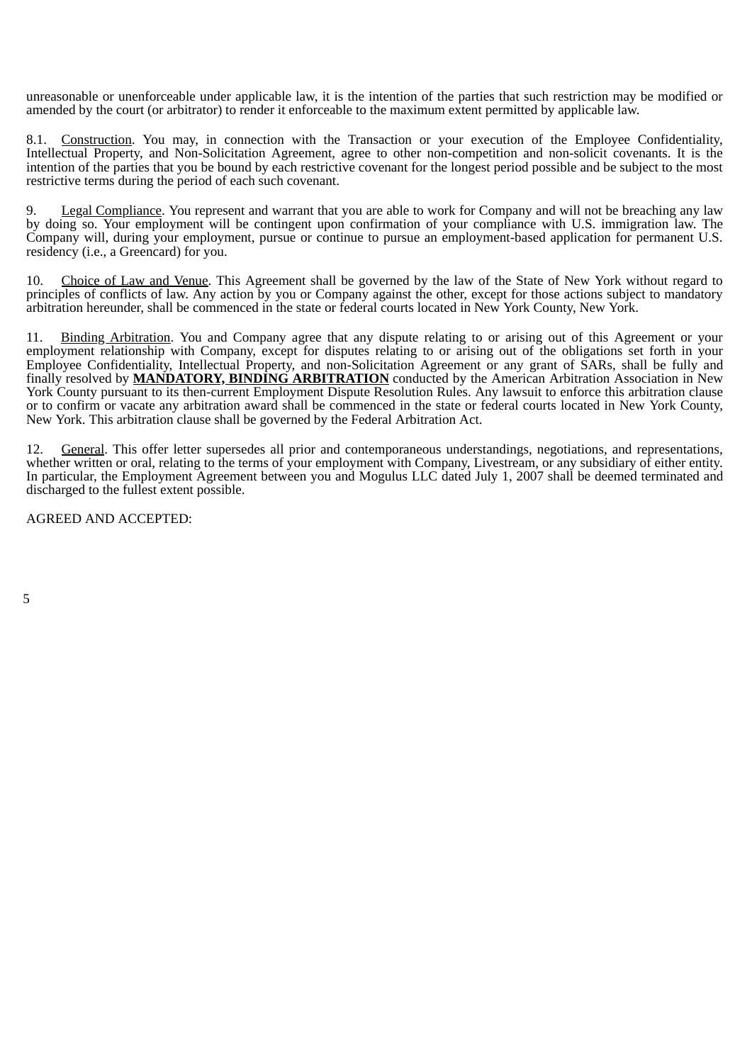unreasonable or unenforceable under applicable law, it is the intention of the parties that such restriction may be modified or amended by the court (or arbitrator) to render it enforceable to the maximum extent permitted by applicable law.

8.1. Construction. You may, in connection with the Transaction or your execution of the Employee Confidentiality, Intellectual Property, and Non-Solicitation Agreement, agree to other non-competition and non-solicit covenants. It is the intention of the parties that you be bound by each restrictive covenant for the longest period possible and be subject to the most restrictive terms during the period of each such covenant.

9. Legal Compliance. You represent and warrant that you are able to work for Company and will not be breaching any law by doing so. Your employment will be contingent upon confirmation of your compliance with U.S. immigration law. The Company will, during your employment, pursue or continue to pursue an employment-based application for permanent U.S. residency (i.e., a Greencard) for you.

10. Choice of Law and Venue. This Agreement shall be governed by the law of the State of New York without regard to principles of conflicts of law. Any action by you or Company against the other, except for those actions subject to mandatory arbitration hereunder, shall be commenced in the state or federal courts located in New York County, New York.

11. Binding Arbitration. You and Company agree that any dispute relating to or arising out of this Agreement or your employment relationship with Company, except for disputes relating to or arising out of the obligations set forth in your Employee Confidentiality, Intellectual Property, and non-Solicitation Agreement or any grant of SARs, shall be fully and finally resolved by **MANDATORY, BINDING ARBITRATION** conducted by the American Arbitration Association in New York County pursuant to its then-current Employment Dispute Resolution Rules. Any lawsuit to enforce this arbitration clause or to confirm or vacate any arbitration award shall be commenced in the state or federal courts located in New York County, New York. This arbitration clause shall be governed by the Federal Arbitration Act.

12. General. This offer letter supersedes all prior and contemporaneous understandings, negotiations, and representations, whether written or oral, relating to the terms of your employment with Company, Livestream, or any subsidiary of either entity. In particular, the Employment Agreement between you and Mogulus LLC dated July 1, 2007 shall be deemed terminated and discharged to the fullest extent possible.

AGREED AND ACCEPTED: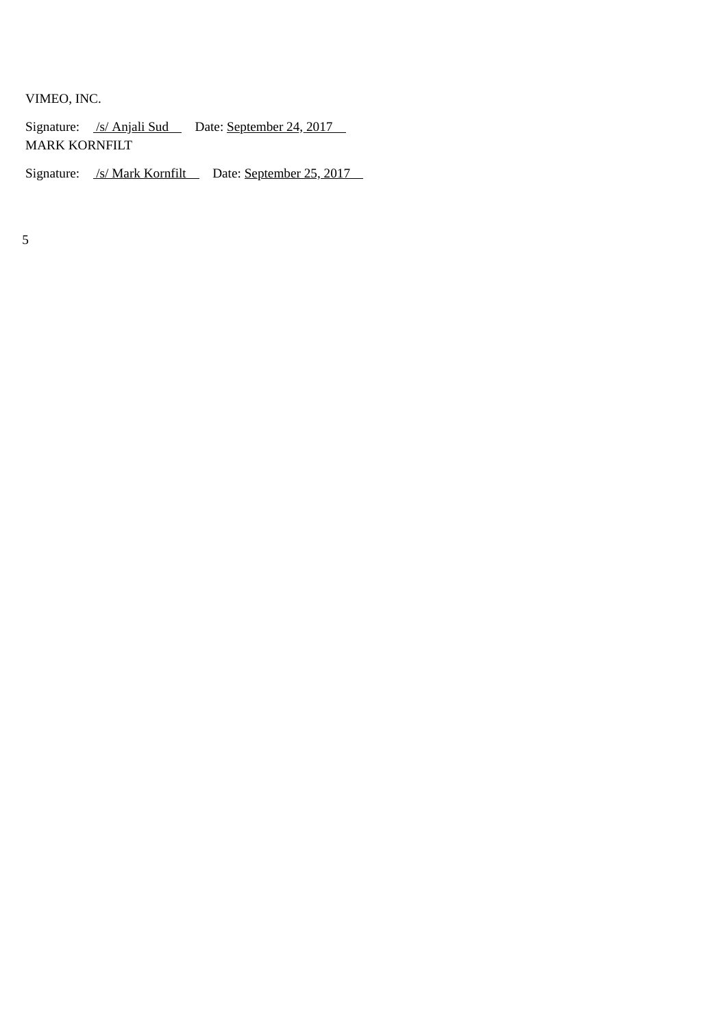VIMEO, INC.

Signature: /s/ Anjali Sud Date: September 24, 2017

MARK KORNFILT

Signature: /s/ Mark Kornfilt Date: September 25, 2017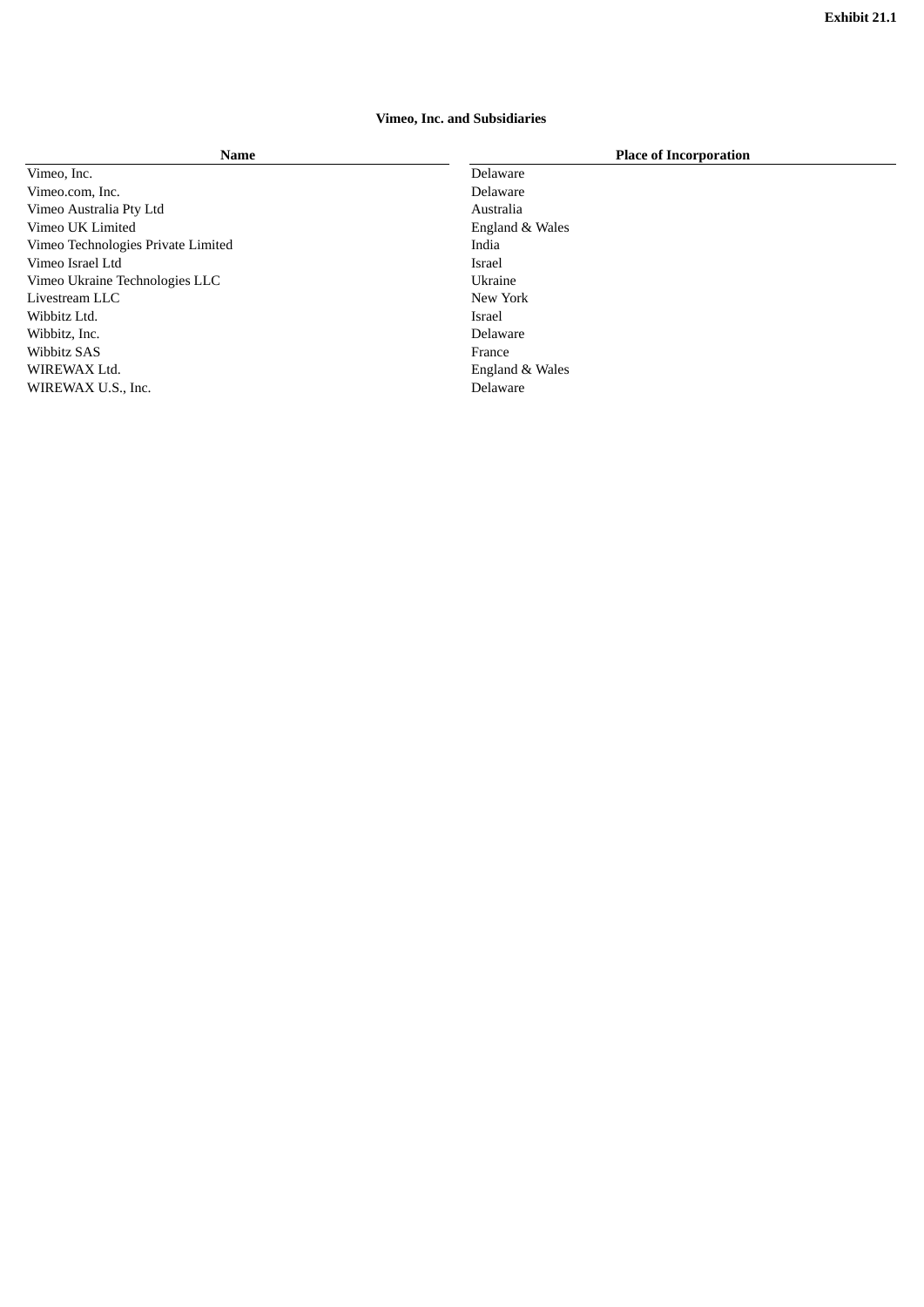**Exhibit 21.1**

**Vimeo, Inc. and Subsidiaries**

| Name | Place of Incorporation |
|---|---|
| Vimeo, Inc. | Delaware |
| Vimeo.com, Inc. | Delaware |
| Vimeo Australia Pty Ltd | Australia |
| Vimeo UK Limited | England & Wales |
| Vimeo Technologies Private Limited | India |
| Vimeo Israel Ltd | Israel |
| Vimeo Ukraine Technologies LLC | Ukraine |
| Livestream LLC | New York |
| Wibbitz Ltd. | Israel |
| Wibbitz, Inc. | Delaware |
| Wibbitz SAS | France |
| WIREWAX Ltd. | England & Wales |
| WIREWAX U.S., Inc. | Delaware |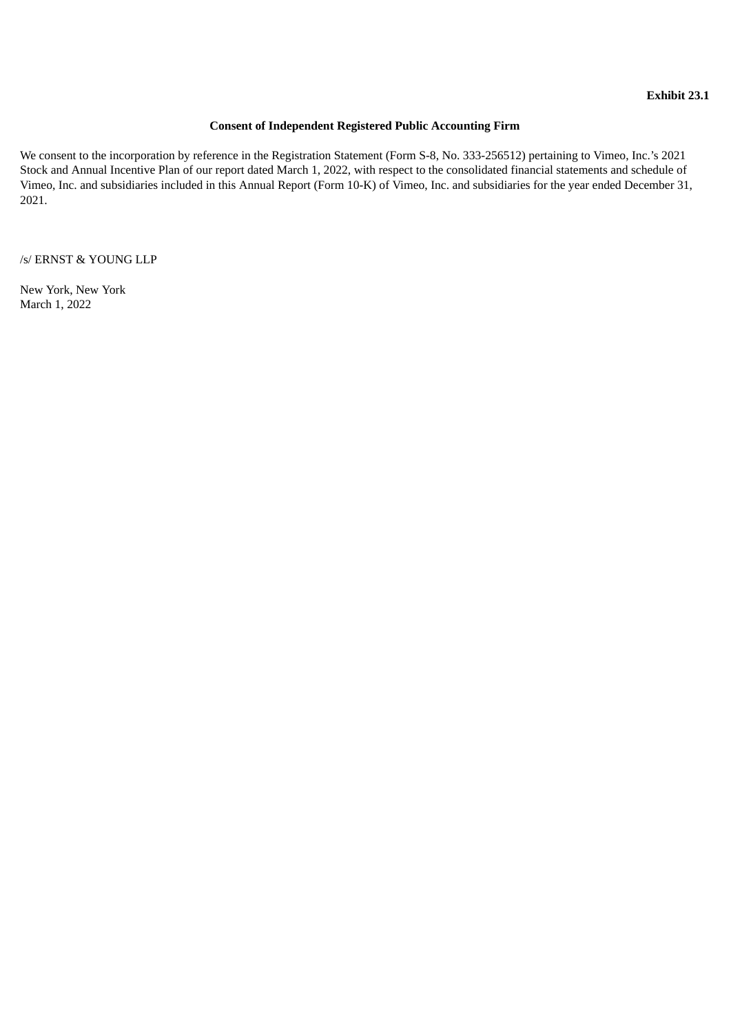**Exhibit 23.1**

## Consent of Independent Registered Public Accounting Firm

We consent to the incorporation by reference in the Registration Statement (Form S-8, No. 333-256512) pertaining to Vimeo, Inc.'s 2021 Stock and Annual Incentive Plan of our report dated March 1, 2022, with respect to the consolidated financial statements and schedule of Vimeo, Inc. and subsidiaries included in this Annual Report (Form 10-K) of Vimeo, Inc. and subsidiaries for the year ended December 31, 2021.

/s/ ERNST & YOUNG LLP

New York, New York
March 1, 2022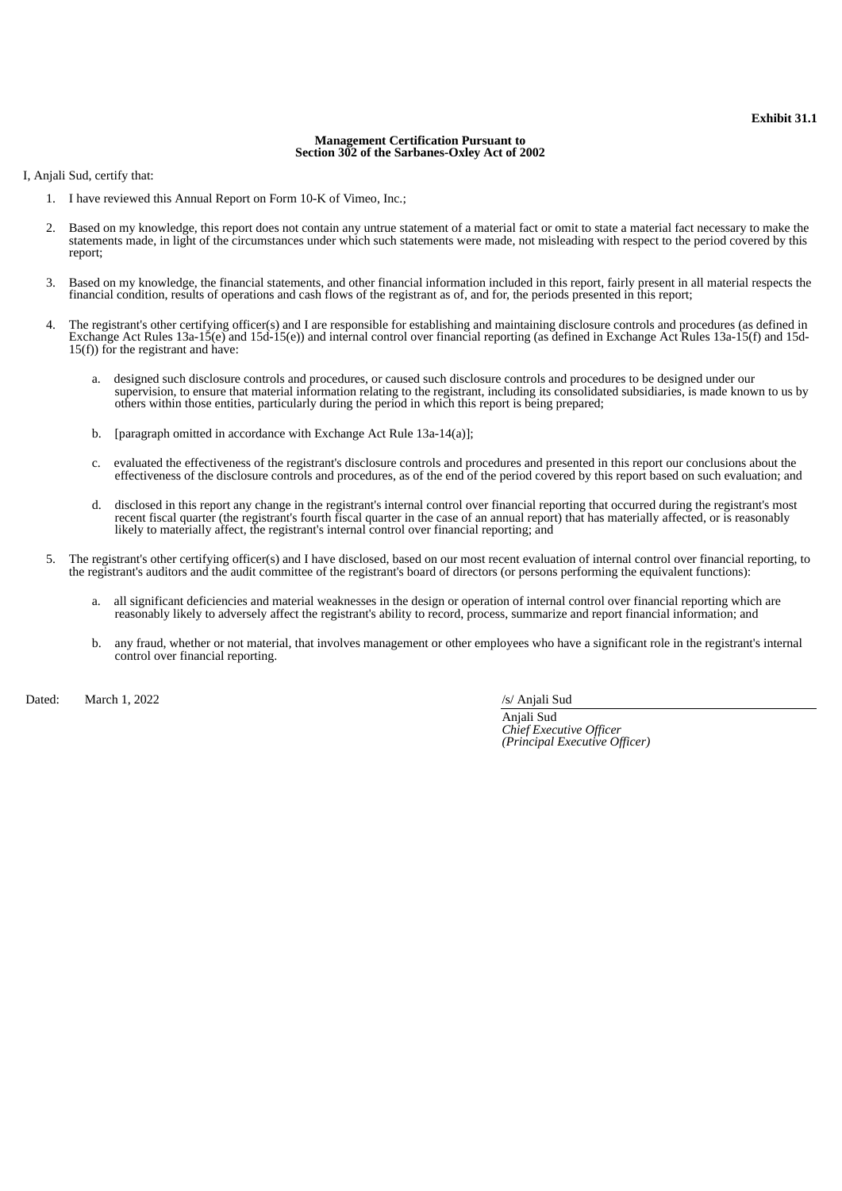**Exhibit 31.1**

**Management Certification Pursuant to**
**Section 302 of the Sarbanes-Oxley Act of 2002**

I, Anjali Sud, certify that:

1. I have reviewed this Annual Report on Form 10-K of Vimeo, Inc.;

2. Based on my knowledge, this report does not contain any untrue statement of a material fact or omit to state a material fact necessary to make the statements made, in light of the circumstances under which such statements were made, not misleading with respect to the period covered by this report;

3. Based on my knowledge, the financial statements, and other financial information included in this report, fairly present in all material respects the financial condition, results of operations and cash flows of the registrant as of, and for, the periods presented in this report;

4. The registrant's other certifying officer(s) and I are responsible for establishing and maintaining disclosure controls and procedures (as defined in Exchange Act Rules 13a-15(e) and 15d-15(e)) and internal control over financial reporting (as defined in Exchange Act Rules 13a-15(f) and 15d-15(f)) for the registrant and have:

   a. designed such disclosure controls and procedures, or caused such disclosure controls and procedures to be designed under our supervision, to ensure that material information relating to the registrant, including its consolidated subsidiaries, is made known to us by others within those entities, particularly during the period in which this report is being prepared;

   b. [paragraph omitted in accordance with Exchange Act Rule 13a-14(a)];

   c. evaluated the effectiveness of the registrant's disclosure controls and procedures and presented in this report our conclusions about the effectiveness of the disclosure controls and procedures, as of the end of the period covered by this report based on such evaluation; and

   d. disclosed in this report any change in the registrant's internal control over financial reporting that occurred during the registrant's most recent fiscal quarter (the registrant's fourth fiscal quarter in the case of an annual report) that has materially affected, or is reasonably likely to materially affect, the registrant's internal control over financial reporting; and

5. The registrant's other certifying officer(s) and I have disclosed, based on our most recent evaluation of internal control over financial reporting, to the registrant's auditors and the audit committee of the registrant's board of directors (or persons performing the equivalent functions):

   a. all significant deficiencies and material weaknesses in the design or operation of internal control over financial reporting which are reasonably likely to adversely affect the registrant's ability to record, process, summarize and report financial information; and

   b. any fraud, whether or not material, that involves management or other employees who have a significant role in the registrant's internal control over financial reporting.

Dated: March 1, 2022

/s/ Anjali Sud

Anjali Sud
*Chief Executive Officer*
*(Principal Executive Officer)*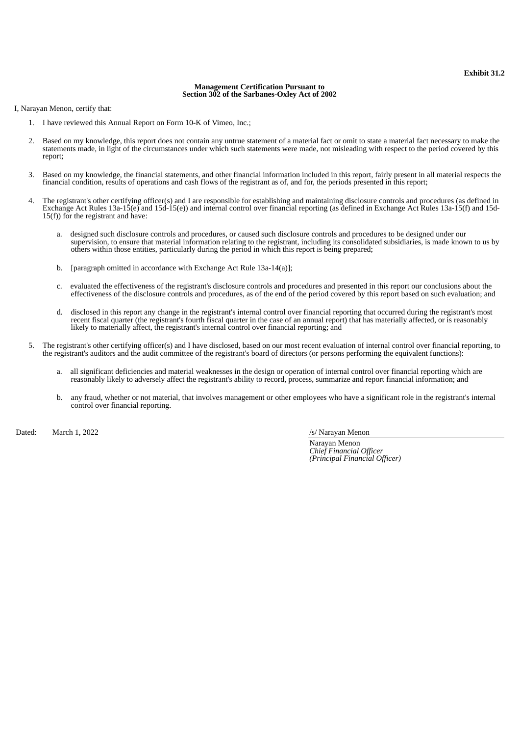**Exhibit 31.2**

**Management Certification Pursuant to**
**Section 302 of the Sarbanes-Oxley Act of 2002**

I, Narayan Menon, certify that:

1. I have reviewed this Annual Report on Form 10-K of Vimeo, Inc.;

2. Based on my knowledge, this report does not contain any untrue statement of a material fact or omit to state a material fact necessary to make the statements made, in light of the circumstances under which such statements were made, not misleading with respect to the period covered by this report;

3. Based on my knowledge, the financial statements, and other financial information included in this report, fairly present in all material respects the financial condition, results of operations and cash flows of the registrant as of, and for, the periods presented in this report;

4. The registrant's other certifying officer(s) and I are responsible for establishing and maintaining disclosure controls and procedures (as defined in Exchange Act Rules 13a-15(e) and 15d-15(e)) and internal control over financial reporting (as defined in Exchange Act Rules 13a-15(f) and 15d-15(f)) for the registrant and have:

    a. designed such disclosure controls and procedures, or caused such disclosure controls and procedures to be designed under our supervision, to ensure that material information relating to the registrant, including its consolidated subsidiaries, is made known to us by others within those entities, particularly during the period in which this report is being prepared;

    b. [paragraph omitted in accordance with Exchange Act Rule 13a-14(a)];

    c. evaluated the effectiveness of the registrant's disclosure controls and procedures and presented in this report our conclusions about the effectiveness of the disclosure controls and procedures, as of the end of the period covered by this report based on such evaluation; and

    d. disclosed in this report any change in the registrant's internal control over financial reporting that occurred during the registrant's most recent fiscal quarter (the registrant's fourth fiscal quarter in the case of an annual report) that has materially affected, or is reasonably likely to materially affect, the registrant's internal control over financial reporting; and

5. The registrant's other certifying officer(s) and I have disclosed, based on our most recent evaluation of internal control over financial reporting, to the registrant's auditors and the audit committee of the registrant's board of directors (or persons performing the equivalent functions):

    a. all significant deficiencies and material weaknesses in the design or operation of internal control over financial reporting which are reasonably likely to adversely affect the registrant's ability to record, process, summarize and report financial information; and

    b. any fraud, whether or not material, that involves management or other employees who have a significant role in the registrant's internal control over financial reporting.

Dated: March 1, 2022

/s/ Narayan Menon

Narayan Menon
*Chief Financial Officer*
*(Principal Financial Officer)*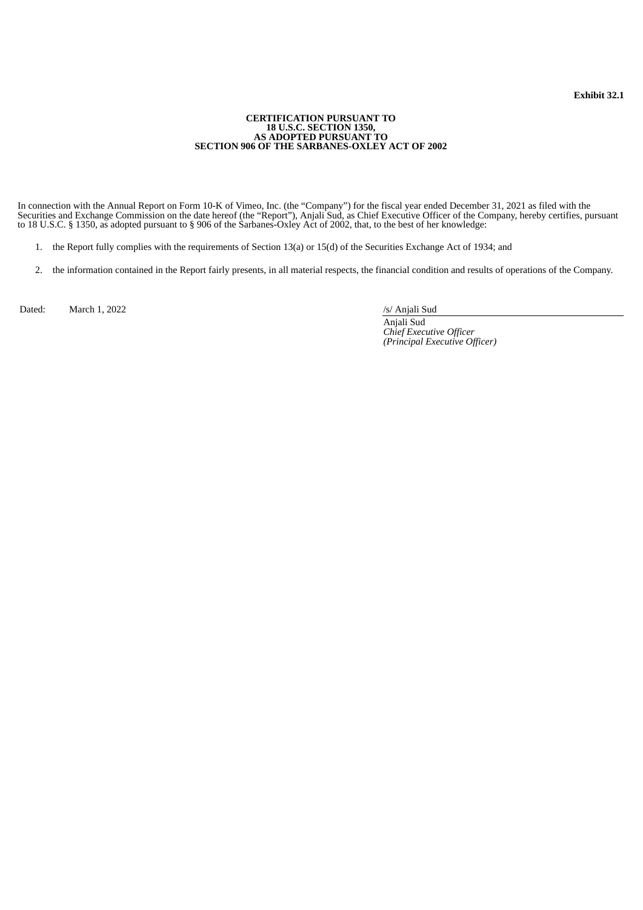**Exhibit 32.1**

**CERTIFICATION PURSUANT TO  
18 U.S.C. SECTION 1350,  
AS ADOPTED PURSUANT TO  
SECTION 906 OF THE SARBANES-OXLEY ACT OF 2002**

In connection with the Annual Report on Form 10-K of Vimeo, Inc. (the "Company") for the fiscal year ended December 31, 2021 as filed with the Securities and Exchange Commission on the date hereof (the "Report"), Anjali Sud, as Chief Executive Officer of the Company, hereby certifies, pursuant to 18 U.S.C. § 1350, as adopted pursuant to § 906 of the Sarbanes-Oxley Act of 2002, that, to the best of her knowledge:

1. the Report fully complies with the requirements of Section 13(a) or 15(d) of the Securities Exchange Act of 1934; and
2. the information contained in the Report fairly presents, in all material respects, the financial condition and results of operations of the Company.

Dated: March 1, 2022

/s/ Anjali Sud  
Anjali Sud  
*Chief Executive Officer*  
*(Principal Executive Officer)*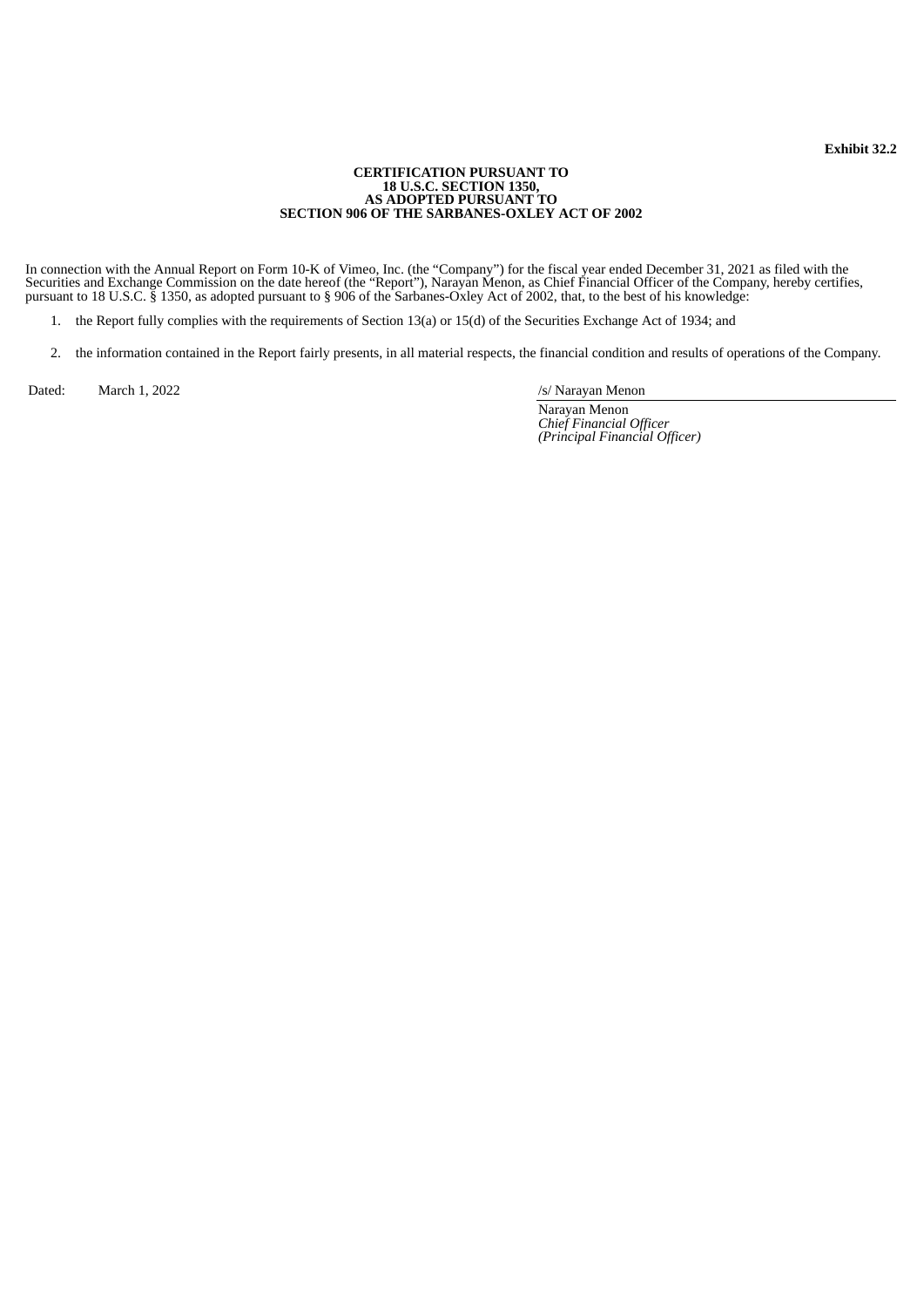**Exhibit 32.2**

**CERTIFICATION PURSUANT TO**
**18 U.S.C. SECTION 1350,**
**AS ADOPTED PURSUANT TO**
**SECTION 906 OF THE SARBANES-OXLEY ACT OF 2002**

In connection with the Annual Report on Form 10-K of Vimeo, Inc. (the "Company") for the fiscal year ended December 31, 2021 as filed with the Securities and Exchange Commission on the date hereof (the "Report"), Narayan Menon, as Chief Financial Officer of the Company, hereby certifies, pursuant to 18 U.S.C. § 1350, as adopted pursuant to § 906 of the Sarbanes-Oxley Act of 2002, that, to the best of his knowledge:

1. the Report fully complies with the requirements of Section 13(a) or 15(d) of the Securities Exchange Act of 1934; and
2. the information contained in the Report fairly presents, in all material respects, the financial condition and results of operations of the Company.

Dated: March 1, 2022

/s/ Narayan Menon

Narayan Menon
*Chief Financial Officer*
*(Principal Financial Officer)*